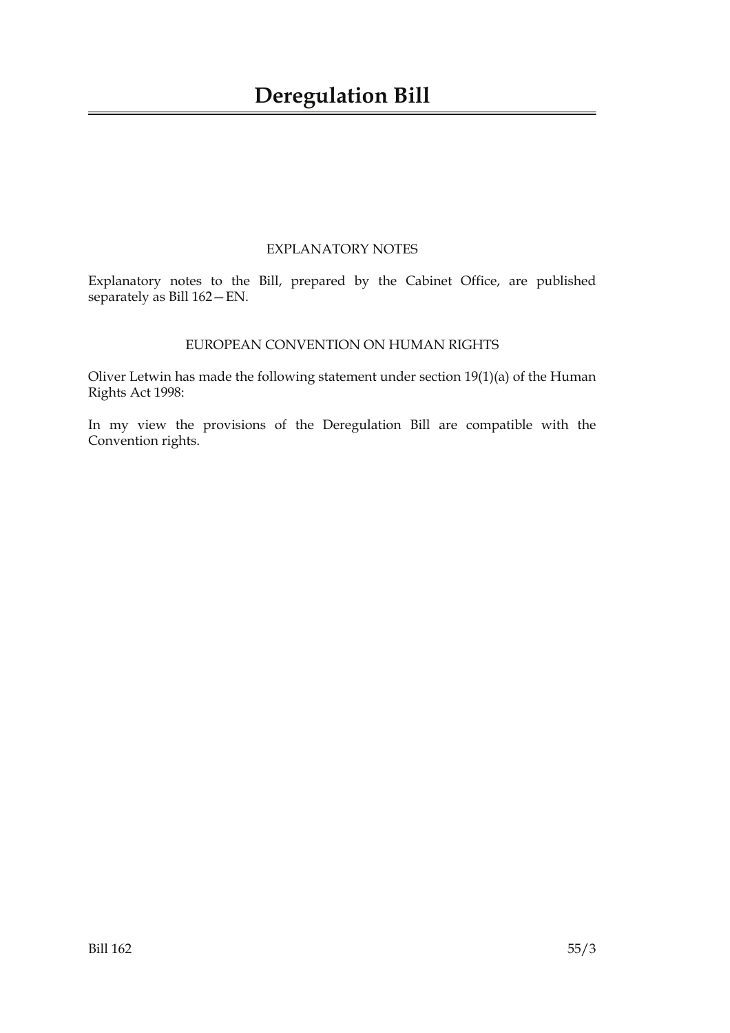# Deregulation Bill

## EXPLANATORY NOTES

Explanatory notes to the Bill, prepared by the Cabinet Office, are published separately as Bill 162—EN.

## EUROPEAN CONVENTION ON HUMAN RIGHTS

Oliver Letwin has made the following statement under section 19(1)(a) of the Human Rights Act 1998:

In my view the provisions of the Deregulation Bill are compatible with the Convention rights.

Bill 162 55/3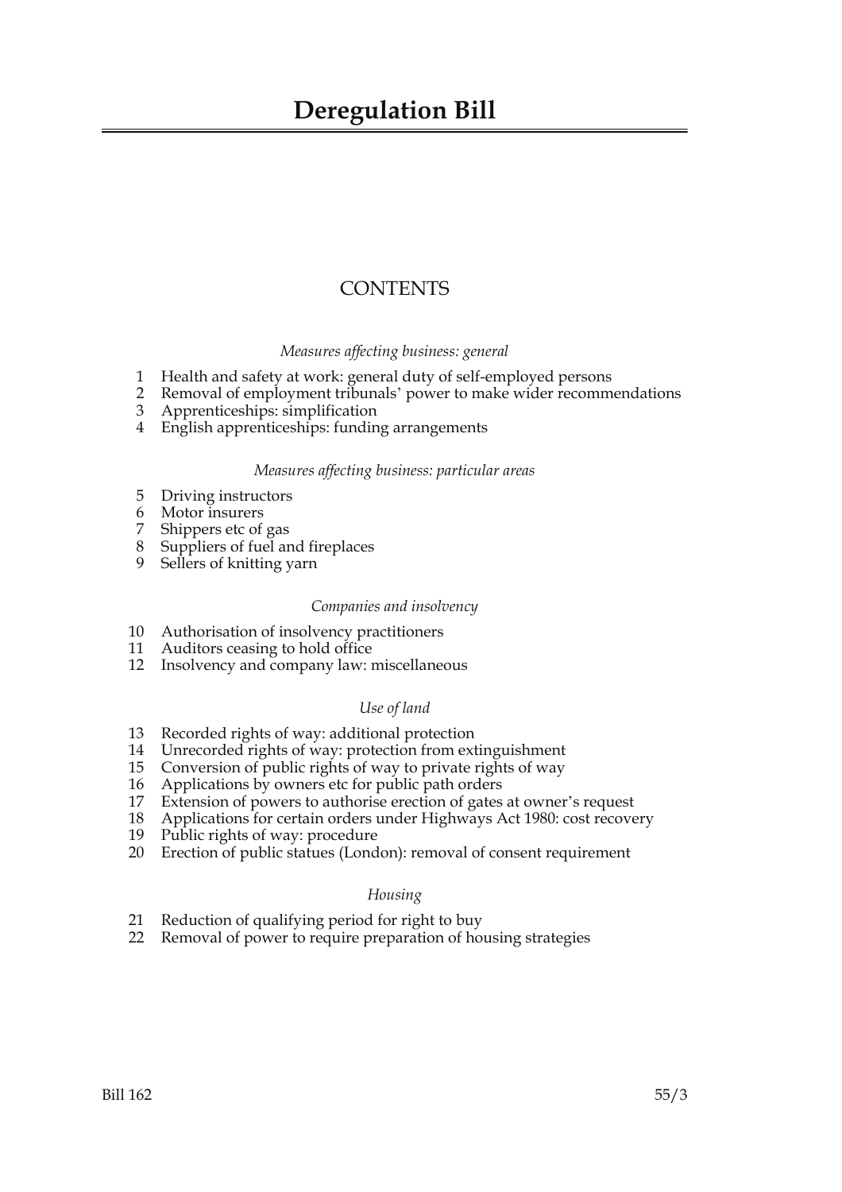# Deregulation Bill

## CONTENTS

*Measures affecting business: general*

1 Health and safety at work: general duty of self-employed persons
2 Removal of employment tribunals' power to make wider recommendations
3 Apprenticeships: simplification
4 English apprenticeships: funding arrangements

*Measures affecting business: particular areas*

5 Driving instructors
6 Motor insurers
7 Shippers etc of gas
8 Suppliers of fuel and fireplaces
9 Sellers of knitting yarn

*Companies and insolvency*

10 Authorisation of insolvency practitioners
11 Auditors ceasing to hold office
12 Insolvency and company law: miscellaneous

*Use of land*

13 Recorded rights of way: additional protection
14 Unrecorded rights of way: protection from extinguishment
15 Conversion of public rights of way to private rights of way
16 Applications by owners etc for public path orders
17 Extension of powers to authorise erection of gates at owner's request
18 Applications for certain orders under Highways Act 1980: cost recovery
19 Public rights of way: procedure
20 Erection of public statues (London): removal of consent requirement

*Housing*

21 Reduction of qualifying period for right to buy
22 Removal of power to require preparation of housing strategies

Bill 162 55/3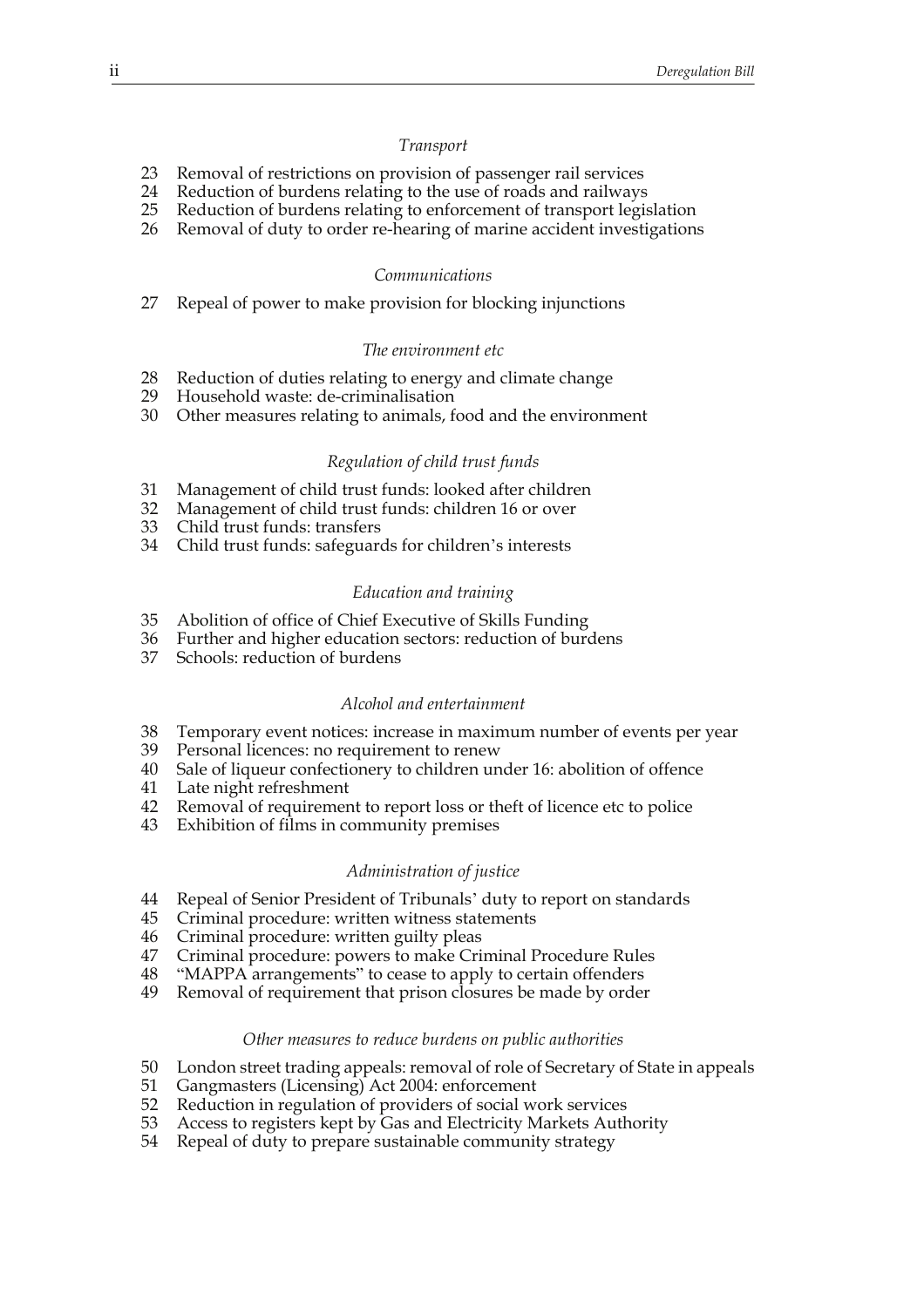*Transport*

23 Removal of restrictions on provision of passenger rail services
24 Reduction of burdens relating to the use of roads and railways
25 Reduction of burdens relating to enforcement of transport legislation
26 Removal of duty to order re-hearing of marine accident investigations

*Communications*

27 Repeal of power to make provision for blocking injunctions

*The environment etc*

28 Reduction of duties relating to energy and climate change
29 Household waste: de-criminalisation
30 Other measures relating to animals, food and the environment

*Regulation of child trust funds*

31 Management of child trust funds: looked after children
32 Management of child trust funds: children 16 or over
33 Child trust funds: transfers
34 Child trust funds: safeguards for children's interests

*Education and training*

35 Abolition of office of Chief Executive of Skills Funding
36 Further and higher education sectors: reduction of burdens
37 Schools: reduction of burdens

*Alcohol and entertainment*

38 Temporary event notices: increase in maximum number of events per year
39 Personal licences: no requirement to renew
40 Sale of liqueur confectionery to children under 16: abolition of offence
41 Late night refreshment
42 Removal of requirement to report loss or theft of licence etc to police
43 Exhibition of films in community premises

*Administration of justice*

44 Repeal of Senior President of Tribunals' duty to report on standards
45 Criminal procedure: written witness statements
46 Criminal procedure: written guilty pleas
47 Criminal procedure: powers to make Criminal Procedure Rules
48 "MAPPA arrangements" to cease to apply to certain offenders
49 Removal of requirement that prison closures be made by order

*Other measures to reduce burdens on public authorities*

50 London street trading appeals: removal of role of Secretary of State in appeals
51 Gangmasters (Licensing) Act 2004: enforcement
52 Reduction in regulation of providers of social work services
53 Access to registers kept by Gas and Electricity Markets Authority
54 Repeal of duty to prepare sustainable community strategy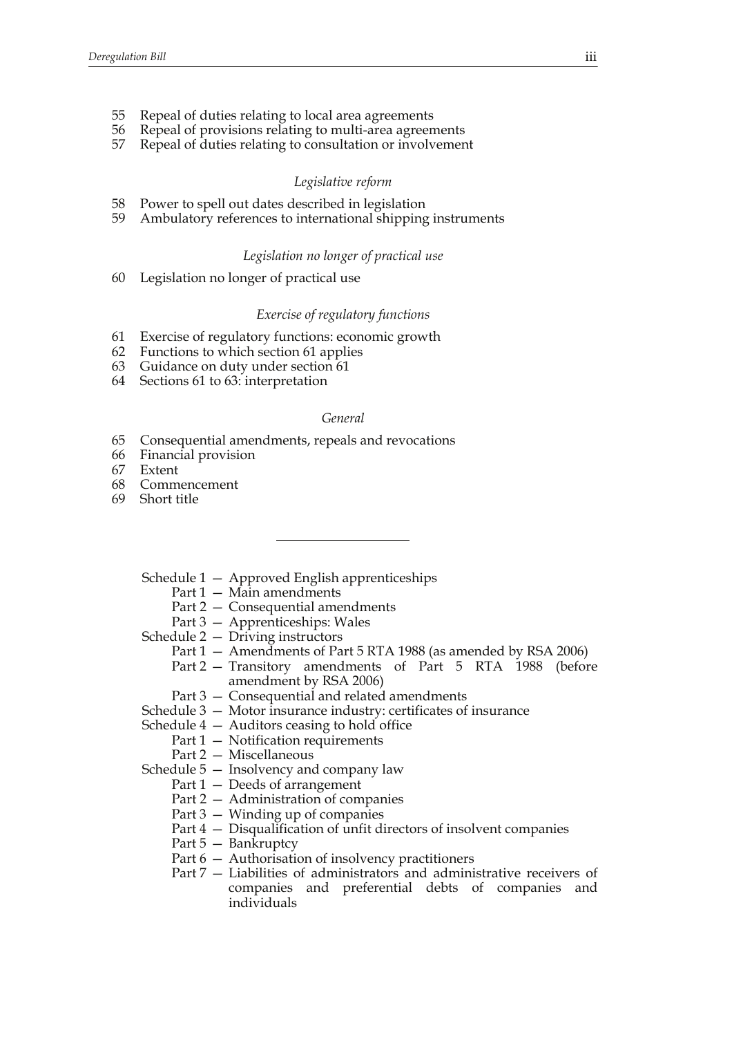55 Repeal of duties relating to local area agreements
56 Repeal of provisions relating to multi-area agreements
57 Repeal of duties relating to consultation or involvement

*Legislative reform*

58 Power to spell out dates described in legislation
59 Ambulatory references to international shipping instruments

*Legislation no longer of practical use*

60 Legislation no longer of practical use

*Exercise of regulatory functions*

61 Exercise of regulatory functions: economic growth
62 Functions to which section 61 applies
63 Guidance on duty under section 61
64 Sections 61 to 63: interpretation

*General*

65 Consequential amendments, repeals and revocations
66 Financial provision
67 Extent
68 Commencement
69 Short title

---

Schedule 1 — Approved English apprenticeships
  Part 1 — Main amendments
  Part 2 — Consequential amendments
  Part 3 — Apprenticeships: Wales
Schedule 2 — Driving instructors
  Part 1 — Amendments of Part 5 RTA 1988 (as amended by RSA 2006)
  Part 2 — Transitory amendments of Part 5 RTA 1988 (before amendment by RSA 2006)
  Part 3 — Consequential and related amendments
Schedule 3 — Motor insurance industry: certificates of insurance
Schedule 4 — Auditors ceasing to hold office
  Part 1 — Notification requirements
  Part 2 — Miscellaneous
Schedule 5 — Insolvency and company law
  Part 1 — Deeds of arrangement
  Part 2 — Administration of companies
  Part 3 — Winding up of companies
  Part 4 — Disqualification of unfit directors of insolvent companies
  Part 5 — Bankruptcy
  Part 6 — Authorisation of insolvency practitioners
  Part 7 — Liabilities of administrators and administrative receivers of companies and preferential debts of companies and individuals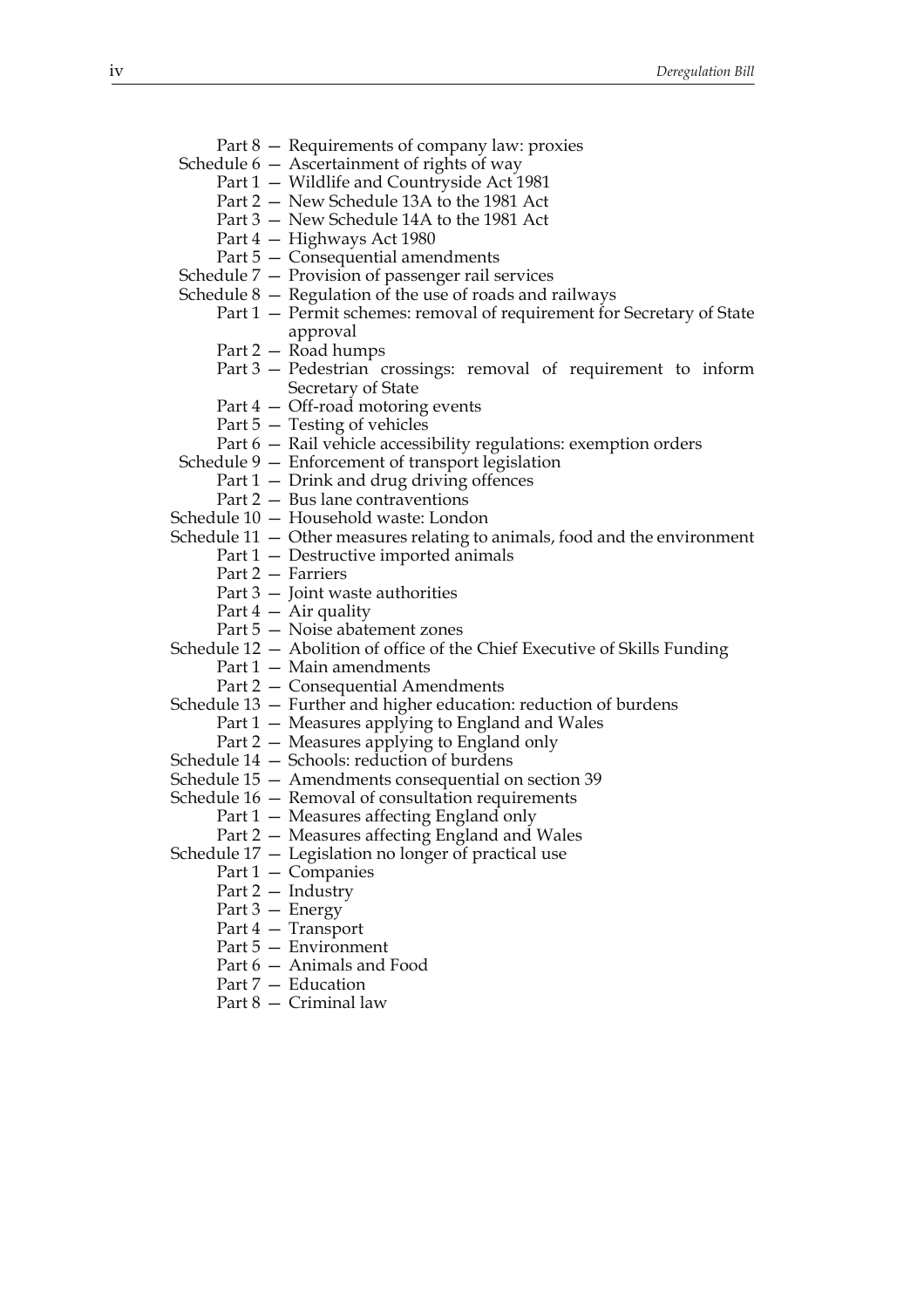Part 8 — Requirements of company law: proxies

Schedule 6 — Ascertainment of rights of way

Part 1 — Wildlife and Countryside Act 1981

Part 2 — New Schedule 13A to the 1981 Act

Part 3 — New Schedule 14A to the 1981 Act

Part 4 — Highways Act 1980

Part 5 — Consequential amendments

Schedule 7 — Provision of passenger rail services

Schedule 8 — Regulation of the use of roads and railways

Part 1 — Permit schemes: removal of requirement for Secretary of State approval

Part 2 — Road humps

Part 3 — Pedestrian crossings: removal of requirement to inform Secretary of State

Part 4 — Off-road motoring events

Part 5 — Testing of vehicles

Part 6 — Rail vehicle accessibility regulations: exemption orders

Schedule 9 — Enforcement of transport legislation

Part 1 — Drink and drug driving offences

Part 2 — Bus lane contraventions

Schedule 10 — Household waste: London

Schedule 11 — Other measures relating to animals, food and the environment

Part 1 — Destructive imported animals

Part 2 — Farriers

Part 3 — Joint waste authorities

Part 4 — Air quality

Part 5 — Noise abatement zones

Schedule 12 — Abolition of office of the Chief Executive of Skills Funding

Part 1 — Main amendments

Part 2 — Consequential Amendments

Schedule 13 — Further and higher education: reduction of burdens

Part 1 — Measures applying to England and Wales

Part 2 — Measures applying to England only

Schedule 14 — Schools: reduction of burdens

Schedule 15 — Amendments consequential on section 39

Schedule 16 — Removal of consultation requirements

Part 1 — Measures affecting England only

Part 2 — Measures affecting England and Wales

Schedule 17 — Legislation no longer of practical use

Part 1 — Companies

Part 2 — Industry

Part 3 — Energy

Part 4 — Transport

Part 5 — Environment

Part 6 — Animals and Food

Part 7 — Education

Part 8 — Criminal law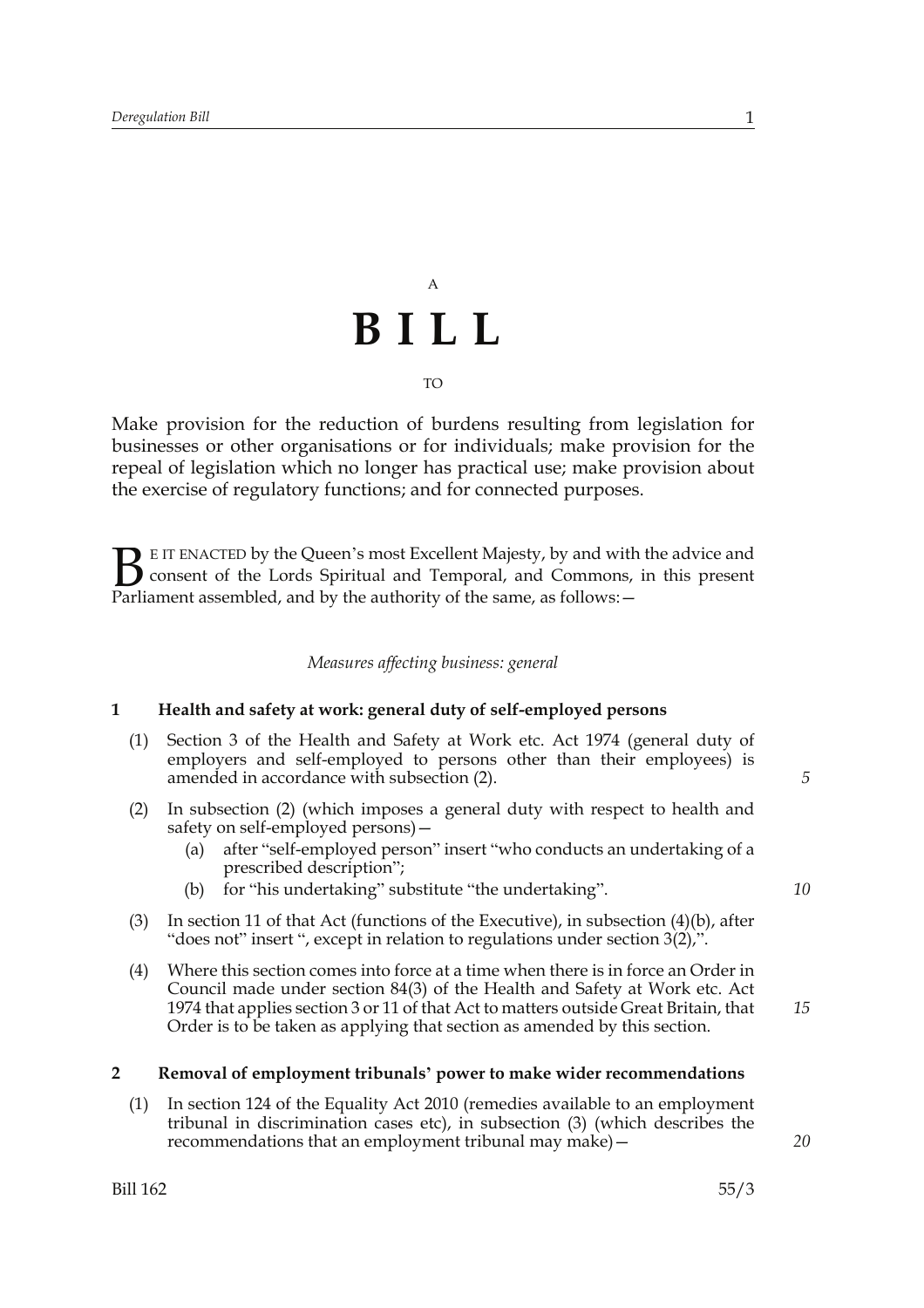A

# BILL

TO

Make provision for the reduction of burdens resulting from legislation for businesses or other organisations or for individuals; make provision for the repeal of legislation which no longer has practical use; make provision about the exercise of regulatory functions; and for connected purposes.

BE IT ENACTED by the Queen's most Excellent Majesty, by and with the advice and consent of the Lords Spiritual and Temporal, and Commons, in this present Parliament assembled, and by the authority of the same, as follows:—

*Measures affecting business: general*

### 1 Health and safety at work: general duty of self-employed persons

(1) Section 3 of the Health and Safety at Work etc. Act 1974 (general duty of employers and self-employed to persons other than their employees) is amended in accordance with subsection (2).

(2) In subsection (2) (which imposes a general duty with respect to health and safety on self-employed persons)—

- (a) after "self-employed person" insert "who conducts an undertaking of a prescribed description";
- (b) for "his undertaking" substitute "the undertaking".

(3) In section 11 of that Act (functions of the Executive), in subsection (4)(b), after "does not" insert ", except in relation to regulations under section 3(2),".

(4) Where this section comes into force at a time when there is in force an Order in Council made under section 84(3) of the Health and Safety at Work etc. Act 1974 that applies section 3 or 11 of that Act to matters outside Great Britain, that Order is to be taken as applying that section as amended by this section.

### 2 Removal of employment tribunals' power to make wider recommendations

(1) In section 124 of the Equality Act 2010 (remedies available to an employment tribunal in discrimination cases etc), in subsection (3) (which describes the recommendations that an employment tribunal may make)—

Bill 162 55/3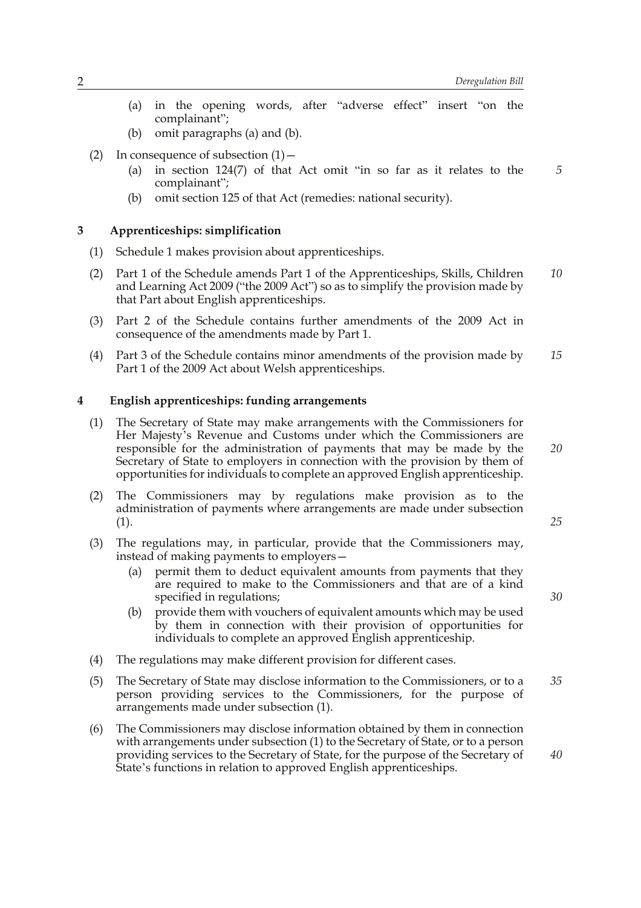(a) in the opening words, after "adverse effect" insert "on the complainant";

(b) omit paragraphs (a) and (b).

(2) In consequence of subsection (1)—

(a) in section 124(7) of that Act omit "in so far as it relates to the complainant";

(b) omit section 125 of that Act (remedies: national security).

### 3 Apprenticeships: simplification

(1) Schedule 1 makes provision about apprenticeships.

(2) Part 1 of the Schedule amends Part 1 of the Apprenticeships, Skills, Children and Learning Act 2009 ("the 2009 Act") so as to simplify the provision made by that Part about English apprenticeships.

(3) Part 2 of the Schedule contains further amendments of the 2009 Act in consequence of the amendments made by Part 1.

(4) Part 3 of the Schedule contains minor amendments of the provision made by Part 1 of the 2009 Act about Welsh apprenticeships.

### 4 English apprenticeships: funding arrangements

(1) The Secretary of State may make arrangements with the Commissioners for Her Majesty's Revenue and Customs under which the Commissioners are responsible for the administration of payments that may be made by the Secretary of State to employers in connection with the provision by them of opportunities for individuals to complete an approved English apprenticeship.

(2) The Commissioners may by regulations make provision as to the administration of payments where arrangements are made under subsection (1).

(3) The regulations may, in particular, provide that the Commissioners may, instead of making payments to employers—

(a) permit them to deduct equivalent amounts from payments that they are required to make to the Commissioners and that are of a kind specified in regulations;

(b) provide them with vouchers of equivalent amounts which may be used by them in connection with their provision of opportunities for individuals to complete an approved English apprenticeship.

(4) The regulations may make different provision for different cases.

(5) The Secretary of State may disclose information to the Commissioners, or to a person providing services to the Commissioners, for the purpose of arrangements made under subsection (1).

(6) The Commissioners may disclose information obtained by them in connection with arrangements under subsection (1) to the Secretary of State, or to a person providing services to the Secretary of State, for the purpose of the Secretary of State's functions in relation to approved English apprenticeships.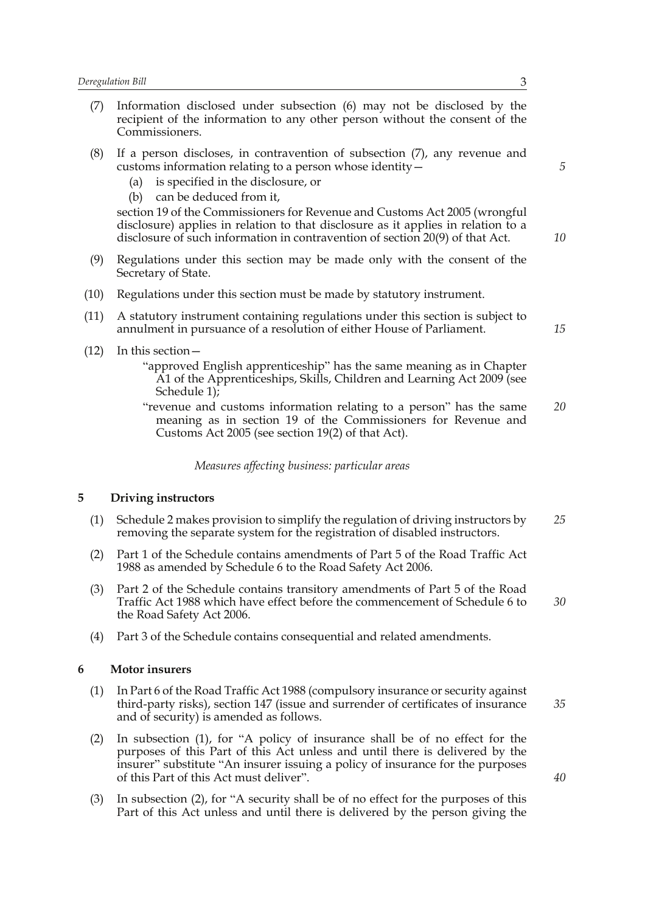(7) Information disclosed under subsection (6) may not be disclosed by the recipient of the information to any other person without the consent of the Commissioners.

(8) If a person discloses, in contravention of subsection (7), any revenue and customs information relating to a person whose identity—

   (a) is specified in the disclosure, or

   (b) can be deduced from it,

   section 19 of the Commissioners for Revenue and Customs Act 2005 (wrongful disclosure) applies in relation to that disclosure as it applies in relation to a disclosure of such information in contravention of section 20(9) of that Act.

(9) Regulations under this section may be made only with the consent of the Secretary of State.

(10) Regulations under this section must be made by statutory instrument.

(11) A statutory instrument containing regulations under this section is subject to annulment in pursuance of a resolution of either House of Parliament.

(12) In this section—

   "approved English apprenticeship" has the same meaning as in Chapter A1 of the Apprenticeships, Skills, Children and Learning Act 2009 (see Schedule 1);

   "revenue and customs information relating to a person" has the same meaning as in section 19 of the Commissioners for Revenue and Customs Act 2005 (see section 19(2) of that Act).

*Measures affecting business: particular areas*

### 5 Driving instructors

(1) Schedule 2 makes provision to simplify the regulation of driving instructors by removing the separate system for the registration of disabled instructors.

(2) Part 1 of the Schedule contains amendments of Part 5 of the Road Traffic Act 1988 as amended by Schedule 6 to the Road Safety Act 2006.

(3) Part 2 of the Schedule contains transitory amendments of Part 5 of the Road Traffic Act 1988 which have effect before the commencement of Schedule 6 to the Road Safety Act 2006.

(4) Part 3 of the Schedule contains consequential and related amendments.

### 6 Motor insurers

(1) In Part 6 of the Road Traffic Act 1988 (compulsory insurance or security against third-party risks), section 147 (issue and surrender of certificates of insurance and of security) is amended as follows.

(2) In subsection (1), for "A policy of insurance shall be of no effect for the purposes of this Part of this Act unless and until there is delivered by the insurer" substitute "An insurer issuing a policy of insurance for the purposes of this Part of this Act must deliver".

(3) In subsection (2), for "A security shall be of no effect for the purposes of this Part of this Act unless and until there is delivered by the person giving the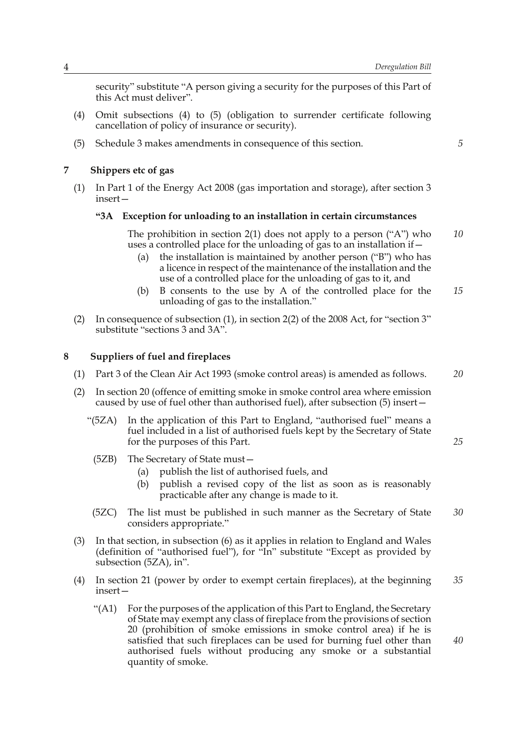security" substitute "A person giving a security for the purposes of this Part of this Act must deliver".

(4) Omit subsections (4) to (5) (obligation to surrender certificate following cancellation of policy of insurance or security).

(5) Schedule 3 makes amendments in consequence of this section.

**7 Shippers etc of gas**

(1) In Part 1 of the Energy Act 2008 (gas importation and storage), after section 3 insert—

**"3A Exception for unloading to an installation in certain circumstances**

The prohibition in section 2(1) does not apply to a person ("A") who uses a controlled place for the unloading of gas to an installation if—

(a) the installation is maintained by another person ("B") who has a licence in respect of the maintenance of the installation and the use of a controlled place for the unloading of gas to it, and

(b) B consents to the use by A of the controlled place for the unloading of gas to the installation."

(2) In consequence of subsection (1), in section 2(2) of the 2008 Act, for "section 3" substitute "sections 3 and 3A".

**8 Suppliers of fuel and fireplaces**

(1) Part 3 of the Clean Air Act 1993 (smoke control areas) is amended as follows.

(2) In section 20 (offence of emitting smoke in smoke control area where emission caused by use of fuel other than authorised fuel), after subsection (5) insert—

"(5ZA) In the application of this Part to England, "authorised fuel" means a fuel included in a list of authorised fuels kept by the Secretary of State for the purposes of this Part.

(5ZB) The Secretary of State must—

(a) publish the list of authorised fuels, and

(b) publish a revised copy of the list as soon as is reasonably practicable after any change is made to it.

(5ZC) The list must be published in such manner as the Secretary of State considers appropriate."

(3) In that section, in subsection (6) as it applies in relation to England and Wales (definition of "authorised fuel"), for "In" substitute "Except as provided by subsection (5ZA), in".

(4) In section 21 (power by order to exempt certain fireplaces), at the beginning insert—

"(A1) For the purposes of the application of this Part to England, the Secretary of State may exempt any class of fireplace from the provisions of section 20 (prohibition of smoke emissions in smoke control area) if he is satisfied that such fireplaces can be used for burning fuel other than authorised fuels without producing any smoke or a substantial quantity of smoke.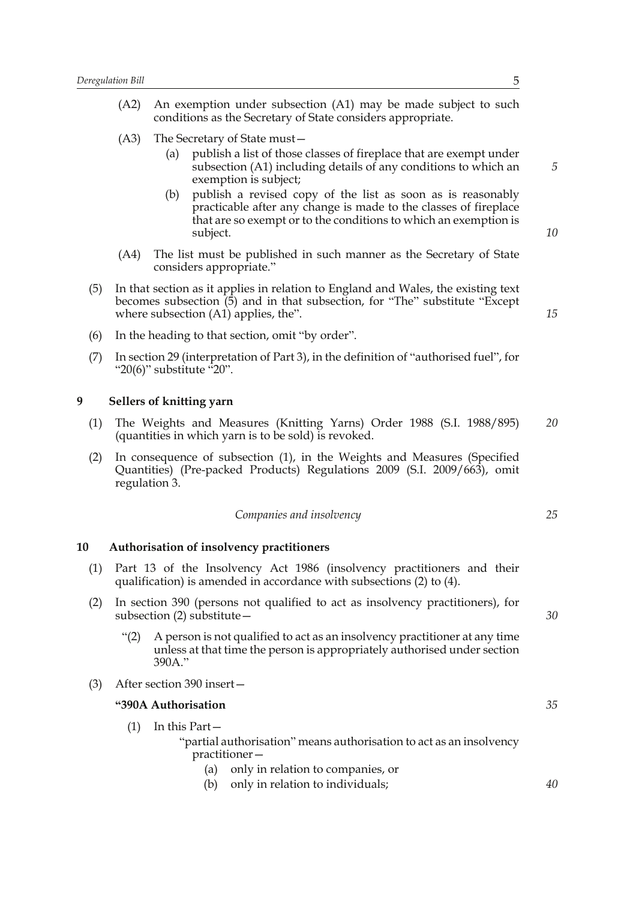(A2) An exemption under subsection (A1) may be made subject to such conditions as the Secretary of State considers appropriate.

(A3) The Secretary of State must—

(a) publish a list of those classes of fireplace that are exempt under subsection (A1) including details of any conditions to which an exemption is subject;

(b) publish a revised copy of the list as soon as is reasonably practicable after any change is made to the classes of fireplace that are so exempt or to the conditions to which an exemption is subject.

(A4) The list must be published in such manner as the Secretary of State considers appropriate."

(5) In that section as it applies in relation to England and Wales, the existing text becomes subsection (5) and in that subsection, for "The" substitute "Except where subsection (A1) applies, the".

(6) In the heading to that section, omit "by order".

(7) In section 29 (interpretation of Part 3), in the definition of "authorised fuel", for "20(6)" substitute "20".

### 9 Sellers of knitting yarn

(1) The Weights and Measures (Knitting Yarns) Order 1988 (S.I. 1988/895) (quantities in which yarn is to be sold) is revoked.

(2) In consequence of subsection (1), in the Weights and Measures (Specified Quantities) (Pre-packed Products) Regulations 2009 (S.I. 2009/663), omit regulation 3.

*Companies and insolvency*

### 10 Authorisation of insolvency practitioners

(1) Part 13 of the Insolvency Act 1986 (insolvency practitioners and their qualification) is amended in accordance with subsections (2) to (4).

(2) In section 390 (persons not qualified to act as insolvency practitioners), for subsection (2) substitute—

"(2) A person is not qualified to act as an insolvency practitioner at any time unless at that time the person is appropriately authorised under section 390A."

(3) After section 390 insert—

**"390A Authorisation**

(1) In this Part—

"partial authorisation" means authorisation to act as an insolvency practitioner—

(a) only in relation to companies, or

(b) only in relation to individuals;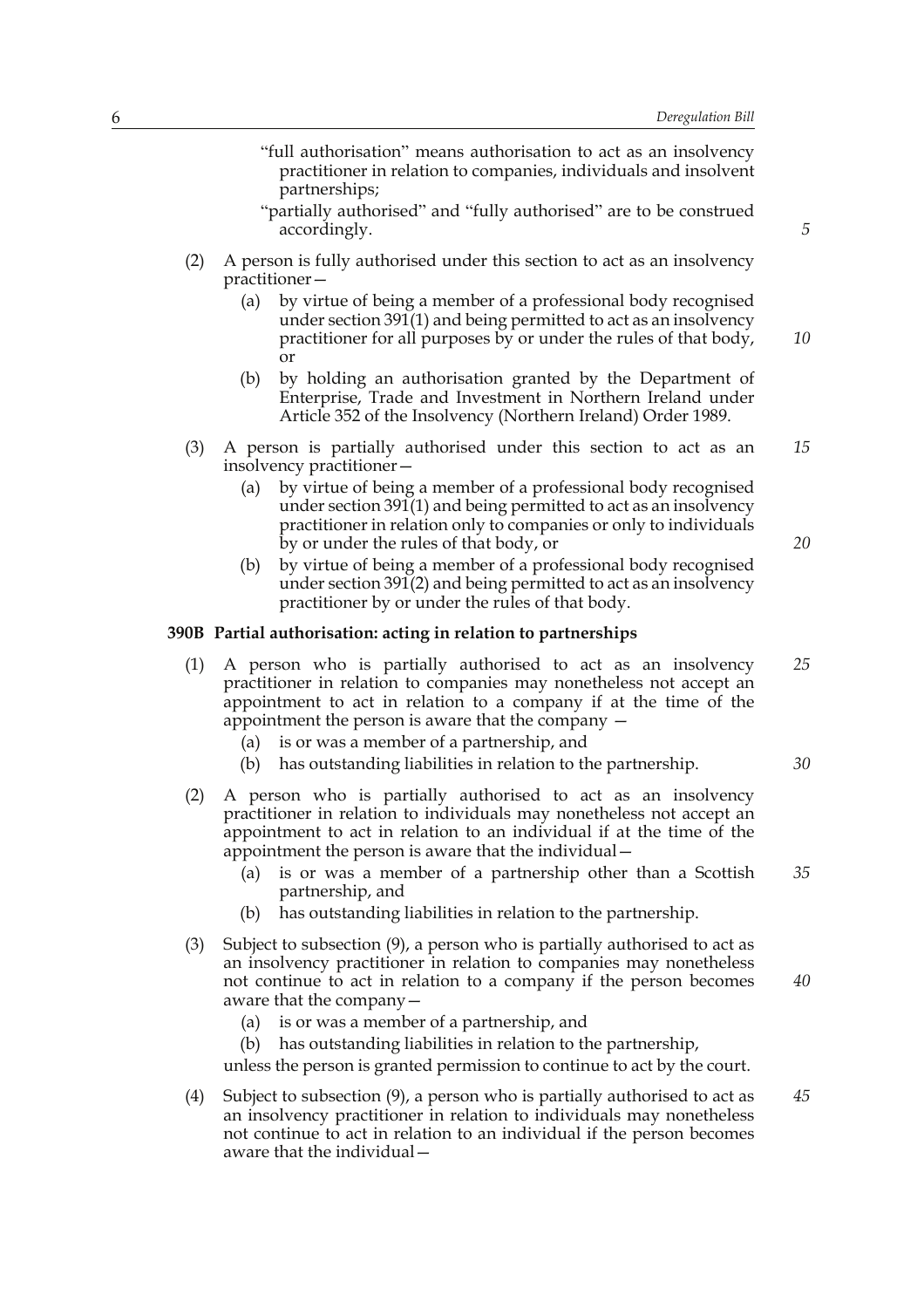"full authorisation" means authorisation to act as an insolvency practitioner in relation to companies, individuals and insolvent partnerships;

"partially authorised" and "fully authorised" are to be construed accordingly.

(2) A person is fully authorised under this section to act as an insolvency practitioner—

(a) by virtue of being a member of a professional body recognised under section 391(1) and being permitted to act as an insolvency practitioner for all purposes by or under the rules of that body, or

(b) by holding an authorisation granted by the Department of Enterprise, Trade and Investment in Northern Ireland under Article 352 of the Insolvency (Northern Ireland) Order 1989.

(3) A person is partially authorised under this section to act as an insolvency practitioner—

(a) by virtue of being a member of a professional body recognised under section 391(1) and being permitted to act as an insolvency practitioner in relation only to companies or only to individuals by or under the rules of that body, or

(b) by virtue of being a member of a professional body recognised under section 391(2) and being permitted to act as an insolvency practitioner by or under the rules of that body.

**390B Partial authorisation: acting in relation to partnerships**

(1) A person who is partially authorised to act as an insolvency practitioner in relation to companies may nonetheless not accept an appointment to act in relation to a company if at the time of the appointment the person is aware that the company —

(a) is or was a member of a partnership, and

(b) has outstanding liabilities in relation to the partnership.

(2) A person who is partially authorised to act as an insolvency practitioner in relation to individuals may nonetheless not accept an appointment to act in relation to an individual if at the time of the appointment the person is aware that the individual—

(a) is or was a member of a partnership other than a Scottish partnership, and

(b) has outstanding liabilities in relation to the partnership.

(3) Subject to subsection (9), a person who is partially authorised to act as an insolvency practitioner in relation to companies may nonetheless not continue to act in relation to a company if the person becomes aware that the company—

(a) is or was a member of a partnership, and

(b) has outstanding liabilities in relation to the partnership,

unless the person is granted permission to continue to act by the court.

(4) Subject to subsection (9), a person who is partially authorised to act as an insolvency practitioner in relation to individuals may nonetheless not continue to act in relation to an individual if the person becomes aware that the individual—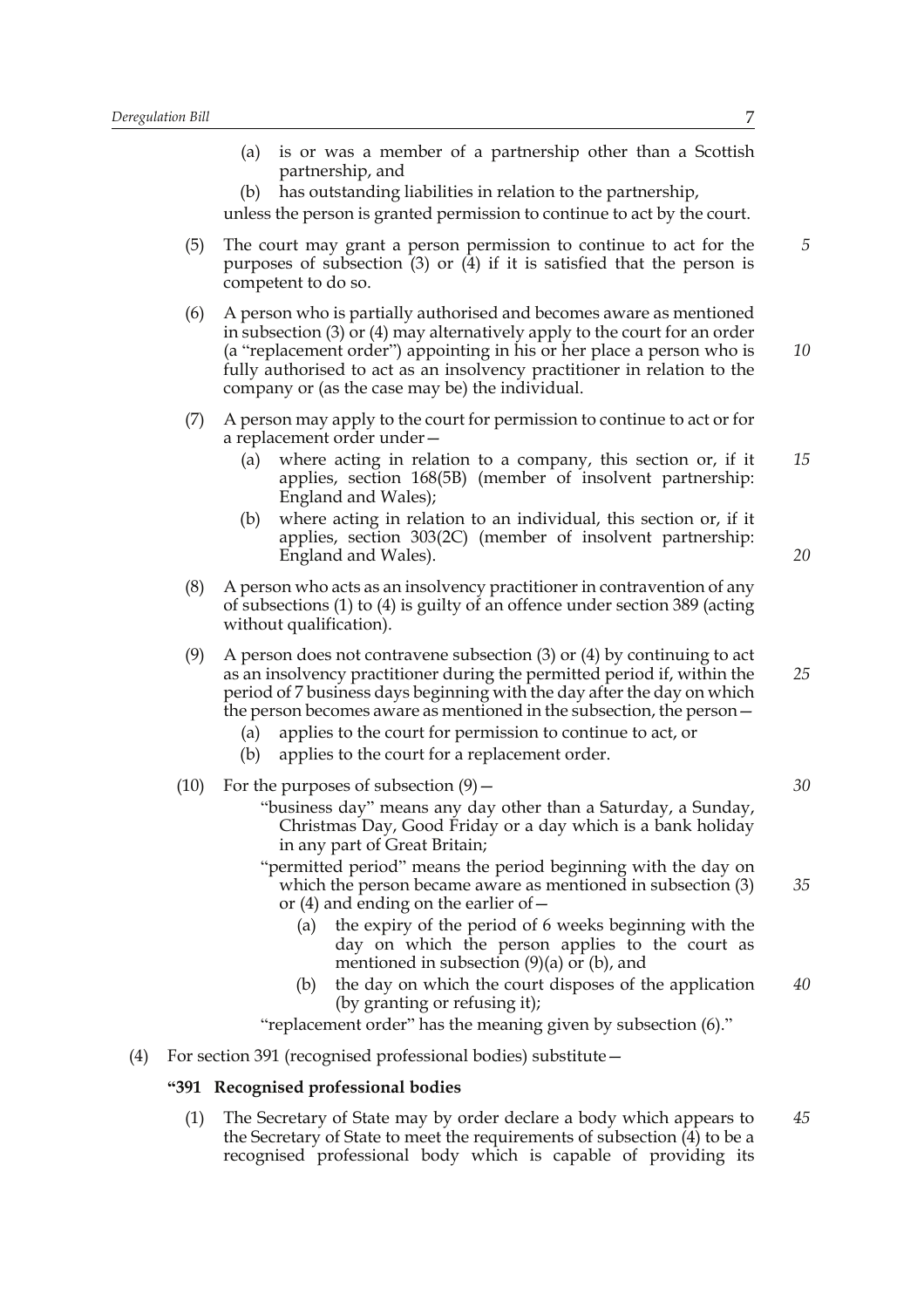(a) is or was a member of a partnership other than a Scottish partnership, and

(b) has outstanding liabilities in relation to the partnership,

unless the person is granted permission to continue to act by the court.

(5) The court may grant a person permission to continue to act for the purposes of subsection (3) or (4) if it is satisfied that the person is competent to do so.

(6) A person who is partially authorised and becomes aware as mentioned in subsection (3) or (4) may alternatively apply to the court for an order (a "replacement order") appointing in his or her place a person who is fully authorised to act as an insolvency practitioner in relation to the company or (as the case may be) the individual.

(7) A person may apply to the court for permission to continue to act or for a replacement order under—

(a) where acting in relation to a company, this section or, if it applies, section 168(5B) (member of insolvent partnership: England and Wales);

(b) where acting in relation to an individual, this section or, if it applies, section 303(2C) (member of insolvent partnership: England and Wales).

(8) A person who acts as an insolvency practitioner in contravention of any of subsections (1) to (4) is guilty of an offence under section 389 (acting without qualification).

(9) A person does not contravene subsection (3) or (4) by continuing to act as an insolvency practitioner during the permitted period if, within the period of 7 business days beginning with the day after the day on which the person becomes aware as mentioned in the subsection, the person—

(a) applies to the court for permission to continue to act, or

(b) applies to the court for a replacement order.

(10) For the purposes of subsection (9)—

"business day" means any day other than a Saturday, a Sunday, Christmas Day, Good Friday or a day which is a bank holiday in any part of Great Britain;

"permitted period" means the period beginning with the day on which the person became aware as mentioned in subsection (3) or (4) and ending on the earlier of—

(a) the expiry of the period of 6 weeks beginning with the day on which the person applies to the court as mentioned in subsection (9)(a) or (b), and

(b) the day on which the court disposes of the application (by granting or refusing it);

"replacement order" has the meaning given by subsection (6)."

(4) For section 391 (recognised professional bodies) substitute—

**"391 Recognised professional bodies**

(1) The Secretary of State may by order declare a body which appears to the Secretary of State to meet the requirements of subsection (4) to be a recognised professional body which is capable of providing its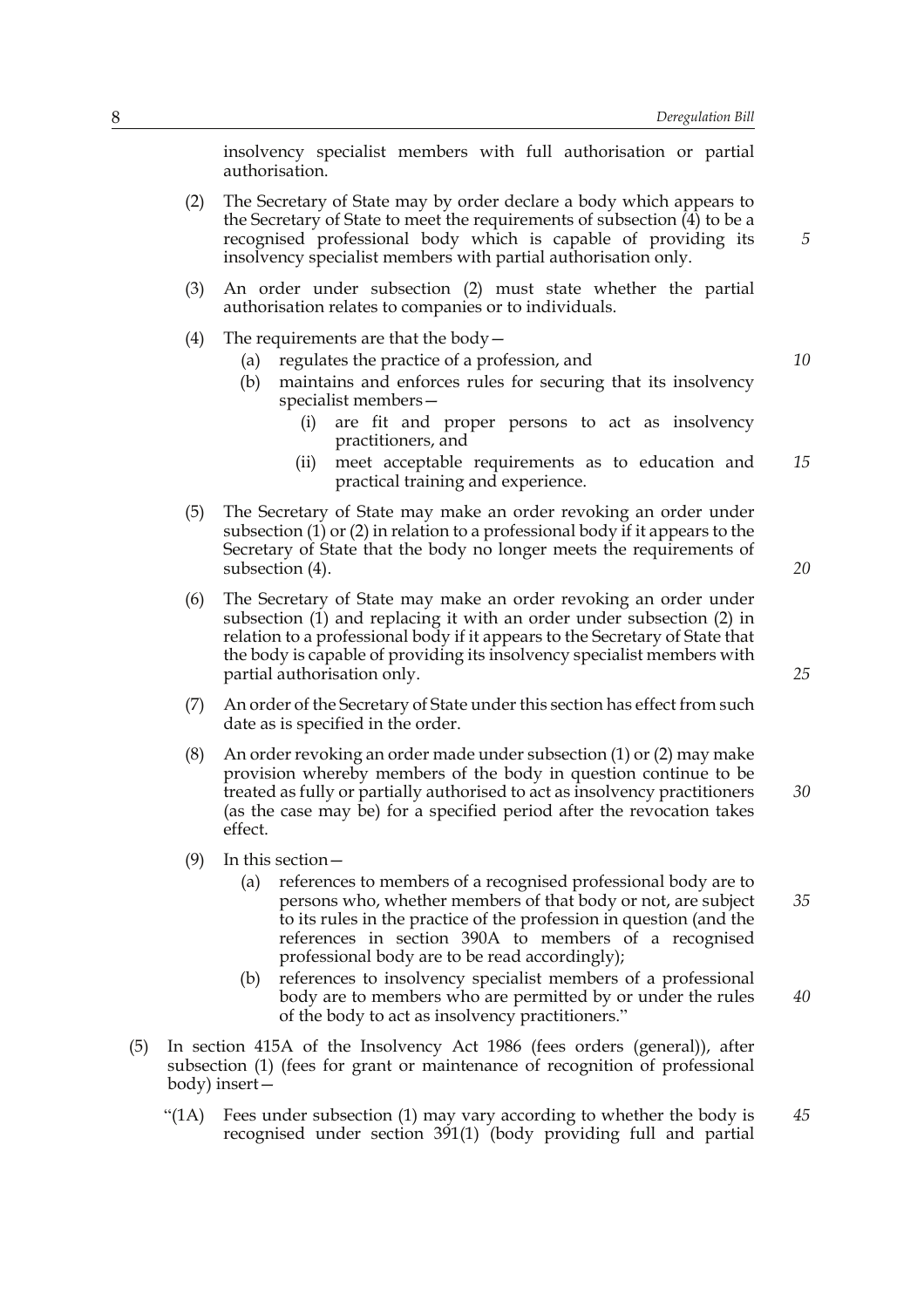insolvency specialist members with full authorisation or partial authorisation.

(2) The Secretary of State may by order declare a body which appears to the Secretary of State to meet the requirements of subsection (4) to be a recognised professional body which is capable of providing its insolvency specialist members with partial authorisation only.

(3) An order under subsection (2) must state whether the partial authorisation relates to companies or to individuals.

(4) The requirements are that the body—

  (a) regulates the practice of a profession, and

  (b) maintains and enforces rules for securing that its insolvency specialist members—

    (i) are fit and proper persons to act as insolvency practitioners, and

    (ii) meet acceptable requirements as to education and practical training and experience.

(5) The Secretary of State may make an order revoking an order under subsection (1) or (2) in relation to a professional body if it appears to the Secretary of State that the body no longer meets the requirements of subsection (4).

(6) The Secretary of State may make an order revoking an order under subsection (1) and replacing it with an order under subsection (2) in relation to a professional body if it appears to the Secretary of State that the body is capable of providing its insolvency specialist members with partial authorisation only.

(7) An order of the Secretary of State under this section has effect from such date as is specified in the order.

(8) An order revoking an order made under subsection (1) or (2) may make provision whereby members of the body in question continue to be treated as fully or partially authorised to act as insolvency practitioners (as the case may be) for a specified period after the revocation takes effect.

(9) In this section—

  (a) references to members of a recognised professional body are to persons who, whether members of that body or not, are subject to its rules in the practice of the profession in question (and the references in section 390A to members of a recognised professional body are to be read accordingly);

  (b) references to insolvency specialist members of a professional body are to members who are permitted by or under the rules of the body to act as insolvency practitioners."

(5) In section 415A of the Insolvency Act 1986 (fees orders (general)), after subsection (1) (fees for grant or maintenance of recognition of professional body) insert—

"(1A) Fees under subsection (1) may vary according to whether the body is recognised under section 391(1) (body providing full and partial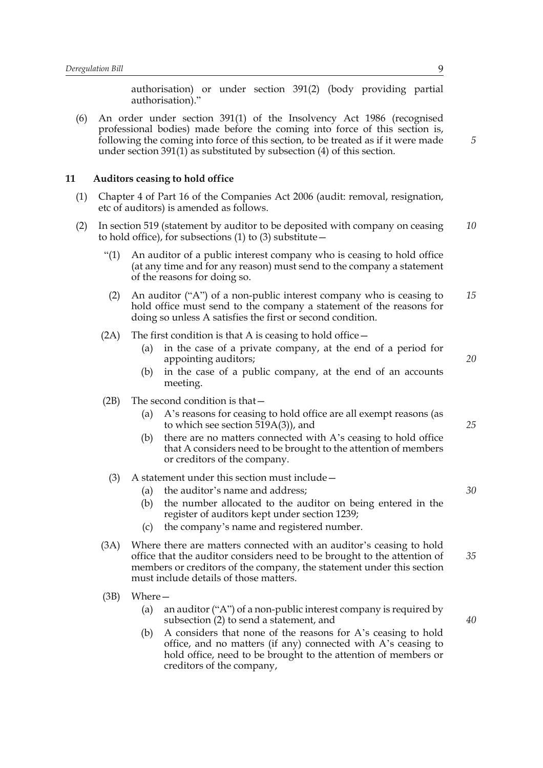authorisation) or under section 391(2) (body providing partial authorisation)."

(6) An order under section 391(1) of the Insolvency Act 1986 (recognised professional bodies) made before the coming into force of this section is, following the coming into force of this section, to be treated as if it were made under section 391(1) as substituted by subsection (4) of this section.

**11 Auditors ceasing to hold office**

(1) Chapter 4 of Part 16 of the Companies Act 2006 (audit: removal, resignation, etc of auditors) is amended as follows.

(2) In section 519 (statement by auditor to be deposited with company on ceasing to hold office), for subsections (1) to (3) substitute—

"(1) An auditor of a public interest company who is ceasing to hold office (at any time and for any reason) must send to the company a statement of the reasons for doing so.

(2) An auditor ("A") of a non-public interest company who is ceasing to hold office must send to the company a statement of the reasons for doing so unless A satisfies the first or second condition.

(2A) The first condition is that A is ceasing to hold office—

(a) in the case of a private company, at the end of a period for appointing auditors;

(b) in the case of a public company, at the end of an accounts meeting.

(2B) The second condition is that—

(a) A's reasons for ceasing to hold office are all exempt reasons (as to which see section 519A(3)), and

(b) there are no matters connected with A's ceasing to hold office that A considers need to be brought to the attention of members or creditors of the company.

(3) A statement under this section must include—

(a) the auditor's name and address;

(b) the number allocated to the auditor on being entered in the register of auditors kept under section 1239;

(c) the company's name and registered number.

(3A) Where there are matters connected with an auditor's ceasing to hold office that the auditor considers need to be brought to the attention of members or creditors of the company, the statement under this section must include details of those matters.

(3B) Where—

(a) an auditor ("A") of a non-public interest company is required by subsection (2) to send a statement, and

(b) A considers that none of the reasons for A's ceasing to hold office, and no matters (if any) connected with A's ceasing to hold office, need to be brought to the attention of members or creditors of the company,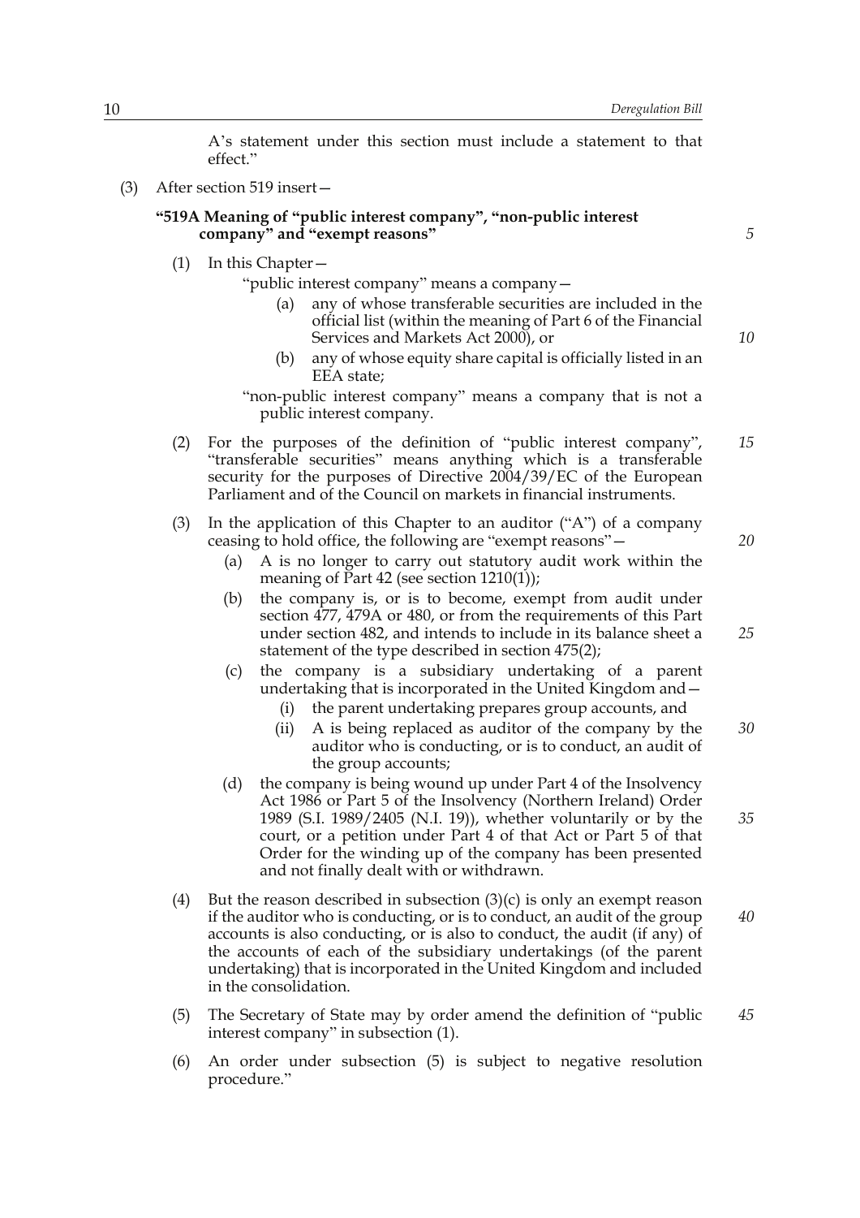A's statement under this section must include a statement to that effect."

(3) After section 519 insert—

**"519A Meaning of "public interest company", "non-public interest company" and "exempt reasons"**

(1) In this Chapter—

"public interest company" means a company—

(a) any of whose transferable securities are included in the official list (within the meaning of Part 6 of the Financial Services and Markets Act 2000), or

(b) any of whose equity share capital is officially listed in an EEA state;

"non-public interest company" means a company that is not a public interest company.

(2) For the purposes of the definition of "public interest company", "transferable securities" means anything which is a transferable security for the purposes of Directive 2004/39/EC of the European Parliament and of the Council on markets in financial instruments.

(3) In the application of this Chapter to an auditor ("A") of a company ceasing to hold office, the following are "exempt reasons"—

(a) A is no longer to carry out statutory audit work within the meaning of Part 42 (see section 1210(1));

(b) the company is, or is to become, exempt from audit under section 477, 479A or 480, or from the requirements of this Part under section 482, and intends to include in its balance sheet a statement of the type described in section 475(2);

(c) the company is a subsidiary undertaking of a parent undertaking that is incorporated in the United Kingdom and—

(i) the parent undertaking prepares group accounts, and

(ii) A is being replaced as auditor of the company by the auditor who is conducting, or is to conduct, an audit of the group accounts;

(d) the company is being wound up under Part 4 of the Insolvency Act 1986 or Part 5 of the Insolvency (Northern Ireland) Order 1989 (S.I. 1989/2405 (N.I. 19)), whether voluntarily or by the court, or a petition under Part 4 of that Act or Part 5 of that Order for the winding up of the company has been presented and not finally dealt with or withdrawn.

(4) But the reason described in subsection (3)(c) is only an exempt reason if the auditor who is conducting, or is to conduct, an audit of the group accounts is also conducting, or is also to conduct, the audit (if any) of the accounts of each of the subsidiary undertakings (of the parent undertaking) that is incorporated in the United Kingdom and included in the consolidation.

(5) The Secretary of State may by order amend the definition of "public interest company" in subsection (1).

(6) An order under subsection (5) is subject to negative resolution procedure."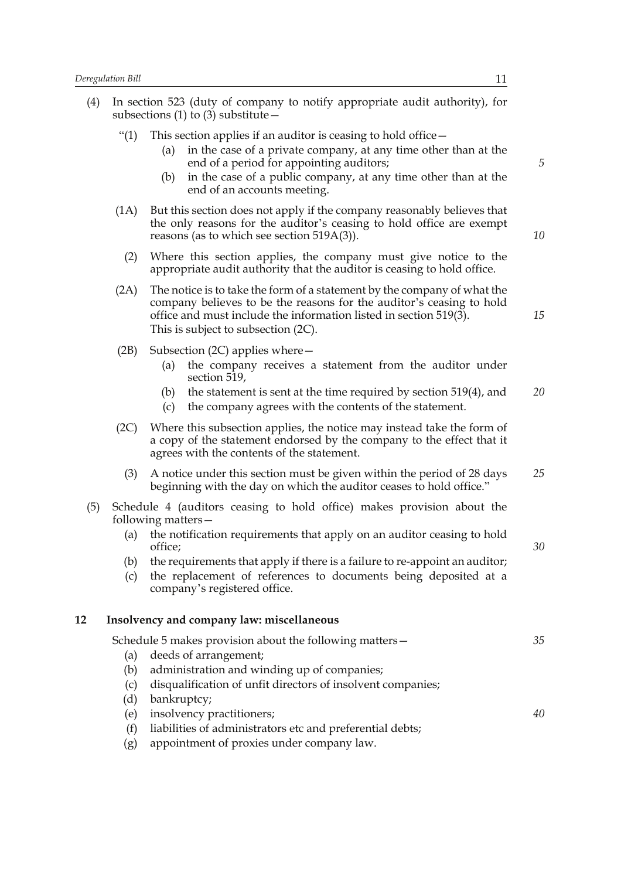(4) In section 523 (duty of company to notify appropriate audit authority), for subsections (1) to (3) substitute—

"(1) This section applies if an auditor is ceasing to hold office—
   (a) in the case of a private company, at any time other than at the end of a period for appointing auditors;
   (b) in the case of a public company, at any time other than at the end of an accounts meeting.

(1A) But this section does not apply if the company reasonably believes that the only reasons for the auditor's ceasing to hold office are exempt reasons (as to which see section 519A(3)).

(2) Where this section applies, the company must give notice to the appropriate audit authority that the auditor is ceasing to hold office.

(2A) The notice is to take the form of a statement by the company of what the company believes to be the reasons for the auditor's ceasing to hold office and must include the information listed in section 519(3). This is subject to subsection (2C).

(2B) Subsection (2C) applies where—
   (a) the company receives a statement from the auditor under section 519,
   (b) the statement is sent at the time required by section 519(4), and
   (c) the company agrees with the contents of the statement.

(2C) Where this subsection applies, the notice may instead take the form of a copy of the statement endorsed by the company to the effect that it agrees with the contents of the statement.

(3) A notice under this section must be given within the period of 28 days beginning with the day on which the auditor ceases to hold office."

(5) Schedule 4 (auditors ceasing to hold office) makes provision about the following matters—
   (a) the notification requirements that apply on an auditor ceasing to hold office;
   (b) the requirements that apply if there is a failure to re-appoint an auditor;
   (c) the replacement of references to documents being deposited at a company's registered office.

**12 Insolvency and company law: miscellaneous**

Schedule 5 makes provision about the following matters—
   (a) deeds of arrangement;
   (b) administration and winding up of companies;
   (c) disqualification of unfit directors of insolvent companies;
   (d) bankruptcy;
   (e) insolvency practitioners;
   (f) liabilities of administrators etc and preferential debts;
   (g) appointment of proxies under company law.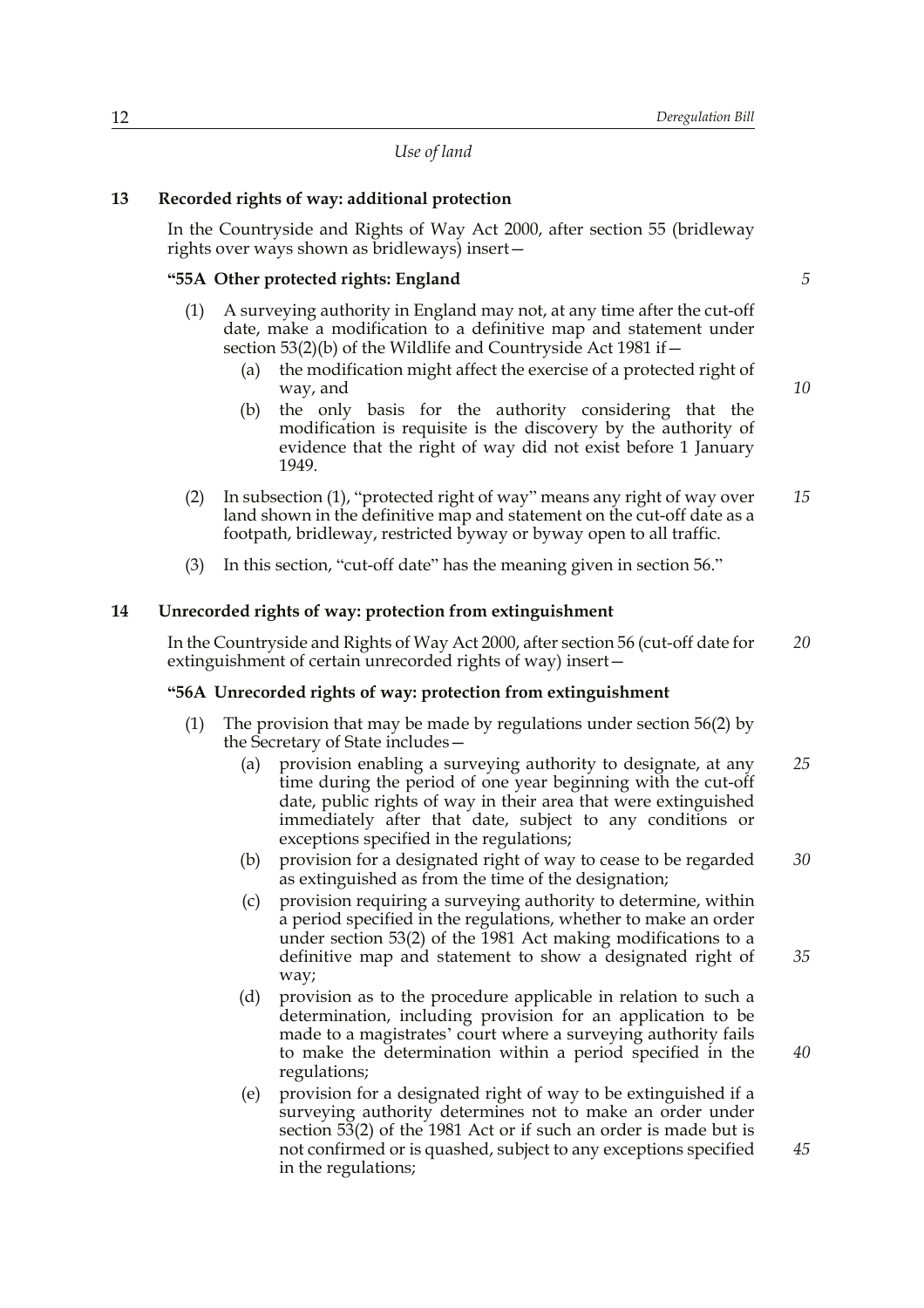*Use of land*

## 13 Recorded rights of way: additional protection

In the Countryside and Rights of Way Act 2000, after section 55 (bridleway rights over ways shown as bridleways) insert—

### "55A Other protected rights: England

(1) A surveying authority in England may not, at any time after the cut-off date, make a modification to a definitive map and statement under section 53(2)(b) of the Wildlife and Countryside Act 1981 if—

(a) the modification might affect the exercise of a protected right of way, and

(b) the only basis for the authority considering that the modification is requisite is the discovery by the authority of evidence that the right of way did not exist before 1 January 1949.

(2) In subsection (1), "protected right of way" means any right of way over land shown in the definitive map and statement on the cut-off date as a footpath, bridleway, restricted byway or byway open to all traffic.

(3) In this section, "cut-off date" has the meaning given in section 56."

## 14 Unrecorded rights of way: protection from extinguishment

In the Countryside and Rights of Way Act 2000, after section 56 (cut-off date for extinguishment of certain unrecorded rights of way) insert—

### "56A Unrecorded rights of way: protection from extinguishment

(1) The provision that may be made by regulations under section 56(2) by the Secretary of State includes—

(a) provision enabling a surveying authority to designate, at any time during the period of one year beginning with the cut-off date, public rights of way in their area that were extinguished immediately after that date, subject to any conditions or exceptions specified in the regulations;

(b) provision for a designated right of way to cease to be regarded as extinguished as from the time of the designation;

(c) provision requiring a surveying authority to determine, within a period specified in the regulations, whether to make an order under section 53(2) of the 1981 Act making modifications to a definitive map and statement to show a designated right of way;

(d) provision as to the procedure applicable in relation to such a determination, including provision for an application to be made to a magistrates' court where a surveying authority fails to make the determination within a period specified in the regulations;

(e) provision for a designated right of way to be extinguished if a surveying authority determines not to make an order under section 53(2) of the 1981 Act or if such an order is made but is not confirmed or is quashed, subject to any exceptions specified in the regulations;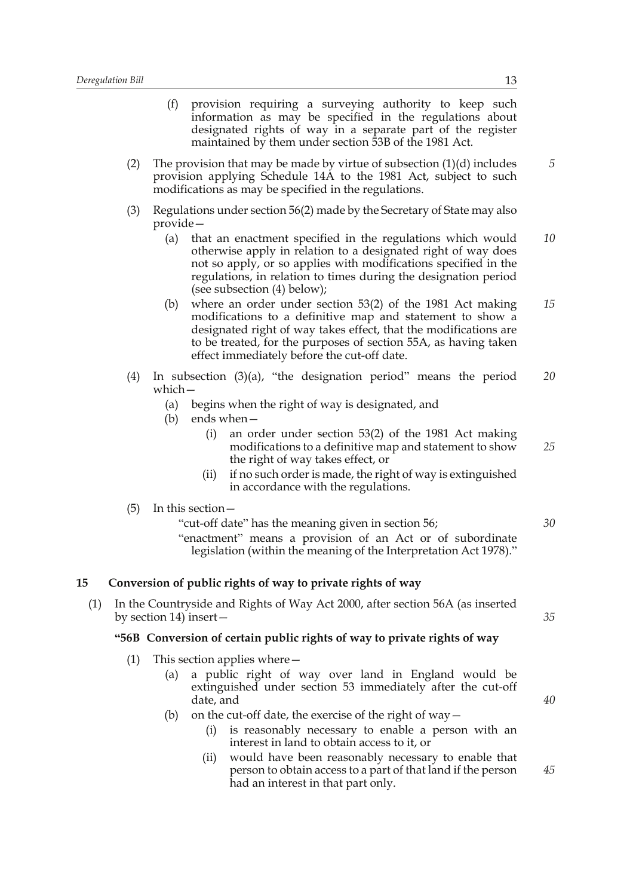(f) provision requiring a surveying authority to keep such information as may be specified in the regulations about designated rights of way in a separate part of the register maintained by them under section 53B of the 1981 Act.

(2) The provision that may be made by virtue of subsection (1)(d) includes provision applying Schedule 14A to the 1981 Act, subject to such modifications as may be specified in the regulations.

(3) Regulations under section 56(2) made by the Secretary of State may also provide—

(a) that an enactment specified in the regulations which would otherwise apply in relation to a designated right of way does not so apply, or so applies with modifications specified in the regulations, in relation to times during the designation period (see subsection (4) below);

(b) where an order under section 53(2) of the 1981 Act making modifications to a definitive map and statement to show a designated right of way takes effect, that the modifications are to be treated, for the purposes of section 55A, as having taken effect immediately before the cut-off date.

(4) In subsection (3)(a), "the designation period" means the period which—

(a) begins when the right of way is designated, and

(b) ends when—

(i) an order under section 53(2) of the 1981 Act making modifications to a definitive map and statement to show the right of way takes effect, or

(ii) if no such order is made, the right of way is extinguished in accordance with the regulations.

(5) In this section—

"cut-off date" has the meaning given in section 56;

"enactment" means a provision of an Act or of subordinate legislation (within the meaning of the Interpretation Act 1978)."

## 15 Conversion of public rights of way to private rights of way

(1) In the Countryside and Rights of Way Act 2000, after section 56A (as inserted by section 14) insert—

**"56B Conversion of certain public rights of way to private rights of way**

(1) This section applies where—

(a) a public right of way over land in England would be extinguished under section 53 immediately after the cut-off date, and

(b) on the cut-off date, the exercise of the right of way—

(i) is reasonably necessary to enable a person with an interest in land to obtain access to it, or

(ii) would have been reasonably necessary to enable that person to obtain access to a part of that land if the person had an interest in that part only.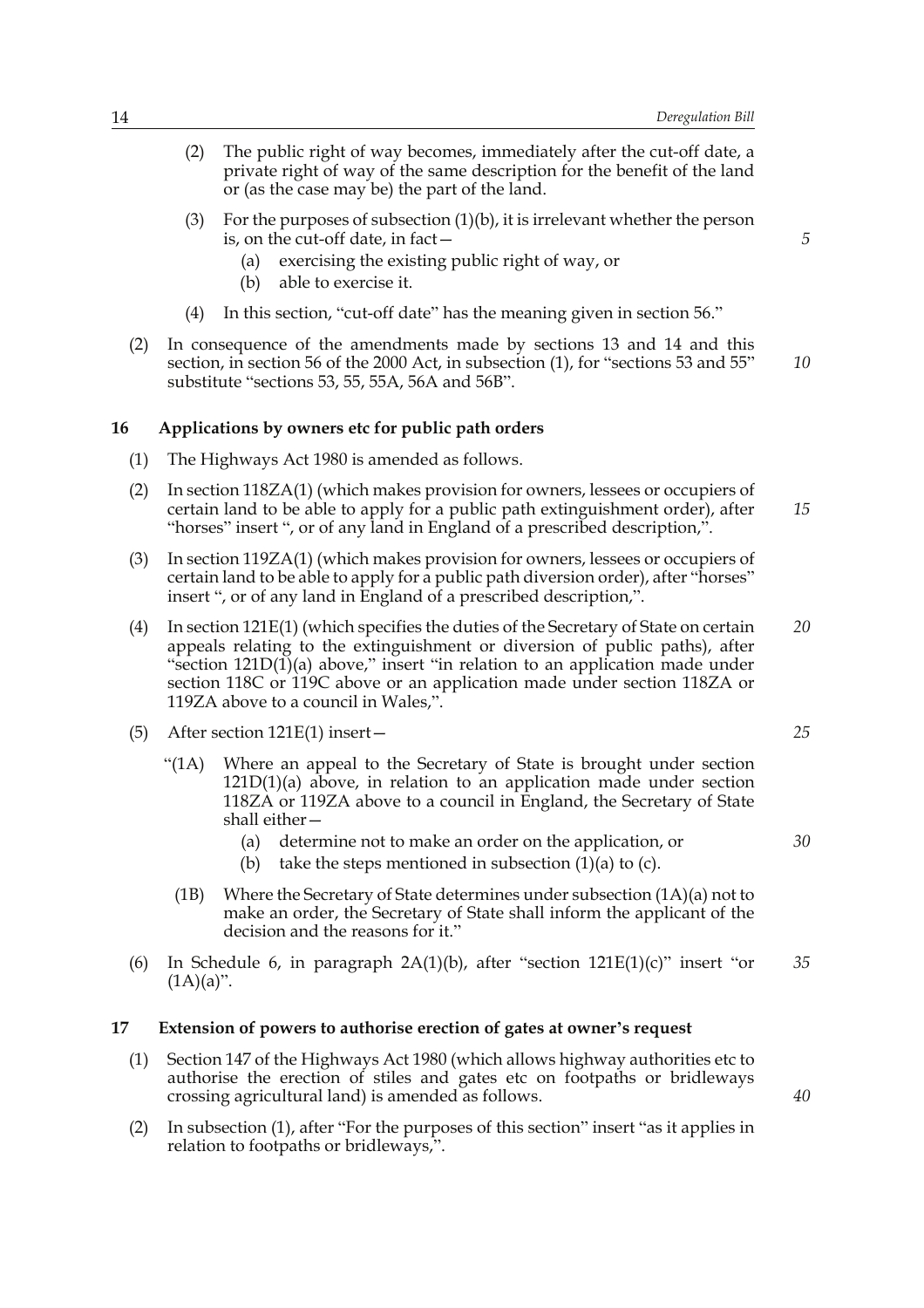(2) The public right of way becomes, immediately after the cut-off date, a private right of way of the same description for the benefit of the land or (as the case may be) the part of the land.

(3) For the purposes of subsection (1)(b), it is irrelevant whether the person is, on the cut-off date, in fact—

(a) exercising the existing public right of way, or

(b) able to exercise it.

(4) In this section, "cut-off date" has the meaning given in section 56."

(2) In consequence of the amendments made by sections 13 and 14 and this section, in section 56 of the 2000 Act, in subsection (1), for "sections 53 and 55" substitute "sections 53, 55, 55A, 56A and 56B".

### 16 Applications by owners etc for public path orders

(1) The Highways Act 1980 is amended as follows.

(2) In section 118ZA(1) (which makes provision for owners, lessees or occupiers of certain land to be able to apply for a public path extinguishment order), after "horses" insert ", or of any land in England of a prescribed description,".

(3) In section 119ZA(1) (which makes provision for owners, lessees or occupiers of certain land to be able to apply for a public path diversion order), after "horses" insert ", or of any land in England of a prescribed description,".

(4) In section 121E(1) (which specifies the duties of the Secretary of State on certain appeals relating to the extinguishment or diversion of public paths), after "section 121D(1)(a) above," insert "in relation to an application made under section 118C or 119C above or an application made under section 118ZA or 119ZA above to a council in Wales,".

(5) After section 121E(1) insert—

"(1A) Where an appeal to the Secretary of State is brought under section 121D(1)(a) above, in relation to an application made under section 118ZA or 119ZA above to a council in England, the Secretary of State shall either—

(a) determine not to make an order on the application, or

(b) take the steps mentioned in subsection (1)(a) to (c).

(1B) Where the Secretary of State determines under subsection (1A)(a) not to make an order, the Secretary of State shall inform the applicant of the decision and the reasons for it."

(6) In Schedule 6, in paragraph 2A(1)(b), after "section 121E(1)(c)" insert "or (1A)(a)".

### 17 Extension of powers to authorise erection of gates at owner's request

(1) Section 147 of the Highways Act 1980 (which allows highway authorities etc to authorise the erection of stiles and gates etc on footpaths or bridleways crossing agricultural land) is amended as follows.

(2) In subsection (1), after "For the purposes of this section" insert "as it applies in relation to footpaths or bridleways,".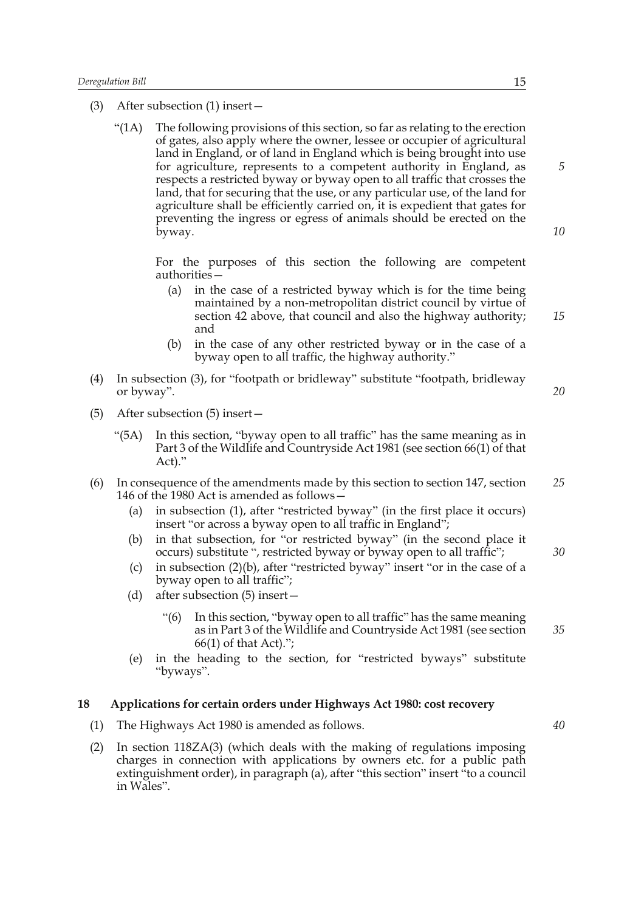(3) After subsection (1) insert—

“(1A) The following provisions of this section, so far as relating to the erection of gates, also apply where the owner, lessee or occupier of agricultural land in England, or of land in England which is being brought into use for agriculture, represents to a competent authority in England, as respects a restricted byway or byway open to all traffic that crosses the land, that for securing that the use, or any particular use, of the land for agriculture shall be efficiently carried on, it is expedient that gates for preventing the ingress or egress of animals should be erected on the byway.

For the purposes of this section the following are competent authorities—

(a) in the case of a restricted byway which is for the time being maintained by a non-metropolitan district council by virtue of section 42 above, that council and also the highway authority; and

(b) in the case of any other restricted byway or in the case of a byway open to all traffic, the highway authority.”

(4) In subsection (3), for “footpath or bridleway” substitute “footpath, bridleway or byway”.

(5) After subsection (5) insert—

“(5A) In this section, “byway open to all traffic” has the same meaning as in Part 3 of the Wildlife and Countryside Act 1981 (see section 66(1) of that Act).”

(6) In consequence of the amendments made by this section to section 147, section 146 of the 1980 Act is amended as follows—

(a) in subsection (1), after “restricted byway” (in the first place it occurs) insert “or across a byway open to all traffic in England”;

(b) in that subsection, for “or restricted byway” (in the second place it occurs) substitute “, restricted byway or byway open to all traffic”;

(c) in subsection (2)(b), after “restricted byway” insert “or in the case of a byway open to all traffic”;

(d) after subsection (5) insert—

“(6) In this section, “byway open to all traffic” has the same meaning as in Part 3 of the Wildlife and Countryside Act 1981 (see section 66(1) of that Act).”;

(e) in the heading to the section, for “restricted byways” substitute “byways”.

## 18 Applications for certain orders under Highways Act 1980: cost recovery

(1) The Highways Act 1980 is amended as follows.

(2) In section 118ZA(3) (which deals with the making of regulations imposing charges in connection with applications by owners etc. for a public path extinguishment order), in paragraph (a), after “this section” insert “to a council in Wales”.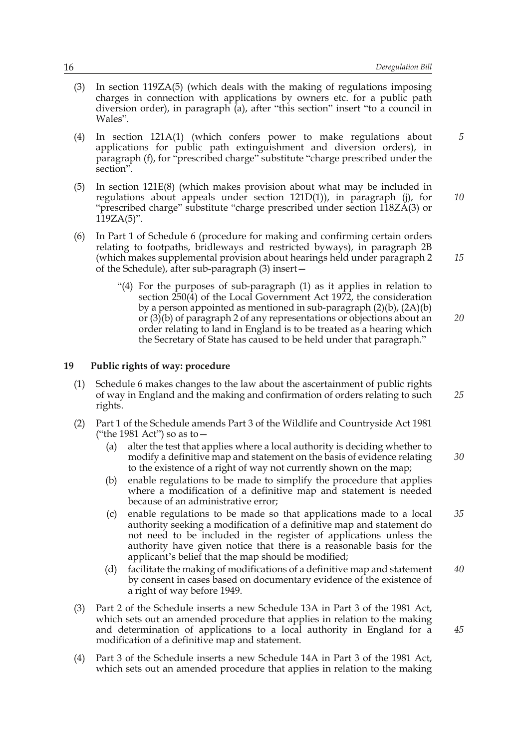(3) In section 119ZA(5) (which deals with the making of regulations imposing charges in connection with applications by owners etc. for a public path diversion order), in paragraph (a), after "this section" insert "to a council in Wales".

(4) In section 121A(1) (which confers power to make regulations about applications for public path extinguishment and diversion orders), in paragraph (f), for "prescribed charge" substitute "charge prescribed under the section".

(5) In section 121E(8) (which makes provision about what may be included in regulations about appeals under section 121D(1)), in paragraph (j), for "prescribed charge" substitute "charge prescribed under section 118ZA(3) or 119ZA(5)".

(6) In Part 1 of Schedule 6 (procedure for making and confirming certain orders relating to footpaths, bridleways and restricted byways), in paragraph 2B (which makes supplemental provision about hearings held under paragraph 2 of the Schedule), after sub-paragraph (3) insert—

> "(4) For the purposes of sub-paragraph (1) as it applies in relation to section 250(4) of the Local Government Act 1972, the consideration by a person appointed as mentioned in sub-paragraph (2)(b), (2A)(b) or (3)(b) of paragraph 2 of any representations or objections about an order relating to land in England is to be treated as a hearing which the Secretary of State has caused to be held under that paragraph."

**19 Public rights of way: procedure**

(1) Schedule 6 makes changes to the law about the ascertainment of public rights of way in England and the making and confirmation of orders relating to such rights.

(2) Part 1 of the Schedule amends Part 3 of the Wildlife and Countryside Act 1981 ("the 1981 Act") so as to—

- (a) alter the test that applies where a local authority is deciding whether to modify a definitive map and statement on the basis of evidence relating to the existence of a right of way not currently shown on the map;
- (b) enable regulations to be made to simplify the procedure that applies where a modification of a definitive map and statement is needed because of an administrative error;
- (c) enable regulations to be made so that applications made to a local authority seeking a modification of a definitive map and statement do not need to be included in the register of applications unless the authority have given notice that there is a reasonable basis for the applicant's belief that the map should be modified;
- (d) facilitate the making of modifications of a definitive map and statement by consent in cases based on documentary evidence of the existence of a right of way before 1949.

(3) Part 2 of the Schedule inserts a new Schedule 13A in Part 3 of the 1981 Act, which sets out an amended procedure that applies in relation to the making and determination of applications to a local authority in England for a modification of a definitive map and statement.

(4) Part 3 of the Schedule inserts a new Schedule 14A in Part 3 of the 1981 Act, which sets out an amended procedure that applies in relation to the making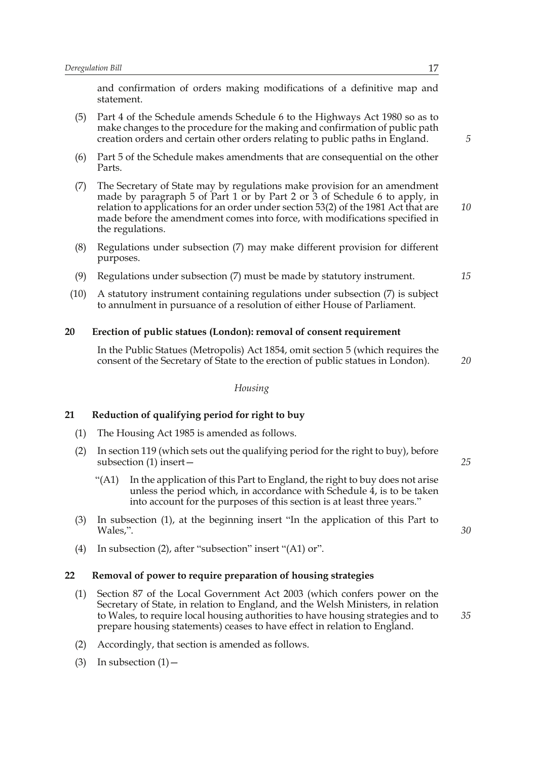and confirmation of orders making modifications of a definitive map and statement.

(5) Part 4 of the Schedule amends Schedule 6 to the Highways Act 1980 so as to make changes to the procedure for the making and confirmation of public path creation orders and certain other orders relating to public paths in England.

(6) Part 5 of the Schedule makes amendments that are consequential on the other Parts.

(7) The Secretary of State may by regulations make provision for an amendment made by paragraph 5 of Part 1 or by Part 2 or 3 of Schedule 6 to apply, in relation to applications for an order under section 53(2) of the 1981 Act that are made before the amendment comes into force, with modifications specified in the regulations.

(8) Regulations under subsection (7) may make different provision for different purposes.

(9) Regulations under subsection (7) must be made by statutory instrument.

(10) A statutory instrument containing regulations under subsection (7) is subject to annulment in pursuance of a resolution of either House of Parliament.

**20 Erection of public statues (London): removal of consent requirement**

In the Public Statues (Metropolis) Act 1854, omit section 5 (which requires the consent of the Secretary of State to the erection of public statues in London).

*Housing*

**21 Reduction of qualifying period for right to buy**

(1) The Housing Act 1985 is amended as follows.

(2) In section 119 (which sets out the qualifying period for the right to buy), before subsection (1) insert—

> "(A1) In the application of this Part to England, the right to buy does not arise unless the period which, in accordance with Schedule 4, is to be taken into account for the purposes of this section is at least three years."

(3) In subsection (1), at the beginning insert "In the application of this Part to Wales,".

(4) In subsection (2), after "subsection" insert "(A1) or".

**22 Removal of power to require preparation of housing strategies**

(1) Section 87 of the Local Government Act 2003 (which confers power on the Secretary of State, in relation to England, and the Welsh Ministers, in relation to Wales, to require local housing authorities to have housing strategies and to prepare housing statements) ceases to have effect in relation to England.

(2) Accordingly, that section is amended as follows.

(3) In subsection (1)—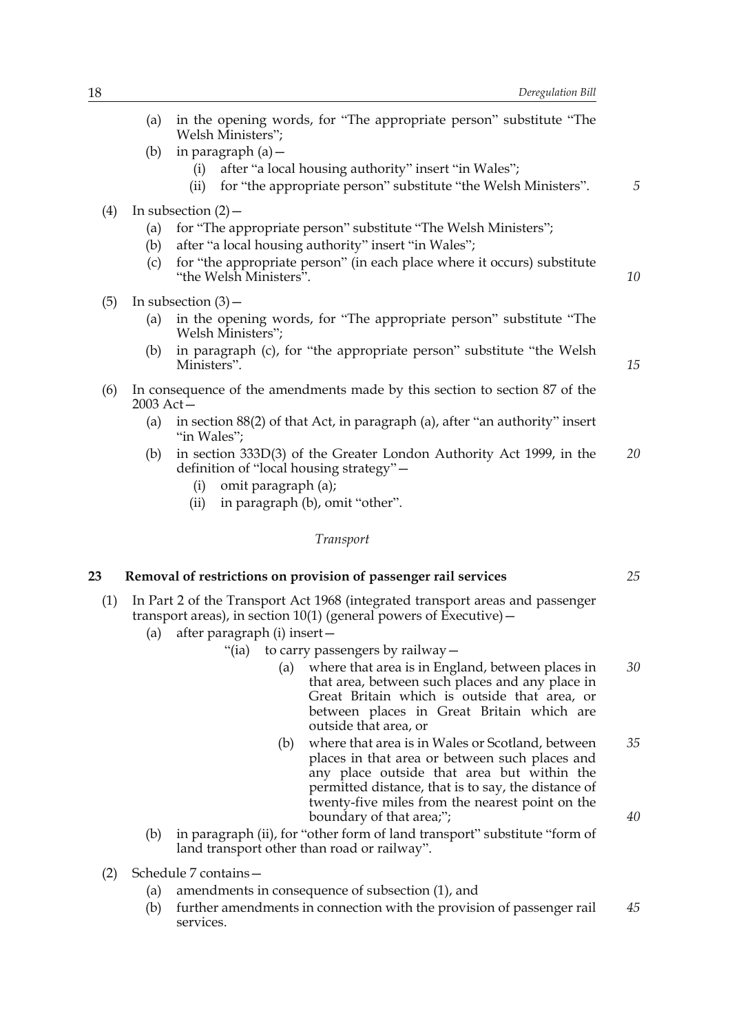(a) in the opening words, for "The appropriate person" substitute "The Welsh Ministers";

(b) in paragraph (a)—

(i) after "a local housing authority" insert "in Wales";

(ii) for "the appropriate person" substitute "the Welsh Ministers".

(4) In subsection (2)—

(a) for "The appropriate person" substitute "The Welsh Ministers";

(b) after "a local housing authority" insert "in Wales";

(c) for "the appropriate person" (in each place where it occurs) substitute "the Welsh Ministers".

(5) In subsection (3)—

(a) in the opening words, for "The appropriate person" substitute "The Welsh Ministers";

(b) in paragraph (c), for "the appropriate person" substitute "the Welsh Ministers".

(6) In consequence of the amendments made by this section to section 87 of the 2003 Act—

(a) in section 88(2) of that Act, in paragraph (a), after "an authority" insert "in Wales";

(b) in section 333D(3) of the Greater London Authority Act 1999, in the definition of "local housing strategy"—

(i) omit paragraph (a);

(ii) in paragraph (b), omit "other".

*Transport*

**23 Removal of restrictions on provision of passenger rail services**

(1) In Part 2 of the Transport Act 1968 (integrated transport areas and passenger transport areas), in section 10(1) (general powers of Executive)—

(a) after paragraph (i) insert—

"(ia) to carry passengers by railway—

(a) where that area is in England, between places in that area, between such places and any place in Great Britain which is outside that area, or between places in Great Britain which are outside that area, or

(b) where that area is in Wales or Scotland, between places in that area or between such places and any place outside that area but within the permitted distance, that is to say, the distance of twenty-five miles from the nearest point on the boundary of that area;";

(b) in paragraph (ii), for "other form of land transport" substitute "form of land transport other than road or railway".

(2) Schedule 7 contains—

(a) amendments in consequence of subsection (1), and

(b) further amendments in connection with the provision of passenger rail services.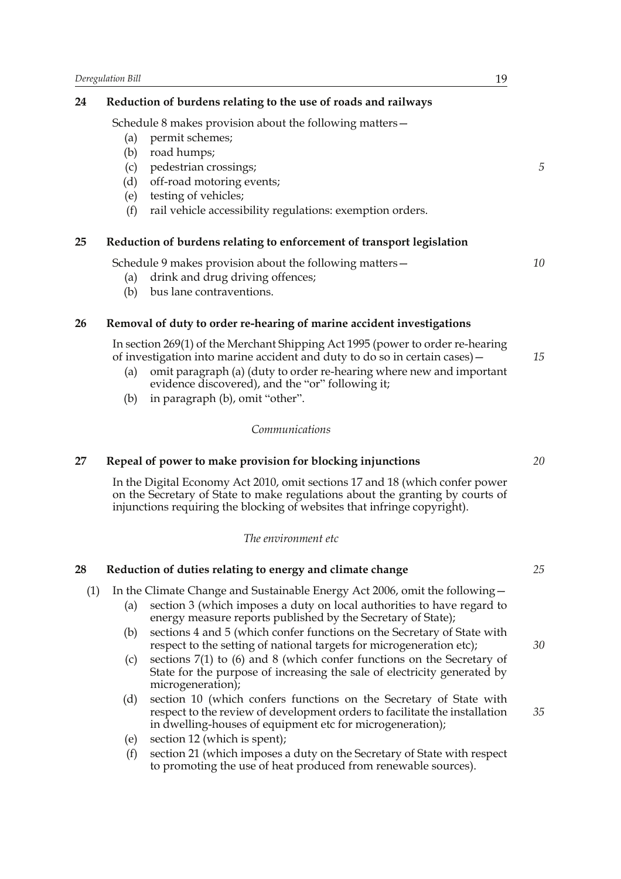**24 Reduction of burdens relating to the use of roads and railways**

Schedule 8 makes provision about the following matters—

- (a) permit schemes;
- (b) road humps;
- (c) pedestrian crossings;
- (d) off-road motoring events;
- (e) testing of vehicles;
- (f) rail vehicle accessibility regulations: exemption orders.

**25 Reduction of burdens relating to enforcement of transport legislation**

Schedule 9 makes provision about the following matters—

- (a) drink and drug driving offences;
- (b) bus lane contraventions.

**26 Removal of duty to order re-hearing of marine accident investigations**

In section 269(1) of the Merchant Shipping Act 1995 (power to order re-hearing of investigation into marine accident and duty to do so in certain cases)—

- (a) omit paragraph (a) (duty to order re-hearing where new and important evidence discovered), and the "or" following it;
- (b) in paragraph (b), omit "other".

*Communications*

**27 Repeal of power to make provision for blocking injunctions**

In the Digital Economy Act 2010, omit sections 17 and 18 (which confer power on the Secretary of State to make regulations about the granting by courts of injunctions requiring the blocking of websites that infringe copyright).

*The environment etc*

**28 Reduction of duties relating to energy and climate change**

(1) In the Climate Change and Sustainable Energy Act 2006, omit the following—

- (a) section 3 (which imposes a duty on local authorities to have regard to energy measure reports published by the Secretary of State);
- (b) sections 4 and 5 (which confer functions on the Secretary of State with respect to the setting of national targets for microgeneration etc);
- (c) sections 7(1) to (6) and 8 (which confer functions on the Secretary of State for the purpose of increasing the sale of electricity generated by microgeneration);
- (d) section 10 (which confers functions on the Secretary of State with respect to the review of development orders to facilitate the installation in dwelling-houses of equipment etc for microgeneration);
- (e) section 12 (which is spent);
- (f) section 21 (which imposes a duty on the Secretary of State with respect to promoting the use of heat produced from renewable sources).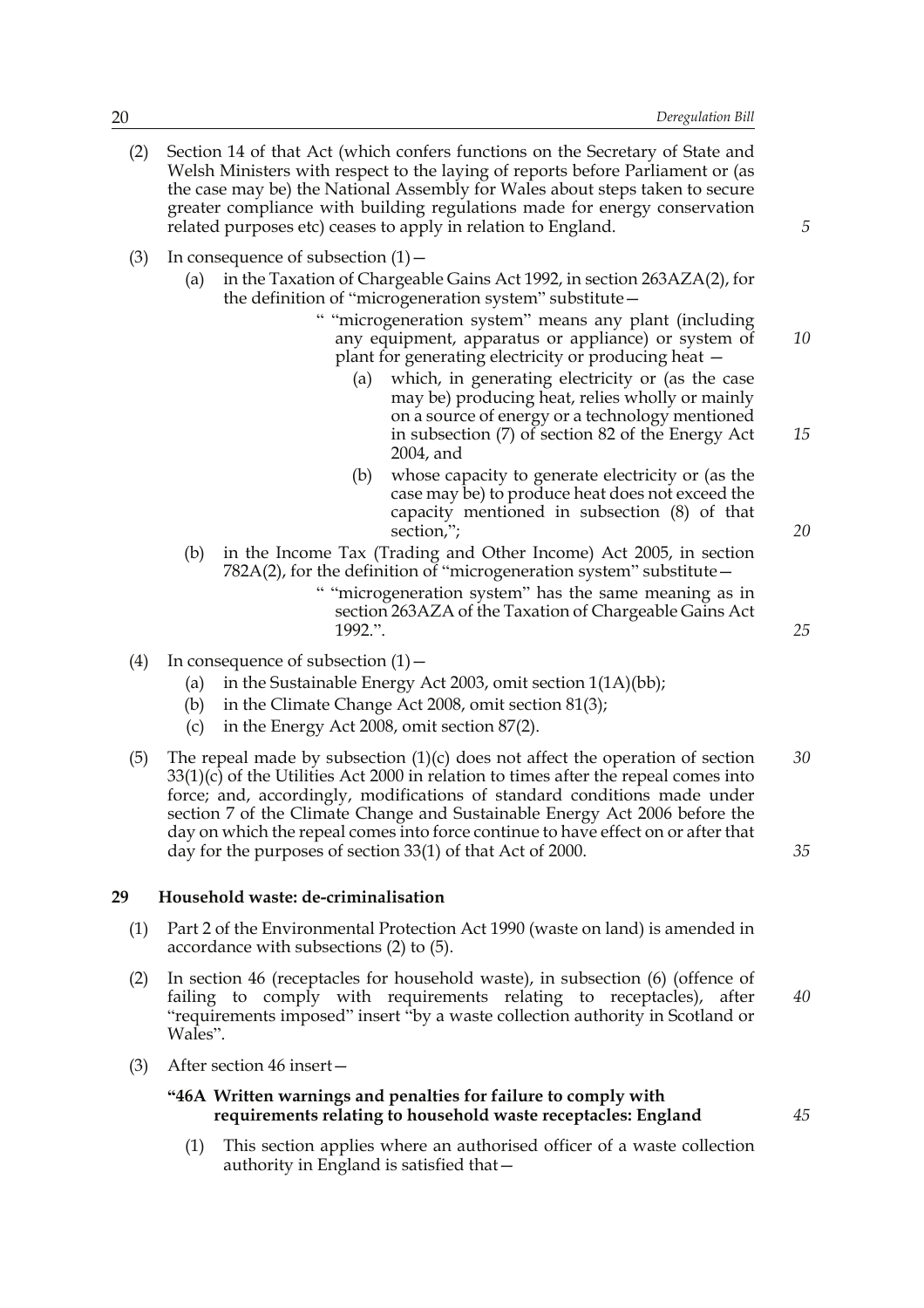(2) Section 14 of that Act (which confers functions on the Secretary of State and Welsh Ministers with respect to the laying of reports before Parliament or (as the case may be) the National Assembly for Wales about steps taken to secure greater compliance with building regulations made for energy conservation related purposes etc) ceases to apply in relation to England.

(3) In consequence of subsection (1)—

(a) in the Taxation of Chargeable Gains Act 1992, in section 263AZA(2), for the definition of "microgeneration system" substitute—

> " "microgeneration system" means any plant (including any equipment, apparatus or appliance) or system of plant for generating electricity or producing heat —
>
> (a) which, in generating electricity or (as the case may be) producing heat, relies wholly or mainly on a source of energy or a technology mentioned in subsection (7) of section 82 of the Energy Act 2004, and
>
> (b) whose capacity to generate electricity or (as the case may be) to produce heat does not exceed the capacity mentioned in subsection (8) of that section,";

(b) in the Income Tax (Trading and Other Income) Act 2005, in section 782A(2), for the definition of "microgeneration system" substitute—

> " "microgeneration system" has the same meaning as in section 263AZA of the Taxation of Chargeable Gains Act 1992.".

(4) In consequence of subsection (1)—

(a) in the Sustainable Energy Act 2003, omit section 1(1A)(bb);

(b) in the Climate Change Act 2008, omit section 81(3);

(c) in the Energy Act 2008, omit section 87(2).

(5) The repeal made by subsection (1)(c) does not affect the operation of section 33(1)(c) of the Utilities Act 2000 in relation to times after the repeal comes into force; and, accordingly, modifications of standard conditions made under section 7 of the Climate Change and Sustainable Energy Act 2006 before the day on which the repeal comes into force continue to have effect on or after that day for the purposes of section 33(1) of that Act of 2000.

**29 Household waste: de-criminalisation**

(1) Part 2 of the Environmental Protection Act 1990 (waste on land) is amended in accordance with subsections (2) to (5).

(2) In section 46 (receptacles for household waste), in subsection (6) (offence of failing to comply with requirements relating to receptacles), after "requirements imposed" insert "by a waste collection authority in Scotland or Wales".

(3) After section 46 insert—

> **"46A Written warnings and penalties for failure to comply with requirements relating to household waste receptacles: England**
>
> (1) This section applies where an authorised officer of a waste collection authority in England is satisfied that—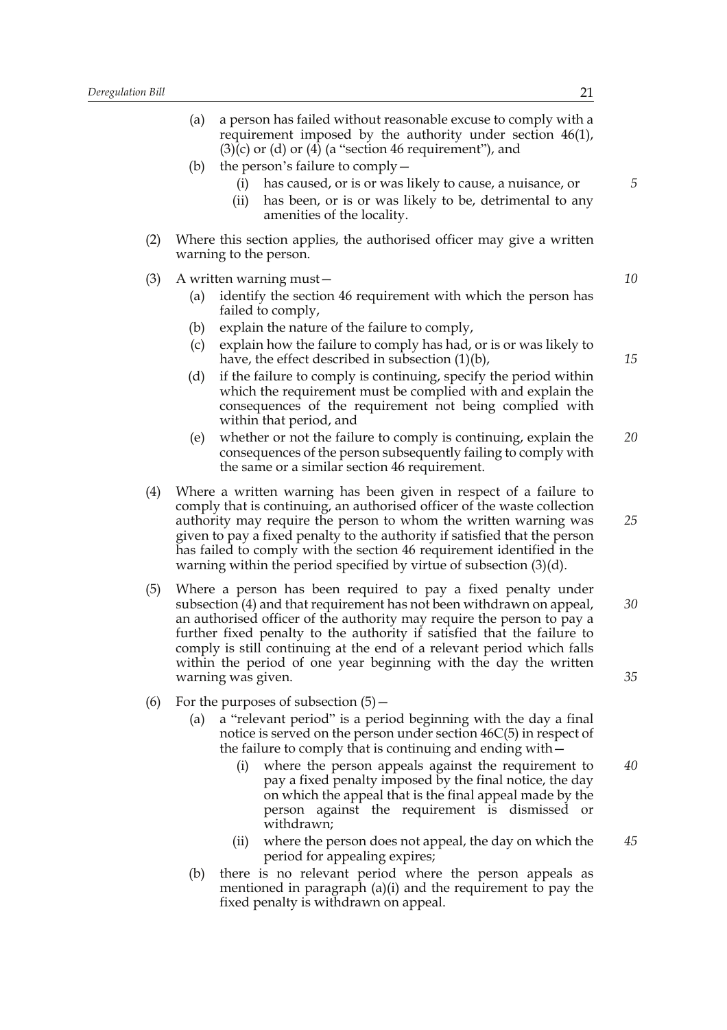(a) a person has failed without reasonable excuse to comply with a requirement imposed by the authority under section 46(1), (3)(c) or (d) or (4) (a "section 46 requirement"), and

(b) the person's failure to comply—

  (i) has caused, or is or was likely to cause, a nuisance, or

  (ii) has been, or is or was likely to be, detrimental to any amenities of the locality.

(2) Where this section applies, the authorised officer may give a written warning to the person.

(3) A written warning must—

  (a) identify the section 46 requirement with which the person has failed to comply,

  (b) explain the nature of the failure to comply,

  (c) explain how the failure to comply has had, or is or was likely to have, the effect described in subsection (1)(b),

  (d) if the failure to comply is continuing, specify the period within which the requirement must be complied with and explain the consequences of the requirement not being complied with within that period, and

  (e) whether or not the failure to comply is continuing, explain the consequences of the person subsequently failing to comply with the same or a similar section 46 requirement.

(4) Where a written warning has been given in respect of a failure to comply that is continuing, an authorised officer of the waste collection authority may require the person to whom the written warning was given to pay a fixed penalty to the authority if satisfied that the person has failed to comply with the section 46 requirement identified in the warning within the period specified by virtue of subsection (3)(d).

(5) Where a person has been required to pay a fixed penalty under subsection (4) and that requirement has not been withdrawn on appeal, an authorised officer of the authority may require the person to pay a further fixed penalty to the authority if satisfied that the failure to comply is still continuing at the end of a relevant period which falls within the period of one year beginning with the day the written warning was given.

(6) For the purposes of subsection (5)—

  (a) a "relevant period" is a period beginning with the day a final notice is served on the person under section 46C(5) in respect of the failure to comply that is continuing and ending with—

    (i) where the person appeals against the requirement to pay a fixed penalty imposed by the final notice, the day on which the appeal that is the final appeal made by the person against the requirement is dismissed or withdrawn;

    (ii) where the person does not appeal, the day on which the period for appealing expires;

  (b) there is no relevant period where the person appeals as mentioned in paragraph (a)(i) and the requirement to pay the fixed penalty is withdrawn on appeal.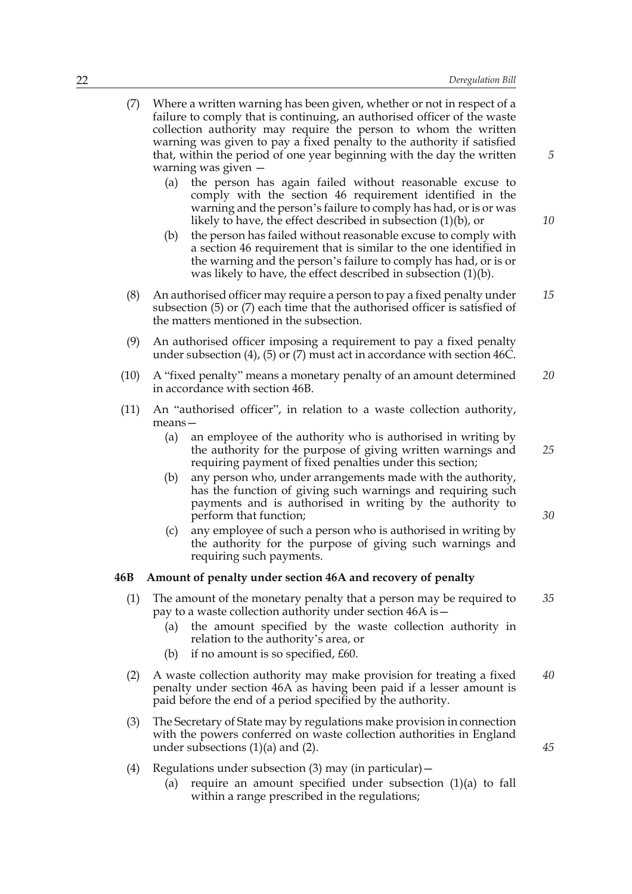(7) Where a written warning has been given, whether or not in respect of a failure to comply that is continuing, an authorised officer of the waste collection authority may require the person to whom the written warning was given to pay a fixed penalty to the authority if satisfied that, within the period of one year beginning with the day the written warning was given —

   (a) the person has again failed without reasonable excuse to comply with the section 46 requirement identified in the warning and the person's failure to comply has had, or is or was likely to have, the effect described in subsection (1)(b), or

   (b) the person has failed without reasonable excuse to comply with a section 46 requirement that is similar to the one identified in the warning and the person's failure to comply has had, or is or was likely to have, the effect described in subsection (1)(b).

(8) An authorised officer may require a person to pay a fixed penalty under subsection (5) or (7) each time that the authorised officer is satisfied of the matters mentioned in the subsection.

(9) An authorised officer imposing a requirement to pay a fixed penalty under subsection (4), (5) or (7) must act in accordance with section 46C.

(10) A "fixed penalty" means a monetary penalty of an amount determined in accordance with section 46B.

(11) An "authorised officer", in relation to a waste collection authority, means—

   (a) an employee of the authority who is authorised in writing by the authority for the purpose of giving written warnings and requiring payment of fixed penalties under this section;

   (b) any person who, under arrangements made with the authority, has the function of giving such warnings and requiring such payments and is authorised in writing by the authority to perform that function;

   (c) any employee of such a person who is authorised in writing by the authority for the purpose of giving such warnings and requiring such payments.

**46B Amount of penalty under section 46A and recovery of penalty**

(1) The amount of the monetary penalty that a person may be required to pay to a waste collection authority under section 46A is—

   (a) the amount specified by the waste collection authority in relation to the authority's area, or

   (b) if no amount is so specified, £60.

(2) A waste collection authority may make provision for treating a fixed penalty under section 46A as having been paid if a lesser amount is paid before the end of a period specified by the authority.

(3) The Secretary of State may by regulations make provision in connection with the powers conferred on waste collection authorities in England under subsections (1)(a) and (2).

(4) Regulations under subsection (3) may (in particular)—

   (a) require an amount specified under subsection (1)(a) to fall within a range prescribed in the regulations;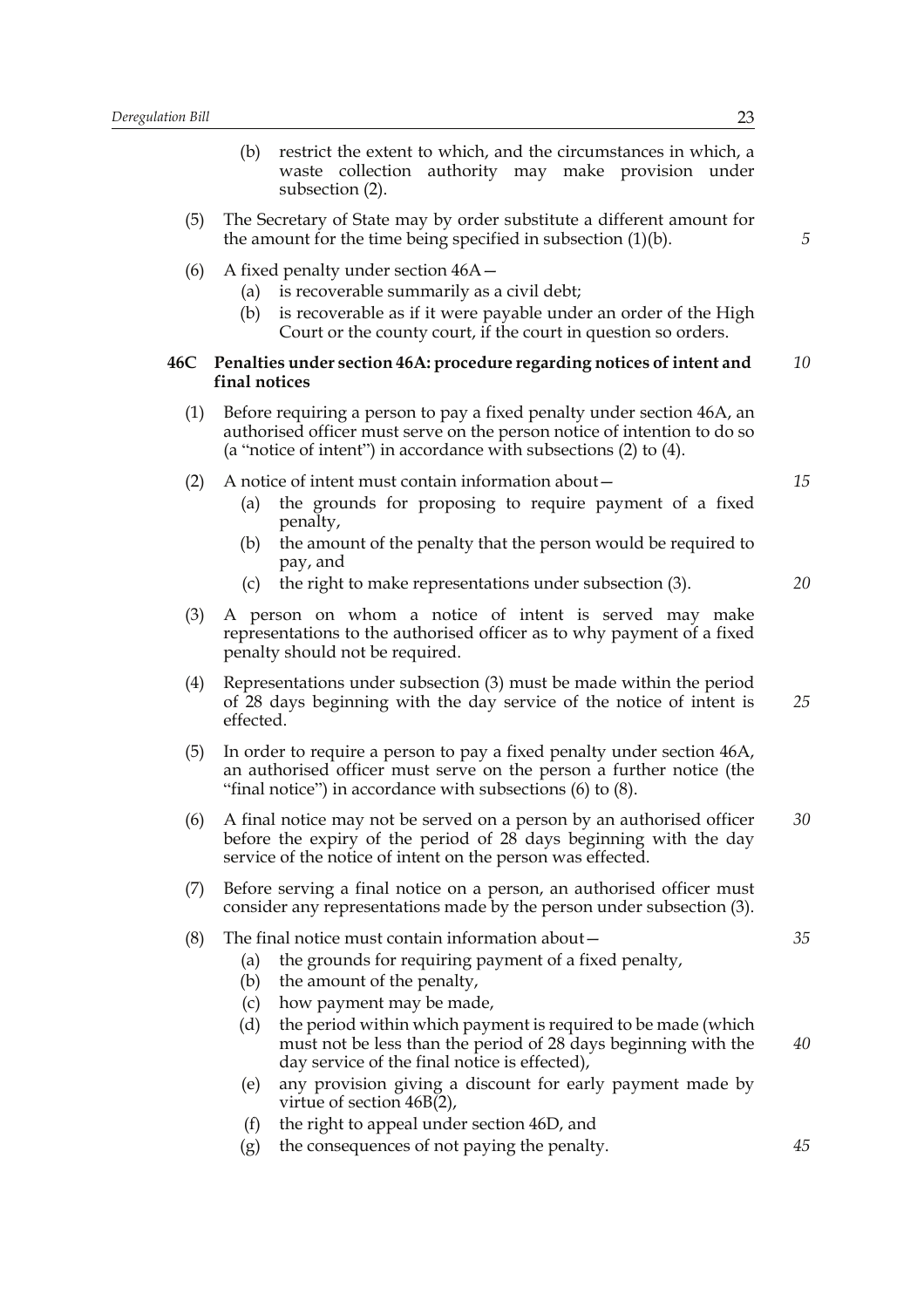(b) restrict the extent to which, and the circumstances in which, a waste collection authority may make provision under subsection (2).

(5) The Secretary of State may by order substitute a different amount for the amount for the time being specified in subsection (1)(b).

(6) A fixed penalty under section 46A—

(a) is recoverable summarily as a civil debt;

(b) is recoverable as if it were payable under an order of the High Court or the county court, if the court in question so orders.

**46C Penalties under section 46A: procedure regarding notices of intent and final notices**

(1) Before requiring a person to pay a fixed penalty under section 46A, an authorised officer must serve on the person notice of intention to do so (a "notice of intent") in accordance with subsections (2) to (4).

(2) A notice of intent must contain information about—

(a) the grounds for proposing to require payment of a fixed penalty,

(b) the amount of the penalty that the person would be required to pay, and

(c) the right to make representations under subsection (3).

(3) A person on whom a notice of intent is served may make representations to the authorised officer as to why payment of a fixed penalty should not be required.

(4) Representations under subsection (3) must be made within the period of 28 days beginning with the day service of the notice of intent is effected.

(5) In order to require a person to pay a fixed penalty under section 46A, an authorised officer must serve on the person a further notice (the "final notice") in accordance with subsections (6) to (8).

(6) A final notice may not be served on a person by an authorised officer before the expiry of the period of 28 days beginning with the day service of the notice of intent on the person was effected.

(7) Before serving a final notice on a person, an authorised officer must consider any representations made by the person under subsection (3).

(8) The final notice must contain information about—

(a) the grounds for requiring payment of a fixed penalty,

(b) the amount of the penalty,

(c) how payment may be made,

(d) the period within which payment is required to be made (which must not be less than the period of 28 days beginning with the day service of the final notice is effected),

(e) any provision giving a discount for early payment made by virtue of section 46B(2),

(f) the right to appeal under section 46D, and

(g) the consequences of not paying the penalty.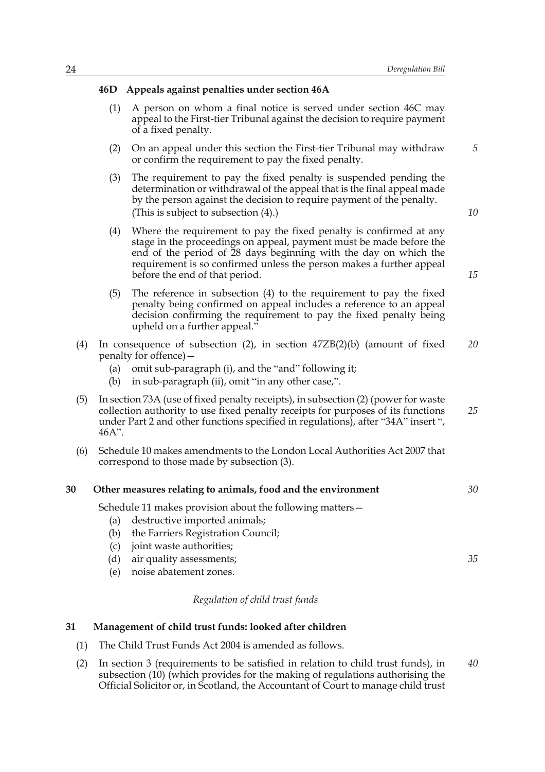### 46D Appeals against penalties under section 46A

(1) A person on whom a final notice is served under section 46C may appeal to the First-tier Tribunal against the decision to require payment of a fixed penalty.

(2) On an appeal under this section the First-tier Tribunal may withdraw or confirm the requirement to pay the fixed penalty.

(3) The requirement to pay the fixed penalty is suspended pending the determination or withdrawal of the appeal that is the final appeal made by the person against the decision to require payment of the penalty. (This is subject to subsection (4).)

(4) Where the requirement to pay the fixed penalty is confirmed at any stage in the proceedings on appeal, payment must be made before the end of the period of 28 days beginning with the day on which the requirement is so confirmed unless the person makes a further appeal before the end of that period.

(5) The reference in subsection (4) to the requirement to pay the fixed penalty being confirmed on appeal includes a reference to an appeal decision confirming the requirement to pay the fixed penalty being upheld on a further appeal."

(4) In consequence of subsection (2), in section 47ZB(2)(b) (amount of fixed penalty for offence)—

- (a) omit sub-paragraph (i), and the "and" following it;
- (b) in sub-paragraph (ii), omit "in any other case,".

(5) In section 73A (use of fixed penalty receipts), in subsection (2) (power for waste collection authority to use fixed penalty receipts for purposes of its functions under Part 2 and other functions specified in regulations), after "34A" insert ", 46A".

(6) Schedule 10 makes amendments to the London Local Authorities Act 2007 that correspond to those made by subsection (3).

## 30 Other measures relating to animals, food and the environment

Schedule 11 makes provision about the following matters—

- (a) destructive imported animals;
- (b) the Farriers Registration Council;
- (c) joint waste authorities;
- (d) air quality assessments;
- (e) noise abatement zones.

*Regulation of child trust funds*

## 31 Management of child trust funds: looked after children

(1) The Child Trust Funds Act 2004 is amended as follows.

(2) In section 3 (requirements to be satisfied in relation to child trust funds), in subsection (10) (which provides for the making of regulations authorising the Official Solicitor or, in Scotland, the Accountant of Court to manage child trust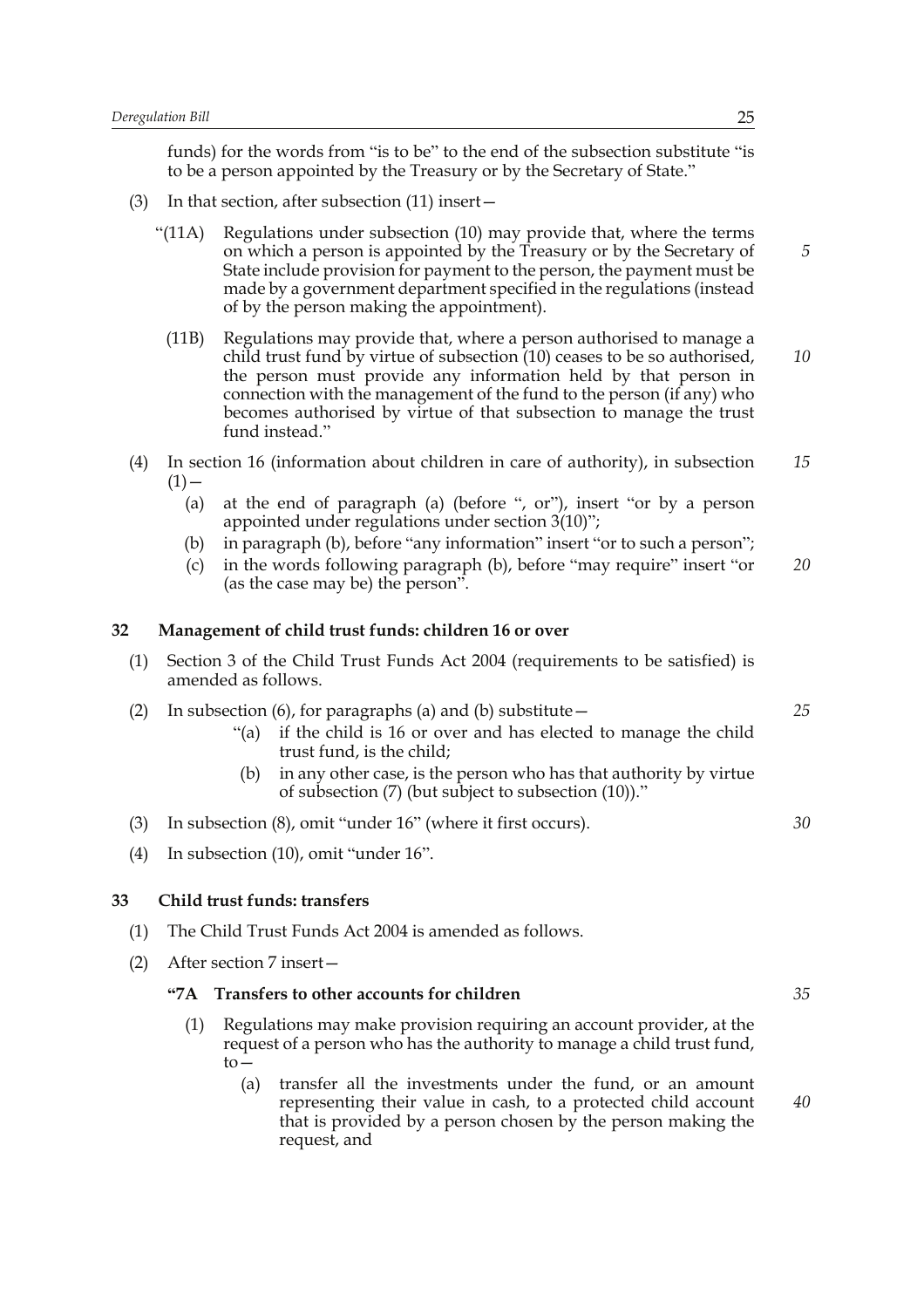funds) for the words from "is to be" to the end of the subsection substitute "is to be a person appointed by the Treasury or by the Secretary of State."

(3) In that section, after subsection (11) insert—

"(11A) Regulations under subsection (10) may provide that, where the terms on which a person is appointed by the Treasury or by the Secretary of State include provision for payment to the person, the payment must be made by a government department specified in the regulations (instead of by the person making the appointment).

(11B) Regulations may provide that, where a person authorised to manage a child trust fund by virtue of subsection (10) ceases to be so authorised, the person must provide any information held by that person in connection with the management of the fund to the person (if any) who becomes authorised by virtue of that subsection to manage the trust fund instead."

(4) In section 16 (information about children in care of authority), in subsection (1)—

(a) at the end of paragraph (a) (before ", or"), insert "or by a person appointed under regulations under section 3(10)";

(b) in paragraph (b), before "any information" insert "or to such a person";

(c) in the words following paragraph (b), before "may require" insert "or (as the case may be) the person".

## 32 Management of child trust funds: children 16 or over

(1) Section 3 of the Child Trust Funds Act 2004 (requirements to be satisfied) is amended as follows.

(2) In subsection (6), for paragraphs (a) and (b) substitute—

"(a) if the child is 16 or over and has elected to manage the child trust fund, is the child;

(b) in any other case, is the person who has that authority by virtue of subsection (7) (but subject to subsection (10))."

(3) In subsection (8), omit "under 16" (where it first occurs).

(4) In subsection (10), omit "under 16".

## 33 Child trust funds: transfers

(1) The Child Trust Funds Act 2004 is amended as follows.

(2) After section 7 insert—

### "7A Transfers to other accounts for children

(1) Regulations may make provision requiring an account provider, at the request of a person who has the authority to manage a child trust fund, to—

(a) transfer all the investments under the fund, or an amount representing their value in cash, to a protected child account that is provided by a person chosen by the person making the request, and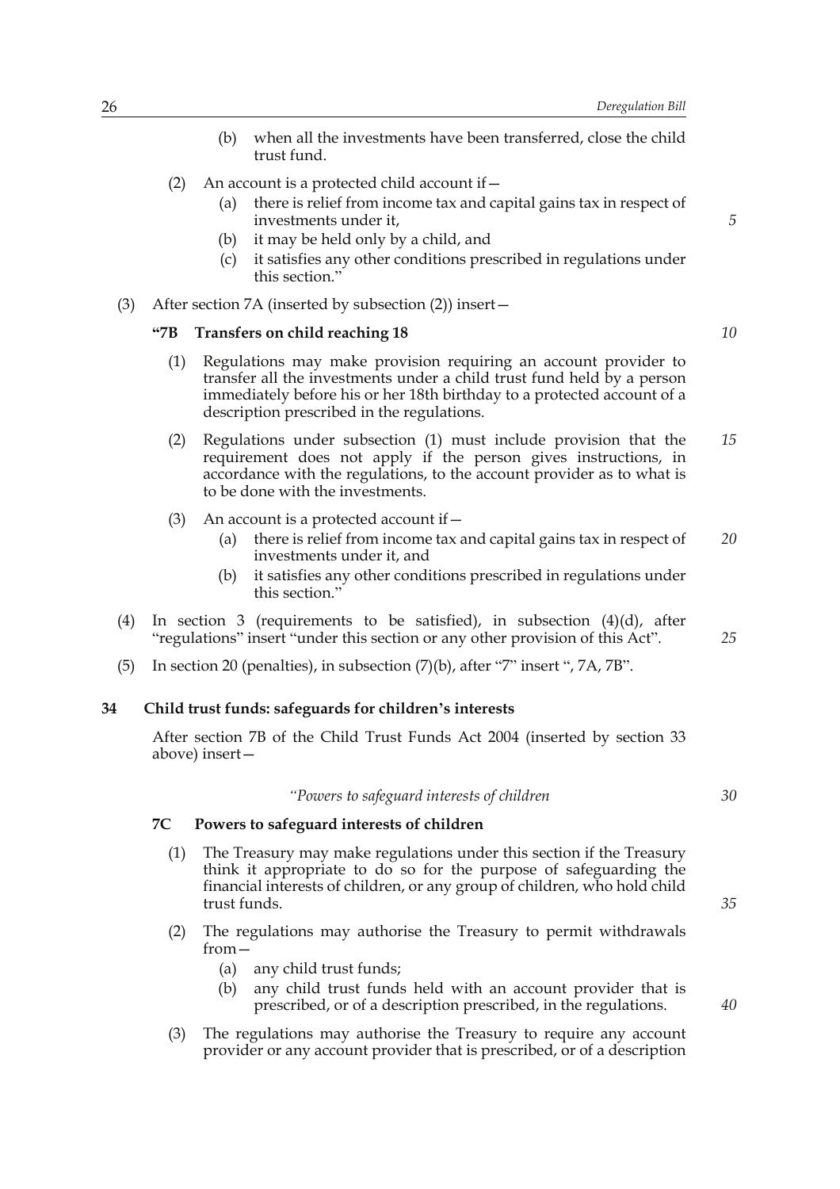(b) when all the investments have been transferred, close the child trust fund.

(2) An account is a protected child account if—

(a) there is relief from income tax and capital gains tax in respect of investments under it,

(b) it may be held only by a child, and

(c) it satisfies any other conditions prescribed in regulations under this section."

(3) After section 7A (inserted by subsection (2)) insert—

**"7B Transfers on child reaching 18**

(1) Regulations may make provision requiring an account provider to transfer all the investments under a child trust fund held by a person immediately before his or her 18th birthday to a protected account of a description prescribed in the regulations.

(2) Regulations under subsection (1) must include provision that the requirement does not apply if the person gives instructions, in accordance with the regulations, to the account provider as to what is to be done with the investments.

(3) An account is a protected account if—

(a) there is relief from income tax and capital gains tax in respect of investments under it, and

(b) it satisfies any other conditions prescribed in regulations under this section."

(4) In section 3 (requirements to be satisfied), in subsection (4)(d), after "regulations" insert "under this section or any other provision of this Act".

(5) In section 20 (penalties), in subsection (7)(b), after "7" insert ", 7A, 7B".

## 34 Child trust funds: safeguards for children's interests

After section 7B of the Child Trust Funds Act 2004 (inserted by section 33 above) insert—

*"Powers to safeguard interests of children*

**7C Powers to safeguard interests of children**

(1) The Treasury may make regulations under this section if the Treasury think it appropriate to do so for the purpose of safeguarding the financial interests of children, or any group of children, who hold child trust funds.

(2) The regulations may authorise the Treasury to permit withdrawals from—

(a) any child trust funds;

(b) any child trust funds held with an account provider that is prescribed, or of a description prescribed, in the regulations.

(3) The regulations may authorise the Treasury to require any account provider or any account provider that is prescribed, or of a description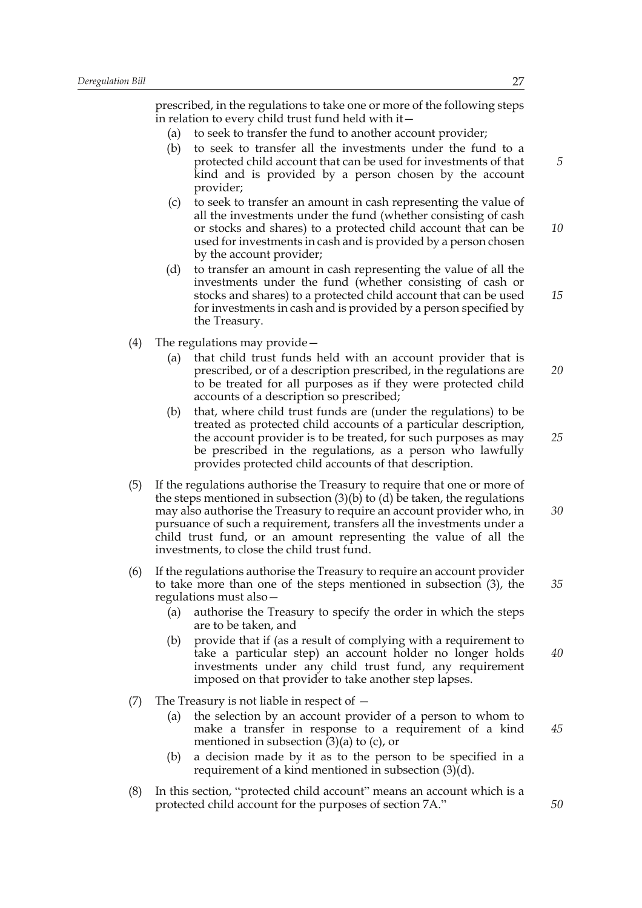prescribed, in the regulations to take one or more of the following steps in relation to every child trust fund held with it—

(a) to seek to transfer the fund to another account provider;

(b) to seek to transfer all the investments under the fund to a protected child account that can be used for investments of that kind and is provided by a person chosen by the account provider;

(c) to seek to transfer an amount in cash representing the value of all the investments under the fund (whether consisting of cash or stocks and shares) to a protected child account that can be used for investments in cash and is provided by a person chosen by the account provider;

(d) to transfer an amount in cash representing the value of all the investments under the fund (whether consisting of cash or stocks and shares) to a protected child account that can be used for investments in cash and is provided by a person specified by the Treasury.

(4) The regulations may provide—

(a) that child trust funds held with an account provider that is prescribed, or of a description prescribed, in the regulations are to be treated for all purposes as if they were protected child accounts of a description so prescribed;

(b) that, where child trust funds are (under the regulations) to be treated as protected child accounts of a particular description, the account provider is to be treated, for such purposes as may be prescribed in the regulations, as a person who lawfully provides protected child accounts of that description.

(5) If the regulations authorise the Treasury to require that one or more of the steps mentioned in subsection (3)(b) to (d) be taken, the regulations may also authorise the Treasury to require an account provider who, in pursuance of such a requirement, transfers all the investments under a child trust fund, or an amount representing the value of all the investments, to close the child trust fund.

(6) If the regulations authorise the Treasury to require an account provider to take more than one of the steps mentioned in subsection (3), the regulations must also—

(a) authorise the Treasury to specify the order in which the steps are to be taken, and

(b) provide that if (as a result of complying with a requirement to take a particular step) an account holder no longer holds investments under any child trust fund, any requirement imposed on that provider to take another step lapses.

(7) The Treasury is not liable in respect of —

(a) the selection by an account provider of a person to whom to make a transfer in response to a requirement of a kind mentioned in subsection (3)(a) to (c), or

(b) a decision made by it as to the person to be specified in a requirement of a kind mentioned in subsection (3)(d).

(8) In this section, "protected child account" means an account which is a protected child account for the purposes of section 7A."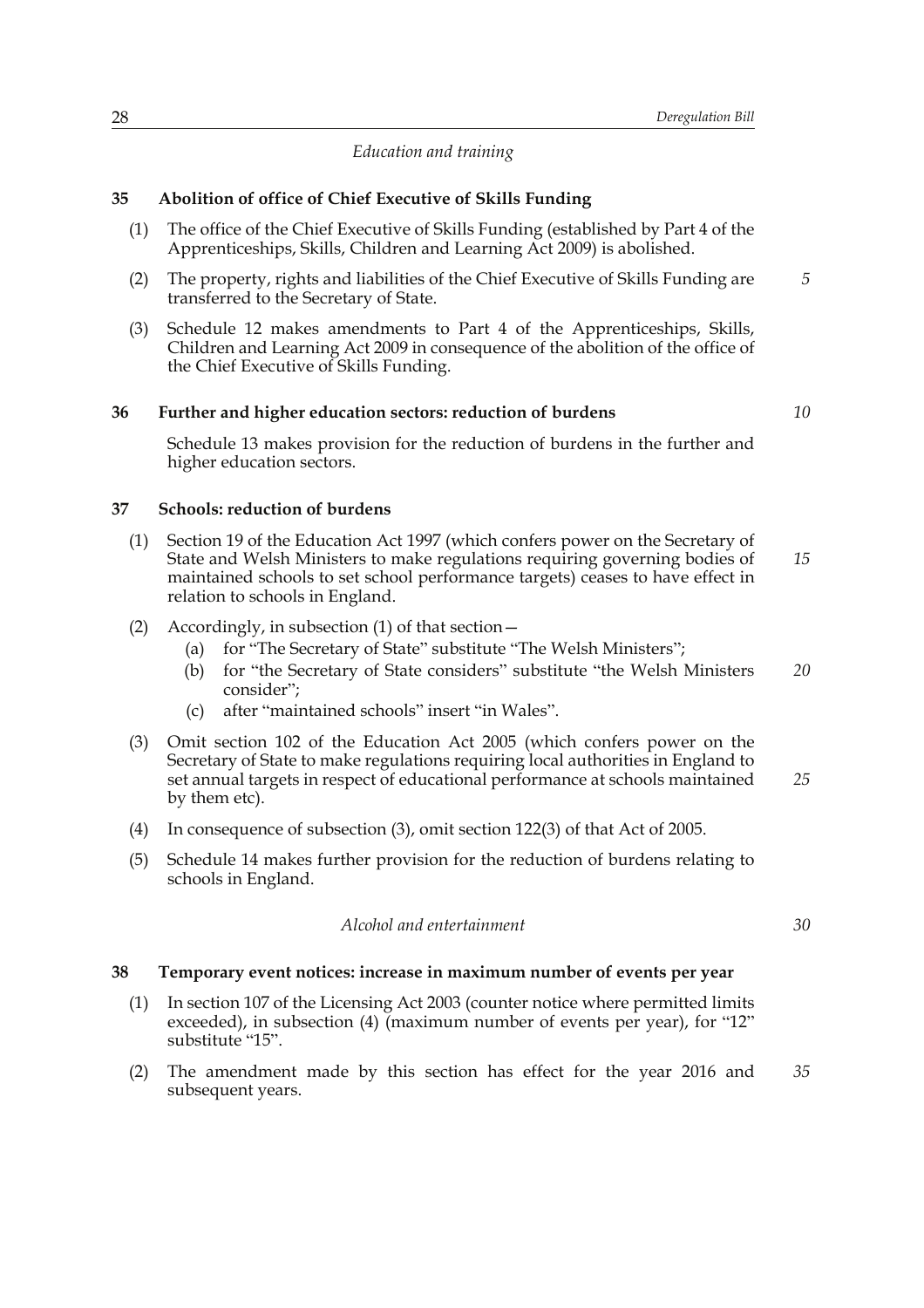*Education and training*

### 35 Abolition of office of Chief Executive of Skills Funding

(1) The office of the Chief Executive of Skills Funding (established by Part 4 of the Apprenticeships, Skills, Children and Learning Act 2009) is abolished.

(2) The property, rights and liabilities of the Chief Executive of Skills Funding are transferred to the Secretary of State.

(3) Schedule 12 makes amendments to Part 4 of the Apprenticeships, Skills, Children and Learning Act 2009 in consequence of the abolition of the office of the Chief Executive of Skills Funding.

### 36 Further and higher education sectors: reduction of burdens

Schedule 13 makes provision for the reduction of burdens in the further and higher education sectors.

### 37 Schools: reduction of burdens

(1) Section 19 of the Education Act 1997 (which confers power on the Secretary of State and Welsh Ministers to make regulations requiring governing bodies of maintained schools to set school performance targets) ceases to have effect in relation to schools in England.

(2) Accordingly, in subsection (1) of that section—

(a) for "The Secretary of State" substitute "The Welsh Ministers";

(b) for "the Secretary of State considers" substitute "the Welsh Ministers consider";

(c) after "maintained schools" insert "in Wales".

(3) Omit section 102 of the Education Act 2005 (which confers power on the Secretary of State to make regulations requiring local authorities in England to set annual targets in respect of educational performance at schools maintained by them etc).

(4) In consequence of subsection (3), omit section 122(3) of that Act of 2005.

(5) Schedule 14 makes further provision for the reduction of burdens relating to schools in England.

*Alcohol and entertainment*

### 38 Temporary event notices: increase in maximum number of events per year

(1) In section 107 of the Licensing Act 2003 (counter notice where permitted limits exceeded), in subsection (4) (maximum number of events per year), for "12" substitute "15".

(2) The amendment made by this section has effect for the year 2016 and subsequent years.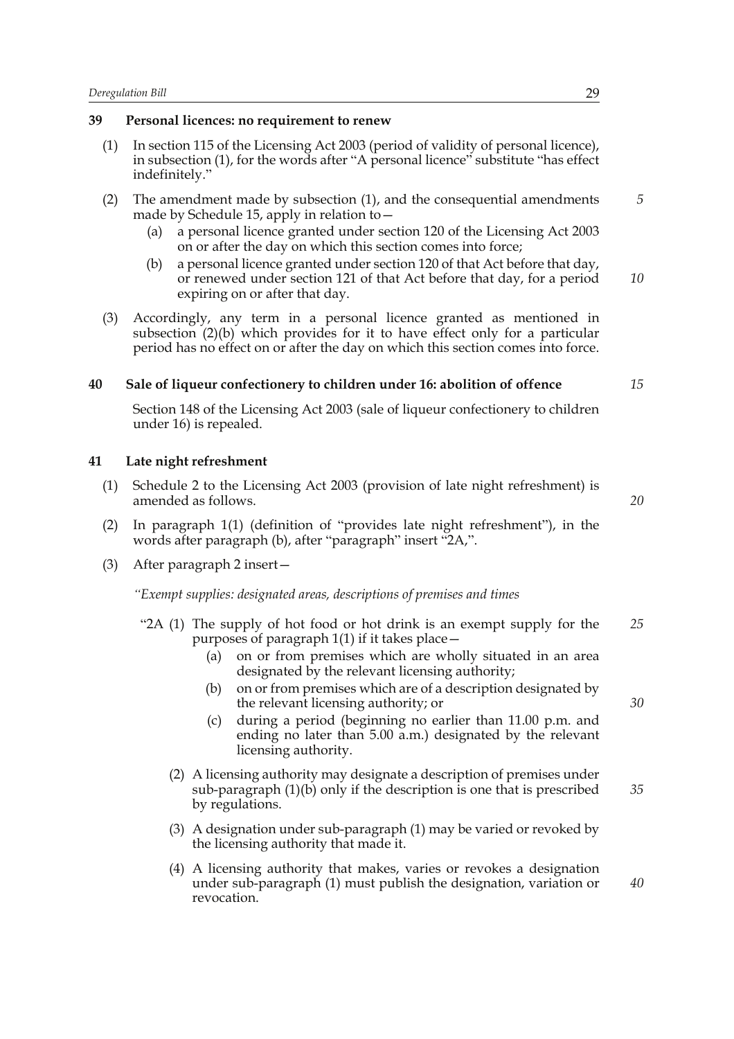### 39 Personal licences: no requirement to renew

(1) In section 115 of the Licensing Act 2003 (period of validity of personal licence), in subsection (1), for the words after "A personal licence" substitute "has effect indefinitely."

(2) The amendment made by subsection (1), and the consequential amendments made by Schedule 15, apply in relation to—

- (a) a personal licence granted under section 120 of the Licensing Act 2003 on or after the day on which this section comes into force;
- (b) a personal licence granted under section 120 of that Act before that day, or renewed under section 121 of that Act before that day, for a period expiring on or after that day.

(3) Accordingly, any term in a personal licence granted as mentioned in subsection (2)(b) which provides for it to have effect only for a particular period has no effect on or after the day on which this section comes into force.

### 40 Sale of liqueur confectionery to children under 16: abolition of offence

Section 148 of the Licensing Act 2003 (sale of liqueur confectionery to children under 16) is repealed.

### 41 Late night refreshment

(1) Schedule 2 to the Licensing Act 2003 (provision of late night refreshment) is amended as follows.

(2) In paragraph 1(1) (definition of "provides late night refreshment"), in the words after paragraph (b), after "paragraph" insert "2A,".

(3) After paragraph 2 insert—

*"Exempt supplies: designated areas, descriptions of premises and times*

"2A (1) The supply of hot food or hot drink is an exempt supply for the purposes of paragraph 1(1) if it takes place—

- (a) on or from premises which are wholly situated in an area designated by the relevant licensing authority;
- (b) on or from premises which are of a description designated by the relevant licensing authority; or
- (c) during a period (beginning no earlier than 11.00 p.m. and ending no later than 5.00 a.m.) designated by the relevant licensing authority.

(2) A licensing authority may designate a description of premises under sub-paragraph (1)(b) only if the description is one that is prescribed by regulations.

(3) A designation under sub-paragraph (1) may be varied or revoked by the licensing authority that made it.

(4) A licensing authority that makes, varies or revokes a designation under sub-paragraph (1) must publish the designation, variation or revocation.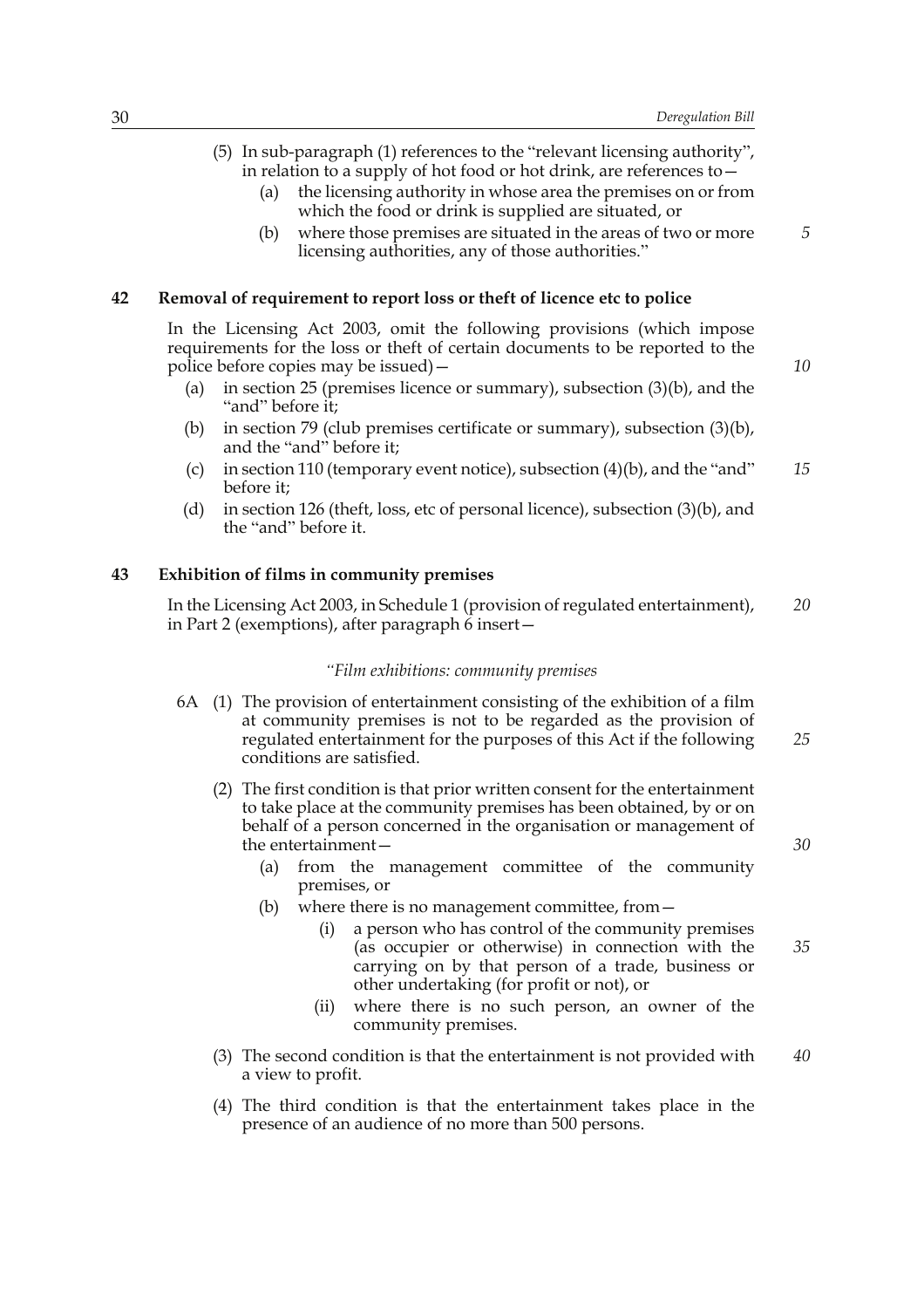(5) In sub-paragraph (1) references to the "relevant licensing authority", in relation to a supply of hot food or hot drink, are references to—

(a) the licensing authority in whose area the premises on or from which the food or drink is supplied are situated, or

(b) where those premises are situated in the areas of two or more licensing authorities, any of those authorities."

### 42 Removal of requirement to report loss or theft of licence etc to police

In the Licensing Act 2003, omit the following provisions (which impose requirements for the loss or theft of certain documents to be reported to the police before copies may be issued)—

(a) in section 25 (premises licence or summary), subsection (3)(b), and the "and" before it;

(b) in section 79 (club premises certificate or summary), subsection (3)(b), and the "and" before it;

(c) in section 110 (temporary event notice), subsection (4)(b), and the "and" before it;

(d) in section 126 (theft, loss, etc of personal licence), subsection (3)(b), and the "and" before it.

### 43 Exhibition of films in community premises

In the Licensing Act 2003, in Schedule 1 (provision of regulated entertainment), in Part 2 (exemptions), after paragraph 6 insert—

*"Film exhibitions: community premises*

6A (1) The provision of entertainment consisting of the exhibition of a film at community premises is not to be regarded as the provision of regulated entertainment for the purposes of this Act if the following conditions are satisfied.

(2) The first condition is that prior written consent for the entertainment to take place at the community premises has been obtained, by or on behalf of a person concerned in the organisation or management of the entertainment—

(a) from the management committee of the community premises, or

(b) where there is no management committee, from—

(i) a person who has control of the community premises (as occupier or otherwise) in connection with the carrying on by that person of a trade, business or other undertaking (for profit or not), or

(ii) where there is no such person, an owner of the community premises.

(3) The second condition is that the entertainment is not provided with a view to profit.

(4) The third condition is that the entertainment takes place in the presence of an audience of no more than 500 persons.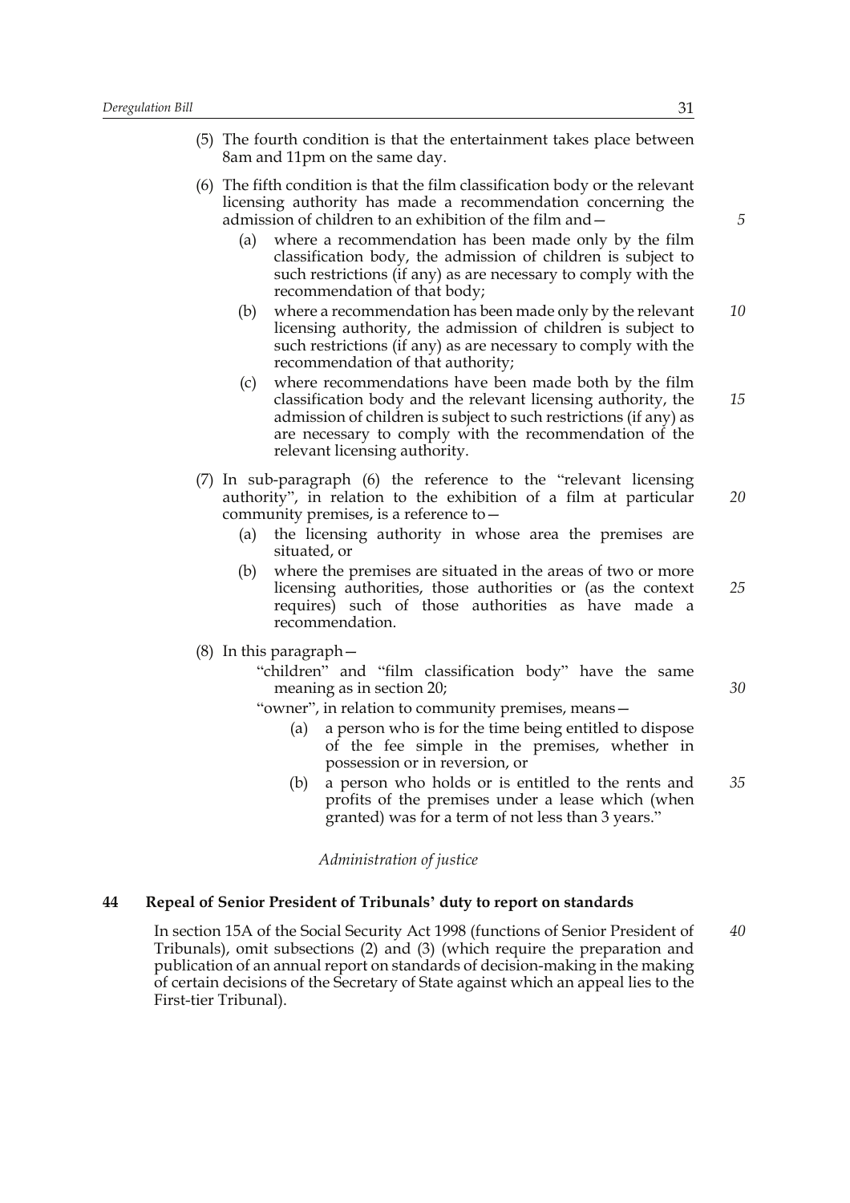(5) The fourth condition is that the entertainment takes place between 8am and 11pm on the same day.

(6) The fifth condition is that the film classification body or the relevant licensing authority has made a recommendation concerning the admission of children to an exhibition of the film and—

- (a) where a recommendation has been made only by the film classification body, the admission of children is subject to such restrictions (if any) as are necessary to comply with the recommendation of that body;
- (b) where a recommendation has been made only by the relevant licensing authority, the admission of children is subject to such restrictions (if any) as are necessary to comply with the recommendation of that authority;
- (c) where recommendations have been made both by the film classification body and the relevant licensing authority, the admission of children is subject to such restrictions (if any) as are necessary to comply with the recommendation of the relevant licensing authority.

(7) In sub-paragraph (6) the reference to the "relevant licensing authority", in relation to the exhibition of a film at particular community premises, is a reference to—

- (a) the licensing authority in whose area the premises are situated, or
- (b) where the premises are situated in the areas of two or more licensing authorities, those authorities or (as the context requires) such of those authorities as have made a recommendation.

(8) In this paragraph—

"children" and "film classification body" have the same meaning as in section 20;

"owner", in relation to community premises, means—

- (a) a person who is for the time being entitled to dispose of the fee simple in the premises, whether in possession or in reversion, or
- (b) a person who holds or is entitled to the rents and profits of the premises under a lease which (when granted) was for a term of not less than 3 years."

*Administration of justice*

### 44 Repeal of Senior President of Tribunals' duty to report on standards

In section 15A of the Social Security Act 1998 (functions of Senior President of Tribunals), omit subsections (2) and (3) (which require the preparation and publication of an annual report on standards of decision-making in the making of certain decisions of the Secretary of State against which an appeal lies to the First-tier Tribunal).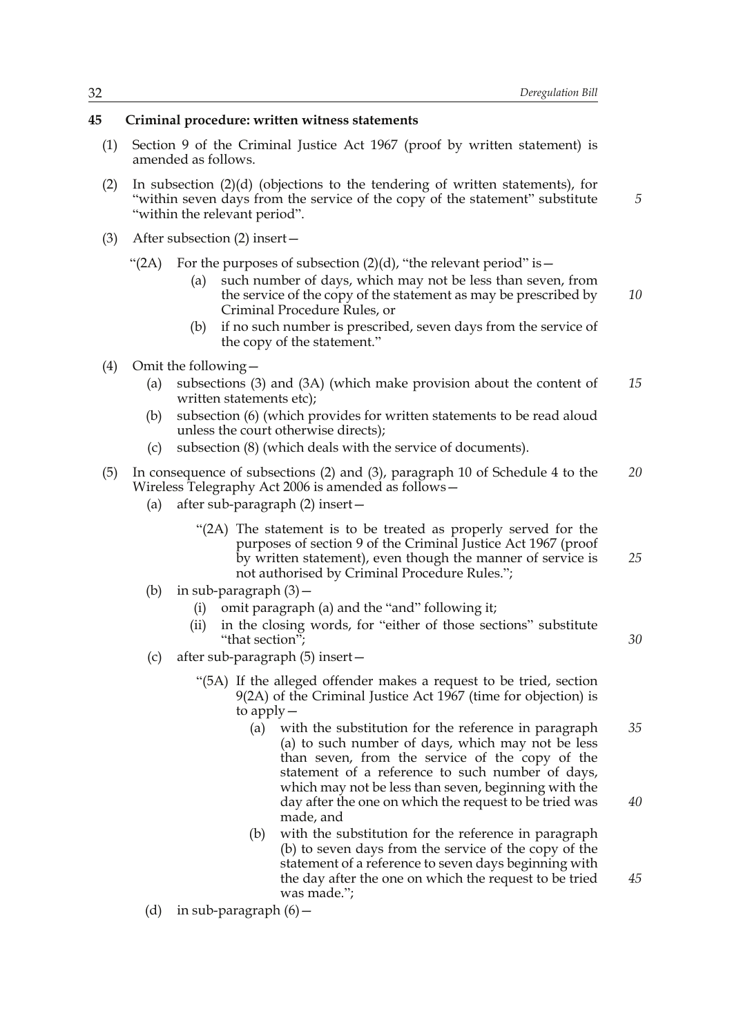**45 Criminal procedure: written witness statements**

(1) Section 9 of the Criminal Justice Act 1967 (proof by written statement) is amended as follows.

(2) In subsection (2)(d) (objections to the tendering of written statements), for "within seven days from the service of the copy of the statement" substitute "within the relevant period".

(3) After subsection (2) insert—

"(2A) For the purposes of subsection (2)(d), "the relevant period" is—

(a) such number of days, which may not be less than seven, from the service of the copy of the statement as may be prescribed by Criminal Procedure Rules, or

(b) if no such number is prescribed, seven days from the service of the copy of the statement."

(4) Omit the following—

(a) subsections (3) and (3A) (which make provision about the content of written statements etc);

(b) subsection (6) (which provides for written statements to be read aloud unless the court otherwise directs);

(c) subsection (8) (which deals with the service of documents).

(5) In consequence of subsections (2) and (3), paragraph 10 of Schedule 4 to the Wireless Telegraphy Act 2006 is amended as follows—

(a) after sub-paragraph (2) insert—

"(2A) The statement is to be treated as properly served for the purposes of section 9 of the Criminal Justice Act 1967 (proof by written statement), even though the manner of service is not authorised by Criminal Procedure Rules.";

(b) in sub-paragraph (3)—

(i) omit paragraph (a) and the "and" following it;

(ii) in the closing words, for "either of those sections" substitute "that section";

(c) after sub-paragraph (5) insert—

"(5A) If the alleged offender makes a request to be tried, section 9(2A) of the Criminal Justice Act 1967 (time for objection) is to apply—

(a) with the substitution for the reference in paragraph (a) to such number of days, which may not be less than seven, from the service of the copy of the statement of a reference to such number of days, which may not be less than seven, beginning with the day after the one on which the request to be tried was made, and

(b) with the substitution for the reference in paragraph (b) to seven days from the service of the copy of the statement of a reference to seven days beginning with the day after the one on which the request to be tried was made.";

(d) in sub-paragraph (6)—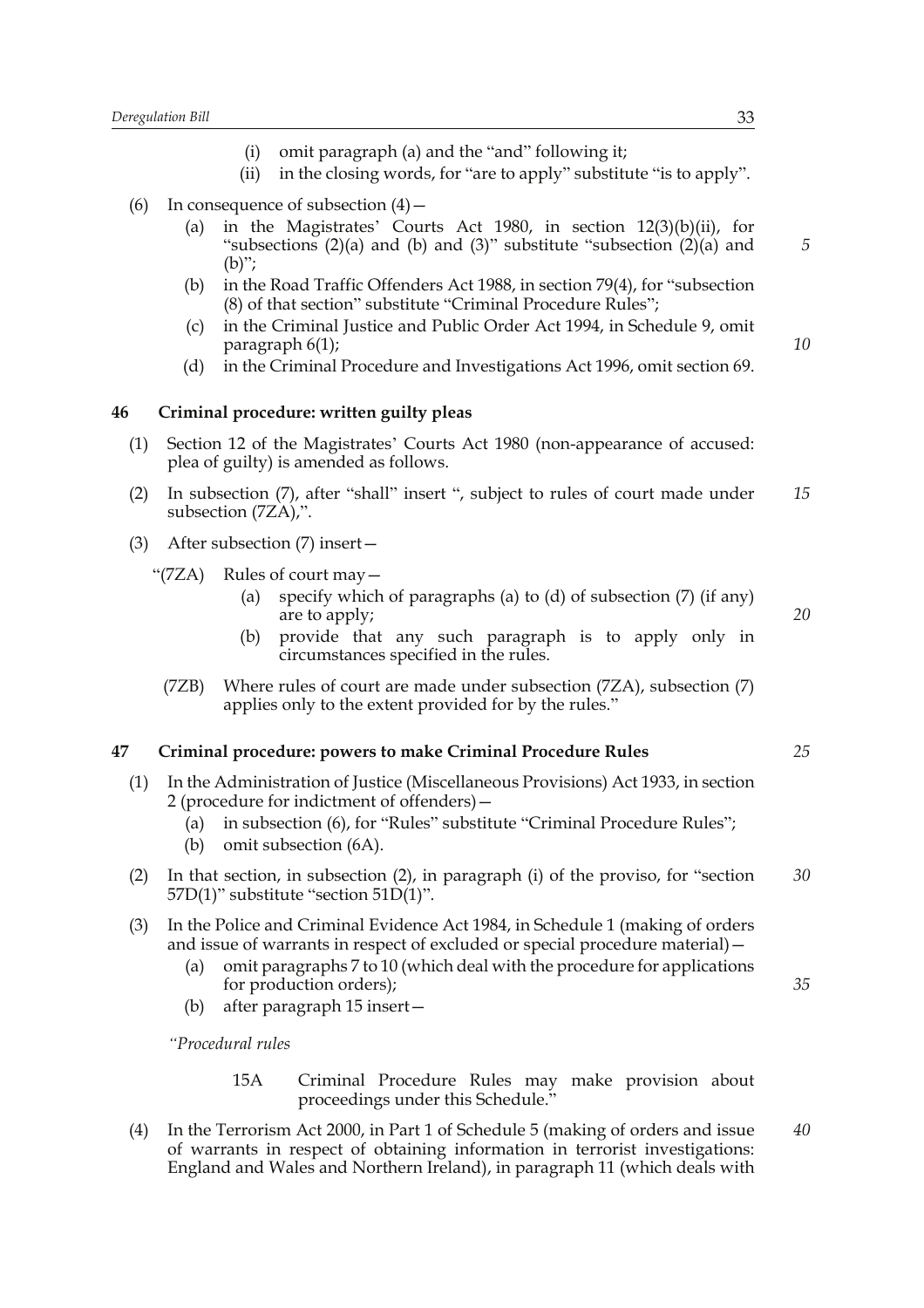(i) omit paragraph (a) and the "and" following it;

(ii) in the closing words, for "are to apply" substitute "is to apply".

(6) In consequence of subsection (4)—

(a) in the Magistrates' Courts Act 1980, in section 12(3)(b)(ii), for "subsections (2)(a) and (b) and (3)" substitute "subsection (2)(a) and (b)";

(b) in the Road Traffic Offenders Act 1988, in section 79(4), for "subsection (8) of that section" substitute "Criminal Procedure Rules";

(c) in the Criminal Justice and Public Order Act 1994, in Schedule 9, omit paragraph 6(1);

(d) in the Criminal Procedure and Investigations Act 1996, omit section 69.

## 46 Criminal procedure: written guilty pleas

(1) Section 12 of the Magistrates' Courts Act 1980 (non-appearance of accused: plea of guilty) is amended as follows.

(2) In subsection (7), after "shall" insert ", subject to rules of court made under subsection (7ZA),".

(3) After subsection (7) insert—

"(7ZA) Rules of court may—

(a) specify which of paragraphs (a) to (d) of subsection (7) (if any) are to apply;

(b) provide that any such paragraph is to apply only in circumstances specified in the rules.

(7ZB) Where rules of court are made under subsection (7ZA), subsection (7) applies only to the extent provided for by the rules."

## 47 Criminal procedure: powers to make Criminal Procedure Rules

(1) In the Administration of Justice (Miscellaneous Provisions) Act 1933, in section 2 (procedure for indictment of offenders)—

(a) in subsection (6), for "Rules" substitute "Criminal Procedure Rules";

(b) omit subsection (6A).

(2) In that section, in subsection (2), in paragraph (i) of the proviso, for "section 57D(1)" substitute "section 51D(1)".

(3) In the Police and Criminal Evidence Act 1984, in Schedule 1 (making of orders and issue of warrants in respect of excluded or special procedure material)—

(a) omit paragraphs 7 to 10 (which deal with the procedure for applications for production orders);

(b) after paragraph 15 insert—

*"Procedural rules*

15A Criminal Procedure Rules may make provision about proceedings under this Schedule."

(4) In the Terrorism Act 2000, in Part 1 of Schedule 5 (making of orders and issue of warrants in respect of obtaining information in terrorist investigations: England and Wales and Northern Ireland), in paragraph 11 (which deals with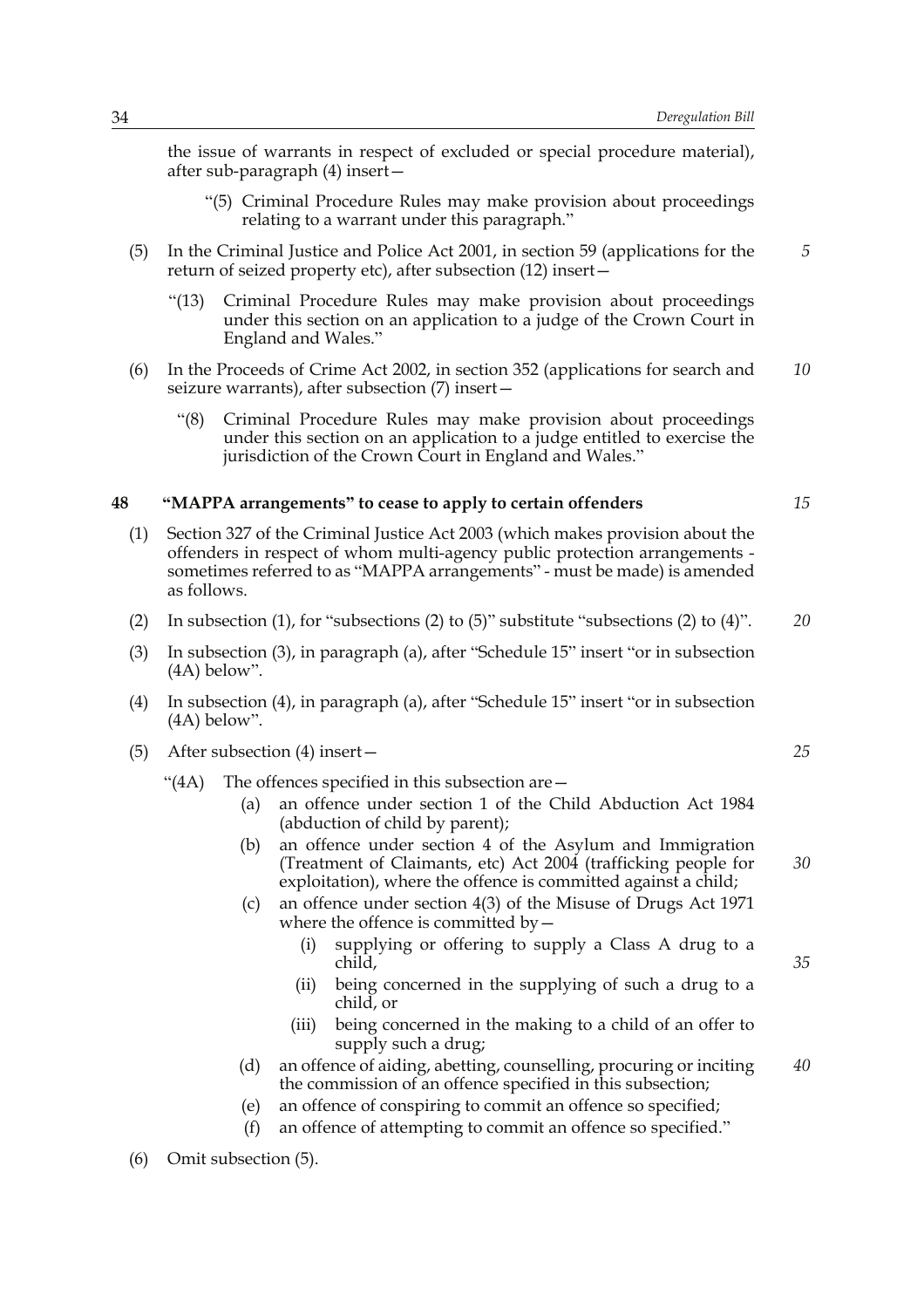the issue of warrants in respect of excluded or special procedure material), after sub-paragraph (4) insert—

"(5) Criminal Procedure Rules may make provision about proceedings relating to a warrant under this paragraph."

(5) In the Criminal Justice and Police Act 2001, in section 59 (applications for the return of seized property etc), after subsection (12) insert—

"(13) Criminal Procedure Rules may make provision about proceedings under this section on an application to a judge of the Crown Court in England and Wales."

(6) In the Proceeds of Crime Act 2002, in section 352 (applications for search and seizure warrants), after subsection (7) insert—

"(8) Criminal Procedure Rules may make provision about proceedings under this section on an application to a judge entitled to exercise the jurisdiction of the Crown Court in England and Wales."

**48 "MAPPA arrangements" to cease to apply to certain offenders**

(1) Section 327 of the Criminal Justice Act 2003 (which makes provision about the offenders in respect of whom multi-agency public protection arrangements - sometimes referred to as "MAPPA arrangements" - must be made) is amended as follows.

(2) In subsection (1), for "subsections (2) to (5)" substitute "subsections (2) to (4)".

(3) In subsection (3), in paragraph (a), after "Schedule 15" insert "or in subsection (4A) below".

(4) In subsection (4), in paragraph (a), after "Schedule 15" insert "or in subsection (4A) below".

(5) After subsection (4) insert—

"(4A) The offences specified in this subsection are—

(a) an offence under section 1 of the Child Abduction Act 1984 (abduction of child by parent);

(b) an offence under section 4 of the Asylum and Immigration (Treatment of Claimants, etc) Act 2004 (trafficking people for exploitation), where the offence is committed against a child;

(c) an offence under section 4(3) of the Misuse of Drugs Act 1971 where the offence is committed by—

(i) supplying or offering to supply a Class A drug to a child,

(ii) being concerned in the supplying of such a drug to a child, or

(iii) being concerned in the making to a child of an offer to supply such a drug;

(d) an offence of aiding, abetting, counselling, procuring or inciting the commission of an offence specified in this subsection;

(e) an offence of conspiring to commit an offence so specified;

(f) an offence of attempting to commit an offence so specified."

(6) Omit subsection (5).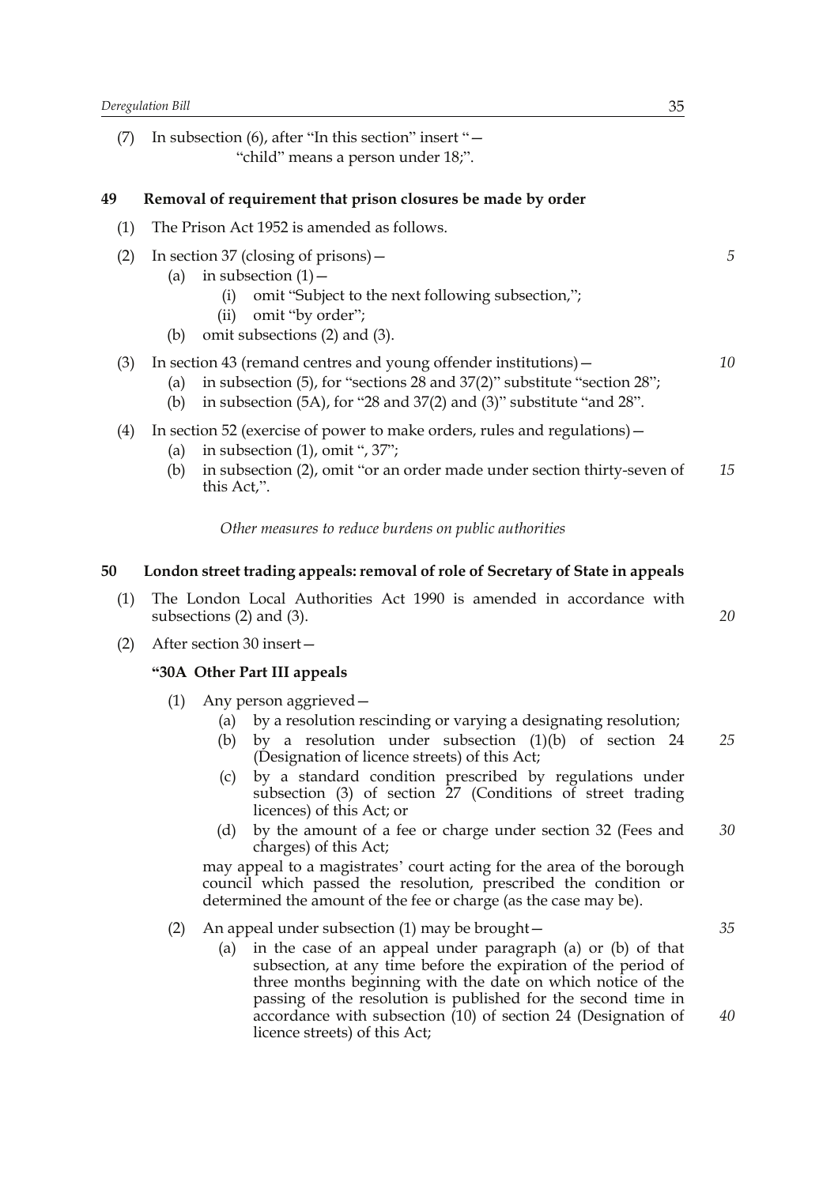(7) In subsection (6), after "In this section" insert "—
"child" means a person under 18;".

**49 Removal of requirement that prison closures be made by order**

(1) The Prison Act 1952 is amended as follows.

(2) In section 37 (closing of prisons)—

(a) in subsection (1)—

(i) omit "Subject to the next following subsection,";

(ii) omit "by order";

(b) omit subsections (2) and (3).

(3) In section 43 (remand centres and young offender institutions)—

(a) in subsection (5), for "sections 28 and 37(2)" substitute "section 28";

(b) in subsection (5A), for "28 and 37(2) and (3)" substitute "and 28".

(4) In section 52 (exercise of power to make orders, rules and regulations)—

(a) in subsection (1), omit ", 37";

(b) in subsection (2), omit "or an order made under section thirty-seven of this Act,".

*Other measures to reduce burdens on public authorities*

**50 London street trading appeals: removal of role of Secretary of State in appeals**

(1) The London Local Authorities Act 1990 is amended in accordance with subsections (2) and (3).

(2) After section 30 insert—

**"30A Other Part III appeals**

(1) Any person aggrieved—

(a) by a resolution rescinding or varying a designating resolution;

(b) by a resolution under subsection (1)(b) of section 24 (Designation of licence streets) of this Act;

(c) by a standard condition prescribed by regulations under subsection (3) of section 27 (Conditions of street trading licences) of this Act; or

(d) by the amount of a fee or charge under section 32 (Fees and charges) of this Act;

may appeal to a magistrates' court acting for the area of the borough council which passed the resolution, prescribed the condition or determined the amount of the fee or charge (as the case may be).

(2) An appeal under subsection (1) may be brought—

(a) in the case of an appeal under paragraph (a) or (b) of that subsection, at any time before the expiration of the period of three months beginning with the date on which notice of the passing of the resolution is published for the second time in accordance with subsection (10) of section 24 (Designation of licence streets) of this Act;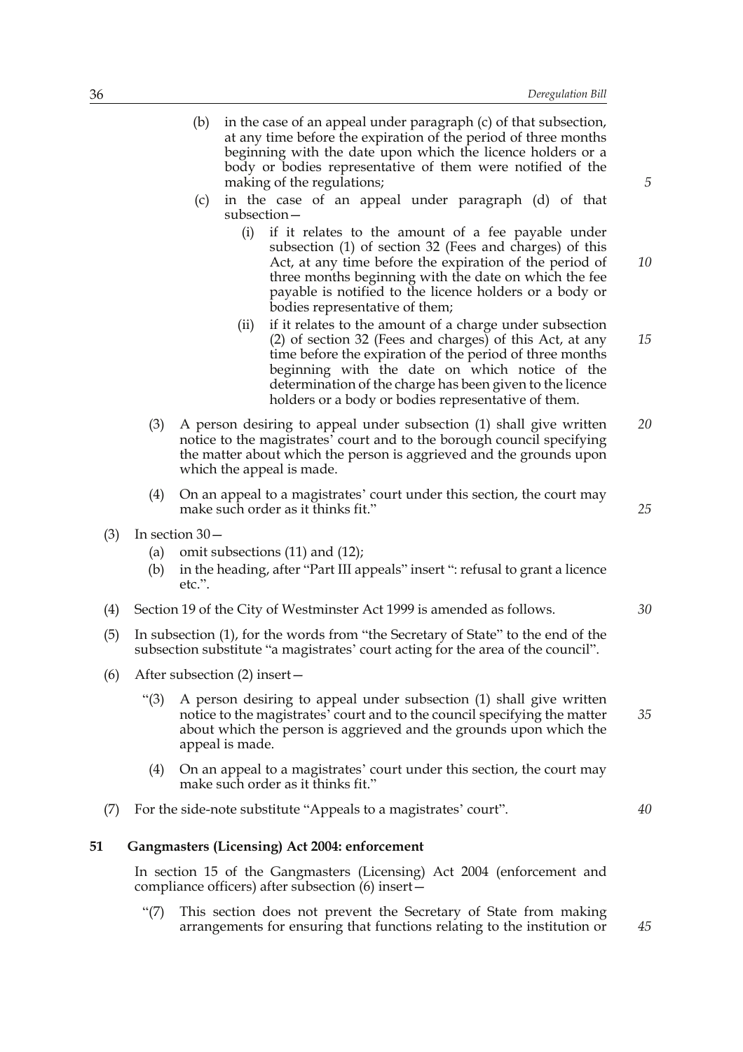(b) in the case of an appeal under paragraph (c) of that subsection, at any time before the expiration of the period of three months beginning with the date upon which the licence holders or a body or bodies representative of them were notified of the making of the regulations;

(c) in the case of an appeal under paragraph (d) of that subsection—

(i) if it relates to the amount of a fee payable under subsection (1) of section 32 (Fees and charges) of this Act, at any time before the expiration of the period of three months beginning with the date on which the fee payable is notified to the licence holders or a body or bodies representative of them;

(ii) if it relates to the amount of a charge under subsection (2) of section 32 (Fees and charges) of this Act, at any time before the expiration of the period of three months beginning with the date on which notice of the determination of the charge has been given to the licence holders or a body or bodies representative of them.

(3) A person desiring to appeal under subsection (1) shall give written notice to the magistrates' court and to the borough council specifying the matter about which the person is aggrieved and the grounds upon which the appeal is made.

(4) On an appeal to a magistrates' court under this section, the court may make such order as it thinks fit."

(3) In section 30—

(a) omit subsections (11) and (12);

(b) in the heading, after "Part III appeals" insert ": refusal to grant a licence etc.".

(4) Section 19 of the City of Westminster Act 1999 is amended as follows.

(5) In subsection (1), for the words from "the Secretary of State" to the end of the subsection substitute "a magistrates' court acting for the area of the council".

(6) After subsection (2) insert—

"(3) A person desiring to appeal under subsection (1) shall give written notice to the magistrates' court and to the council specifying the matter about which the person is aggrieved and the grounds upon which the appeal is made.

(4) On an appeal to a magistrates' court under this section, the court may make such order as it thinks fit."

(7) For the side-note substitute "Appeals to a magistrates' court".

**51 Gangmasters (Licensing) Act 2004: enforcement**

In section 15 of the Gangmasters (Licensing) Act 2004 (enforcement and compliance officers) after subsection (6) insert—

"(7) This section does not prevent the Secretary of State from making arrangements for ensuring that functions relating to the institution or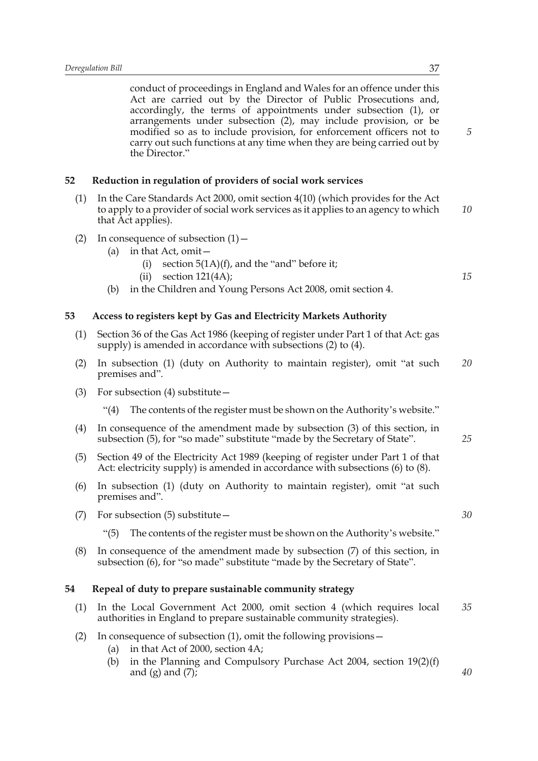conduct of proceedings in England and Wales for an offence under this Act are carried out by the Director of Public Prosecutions and, accordingly, the terms of appointments under subsection (1), or arrangements under subsection (2), may include provision, or be modified so as to include provision, for enforcement officers not to carry out such functions at any time when they are being carried out by the Director."

## 52 Reduction in regulation of providers of social work services

(1) In the Care Standards Act 2000, omit section 4(10) (which provides for the Act to apply to a provider of social work services as it applies to an agency to which that Act applies).

(2) In consequence of subsection (1)—

- (a) in that Act, omit—
  - (i) section 5(1A)(f), and the "and" before it;
  - (ii) section 121(4A);
- (b) in the Children and Young Persons Act 2008, omit section 4.

## 53 Access to registers kept by Gas and Electricity Markets Authority

(1) Section 36 of the Gas Act 1986 (keeping of register under Part 1 of that Act: gas supply) is amended in accordance with subsections (2) to (4).

(2) In subsection (1) (duty on Authority to maintain register), omit "at such premises and".

(3) For subsection (4) substitute—

"(4) The contents of the register must be shown on the Authority's website."

(4) In consequence of the amendment made by subsection (3) of this section, in subsection (5), for "so made" substitute "made by the Secretary of State".

(5) Section 49 of the Electricity Act 1989 (keeping of register under Part 1 of that Act: electricity supply) is amended in accordance with subsections (6) to (8).

(6) In subsection (1) (duty on Authority to maintain register), omit "at such premises and".

(7) For subsection (5) substitute—

"(5) The contents of the register must be shown on the Authority's website."

(8) In consequence of the amendment made by subsection (7) of this section, in subsection (6), for "so made" substitute "made by the Secretary of State".

## 54 Repeal of duty to prepare sustainable community strategy

(1) In the Local Government Act 2000, omit section 4 (which requires local authorities in England to prepare sustainable community strategies).

(2) In consequence of subsection (1), omit the following provisions—

- (a) in that Act of 2000, section 4A;
- (b) in the Planning and Compulsory Purchase Act 2004, section 19(2)(f) and (g) and (7);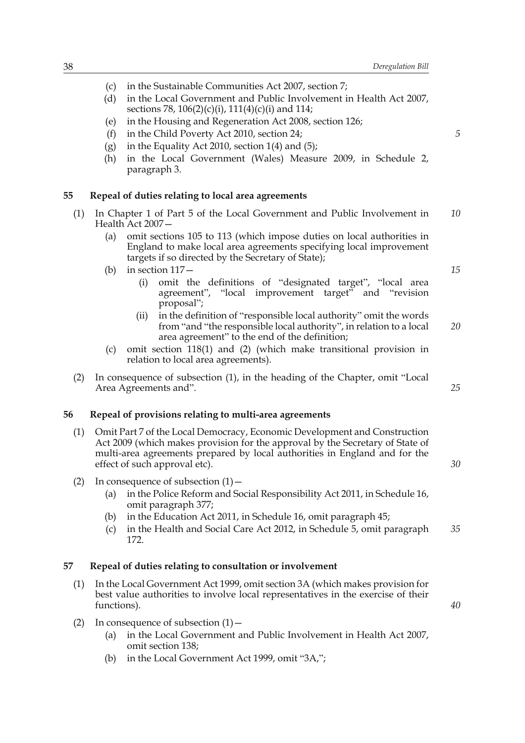(c) in the Sustainable Communities Act 2007, section 7;

(d) in the Local Government and Public Involvement in Health Act 2007, sections 78, 106(2)(c)(i), 111(4)(c)(i) and 114;

(e) in the Housing and Regeneration Act 2008, section 126;

(f) in the Child Poverty Act 2010, section 24;

(g) in the Equality Act 2010, section 1(4) and (5);

(h) in the Local Government (Wales) Measure 2009, in Schedule 2, paragraph 3.

## 55 Repeal of duties relating to local area agreements

(1) In Chapter 1 of Part 5 of the Local Government and Public Involvement in Health Act 2007—

(a) omit sections 105 to 113 (which impose duties on local authorities in England to make local area agreements specifying local improvement targets if so directed by the Secretary of State);

(b) in section 117—

(i) omit the definitions of "designated target", "local area agreement", "local improvement target" and "revision proposal";

(ii) in the definition of "responsible local authority" omit the words from "and "the responsible local authority", in relation to a local area agreement" to the end of the definition;

(c) omit section 118(1) and (2) (which make transitional provision in relation to local area agreements).

(2) In consequence of subsection (1), in the heading of the Chapter, omit "Local Area Agreements and".

## 56 Repeal of provisions relating to multi-area agreements

(1) Omit Part 7 of the Local Democracy, Economic Development and Construction Act 2009 (which makes provision for the approval by the Secretary of State of multi-area agreements prepared by local authorities in England and for the effect of such approval etc).

(2) In consequence of subsection (1)—

(a) in the Police Reform and Social Responsibility Act 2011, in Schedule 16, omit paragraph 377;

(b) in the Education Act 2011, in Schedule 16, omit paragraph 45;

(c) in the Health and Social Care Act 2012, in Schedule 5, omit paragraph 172.

## 57 Repeal of duties relating to consultation or involvement

(1) In the Local Government Act 1999, omit section 3A (which makes provision for best value authorities to involve local representatives in the exercise of their functions).

(2) In consequence of subsection (1)—

(a) in the Local Government and Public Involvement in Health Act 2007, omit section 138;

(b) in the Local Government Act 1999, omit "3A,";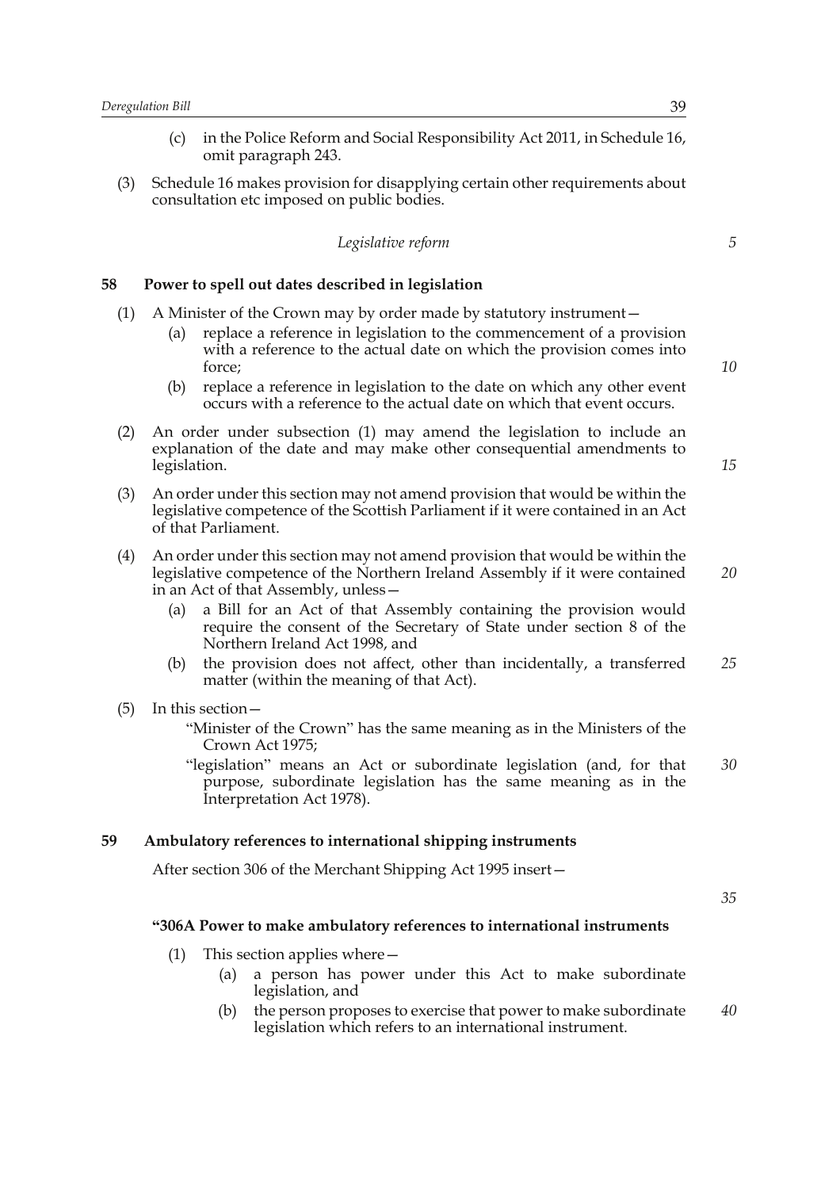(c) in the Police Reform and Social Responsibility Act 2011, in Schedule 16, omit paragraph 243.

(3) Schedule 16 makes provision for disapplying certain other requirements about consultation etc imposed on public bodies.

*Legislative reform*

## 58 Power to spell out dates described in legislation

(1) A Minister of the Crown may by order made by statutory instrument—

(a) replace a reference in legislation to the commencement of a provision with a reference to the actual date on which the provision comes into force;

(b) replace a reference in legislation to the date on which any other event occurs with a reference to the actual date on which that event occurs.

(2) An order under subsection (1) may amend the legislation to include an explanation of the date and may make other consequential amendments to legislation.

(3) An order under this section may not amend provision that would be within the legislative competence of the Scottish Parliament if it were contained in an Act of that Parliament.

(4) An order under this section may not amend provision that would be within the legislative competence of the Northern Ireland Assembly if it were contained in an Act of that Assembly, unless—

(a) a Bill for an Act of that Assembly containing the provision would require the consent of the Secretary of State under section 8 of the Northern Ireland Act 1998, and

(b) the provision does not affect, other than incidentally, a transferred matter (within the meaning of that Act).

(5) In this section—

"Minister of the Crown" has the same meaning as in the Ministers of the Crown Act 1975;

"legislation" means an Act or subordinate legislation (and, for that purpose, subordinate legislation has the same meaning as in the Interpretation Act 1978).

## 59 Ambulatory references to international shipping instruments

After section 306 of the Merchant Shipping Act 1995 insert—

**"306A Power to make ambulatory references to international instruments**

(1) This section applies where—

(a) a person has power under this Act to make subordinate legislation, and

(b) the person proposes to exercise that power to make subordinate legislation which refers to an international instrument.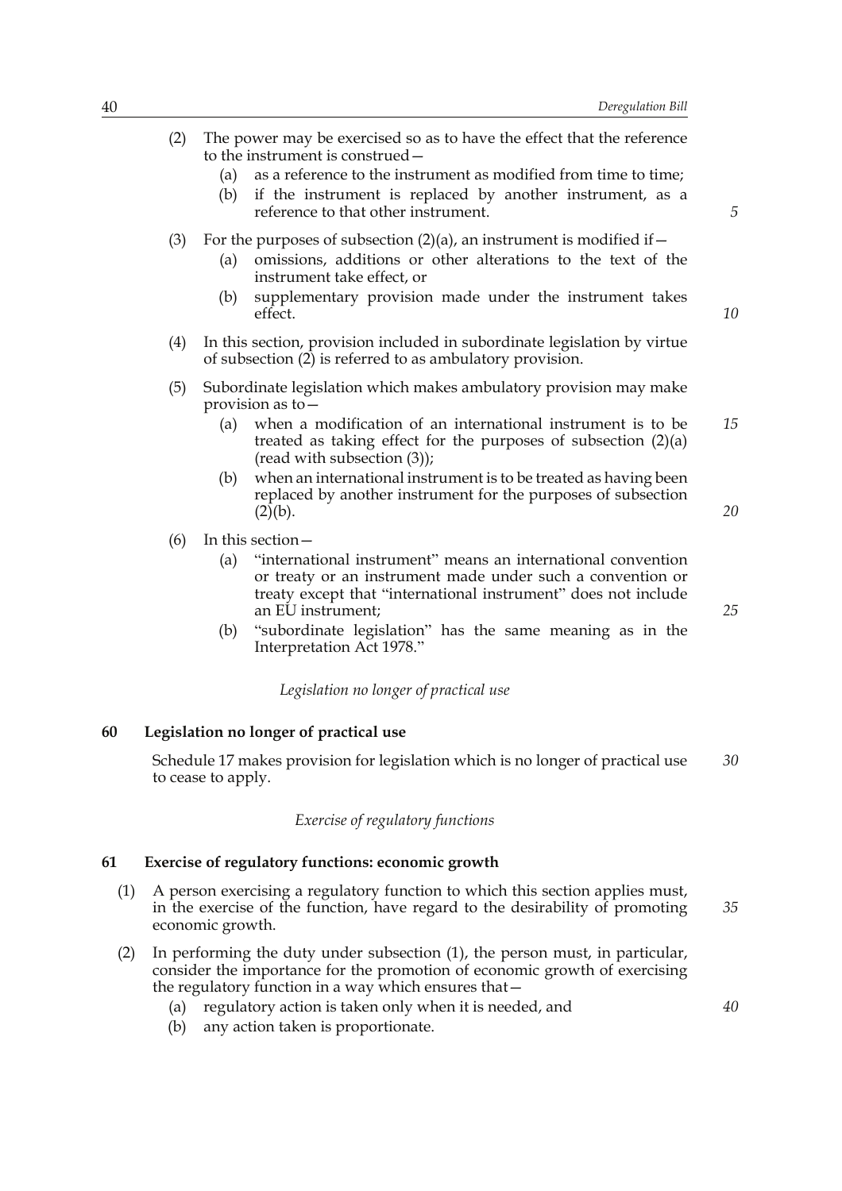(2) The power may be exercised so as to have the effect that the reference to the instrument is construed—

   (a) as a reference to the instrument as modified from time to time;

   (b) if the instrument is replaced by another instrument, as a reference to that other instrument.

(3) For the purposes of subsection (2)(a), an instrument is modified if—

   (a) omissions, additions or other alterations to the text of the instrument take effect, or

   (b) supplementary provision made under the instrument takes effect.

(4) In this section, provision included in subordinate legislation by virtue of subsection (2) is referred to as ambulatory provision.

(5) Subordinate legislation which makes ambulatory provision may make provision as to—

   (a) when a modification of an international instrument is to be treated as taking effect for the purposes of subsection (2)(a) (read with subsection (3));

   (b) when an international instrument is to be treated as having been replaced by another instrument for the purposes of subsection (2)(b).

(6) In this section—

   (a) "international instrument" means an international convention or treaty or an instrument made under such a convention or treaty except that "international instrument" does not include an EU instrument;

   (b) "subordinate legislation" has the same meaning as in the Interpretation Act 1978."

*Legislation no longer of practical use*

### 60 Legislation no longer of practical use

Schedule 17 makes provision for legislation which is no longer of practical use to cease to apply.

*Exercise of regulatory functions*

### 61 Exercise of regulatory functions: economic growth

(1) A person exercising a regulatory function to which this section applies must, in the exercise of the function, have regard to the desirability of promoting economic growth.

(2) In performing the duty under subsection (1), the person must, in particular, consider the importance for the promotion of economic growth of exercising the regulatory function in a way which ensures that—

   (a) regulatory action is taken only when it is needed, and

   (b) any action taken is proportionate.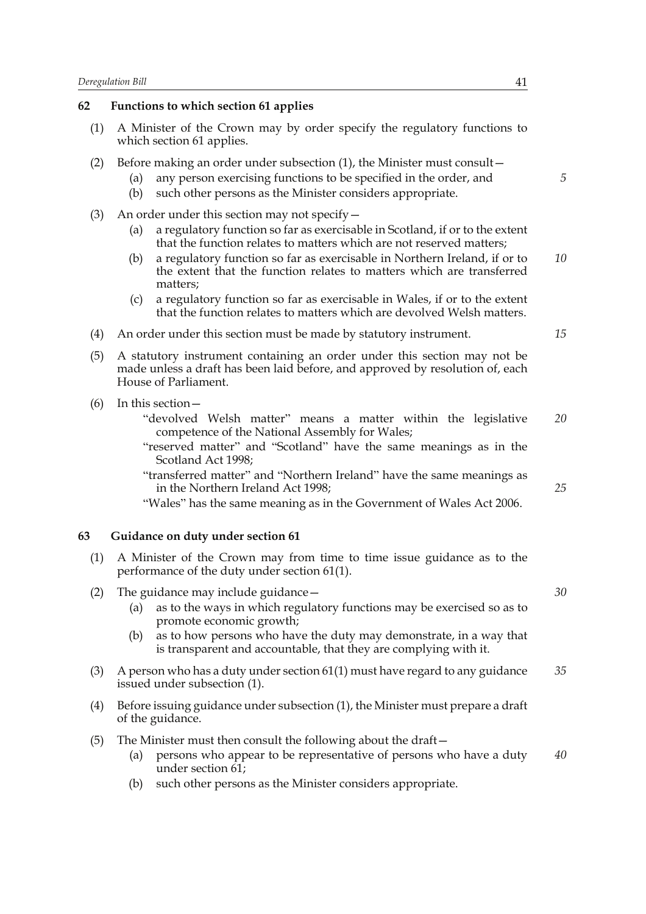## 62 Functions to which section 61 applies

(1) A Minister of the Crown may by order specify the regulatory functions to which section 61 applies.

(2) Before making an order under subsection (1), the Minister must consult—

- (a) any person exercising functions to be specified in the order, and
- (b) such other persons as the Minister considers appropriate.

(3) An order under this section may not specify—

- (a) a regulatory function so far as exercisable in Scotland, if or to the extent that the function relates to matters which are not reserved matters;
- (b) a regulatory function so far as exercisable in Northern Ireland, if or to the extent that the function relates to matters which are transferred matters;
- (c) a regulatory function so far as exercisable in Wales, if or to the extent that the function relates to matters which are devolved Welsh matters.

(4) An order under this section must be made by statutory instrument.

(5) A statutory instrument containing an order under this section may not be made unless a draft has been laid before, and approved by resolution of, each House of Parliament.

(6) In this section—

"devolved Welsh matter" means a matter within the legislative competence of the National Assembly for Wales;

"reserved matter" and "Scotland" have the same meanings as in the Scotland Act 1998;

"transferred matter" and "Northern Ireland" have the same meanings as in the Northern Ireland Act 1998;

"Wales" has the same meaning as in the Government of Wales Act 2006.

## 63 Guidance on duty under section 61

(1) A Minister of the Crown may from time to time issue guidance as to the performance of the duty under section 61(1).

(2) The guidance may include guidance—

- (a) as to the ways in which regulatory functions may be exercised so as to promote economic growth;
- (b) as to how persons who have the duty may demonstrate, in a way that is transparent and accountable, that they are complying with it.

(3) A person who has a duty under section 61(1) must have regard to any guidance issued under subsection (1).

(4) Before issuing guidance under subsection (1), the Minister must prepare a draft of the guidance.

(5) The Minister must then consult the following about the draft—

- (a) persons who appear to be representative of persons who have a duty under section 61;
- (b) such other persons as the Minister considers appropriate.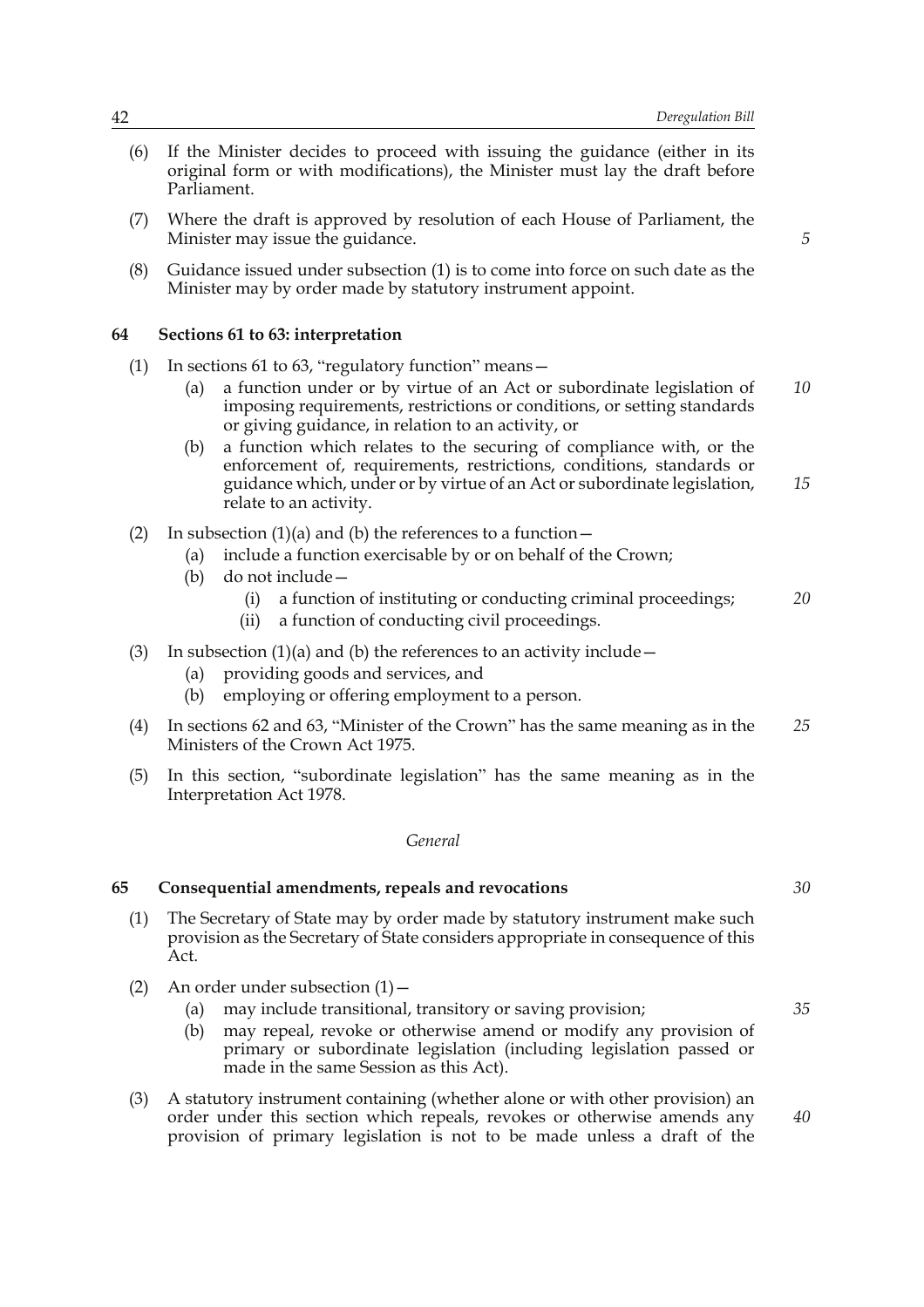(6) If the Minister decides to proceed with issuing the guidance (either in its original form or with modifications), the Minister must lay the draft before Parliament.

(7) Where the draft is approved by resolution of each House of Parliament, the Minister may issue the guidance.

(8) Guidance issued under subsection (1) is to come into force on such date as the Minister may by order made by statutory instrument appoint.

### 64 Sections 61 to 63: interpretation

(1) In sections 61 to 63, "regulatory function" means—

- (a) a function under or by virtue of an Act or subordinate legislation of imposing requirements, restrictions or conditions, or setting standards or giving guidance, in relation to an activity, or
- (b) a function which relates to the securing of compliance with, or the enforcement of, requirements, restrictions, conditions, standards or guidance which, under or by virtue of an Act or subordinate legislation, relate to an activity.

(2) In subsection (1)(a) and (b) the references to a function—

- (a) include a function exercisable by or on behalf of the Crown;
- (b) do not include—
  - (i) a function of instituting or conducting criminal proceedings;
  - (ii) a function of conducting civil proceedings.

(3) In subsection (1)(a) and (b) the references to an activity include—

- (a) providing goods and services, and
- (b) employing or offering employment to a person.

(4) In sections 62 and 63, "Minister of the Crown" has the same meaning as in the Ministers of the Crown Act 1975.

(5) In this section, "subordinate legislation" has the same meaning as in the Interpretation Act 1978.

*General*

### 65 Consequential amendments, repeals and revocations

(1) The Secretary of State may by order made by statutory instrument make such provision as the Secretary of State considers appropriate in consequence of this Act.

(2) An order under subsection (1)—

- (a) may include transitional, transitory or saving provision;
- (b) may repeal, revoke or otherwise amend or modify any provision of primary or subordinate legislation (including legislation passed or made in the same Session as this Act).

(3) A statutory instrument containing (whether alone or with other provision) an order under this section which repeals, revokes or otherwise amends any provision of primary legislation is not to be made unless a draft of the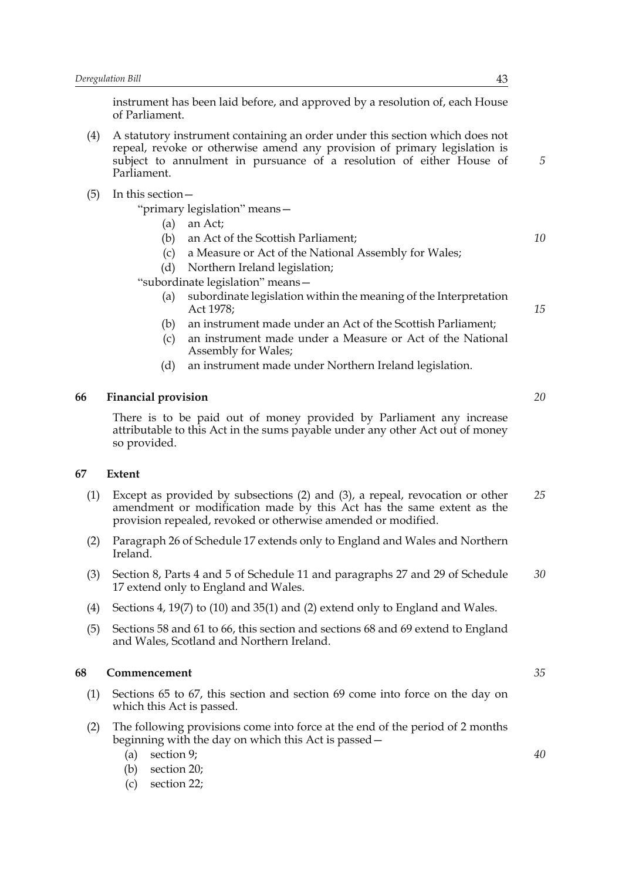instrument has been laid before, and approved by a resolution of, each House of Parliament.

(4) A statutory instrument containing an order under this section which does not repeal, revoke or otherwise amend any provision of primary legislation is subject to annulment in pursuance of a resolution of either House of Parliament.

(5) In this section—

"primary legislation" means—

(a) an Act;

(b) an Act of the Scottish Parliament;

(c) a Measure or Act of the National Assembly for Wales;

(d) Northern Ireland legislation;

"subordinate legislation" means—

(a) subordinate legislation within the meaning of the Interpretation Act 1978;

(b) an instrument made under an Act of the Scottish Parliament;

(c) an instrument made under a Measure or Act of the National Assembly for Wales;

(d) an instrument made under Northern Ireland legislation.

## 66 Financial provision

There is to be paid out of money provided by Parliament any increase attributable to this Act in the sums payable under any other Act out of money so provided.

## 67 Extent

(1) Except as provided by subsections (2) and (3), a repeal, revocation or other amendment or modification made by this Act has the same extent as the provision repealed, revoked or otherwise amended or modified.

(2) Paragraph 26 of Schedule 17 extends only to England and Wales and Northern Ireland.

(3) Section 8, Parts 4 and 5 of Schedule 11 and paragraphs 27 and 29 of Schedule 17 extend only to England and Wales.

(4) Sections 4, 19(7) to (10) and 35(1) and (2) extend only to England and Wales.

(5) Sections 58 and 61 to 66, this section and sections 68 and 69 extend to England and Wales, Scotland and Northern Ireland.

## 68 Commencement

(1) Sections 65 to 67, this section and section 69 come into force on the day on which this Act is passed.

(2) The following provisions come into force at the end of the period of 2 months beginning with the day on which this Act is passed—

(a) section 9;

(b) section 20;

(c) section 22;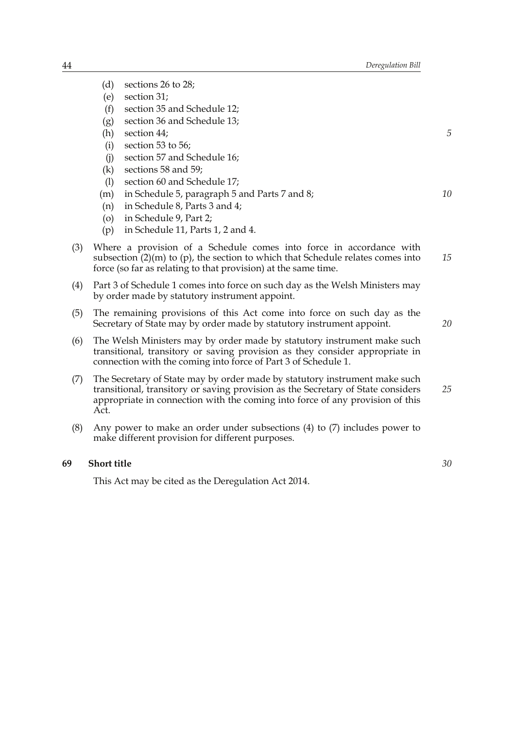(d) sections 26 to 28;
(e) section 31;
(f) section 35 and Schedule 12;
(g) section 36 and Schedule 13;
(h) section 44;
(i) section 53 to 56;
(j) section 57 and Schedule 16;
(k) sections 58 and 59;
(l) section 60 and Schedule 17;
(m) in Schedule 5, paragraph 5 and Parts 7 and 8;
(n) in Schedule 8, Parts 3 and 4;
(o) in Schedule 9, Part 2;
(p) in Schedule 11, Parts 1, 2 and 4.

(3) Where a provision of a Schedule comes into force in accordance with subsection (2)(m) to (p), the section to which that Schedule relates comes into force (so far as relating to that provision) at the same time.

(4) Part 3 of Schedule 1 comes into force on such day as the Welsh Ministers may by order made by statutory instrument appoint.

(5) The remaining provisions of this Act come into force on such day as the Secretary of State may by order made by statutory instrument appoint.

(6) The Welsh Ministers may by order made by statutory instrument make such transitional, transitory or saving provision as they consider appropriate in connection with the coming into force of Part 3 of Schedule 1.

(7) The Secretary of State may by order made by statutory instrument make such transitional, transitory or saving provision as the Secretary of State considers appropriate in connection with the coming into force of any provision of this Act.

(8) Any power to make an order under subsections (4) to (7) includes power to make different provision for different purposes.

**69 Short title**

This Act may be cited as the Deregulation Act 2014.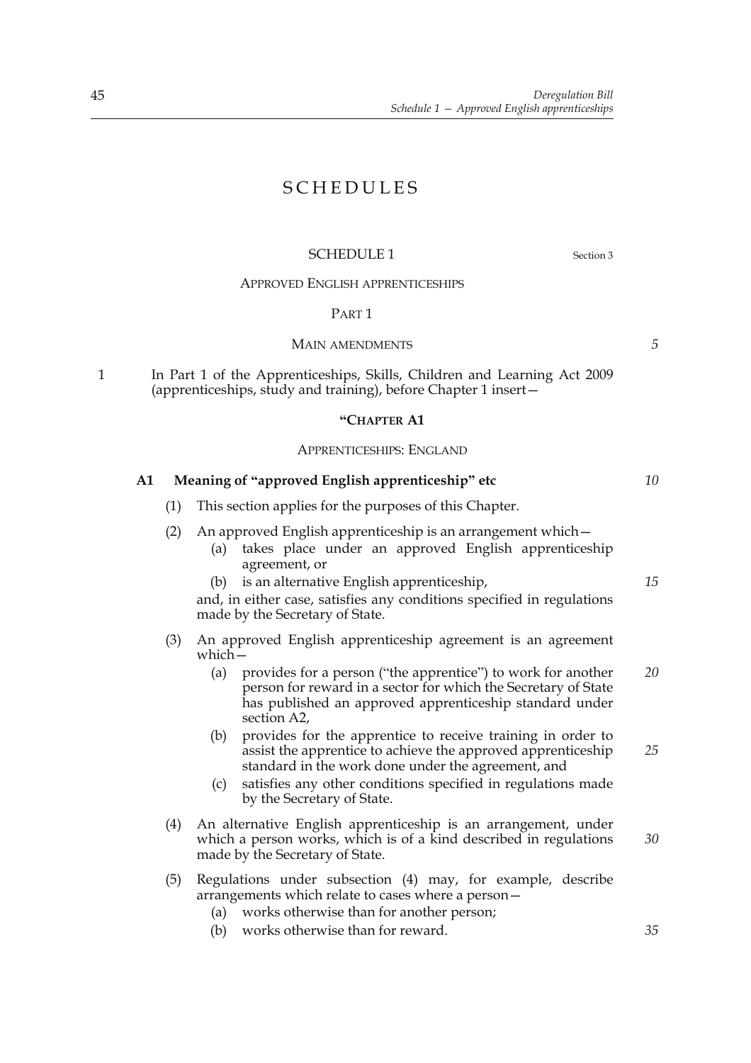# SCHEDULES

## SCHEDULE 1

Section 3

APPROVED ENGLISH APPRENTICESHIPS

PART 1

MAIN AMENDMENTS

1 In Part 1 of the Apprenticeships, Skills, Children and Learning Act 2009 (apprenticeships, study and training), before Chapter 1 insert—

**"CHAPTER A1**

APPRENTICESHIPS: ENGLAND

**A1 Meaning of "approved English apprenticeship" etc**

(1) This section applies for the purposes of this Chapter.

(2) An approved English apprenticeship is an arrangement which—

(a) takes place under an approved English apprenticeship agreement, or

(b) is an alternative English apprenticeship,

and, in either case, satisfies any conditions specified in regulations made by the Secretary of State.

(3) An approved English apprenticeship agreement is an agreement which—

(a) provides for a person ("the apprentice") to work for another person for reward in a sector for which the Secretary of State has published an approved apprenticeship standard under section A2,

(b) provides for the apprentice to receive training in order to assist the apprentice to achieve the approved apprenticeship standard in the work done under the agreement, and

(c) satisfies any other conditions specified in regulations made by the Secretary of State.

(4) An alternative English apprenticeship is an arrangement, under which a person works, which is of a kind described in regulations made by the Secretary of State.

(5) Regulations under subsection (4) may, for example, describe arrangements which relate to cases where a person—

(a) works otherwise than for another person;

(b) works otherwise than for reward.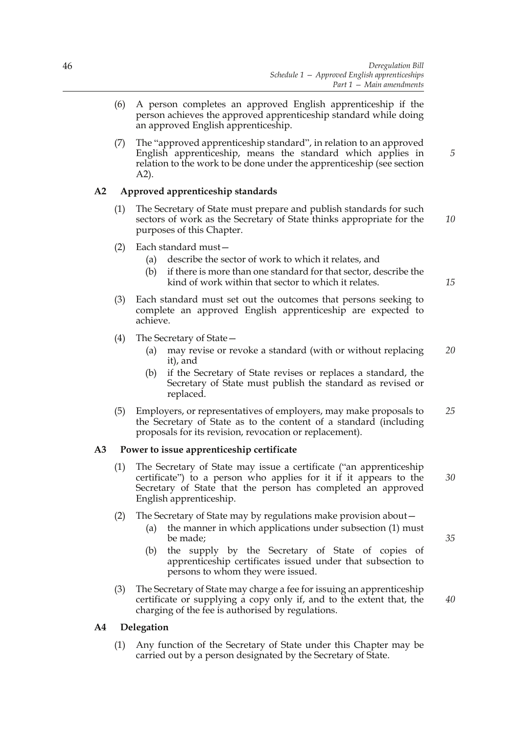(6) A person completes an approved English apprenticeship if the person achieves the approved apprenticeship standard while doing an approved English apprenticeship.

(7) The "approved apprenticeship standard", in relation to an approved English apprenticeship, means the standard which applies in relation to the work to be done under the apprenticeship (see section A2).

### A2 Approved apprenticeship standards

(1) The Secretary of State must prepare and publish standards for such sectors of work as the Secretary of State thinks appropriate for the purposes of this Chapter.

(2) Each standard must—

- (a) describe the sector of work to which it relates, and
- (b) if there is more than one standard for that sector, describe the kind of work within that sector to which it relates.

(3) Each standard must set out the outcomes that persons seeking to complete an approved English apprenticeship are expected to achieve.

(4) The Secretary of State—

- (a) may revise or revoke a standard (with or without replacing it), and
- (b) if the Secretary of State revises or replaces a standard, the Secretary of State must publish the standard as revised or replaced.

(5) Employers, or representatives of employers, may make proposals to the Secretary of State as to the content of a standard (including proposals for its revision, revocation or replacement).

### A3 Power to issue apprenticeship certificate

(1) The Secretary of State may issue a certificate ("an apprenticeship certificate") to a person who applies for it if it appears to the Secretary of State that the person has completed an approved English apprenticeship.

(2) The Secretary of State may by regulations make provision about—

- (a) the manner in which applications under subsection (1) must be made;
- (b) the supply by the Secretary of State of copies of apprenticeship certificates issued under that subsection to persons to whom they were issued.

(3) The Secretary of State may charge a fee for issuing an apprenticeship certificate or supplying a copy only if, and to the extent that, the charging of the fee is authorised by regulations.

### A4 Delegation

(1) Any function of the Secretary of State under this Chapter may be carried out by a person designated by the Secretary of State.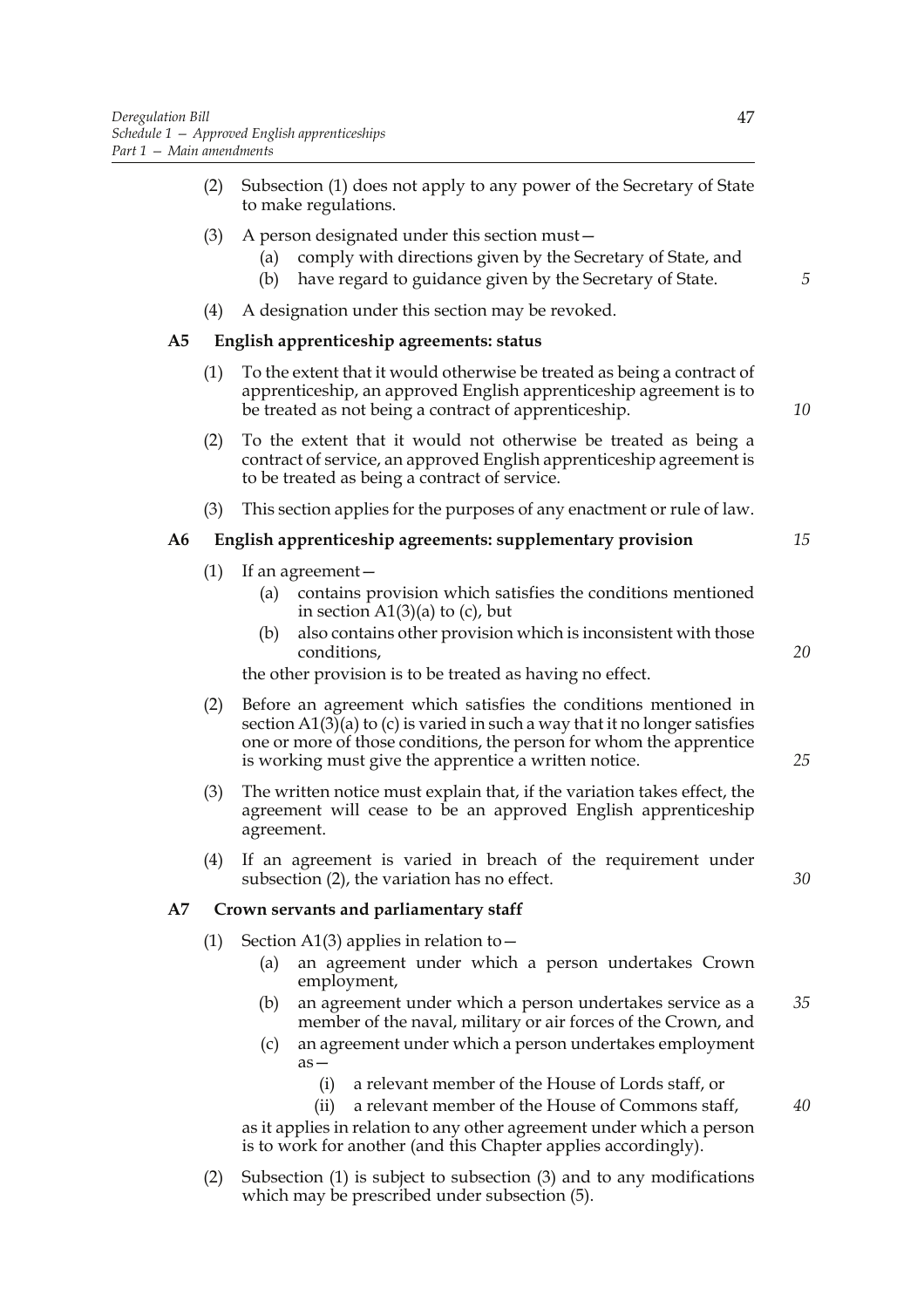(2) Subsection (1) does not apply to any power of the Secretary of State to make regulations.

(3) A person designated under this section must—

(a) comply with directions given by the Secretary of State, and

(b) have regard to guidance given by the Secretary of State.

(4) A designation under this section may be revoked.

### A5 English apprenticeship agreements: status

(1) To the extent that it would otherwise be treated as being a contract of apprenticeship, an approved English apprenticeship agreement is to be treated as not being a contract of apprenticeship.

(2) To the extent that it would not otherwise be treated as being a contract of service, an approved English apprenticeship agreement is to be treated as being a contract of service.

(3) This section applies for the purposes of any enactment or rule of law.

### A6 English apprenticeship agreements: supplementary provision

(1) If an agreement—

(a) contains provision which satisfies the conditions mentioned in section A1(3)(a) to (c), but

(b) also contains other provision which is inconsistent with those conditions,

the other provision is to be treated as having no effect.

(2) Before an agreement which satisfies the conditions mentioned in section A1(3)(a) to (c) is varied in such a way that it no longer satisfies one or more of those conditions, the person for whom the apprentice is working must give the apprentice a written notice.

(3) The written notice must explain that, if the variation takes effect, the agreement will cease to be an approved English apprenticeship agreement.

(4) If an agreement is varied in breach of the requirement under subsection (2), the variation has no effect.

### A7 Crown servants and parliamentary staff

(1) Section A1(3) applies in relation to—

(a) an agreement under which a person undertakes Crown employment,

(b) an agreement under which a person undertakes service as a member of the naval, military or air forces of the Crown, and

(c) an agreement under which a person undertakes employment as—

(i) a relevant member of the House of Lords staff, or

(ii) a relevant member of the House of Commons staff,

as it applies in relation to any other agreement under which a person is to work for another (and this Chapter applies accordingly).

(2) Subsection (1) is subject to subsection (3) and to any modifications which may be prescribed under subsection (5).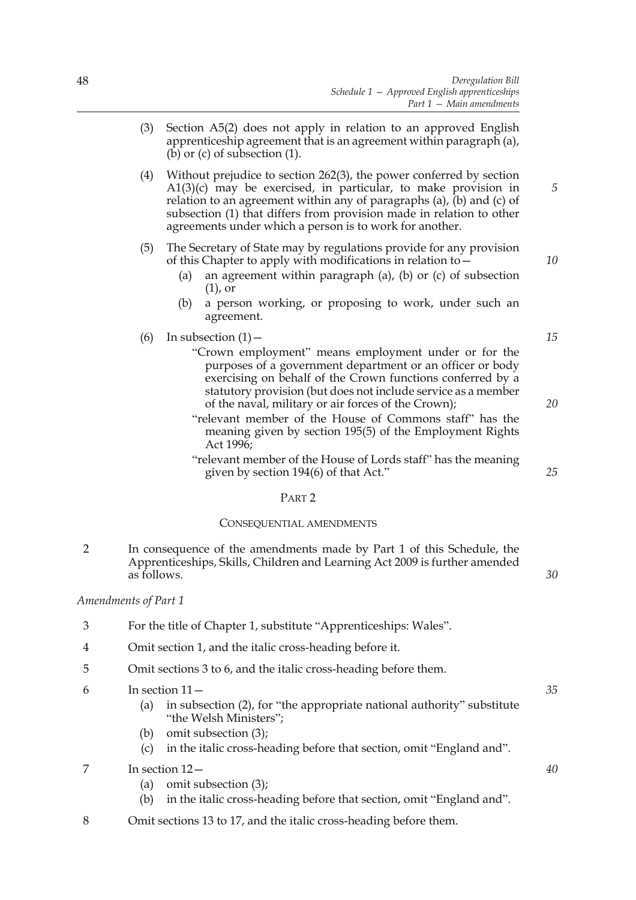(3) Section A5(2) does not apply in relation to an approved English apprenticeship agreement that is an agreement within paragraph (a), (b) or (c) of subsection (1).

(4) Without prejudice to section 262(3), the power conferred by section A1(3)(c) may be exercised, in particular, to make provision in relation to an agreement within any of paragraphs (a), (b) and (c) of subsection (1) that differs from provision made in relation to other agreements under which a person is to work for another.

(5) The Secretary of State may by regulations provide for any provision of this Chapter to apply with modifications in relation to—

- (a) an agreement within paragraph (a), (b) or (c) of subsection (1), or
- (b) a person working, or proposing to work, under such an agreement.

(6) In subsection (1)—

"Crown employment" means employment under or for the purposes of a government department or an officer or body exercising on behalf of the Crown functions conferred by a statutory provision (but does not include service as a member of the naval, military or air forces of the Crown);

"relevant member of the House of Commons staff" has the meaning given by section 195(5) of the Employment Rights Act 1996;

"relevant member of the House of Lords staff" has the meaning given by section 194(6) of that Act."

## PART 2

### CONSEQUENTIAL AMENDMENTS

2 In consequence of the amendments made by Part 1 of this Schedule, the Apprenticeships, Skills, Children and Learning Act 2009 is further amended as follows.

*Amendments of Part 1*

3 For the title of Chapter 1, substitute "Apprenticeships: Wales".

4 Omit section 1, and the italic cross-heading before it.

5 Omit sections 3 to 6, and the italic cross-heading before them.

6 In section 11—

- (a) in subsection (2), for "the appropriate national authority" substitute "the Welsh Ministers";
- (b) omit subsection (3);
- (c) in the italic cross-heading before that section, omit "England and".

7 In section 12—

- (a) omit subsection (3);
- (b) in the italic cross-heading before that section, omit "England and".

8 Omit sections 13 to 17, and the italic cross-heading before them.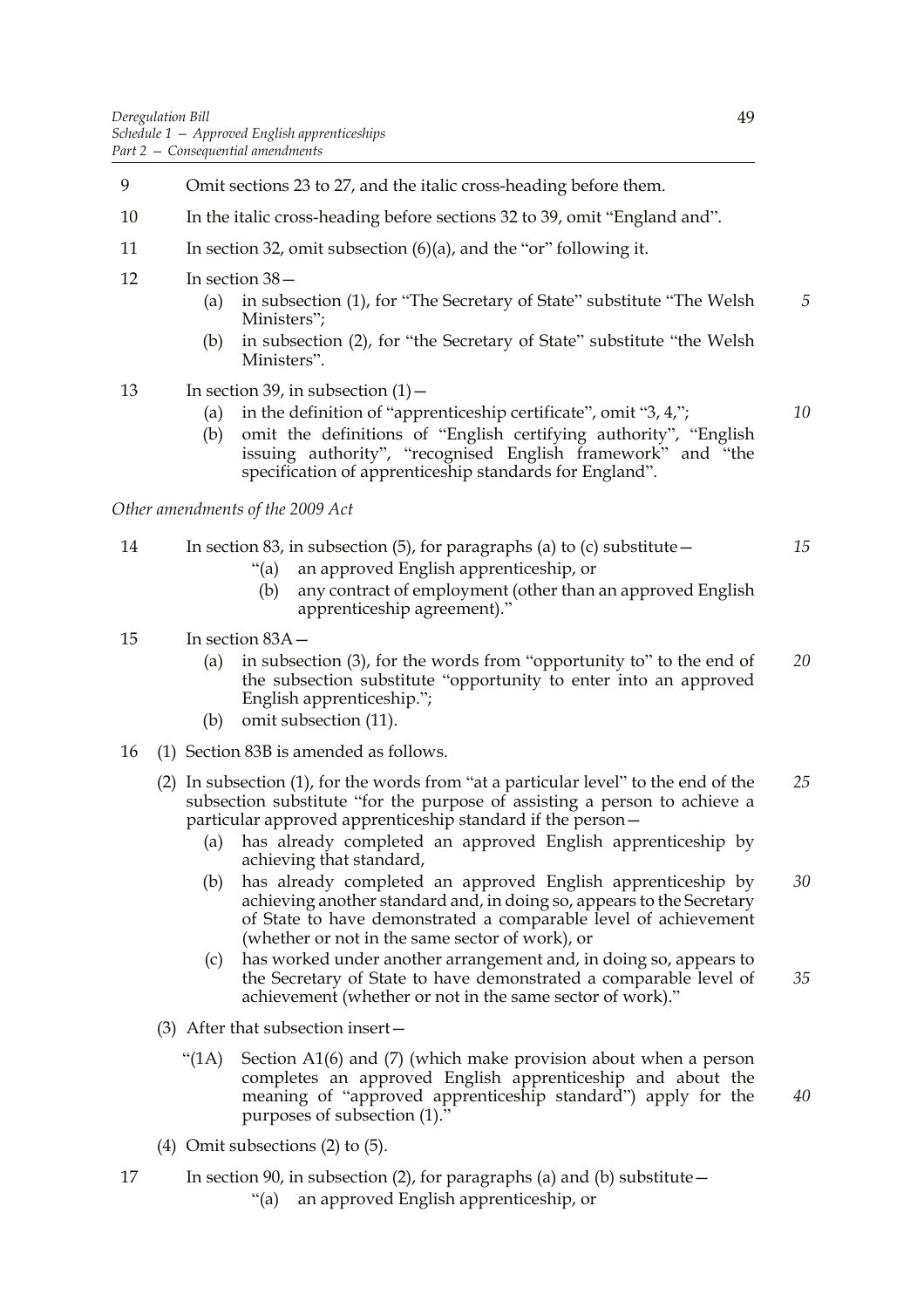9 Omit sections 23 to 27, and the italic cross-heading before them.

10 In the italic cross-heading before sections 32 to 39, omit "England and".

11 In section 32, omit subsection (6)(a), and the "or" following it.

12 In section 38—

(a) in subsection (1), for "The Secretary of State" substitute "The Welsh Ministers";

(b) in subsection (2), for "the Secretary of State" substitute "the Welsh Ministers".

13 In section 39, in subsection (1)—

(a) in the definition of "apprenticeship certificate", omit "3, 4,";

(b) omit the definitions of "English certifying authority", "English issuing authority", "recognised English framework" and "the specification of apprenticeship standards for England".

*Other amendments of the 2009 Act*

14 In section 83, in subsection (5), for paragraphs (a) to (c) substitute—

"(a) an approved English apprenticeship, or

(b) any contract of employment (other than an approved English apprenticeship agreement)."

15 In section 83A—

(a) in subsection (3), for the words from "opportunity to" to the end of the subsection substitute "opportunity to enter into an approved English apprenticeship.";

(b) omit subsection (11).

16 (1) Section 83B is amended as follows.

(2) In subsection (1), for the words from "at a particular level" to the end of the subsection substitute "for the purpose of assisting a person to achieve a particular approved apprenticeship standard if the person—

(a) has already completed an approved English apprenticeship by achieving that standard,

(b) has already completed an approved English apprenticeship by achieving another standard and, in doing so, appears to the Secretary of State to have demonstrated a comparable level of achievement (whether or not in the same sector of work), or

(c) has worked under another arrangement and, in doing so, appears to the Secretary of State to have demonstrated a comparable level of achievement (whether or not in the same sector of work)."

(3) After that subsection insert—

"(1A) Section A1(6) and (7) (which make provision about when a person completes an approved English apprenticeship and about the meaning of "approved apprenticeship standard") apply for the purposes of subsection (1)."

(4) Omit subsections (2) to (5).

17 In section 90, in subsection (2), for paragraphs (a) and (b) substitute—

"(a) an approved English apprenticeship, or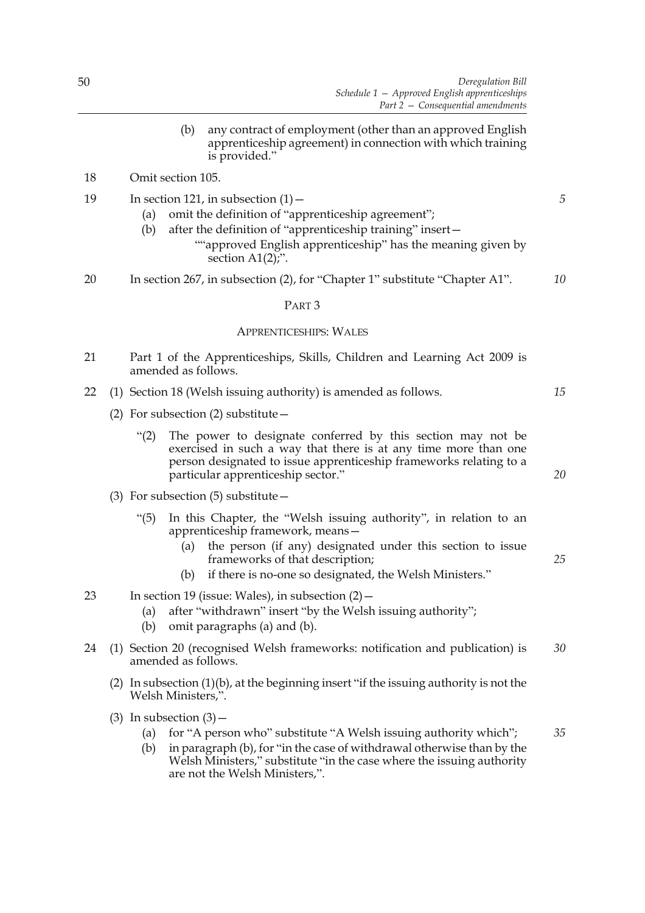(b) any contract of employment (other than an approved English apprenticeship agreement) in connection with which training is provided."

18 Omit section 105.

19 In section 121, in subsection (1)—

(a) omit the definition of "apprenticeship agreement";

(b) after the definition of "apprenticeship training" insert—

""approved English apprenticeship" has the meaning given by section A1(2);".

20 In section 267, in subsection (2), for "Chapter 1" substitute "Chapter A1".

PART 3

APPRENTICESHIPS: WALES

21 Part 1 of the Apprenticeships, Skills, Children and Learning Act 2009 is amended as follows.

22 (1) Section 18 (Welsh issuing authority) is amended as follows.

(2) For subsection (2) substitute—

"(2) The power to designate conferred by this section may not be exercised in such a way that there is at any time more than one person designated to issue apprenticeship frameworks relating to a particular apprenticeship sector."

(3) For subsection (5) substitute—

"(5) In this Chapter, the "Welsh issuing authority", in relation to an apprenticeship framework, means—

(a) the person (if any) designated under this section to issue frameworks of that description;

(b) if there is no-one so designated, the Welsh Ministers."

23 In section 19 (issue: Wales), in subsection (2)—

(a) after "withdrawn" insert "by the Welsh issuing authority";

(b) omit paragraphs (a) and (b).

24 (1) Section 20 (recognised Welsh frameworks: notification and publication) is amended as follows.

(2) In subsection (1)(b), at the beginning insert "if the issuing authority is not the Welsh Ministers,".

(3) In subsection (3)—

(a) for "A person who" substitute "A Welsh issuing authority which";

(b) in paragraph (b), for "in the case of withdrawal otherwise than by the Welsh Ministers," substitute "in the case where the issuing authority are not the Welsh Ministers,".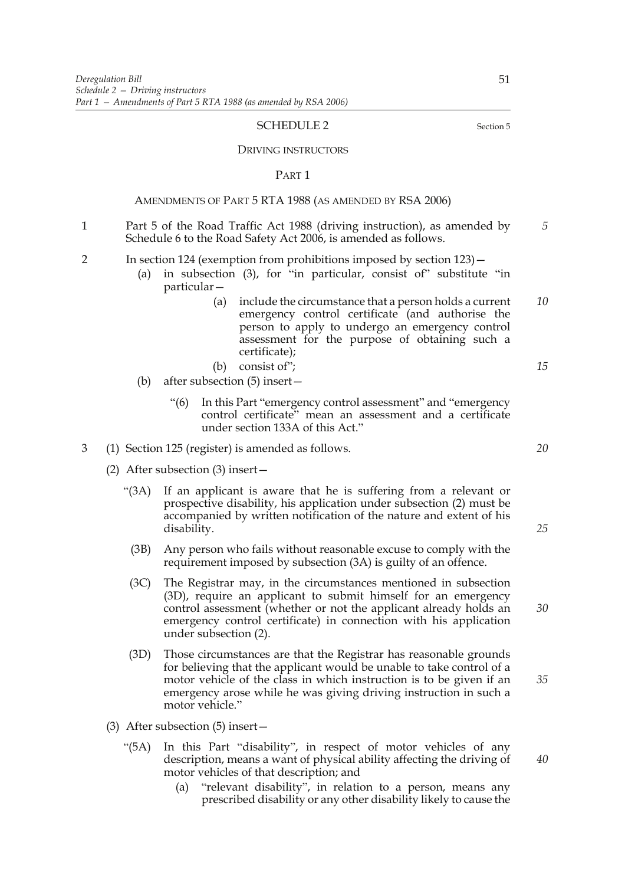SCHEDULE 2

Section 5

DRIVING INSTRUCTORS

PART 1

AMENDMENTS OF PART 5 RTA 1988 (AS AMENDED BY RSA 2006)

1 Part 5 of the Road Traffic Act 1988 (driving instruction), as amended by Schedule 6 to the Road Safety Act 2006, is amended as follows.

2 In section 124 (exemption from prohibitions imposed by section 123)—

  (a) in subsection (3), for "in particular, consist of" substitute "in particular—

    (a) include the circumstance that a person holds a current emergency control certificate (and authorise the person to apply to undergo an emergency control assessment for the purpose of obtaining such a certificate);

    (b) consist of";

  (b) after subsection (5) insert—

    "(6) In this Part "emergency control assessment" and "emergency control certificate" mean an assessment and a certificate under section 133A of this Act."

3 (1) Section 125 (register) is amended as follows.

  (2) After subsection (3) insert—

    "(3A) If an applicant is aware that he is suffering from a relevant or prospective disability, his application under subsection (2) must be accompanied by written notification of the nature and extent of his disability.

    (3B) Any person who fails without reasonable excuse to comply with the requirement imposed by subsection (3A) is guilty of an offence.

    (3C) The Registrar may, in the circumstances mentioned in subsection (3D), require an applicant to submit himself for an emergency control assessment (whether or not the applicant already holds an emergency control certificate) in connection with his application under subsection (2).

    (3D) Those circumstances are that the Registrar has reasonable grounds for believing that the applicant would be unable to take control of a motor vehicle of the class in which instruction is to be given if an emergency arose while he was giving driving instruction in such a motor vehicle."

  (3) After subsection (5) insert—

    "(5A) In this Part "disability", in respect of motor vehicles of any description, means a want of physical ability affecting the driving of motor vehicles of that description; and

      (a) "relevant disability", in relation to a person, means any prescribed disability or any other disability likely to cause the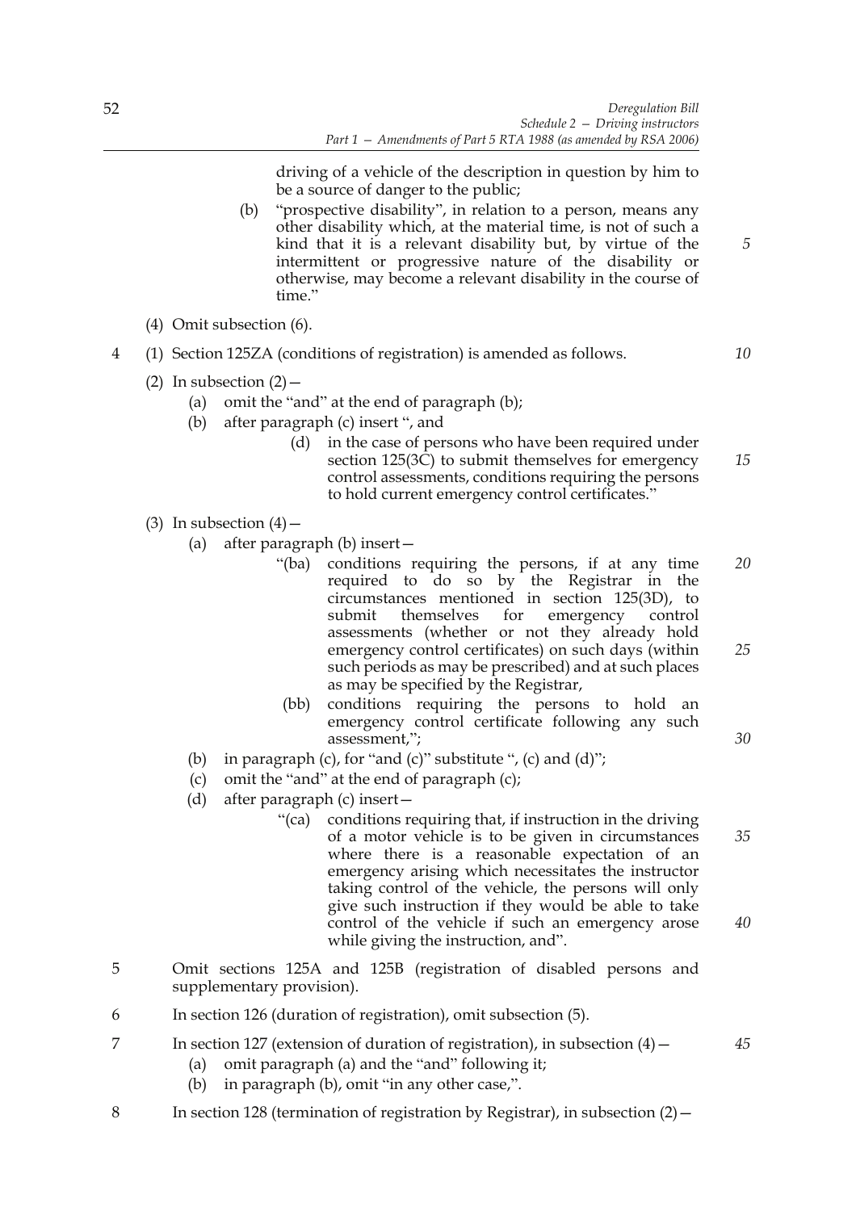driving of a vehicle of the description in question by him to be a source of danger to the public;

(b) "prospective disability", in relation to a person, means any other disability which, at the material time, is not of such a kind that it is a relevant disability but, by virtue of the intermittent or progressive nature of the disability or otherwise, may become a relevant disability in the course of time."

(4) Omit subsection (6).

4 (1) Section 125ZA (conditions of registration) is amended as follows.

(2) In subsection (2)—

(a) omit the "and" at the end of paragraph (b);

(b) after paragraph (c) insert ", and

(d) in the case of persons who have been required under section 125(3C) to submit themselves for emergency control assessments, conditions requiring the persons to hold current emergency control certificates."

(3) In subsection (4)—

(a) after paragraph (b) insert—

"(ba) conditions requiring the persons, if at any time required to do so by the Registrar in the circumstances mentioned in section 125(3D), to submit themselves for emergency control assessments (whether or not they already hold emergency control certificates) on such days (within such periods as may be prescribed) and at such places as may be specified by the Registrar,

(bb) conditions requiring the persons to hold an emergency control certificate following any such assessment,";

(b) in paragraph (c), for "and (c)" substitute ", (c) and (d)";

(c) omit the "and" at the end of paragraph (c);

(d) after paragraph (c) insert—

"(ca) conditions requiring that, if instruction in the driving of a motor vehicle is to be given in circumstances where there is a reasonable expectation of an emergency arising which necessitates the instructor taking control of the vehicle, the persons will only give such instruction if they would be able to take control of the vehicle if such an emergency arose while giving the instruction, and".

5 Omit sections 125A and 125B (registration of disabled persons and supplementary provision).

6 In section 126 (duration of registration), omit subsection (5).

7 In section 127 (extension of duration of registration), in subsection (4)—

(a) omit paragraph (a) and the "and" following it;

(b) in paragraph (b), omit "in any other case,".

8 In section 128 (termination of registration by Registrar), in subsection (2)—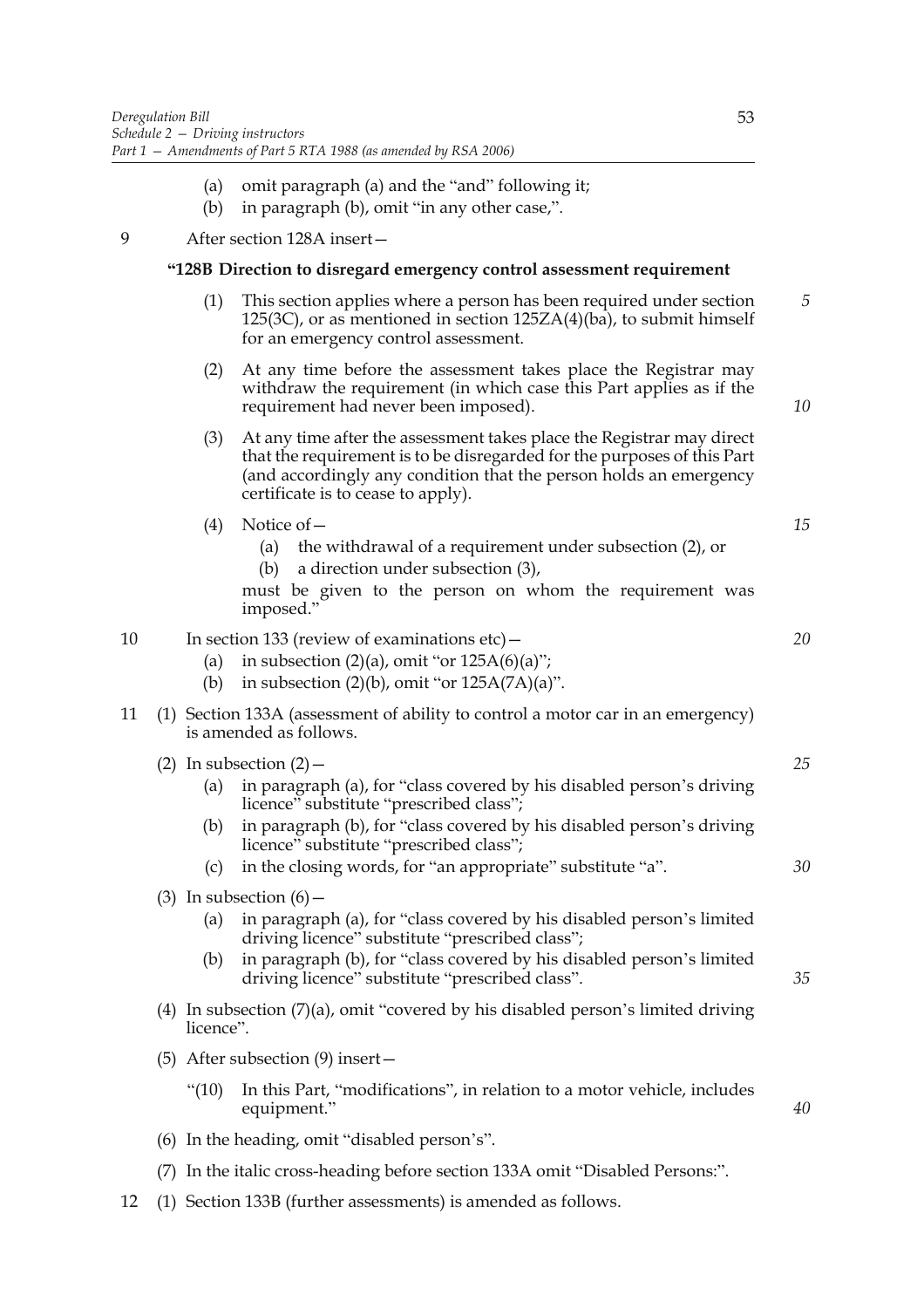(a) omit paragraph (a) and the "and" following it;

(b) in paragraph (b), omit "in any other case,".

9 After section 128A insert—

**"128B Direction to disregard emergency control assessment requirement**

(1) This section applies where a person has been required under section 125(3C), or as mentioned in section 125ZA(4)(ba), to submit himself for an emergency control assessment.

(2) At any time before the assessment takes place the Registrar may withdraw the requirement (in which case this Part applies as if the requirement had never been imposed).

(3) At any time after the assessment takes place the Registrar may direct that the requirement is to be disregarded for the purposes of this Part (and accordingly any condition that the person holds an emergency certificate is to cease to apply).

(4) Notice of—

(a) the withdrawal of a requirement under subsection (2), or

(b) a direction under subsection (3),

must be given to the person on whom the requirement was imposed."

10 In section 133 (review of examinations etc)—

(a) in subsection (2)(a), omit "or 125A(6)(a)";

(b) in subsection (2)(b), omit "or 125A(7A)(a)".

11 (1) Section 133A (assessment of ability to control a motor car in an emergency) is amended as follows.

(2) In subsection (2)—

(a) in paragraph (a), for "class covered by his disabled person's driving licence" substitute "prescribed class";

(b) in paragraph (b), for "class covered by his disabled person's driving licence" substitute "prescribed class";

(c) in the closing words, for "an appropriate" substitute "a".

(3) In subsection (6)—

(a) in paragraph (a), for "class covered by his disabled person's limited driving licence" substitute "prescribed class";

(b) in paragraph (b), for "class covered by his disabled person's limited driving licence" substitute "prescribed class".

(4) In subsection (7)(a), omit "covered by his disabled person's limited driving licence".

(5) After subsection (9) insert—

"(10) In this Part, "modifications", in relation to a motor vehicle, includes equipment."

(6) In the heading, omit "disabled person's".

(7) In the italic cross-heading before section 133A omit "Disabled Persons:".

12 (1) Section 133B (further assessments) is amended as follows.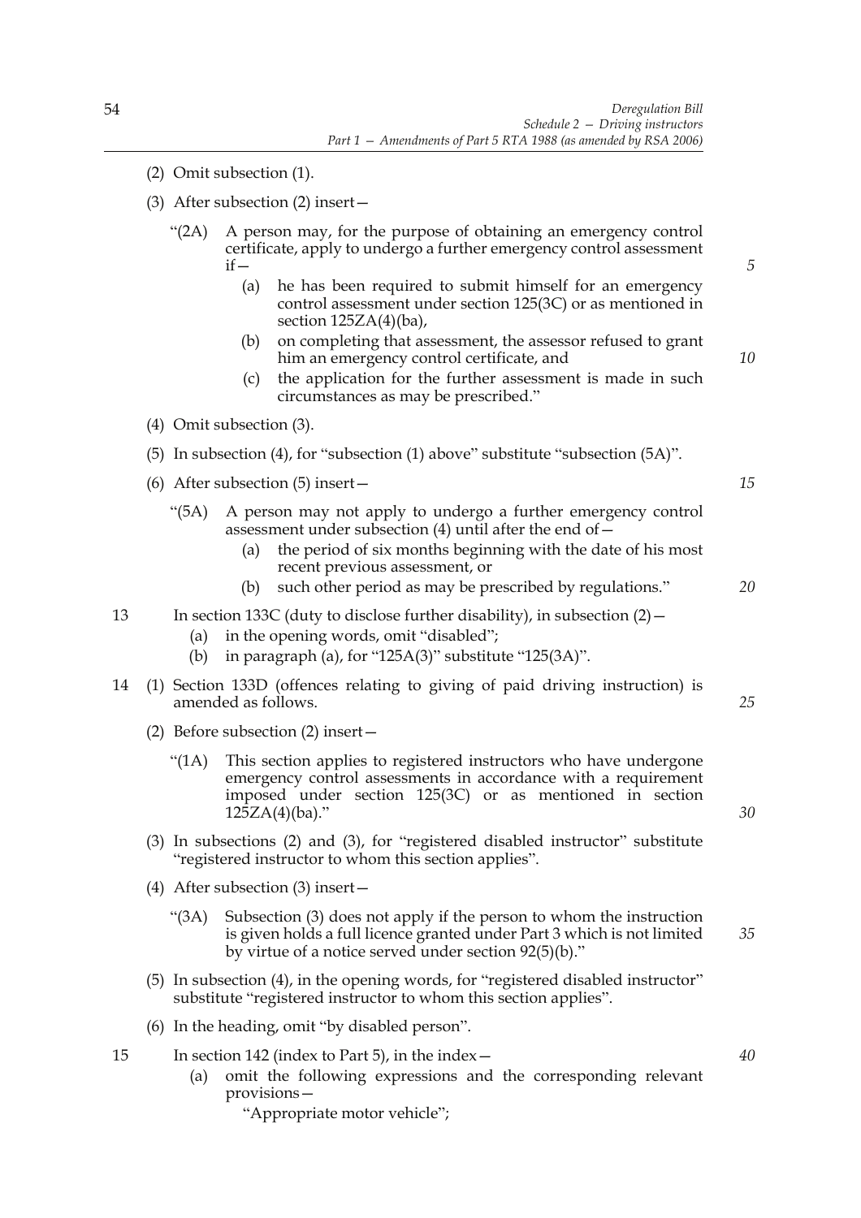(2) Omit subsection (1).

(3) After subsection (2) insert—

"(2A) A person may, for the purpose of obtaining an emergency control certificate, apply to undergo a further emergency control assessment if—

(a) he has been required to submit himself for an emergency control assessment under section 125(3C) or as mentioned in section 125ZA(4)(ba),

(b) on completing that assessment, the assessor refused to grant him an emergency control certificate, and

(c) the application for the further assessment is made in such circumstances as may be prescribed."

(4) Omit subsection (3).

(5) In subsection (4), for "subsection (1) above" substitute "subsection (5A)".

(6) After subsection (5) insert—

"(5A) A person may not apply to undergo a further emergency control assessment under subsection (4) until after the end of—

(a) the period of six months beginning with the date of his most recent previous assessment, or

(b) such other period as may be prescribed by regulations."

13 In section 133C (duty to disclose further disability), in subsection (2)—

(a) in the opening words, omit "disabled";

(b) in paragraph (a), for "125A(3)" substitute "125(3A)".

14 (1) Section 133D (offences relating to giving of paid driving instruction) is amended as follows.

(2) Before subsection (2) insert—

"(1A) This section applies to registered instructors who have undergone emergency control assessments in accordance with a requirement imposed under section 125(3C) or as mentioned in section 125ZA(4)(ba)."

(3) In subsections (2) and (3), for "registered disabled instructor" substitute "registered instructor to whom this section applies".

(4) After subsection (3) insert—

"(3A) Subsection (3) does not apply if the person to whom the instruction is given holds a full licence granted under Part 3 which is not limited by virtue of a notice served under section 92(5)(b)."

(5) In subsection (4), in the opening words, for "registered disabled instructor" substitute "registered instructor to whom this section applies".

(6) In the heading, omit "by disabled person".

15 In section 142 (index to Part 5), in the index—

(a) omit the following expressions and the corresponding relevant provisions—

"Appropriate motor vehicle";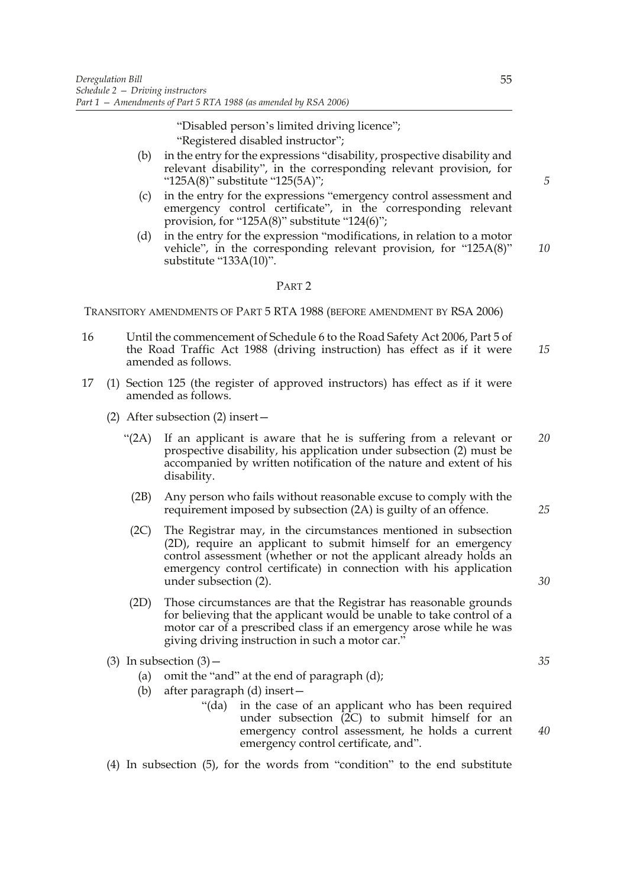"Disabled person's limited driving licence";

"Registered disabled instructor";

(b) in the entry for the expressions "disability, prospective disability and relevant disability", in the corresponding relevant provision, for "125A(8)" substitute "125(5A)";

(c) in the entry for the expressions "emergency control assessment and emergency control certificate", in the corresponding relevant provision, for "125A(8)" substitute "124(6)";

(d) in the entry for the expression "modifications, in relation to a motor vehicle", in the corresponding relevant provision, for "125A(8)" substitute "133A(10)".

## PART 2

### TRANSITORY AMENDMENTS OF PART 5 RTA 1988 (BEFORE AMENDMENT BY RSA 2006)

16 Until the commencement of Schedule 6 to the Road Safety Act 2006, Part 5 of the Road Traffic Act 1988 (driving instruction) has effect as if it were amended as follows.

17 (1) Section 125 (the register of approved instructors) has effect as if it were amended as follows.

(2) After subsection (2) insert—

"(2A) If an applicant is aware that he is suffering from a relevant or prospective disability, his application under subsection (2) must be accompanied by written notification of the nature and extent of his disability.

(2B) Any person who fails without reasonable excuse to comply with the requirement imposed by subsection (2A) is guilty of an offence.

(2C) The Registrar may, in the circumstances mentioned in subsection (2D), require an applicant to submit himself for an emergency control assessment (whether or not the applicant already holds an emergency control certificate) in connection with his application under subsection (2).

(2D) Those circumstances are that the Registrar has reasonable grounds for believing that the applicant would be unable to take control of a motor car of a prescribed class if an emergency arose while he was giving driving instruction in such a motor car."

(3) In subsection (3)—

(a) omit the "and" at the end of paragraph (d);

(b) after paragraph (d) insert—

"(da) in the case of an applicant who has been required under subsection (2C) to submit himself for an emergency control assessment, he holds a current emergency control certificate, and".

(4) In subsection (5), for the words from "condition" to the end substitute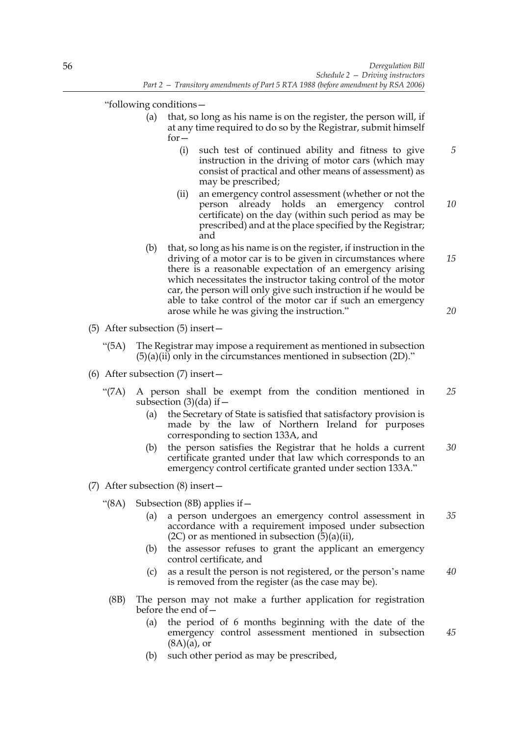"following conditions—

(a) that, so long as his name is on the register, the person will, if at any time required to do so by the Registrar, submit himself for—

(i) such test of continued ability and fitness to give instruction in the driving of motor cars (which may consist of practical and other means of assessment) as may be prescribed;

(ii) an emergency control assessment (whether or not the person already holds an emergency control certificate) on the day (within such period as may be prescribed) and at the place specified by the Registrar; and

(b) that, so long as his name is on the register, if instruction in the driving of a motor car is to be given in circumstances where there is a reasonable expectation of an emergency arising which necessitates the instructor taking control of the motor car, the person will only give such instruction if he would be able to take control of the motor car if such an emergency arose while he was giving the instruction."

(5) After subsection (5) insert—

"(5A) The Registrar may impose a requirement as mentioned in subsection (5)(a)(ii) only in the circumstances mentioned in subsection (2D)."

(6) After subsection (7) insert—

"(7A) A person shall be exempt from the condition mentioned in subsection (3)(da) if—

(a) the Secretary of State is satisfied that satisfactory provision is made by the law of Northern Ireland for purposes corresponding to section 133A, and

(b) the person satisfies the Registrar that he holds a current certificate granted under that law which corresponds to an emergency control certificate granted under section 133A."

(7) After subsection (8) insert—

"(8A) Subsection (8B) applies if—

(a) a person undergoes an emergency control assessment in accordance with a requirement imposed under subsection (2C) or as mentioned in subsection (5)(a)(ii),

(b) the assessor refuses to grant the applicant an emergency control certificate, and

(c) as a result the person is not registered, or the person's name is removed from the register (as the case may be).

(8B) The person may not make a further application for registration before the end of—

(a) the period of 6 months beginning with the date of the emergency control assessment mentioned in subsection (8A)(a), or

(b) such other period as may be prescribed,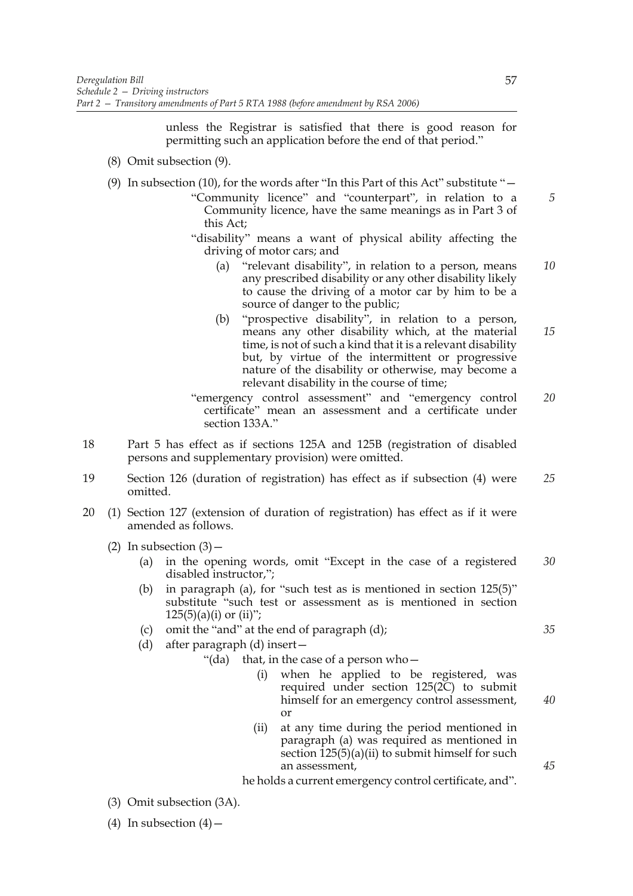unless the Registrar is satisfied that there is good reason for permitting such an application before the end of that period."

(8) Omit subsection (9).

(9) In subsection (10), for the words after "In this Part of this Act" substitute "—

"Community licence" and "counterpart", in relation to a Community licence, have the same meanings as in Part 3 of this Act;

"disability" means a want of physical ability affecting the driving of motor cars; and

(a) "relevant disability", in relation to a person, means any prescribed disability or any other disability likely to cause the driving of a motor car by him to be a source of danger to the public;

(b) "prospective disability", in relation to a person, means any other disability which, at the material time, is not of such a kind that it is a relevant disability but, by virtue of the intermittent or progressive nature of the disability or otherwise, may become a relevant disability in the course of time;

"emergency control assessment" and "emergency control certificate" mean an assessment and a certificate under section 133A."

18 Part 5 has effect as if sections 125A and 125B (registration of disabled persons and supplementary provision) were omitted.

19 Section 126 (duration of registration) has effect as if subsection (4) were omitted.

20 (1) Section 127 (extension of duration of registration) has effect as if it were amended as follows.

(2) In subsection (3)—

(a) in the opening words, omit "Except in the case of a registered disabled instructor,";

(b) in paragraph (a), for "such test as is mentioned in section 125(5)" substitute "such test or assessment as is mentioned in section 125(5)(a)(i) or (ii)";

(c) omit the "and" at the end of paragraph (d);

(d) after paragraph (d) insert—

"(da) that, in the case of a person who—

(i) when he applied to be registered, was required under section 125(2C) to submit himself for an emergency control assessment, or

(ii) at any time during the period mentioned in paragraph (a) was required as mentioned in section 125(5)(a)(ii) to submit himself for such an assessment,

he holds a current emergency control certificate, and".

(3) Omit subsection (3A).

(4) In subsection (4)—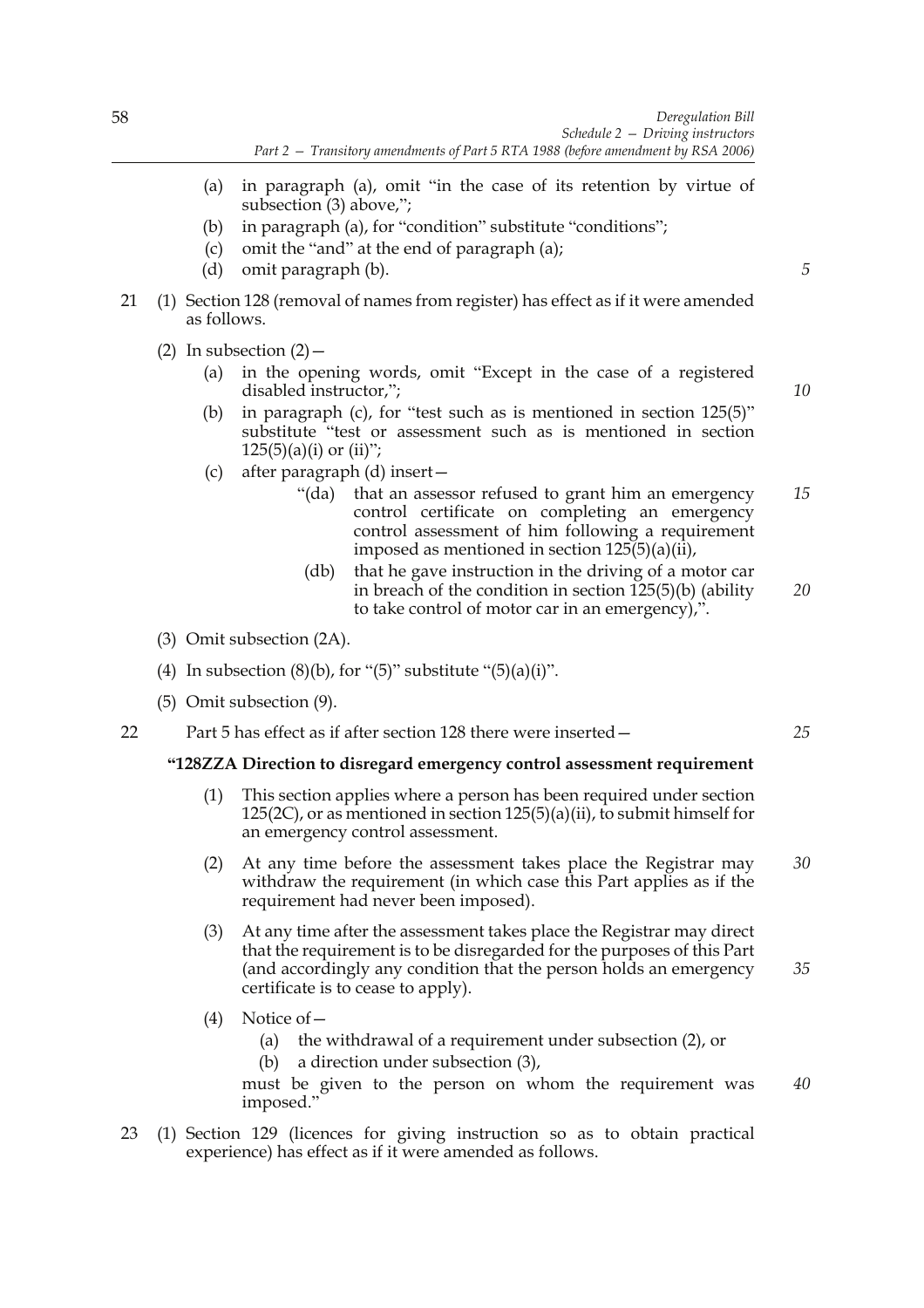(a) in paragraph (a), omit "in the case of its retention by virtue of subsection (3) above,";

(b) in paragraph (a), for "condition" substitute "conditions";

(c) omit the "and" at the end of paragraph (a);

(d) omit paragraph (b).

21 (1) Section 128 (removal of names from register) has effect as if it were amended as follows.

(2) In subsection (2)—

(a) in the opening words, omit "Except in the case of a registered disabled instructor,";

(b) in paragraph (c), for "test such as is mentioned in section 125(5)" substitute "test or assessment such as is mentioned in section 125(5)(a)(i) or (ii)";

(c) after paragraph (d) insert—

"(da) that an assessor refused to grant him an emergency control certificate on completing an emergency control assessment of him following a requirement imposed as mentioned in section 125(5)(a)(ii),

(db) that he gave instruction in the driving of a motor car in breach of the condition in section 125(5)(b) (ability to take control of motor car in an emergency),".

(3) Omit subsection (2A).

(4) In subsection (8)(b), for "(5)" substitute "(5)(a)(i)".

(5) Omit subsection (9).

22 Part 5 has effect as if after section 128 there were inserted—

**"128ZZA Direction to disregard emergency control assessment requirement**

(1) This section applies where a person has been required under section 125(2C), or as mentioned in section 125(5)(a)(ii), to submit himself for an emergency control assessment.

(2) At any time before the assessment takes place the Registrar may withdraw the requirement (in which case this Part applies as if the requirement had never been imposed).

(3) At any time after the assessment takes place the Registrar may direct that the requirement is to be disregarded for the purposes of this Part (and accordingly any condition that the person holds an emergency certificate is to cease to apply).

(4) Notice of—

(a) the withdrawal of a requirement under subsection (2), or

(b) a direction under subsection (3),

must be given to the person on whom the requirement was imposed."

23 (1) Section 129 (licences for giving instruction so as to obtain practical experience) has effect as if it were amended as follows.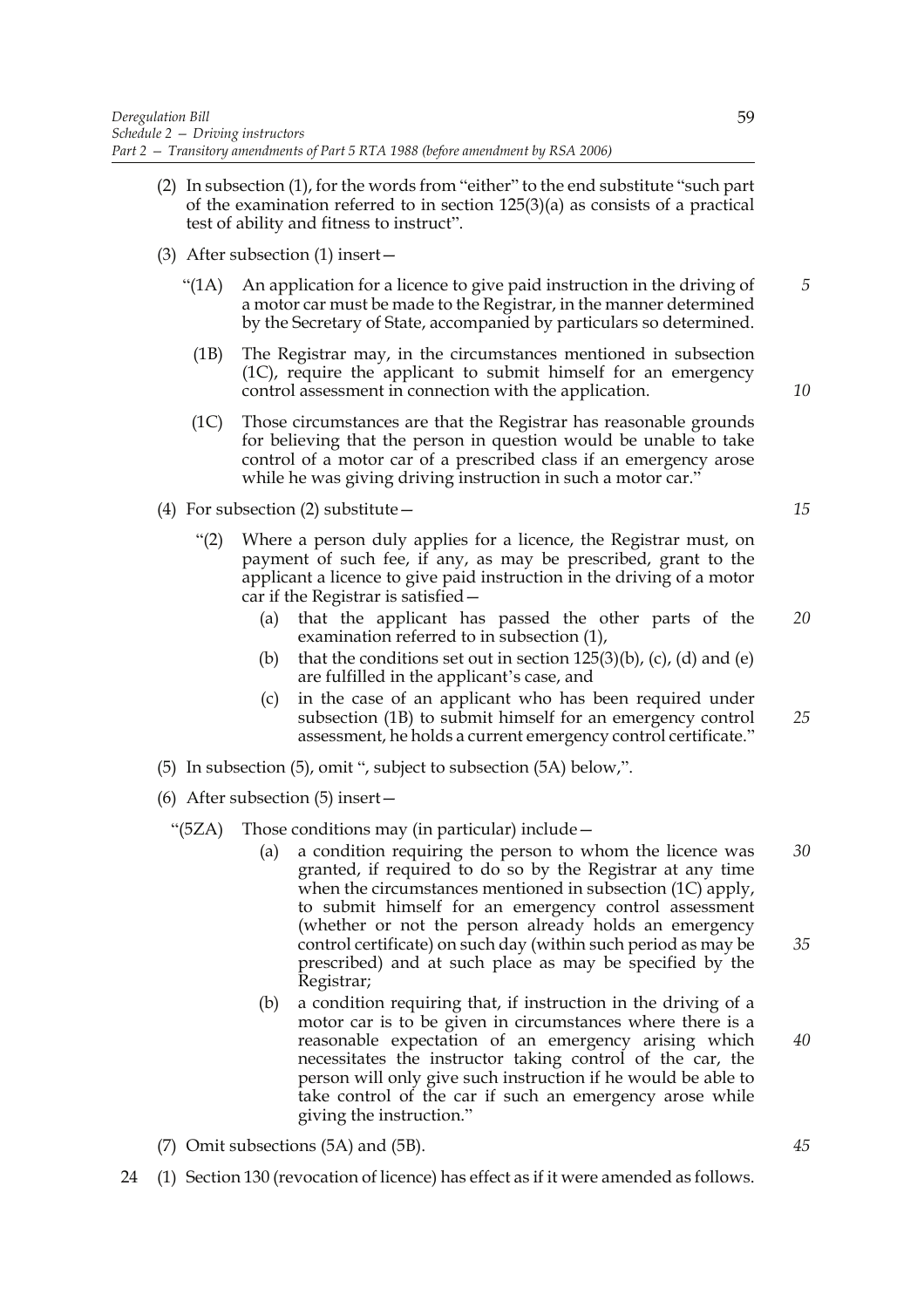(2) In subsection (1), for the words from "either" to the end substitute "such part of the examination referred to in section 125(3)(a) as consists of a practical test of ability and fitness to instruct".

(3) After subsection (1) insert—

"(1A) An application for a licence to give paid instruction in the driving of a motor car must be made to the Registrar, in the manner determined by the Secretary of State, accompanied by particulars so determined.

(1B) The Registrar may, in the circumstances mentioned in subsection (1C), require the applicant to submit himself for an emergency control assessment in connection with the application.

(1C) Those circumstances are that the Registrar has reasonable grounds for believing that the person in question would be unable to take control of a motor car of a prescribed class if an emergency arose while he was giving driving instruction in such a motor car."

(4) For subsection (2) substitute—

"(2) Where a person duly applies for a licence, the Registrar must, on payment of such fee, if any, as may be prescribed, grant to the applicant a licence to give paid instruction in the driving of a motor car if the Registrar is satisfied—

(a) that the applicant has passed the other parts of the examination referred to in subsection (1),

(b) that the conditions set out in section 125(3)(b), (c), (d) and (e) are fulfilled in the applicant's case, and

(c) in the case of an applicant who has been required under subsection (1B) to submit himself for an emergency control assessment, he holds a current emergency control certificate."

(5) In subsection (5), omit ", subject to subsection (5A) below,".

(6) After subsection (5) insert—

"(5ZA) Those conditions may (in particular) include—

(a) a condition requiring the person to whom the licence was granted, if required to do so by the Registrar at any time when the circumstances mentioned in subsection (1C) apply, to submit himself for an emergency control assessment (whether or not the person already holds an emergency control certificate) on such day (within such period as may be prescribed) and at such place as may be specified by the Registrar;

(b) a condition requiring that, if instruction in the driving of a motor car is to be given in circumstances where there is a reasonable expectation of an emergency arising which necessitates the instructor taking control of the car, the person will only give such instruction if he would be able to take control of the car if such an emergency arose while giving the instruction."

(7) Omit subsections (5A) and (5B).

24 (1) Section 130 (revocation of licence) has effect as if it were amended as follows.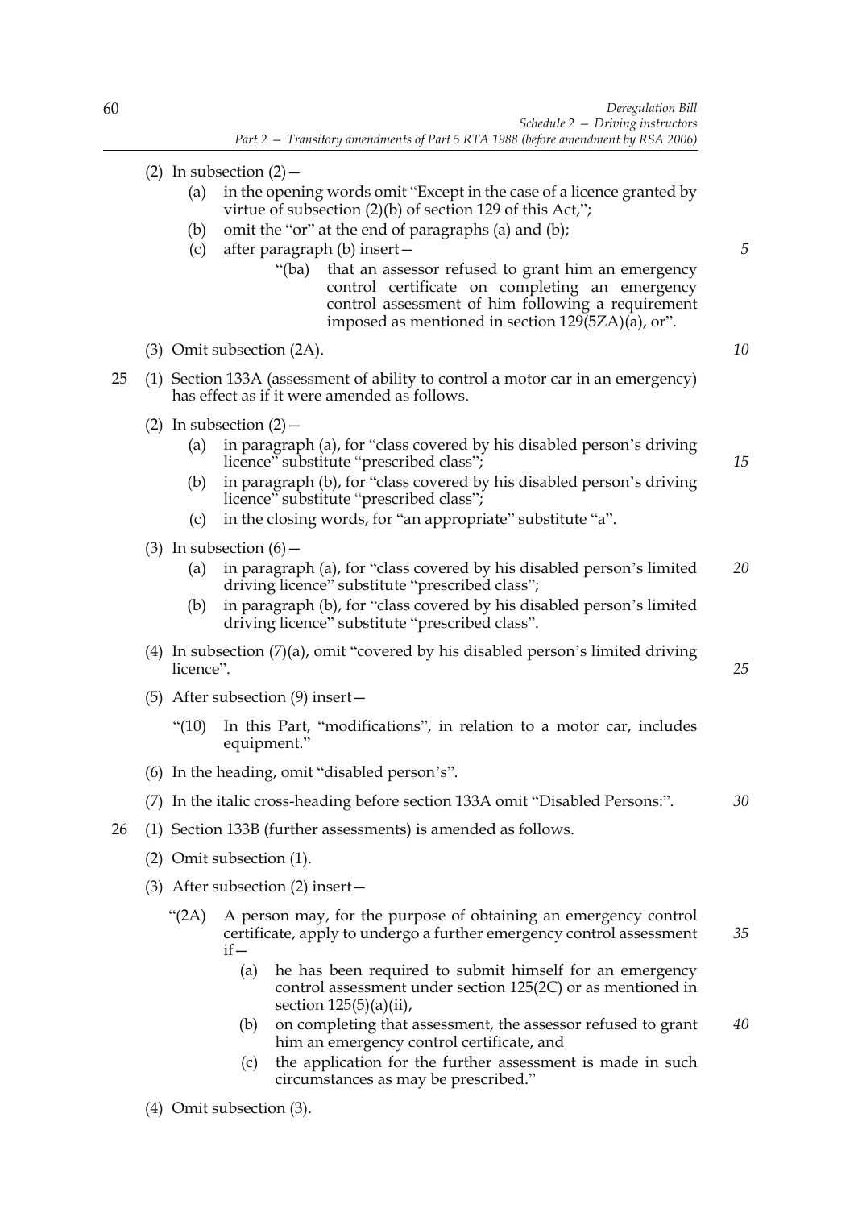(2) In subsection (2)—

(a) in the opening words omit "Except in the case of a licence granted by virtue of subsection (2)(b) of section 129 of this Act,";

(b) omit the "or" at the end of paragraphs (a) and (b);

(c) after paragraph (b) insert—

"(ba) that an assessor refused to grant him an emergency control certificate on completing an emergency control assessment of him following a requirement imposed as mentioned in section 129(5ZA)(a), or".

(3) Omit subsection (2A).

25 (1) Section 133A (assessment of ability to control a motor car in an emergency) has effect as if it were amended as follows.

(2) In subsection (2)—

(a) in paragraph (a), for "class covered by his disabled person's driving licence" substitute "prescribed class";

(b) in paragraph (b), for "class covered by his disabled person's driving licence" substitute "prescribed class";

(c) in the closing words, for "an appropriate" substitute "a".

(3) In subsection (6)—

(a) in paragraph (a), for "class covered by his disabled person's limited driving licence" substitute "prescribed class";

(b) in paragraph (b), for "class covered by his disabled person's limited driving licence" substitute "prescribed class".

(4) In subsection (7)(a), omit "covered by his disabled person's limited driving licence".

(5) After subsection (9) insert—

"(10) In this Part, "modifications", in relation to a motor car, includes equipment."

(6) In the heading, omit "disabled person's".

(7) In the italic cross-heading before section 133A omit "Disabled Persons:".

26 (1) Section 133B (further assessments) is amended as follows.

(2) Omit subsection (1).

(3) After subsection (2) insert—

"(2A) A person may, for the purpose of obtaining an emergency control certificate, apply to undergo a further emergency control assessment if—

(a) he has been required to submit himself for an emergency control assessment under section 125(2C) or as mentioned in section 125(5)(a)(ii),

(b) on completing that assessment, the assessor refused to grant him an emergency control certificate, and

(c) the application for the further assessment is made in such circumstances as may be prescribed."

(4) Omit subsection (3).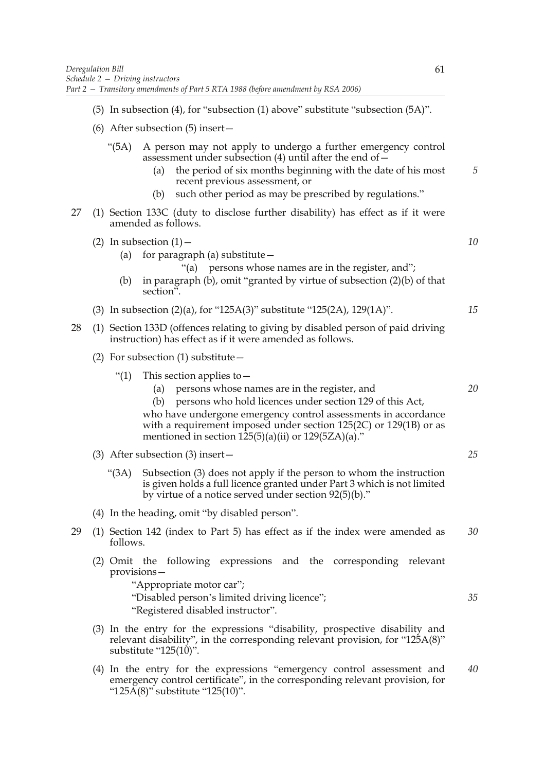(5) In subsection (4), for "subsection (1) above" substitute "subsection (5A)".

(6) After subsection (5) insert—

> "(5A) A person may not apply to undergo a further emergency control assessment under subsection (4) until after the end of—
>
> (a) the period of six months beginning with the date of his most recent previous assessment, or
>
> (b) such other period as may be prescribed by regulations."

27 (1) Section 133C (duty to disclose further disability) has effect as if it were amended as follows.

(2) In subsection (1)—

(a) for paragraph (a) substitute—

> "(a) persons whose names are in the register, and";

(b) in paragraph (b), omit "granted by virtue of subsection (2)(b) of that section".

(3) In subsection (2)(a), for "125A(3)" substitute "125(2A), 129(1A)".

28 (1) Section 133D (offences relating to giving by disabled person of paid driving instruction) has effect as if it were amended as follows.

(2) For subsection (1) substitute—

> "(1) This section applies to—
>
> (a) persons whose names are in the register, and
>
> (b) persons who hold licences under section 129 of this Act,
>
> who have undergone emergency control assessments in accordance with a requirement imposed under section 125(2C) or 129(1B) or as mentioned in section 125(5)(a)(ii) or 129(5ZA)(a)."

(3) After subsection (3) insert—

> "(3A) Subsection (3) does not apply if the person to whom the instruction is given holds a full licence granted under Part 3 which is not limited by virtue of a notice served under section 92(5)(b)."

(4) In the heading, omit "by disabled person".

29 (1) Section 142 (index to Part 5) has effect as if the index were amended as follows.

(2) Omit the following expressions and the corresponding relevant provisions—

> "Appropriate motor car";
>
> "Disabled person's limited driving licence";
>
> "Registered disabled instructor".

(3) In the entry for the expressions "disability, prospective disability and relevant disability", in the corresponding relevant provision, for "125A(8)" substitute "125(10)".

(4) In the entry for the expressions "emergency control assessment and emergency control certificate", in the corresponding relevant provision, for "125A(8)" substitute "125(10)".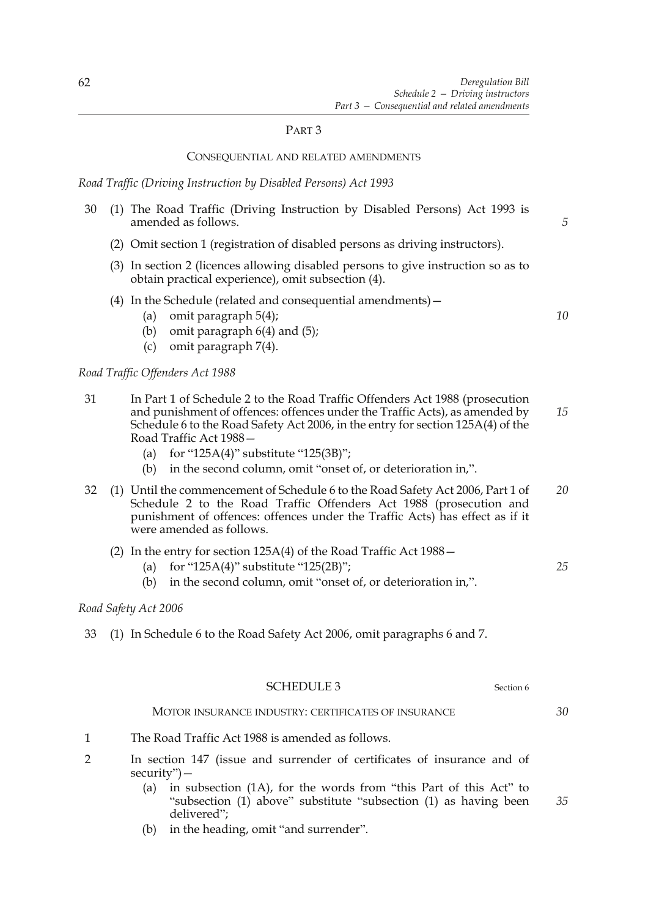## PART 3

### CONSEQUENTIAL AND RELATED AMENDMENTS

*Road Traffic (Driving Instruction by Disabled Persons) Act 1993*

30 (1) The Road Traffic (Driving Instruction by Disabled Persons) Act 1993 is amended as follows.

(2) Omit section 1 (registration of disabled persons as driving instructors).

(3) In section 2 (licences allowing disabled persons to give instruction so as to obtain practical experience), omit subsection (4).

(4) In the Schedule (related and consequential amendments)—
- (a) omit paragraph 5(4);
- (b) omit paragraph 6(4) and (5);
- (c) omit paragraph 7(4).

*Road Traffic Offenders Act 1988*

31 In Part 1 of Schedule 2 to the Road Traffic Offenders Act 1988 (prosecution and punishment of offences: offences under the Traffic Acts), as amended by Schedule 6 to the Road Safety Act 2006, in the entry for section 125A(4) of the Road Traffic Act 1988—
- (a) for "125A(4)" substitute "125(3B)";
- (b) in the second column, omit "onset of, or deterioration in,".

32 (1) Until the commencement of Schedule 6 to the Road Safety Act 2006, Part 1 of Schedule 2 to the Road Traffic Offenders Act 1988 (prosecution and punishment of offences: offences under the Traffic Acts) has effect as if it were amended as follows.

(2) In the entry for section 125A(4) of the Road Traffic Act 1988—
- (a) for "125A(4)" substitute "125(2B)";
- (b) in the second column, omit "onset of, or deterioration in,".

*Road Safety Act 2006*

33 (1) In Schedule 6 to the Road Safety Act 2006, omit paragraphs 6 and 7.

## SCHEDULE 3

Section 6

### MOTOR INSURANCE INDUSTRY: CERTIFICATES OF INSURANCE

1 The Road Traffic Act 1988 is amended as follows.

2 In section 147 (issue and surrender of certificates of insurance and of security")—
- (a) in subsection (1A), for the words from "this Part of this Act" to "subsection (1) above" substitute "subsection (1) as having been delivered";
- (b) in the heading, omit "and surrender".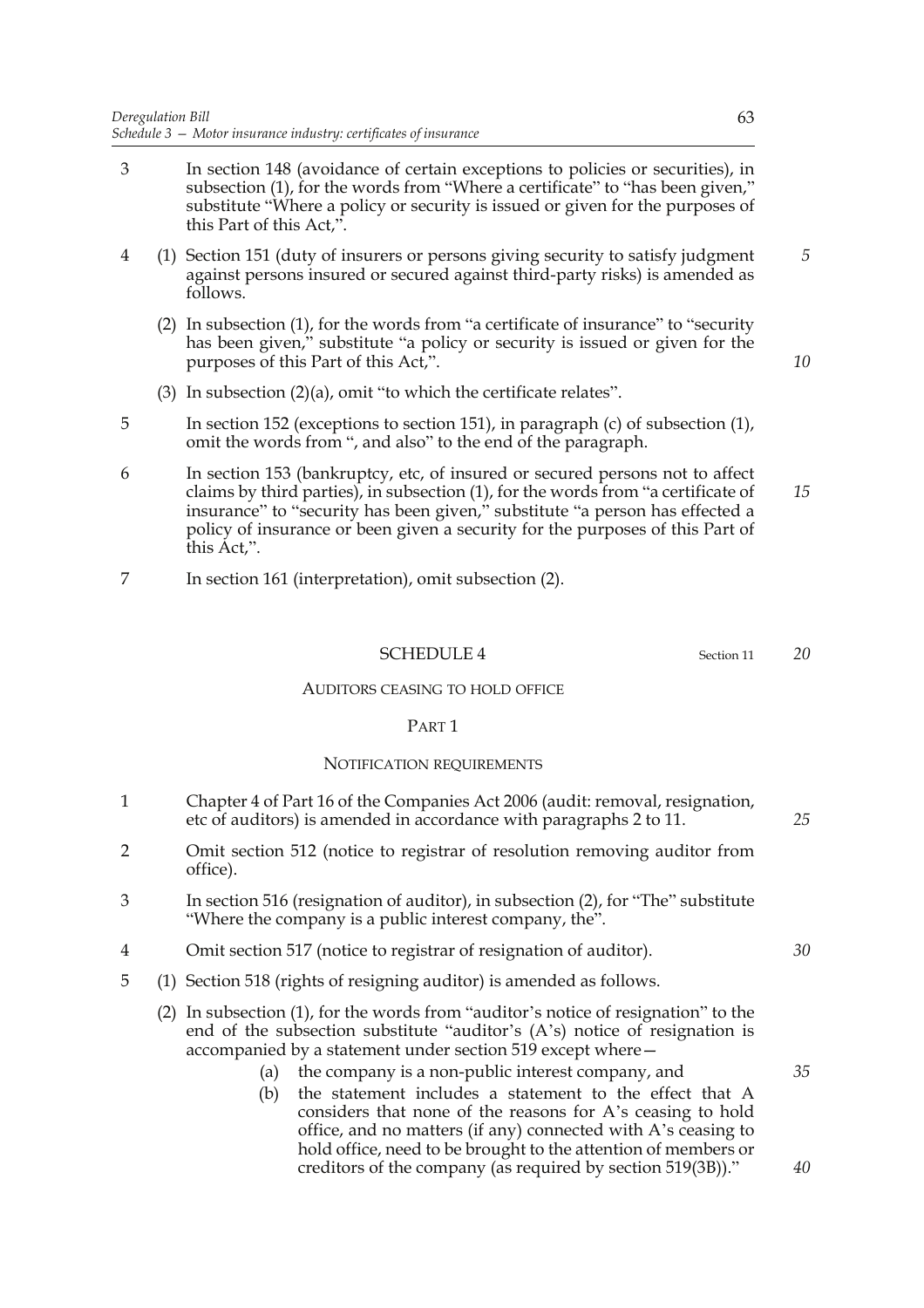3 In section 148 (avoidance of certain exceptions to policies or securities), in subsection (1), for the words from "Where a certificate" to "has been given," substitute "Where a policy or security is issued or given for the purposes of this Part of this Act,".

4 (1) Section 151 (duty of insurers or persons giving security to satisfy judgment against persons insured or secured against third-party risks) is amended as follows.

(2) In subsection (1), for the words from "a certificate of insurance" to "security has been given," substitute "a policy or security is issued or given for the purposes of this Part of this Act,".

(3) In subsection (2)(a), omit "to which the certificate relates".

5 In section 152 (exceptions to section 151), in paragraph (c) of subsection (1), omit the words from ", and also" to the end of the paragraph.

6 In section 153 (bankruptcy, etc, of insured or secured persons not to affect claims by third parties), in subsection (1), for the words from "a certificate of insurance" to "security has been given," substitute "a person has effected a policy of insurance or been given a security for the purposes of this Part of this Act,".

7 In section 161 (interpretation), omit subsection (2).

## SCHEDULE 4

Section 11

### AUDITORS CEASING TO HOLD OFFICE

#### PART 1

#### NOTIFICATION REQUIREMENTS

1 Chapter 4 of Part 16 of the Companies Act 2006 (audit: removal, resignation, etc of auditors) is amended in accordance with paragraphs 2 to 11.

2 Omit section 512 (notice to registrar of resolution removing auditor from office).

3 In section 516 (resignation of auditor), in subsection (2), for "The" substitute "Where the company is a public interest company, the".

4 Omit section 517 (notice to registrar of resignation of auditor).

5 (1) Section 518 (rights of resigning auditor) is amended as follows.

(2) In subsection (1), for the words from "auditor's notice of resignation" to the end of the subsection substitute "auditor's (A's) notice of resignation is accompanied by a statement under section 519 except where—

(a) the company is a non-public interest company, and

(b) the statement includes a statement to the effect that A considers that none of the reasons for A's ceasing to hold office, and no matters (if any) connected with A's ceasing to hold office, need to be brought to the attention of members or creditors of the company (as required by section 519(3B))."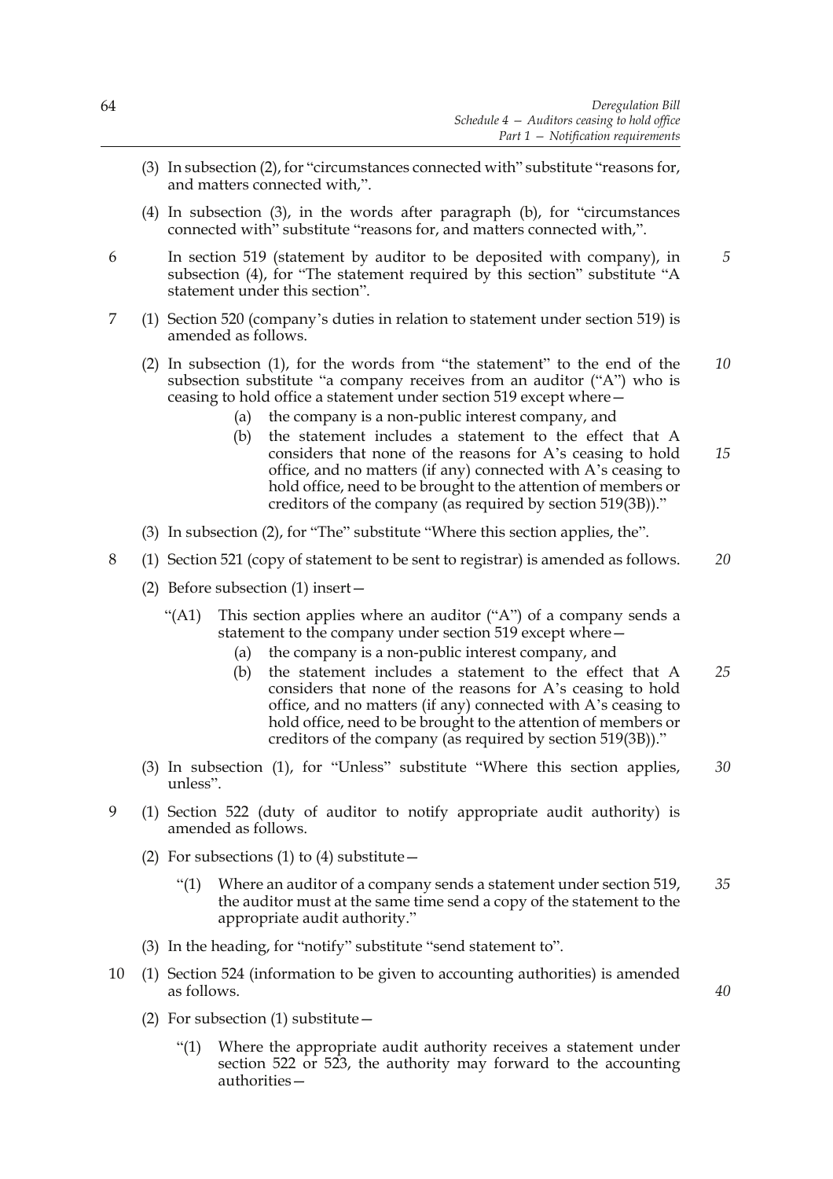(3) In subsection (2), for "circumstances connected with" substitute "reasons for, and matters connected with,".

(4) In subsection (3), in the words after paragraph (b), for "circumstances connected with" substitute "reasons for, and matters connected with,".

6 In section 519 (statement by auditor to be deposited with company), in subsection (4), for "The statement required by this section" substitute "A statement under this section".

7 (1) Section 520 (company's duties in relation to statement under section 519) is amended as follows.

(2) In subsection (1), for the words from "the statement" to the end of the subsection substitute "a company receives from an auditor ("A") who is ceasing to hold office a statement under section 519 except where—

(a) the company is a non-public interest company, and

(b) the statement includes a statement to the effect that A considers that none of the reasons for A's ceasing to hold office, and no matters (if any) connected with A's ceasing to hold office, need to be brought to the attention of members or creditors of the company (as required by section 519(3B))."

(3) In subsection (2), for "The" substitute "Where this section applies, the".

8 (1) Section 521 (copy of statement to be sent to registrar) is amended as follows.

(2) Before subsection (1) insert—

"(A1) This section applies where an auditor ("A") of a company sends a statement to the company under section 519 except where—

(a) the company is a non-public interest company, and

(b) the statement includes a statement to the effect that A considers that none of the reasons for A's ceasing to hold office, and no matters (if any) connected with A's ceasing to hold office, need to be brought to the attention of members or creditors of the company (as required by section 519(3B))."

(3) In subsection (1), for "Unless" substitute "Where this section applies, unless".

9 (1) Section 522 (duty of auditor to notify appropriate audit authority) is amended as follows.

(2) For subsections (1) to (4) substitute—

"(1) Where an auditor of a company sends a statement under section 519, the auditor must at the same time send a copy of the statement to the appropriate audit authority."

(3) In the heading, for "notify" substitute "send statement to".

10 (1) Section 524 (information to be given to accounting authorities) is amended as follows.

(2) For subsection (1) substitute—

"(1) Where the appropriate audit authority receives a statement under section 522 or 523, the authority may forward to the accounting authorities—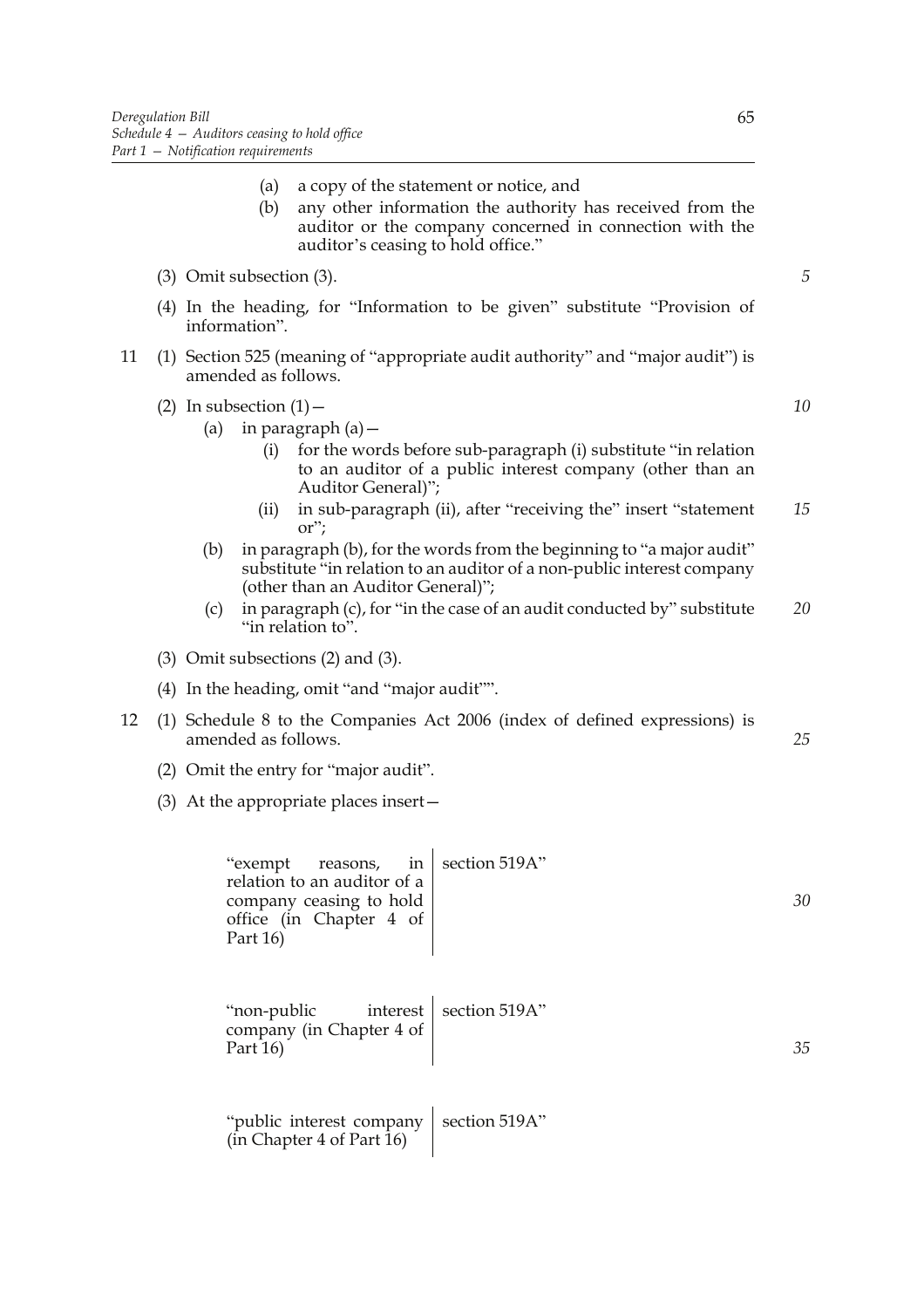(a) a copy of the statement or notice, and

(b) any other information the authority has received from the auditor or the company concerned in connection with the auditor's ceasing to hold office."

(3) Omit subsection (3).

(4) In the heading, for "Information to be given" substitute "Provision of information".

11 (1) Section 525 (meaning of "appropriate audit authority" and "major audit") is amended as follows.

(2) In subsection (1)—

(a) in paragraph (a)—

(i) for the words before sub-paragraph (i) substitute "in relation to an auditor of a public interest company (other than an Auditor General)";

(ii) in sub-paragraph (ii), after "receiving the" insert "statement or";

(b) in paragraph (b), for the words from the beginning to "a major audit" substitute "in relation to an auditor of a non-public interest company (other than an Auditor General)";

(c) in paragraph (c), for "in the case of an audit conducted by" substitute "in relation to".

(3) Omit subsections (2) and (3).

(4) In the heading, omit "and "major audit"".

12 (1) Schedule 8 to the Companies Act 2006 (index of defined expressions) is amended as follows.

(2) Omit the entry for "major audit".

(3) At the appropriate places insert—

| | |
|---|---|
| "exempt reasons, in relation to an auditor of a company ceasing to hold office (in Chapter 4 of Part 16) | section 519A" |
| "non-public interest company (in Chapter 4 of Part 16) | section 519A" |
| "public interest company (in Chapter 4 of Part 16) | section 519A" |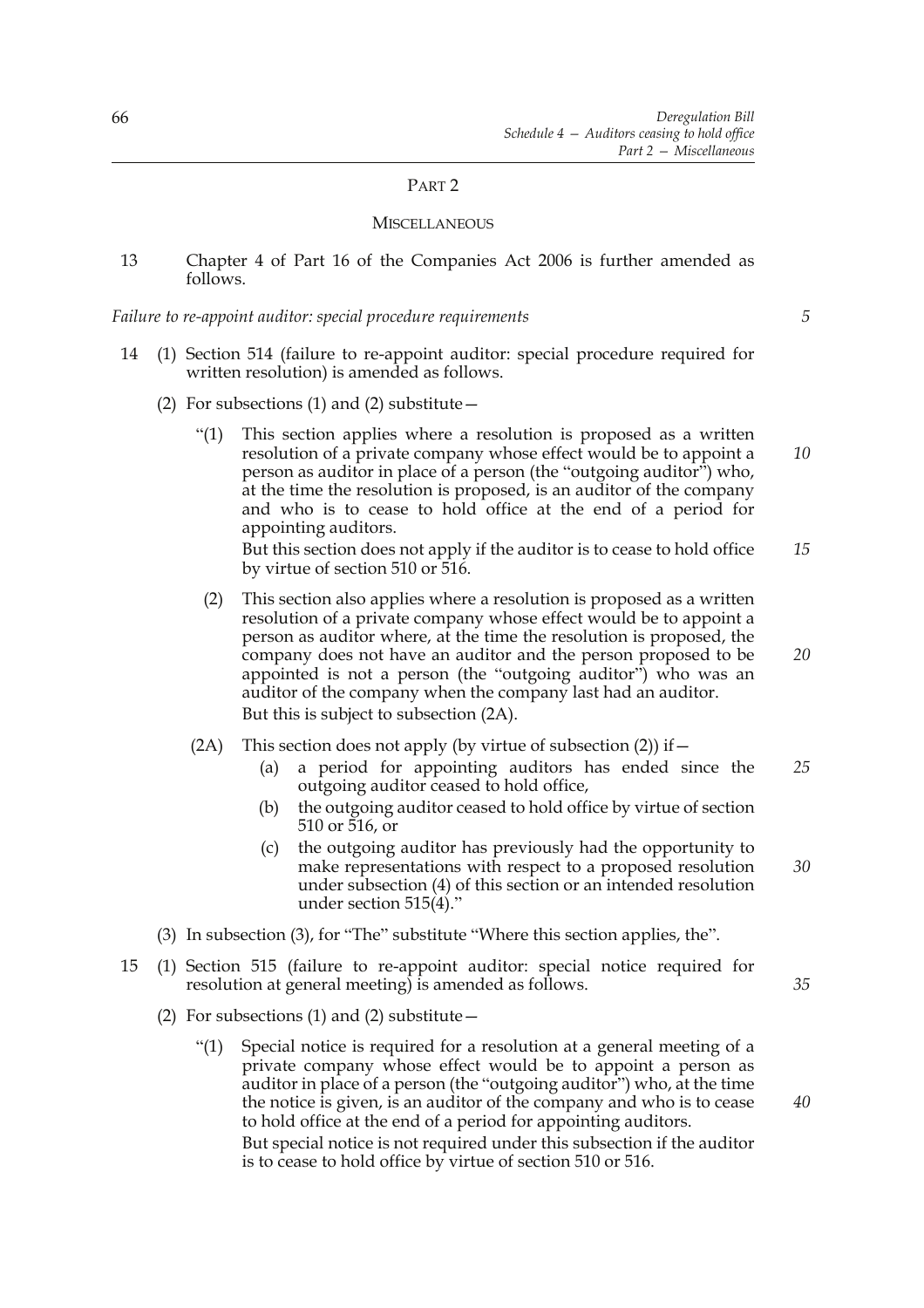## PART 2

### MISCELLANEOUS

13 Chapter 4 of Part 16 of the Companies Act 2006 is further amended as follows.

*Failure to re-appoint auditor: special procedure requirements*

14 (1) Section 514 (failure to re-appoint auditor: special procedure required for written resolution) is amended as follows.

(2) For subsections (1) and (2) substitute—

"(1) This section applies where a resolution is proposed as a written resolution of a private company whose effect would be to appoint a person as auditor in place of a person (the "outgoing auditor") who, at the time the resolution is proposed, is an auditor of the company and who is to cease to hold office at the end of a period for appointing auditors.

But this section does not apply if the auditor is to cease to hold office by virtue of section 510 or 516.

(2) This section also applies where a resolution is proposed as a written resolution of a private company whose effect would be to appoint a person as auditor where, at the time the resolution is proposed, the company does not have an auditor and the person proposed to be appointed is not a person (the "outgoing auditor") who was an auditor of the company when the company last had an auditor.

But this is subject to subsection (2A).

(2A) This section does not apply (by virtue of subsection (2)) if—

(a) a period for appointing auditors has ended since the outgoing auditor ceased to hold office,

(b) the outgoing auditor ceased to hold office by virtue of section 510 or 516, or

(c) the outgoing auditor has previously had the opportunity to make representations with respect to a proposed resolution under subsection (4) of this section or an intended resolution under section 515(4)."

(3) In subsection (3), for "The" substitute "Where this section applies, the".

15 (1) Section 515 (failure to re-appoint auditor: special notice required for resolution at general meeting) is amended as follows.

(2) For subsections (1) and (2) substitute—

"(1) Special notice is required for a resolution at a general meeting of a private company whose effect would be to appoint a person as auditor in place of a person (the "outgoing auditor") who, at the time the notice is given, is an auditor of the company and who is to cease to hold office at the end of a period for appointing auditors.

But special notice is not required under this subsection if the auditor is to cease to hold office by virtue of section 510 or 516.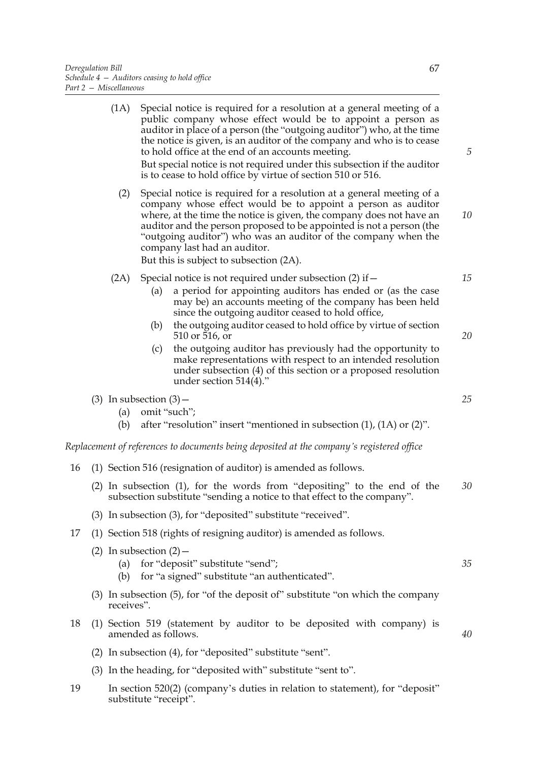(1A) Special notice is required for a resolution at a general meeting of a public company whose effect would be to appoint a person as auditor in place of a person (the "outgoing auditor") who, at the time the notice is given, is an auditor of the company and who is to cease to hold office at the end of an accounts meeting.

But special notice is not required under this subsection if the auditor is to cease to hold office by virtue of section 510 or 516.

(2) Special notice is required for a resolution at a general meeting of a company whose effect would be to appoint a person as auditor where, at the time the notice is given, the company does not have an auditor and the person proposed to be appointed is not a person (the "outgoing auditor") who was an auditor of the company when the company last had an auditor.

But this is subject to subsection (2A).

(2A) Special notice is not required under subsection (2) if—

(a) a period for appointing auditors has ended or (as the case may be) an accounts meeting of the company has been held since the outgoing auditor ceased to hold office,

(b) the outgoing auditor ceased to hold office by virtue of section 510 or 516, or

(c) the outgoing auditor has previously had the opportunity to make representations with respect to an intended resolution under subsection (4) of this section or a proposed resolution under section 514(4)."

(3) In subsection (3)—

(a) omit "such";

(b) after "resolution" insert "mentioned in subsection (1), (1A) or (2)".

*Replacement of references to documents being deposited at the company's registered office*

16 (1) Section 516 (resignation of auditor) is amended as follows.

(2) In subsection (1), for the words from "depositing" to the end of the subsection substitute "sending a notice to that effect to the company".

(3) In subsection (3), for "deposited" substitute "received".

17 (1) Section 518 (rights of resigning auditor) is amended as follows.

(2) In subsection (2)—

(a) for "deposit" substitute "send";

(b) for "a signed" substitute "an authenticated".

(3) In subsection (5), for "of the deposit of" substitute "on which the company receives".

18 (1) Section 519 (statement by auditor to be deposited with company) is amended as follows.

(2) In subsection (4), for "deposited" substitute "sent".

(3) In the heading, for "deposited with" substitute "sent to".

19 In section 520(2) (company's duties in relation to statement), for "deposit" substitute "receipt".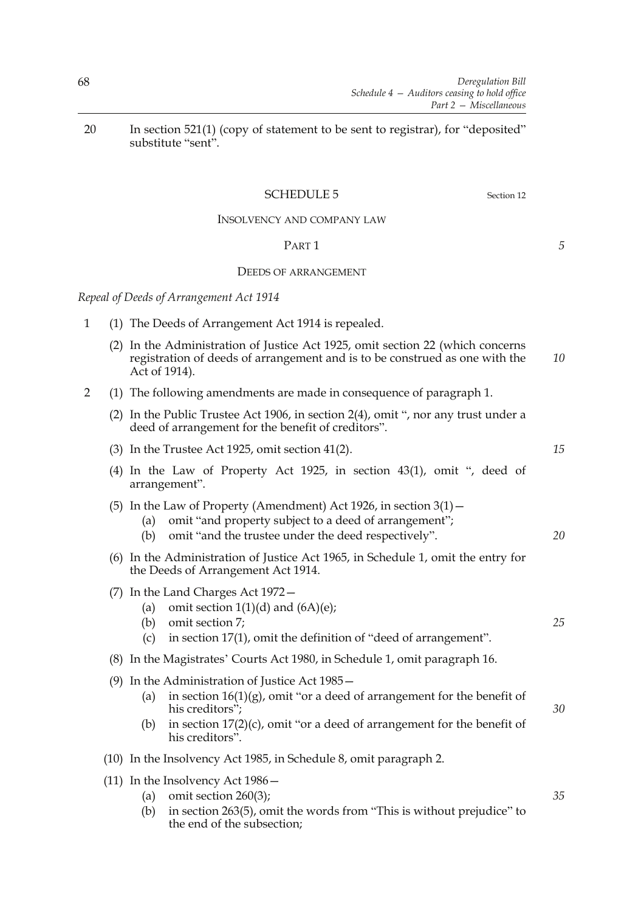20 In section 521(1) (copy of statement to be sent to registrar), for "deposited" substitute "sent".

## SCHEDULE 5

Section 12

### INSOLVENCY AND COMPANY LAW

#### PART 1

#### DEEDS OF ARRANGEMENT

*Repeal of Deeds of Arrangement Act 1914*

1 (1) The Deeds of Arrangement Act 1914 is repealed.

(2) In the Administration of Justice Act 1925, omit section 22 (which concerns registration of deeds of arrangement and is to be construed as one with the Act of 1914).

2 (1) The following amendments are made in consequence of paragraph 1.

(2) In the Public Trustee Act 1906, in section 2(4), omit ", nor any trust under a deed of arrangement for the benefit of creditors".

(3) In the Trustee Act 1925, omit section 41(2).

(4) In the Law of Property Act 1925, in section 43(1), omit ", deed of arrangement".

(5) In the Law of Property (Amendment) Act 1926, in section 3(1)—

- (a) omit "and property subject to a deed of arrangement";
- (b) omit "and the trustee under the deed respectively".

(6) In the Administration of Justice Act 1965, in Schedule 1, omit the entry for the Deeds of Arrangement Act 1914.

(7) In the Land Charges Act 1972—

- (a) omit section 1(1)(d) and (6A)(e);
- (b) omit section 7;
- (c) in section 17(1), omit the definition of "deed of arrangement".

(8) In the Magistrates' Courts Act 1980, in Schedule 1, omit paragraph 16.

(9) In the Administration of Justice Act 1985—

- (a) in section 16(1)(g), omit "or a deed of arrangement for the benefit of his creditors";
- (b) in section 17(2)(c), omit "or a deed of arrangement for the benefit of his creditors".

(10) In the Insolvency Act 1985, in Schedule 8, omit paragraph 2.

(11) In the Insolvency Act 1986—

- (a) omit section 260(3);
- (b) in section 263(5), omit the words from "This is without prejudice" to the end of the subsection;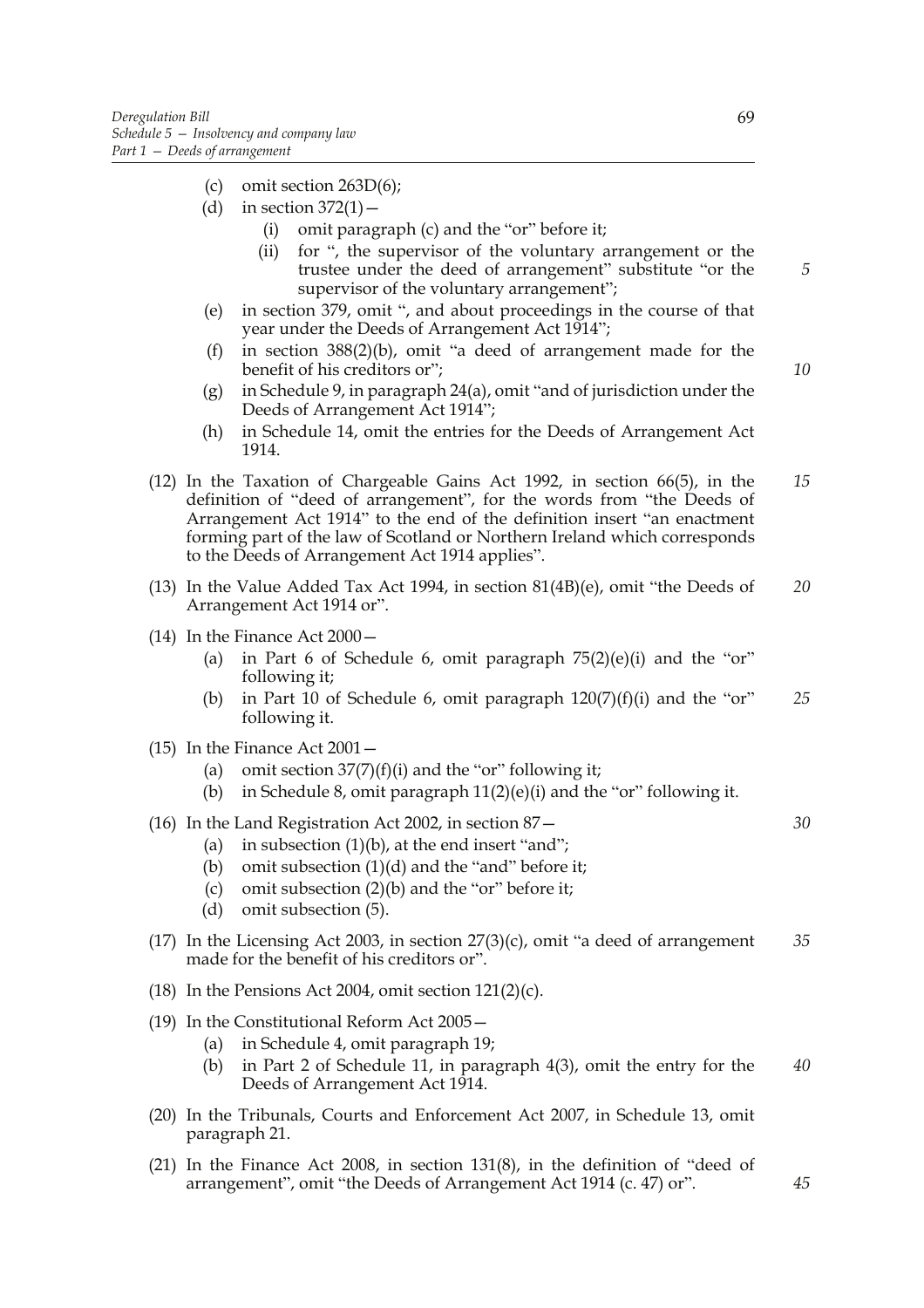- (c) omit section 263D(6);
- (d) in section 372(1)—
  - (i) omit paragraph (c) and the "or" before it;
  - (ii) for ", the supervisor of the voluntary arrangement or the trustee under the deed of arrangement" substitute "or the supervisor of the voluntary arrangement";
- (e) in section 379, omit ", and about proceedings in the course of that year under the Deeds of Arrangement Act 1914";
- (f) in section 388(2)(b), omit "a deed of arrangement made for the benefit of his creditors or";
- (g) in Schedule 9, in paragraph 24(a), omit "and of jurisdiction under the Deeds of Arrangement Act 1914";
- (h) in Schedule 14, omit the entries for the Deeds of Arrangement Act 1914.

(12) In the Taxation of Chargeable Gains Act 1992, in section 66(5), in the definition of "deed of arrangement", for the words from "the Deeds of Arrangement Act 1914" to the end of the definition insert "an enactment forming part of the law of Scotland or Northern Ireland which corresponds to the Deeds of Arrangement Act 1914 applies".

(13) In the Value Added Tax Act 1994, in section 81(4B)(e), omit "the Deeds of Arrangement Act 1914 or".

(14) In the Finance Act 2000—
- (a) in Part 6 of Schedule 6, omit paragraph 75(2)(e)(i) and the "or" following it;
- (b) in Part 10 of Schedule 6, omit paragraph 120(7)(f)(i) and the "or" following it.

(15) In the Finance Act 2001—
- (a) omit section 37(7)(f)(i) and the "or" following it;
- (b) in Schedule 8, omit paragraph 11(2)(e)(i) and the "or" following it.

(16) In the Land Registration Act 2002, in section 87—
- (a) in subsection (1)(b), at the end insert "and";
- (b) omit subsection (1)(d) and the "and" before it;
- (c) omit subsection (2)(b) and the "or" before it;
- (d) omit subsection (5).

(17) In the Licensing Act 2003, in section 27(3)(c), omit "a deed of arrangement made for the benefit of his creditors or".

(18) In the Pensions Act 2004, omit section 121(2)(c).

(19) In the Constitutional Reform Act 2005—
- (a) in Schedule 4, omit paragraph 19;
- (b) in Part 2 of Schedule 11, in paragraph 4(3), omit the entry for the Deeds of Arrangement Act 1914.

(20) In the Tribunals, Courts and Enforcement Act 2007, in Schedule 13, omit paragraph 21.

(21) In the Finance Act 2008, in section 131(8), in the definition of "deed of arrangement", omit "the Deeds of Arrangement Act 1914 (c. 47) or".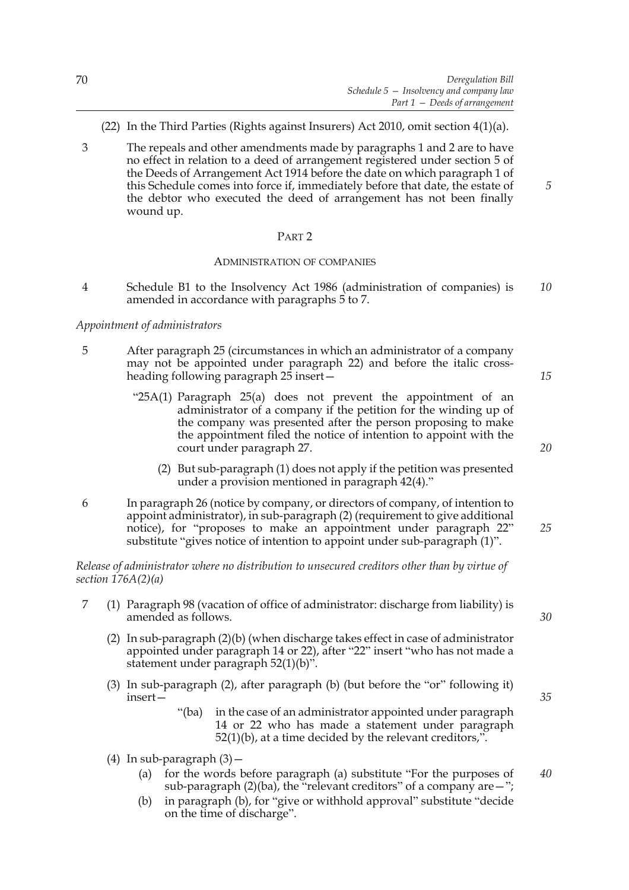(22) In the Third Parties (Rights against Insurers) Act 2010, omit section 4(1)(a).

3 The repeals and other amendments made by paragraphs 1 and 2 are to have no effect in relation to a deed of arrangement registered under section 5 of the Deeds of Arrangement Act 1914 before the date on which paragraph 1 of this Schedule comes into force if, immediately before that date, the estate of the debtor who executed the deed of arrangement has not been finally wound up.

## PART 2

### ADMINISTRATION OF COMPANIES

4 Schedule B1 to the Insolvency Act 1986 (administration of companies) is amended in accordance with paragraphs 5 to 7.

*Appointment of administrators*

5 After paragraph 25 (circumstances in which an administrator of a company may not be appointed under paragraph 22) and before the italic cross-heading following paragraph 25 insert—

"25A(1) Paragraph 25(a) does not prevent the appointment of an administrator of a company if the petition for the winding up of the company was presented after the person proposing to make the appointment filed the notice of intention to appoint with the court under paragraph 27.

(2) But sub-paragraph (1) does not apply if the petition was presented under a provision mentioned in paragraph 42(4)."

6 In paragraph 26 (notice by company, or directors of company, of intention to appoint administrator), in sub-paragraph (2) (requirement to give additional notice), for "proposes to make an appointment under paragraph 22" substitute "gives notice of intention to appoint under sub-paragraph (1)".

*Release of administrator where no distribution to unsecured creditors other than by virtue of section 176A(2)(a)*

7 (1) Paragraph 98 (vacation of office of administrator: discharge from liability) is amended as follows.

(2) In sub-paragraph (2)(b) (when discharge takes effect in case of administrator appointed under paragraph 14 or 22), after "22" insert "who has not made a statement under paragraph 52(1)(b)".

(3) In sub-paragraph (2), after paragraph (b) (but before the "or" following it) insert—

"(ba) in the case of an administrator appointed under paragraph 14 or 22 who has made a statement under paragraph 52(1)(b), at a time decided by the relevant creditors,".

(4) In sub-paragraph (3)—

(a) for the words before paragraph (a) substitute "For the purposes of sub-paragraph (2)(ba), the "relevant creditors" of a company are—";

(b) in paragraph (b), for "give or withhold approval" substitute "decide on the time of discharge".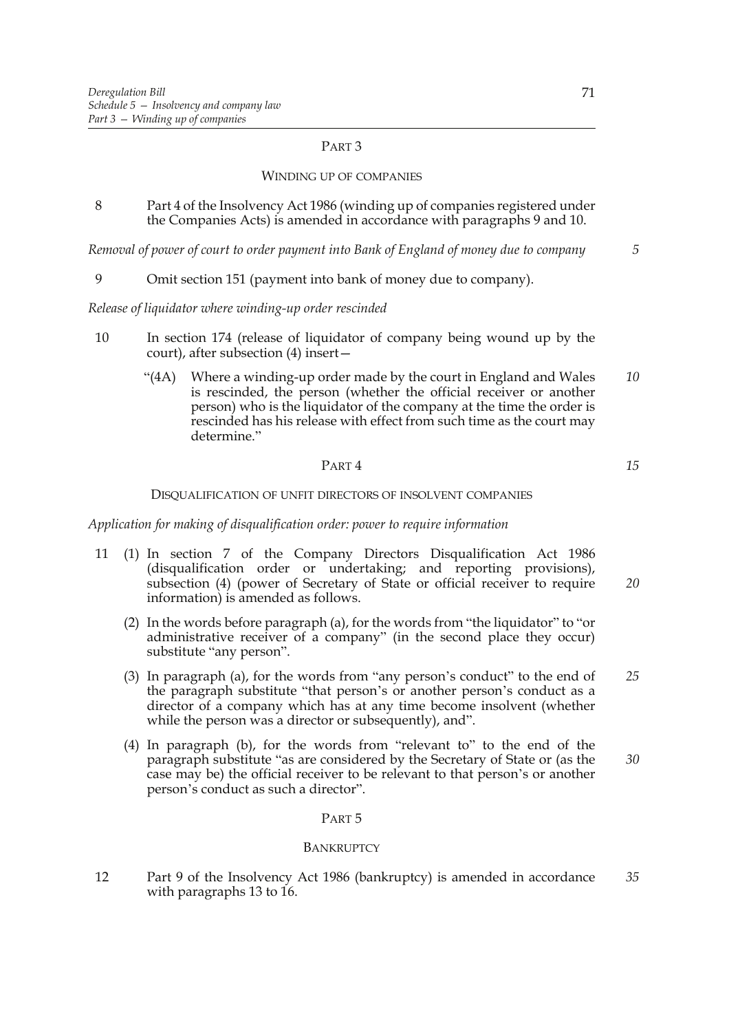## PART 3

### WINDING UP OF COMPANIES

8 Part 4 of the Insolvency Act 1986 (winding up of companies registered under the Companies Acts) is amended in accordance with paragraphs 9 and 10.

*Removal of power of court to order payment into Bank of England of money due to company*

9 Omit section 151 (payment into bank of money due to company).

*Release of liquidator where winding-up order rescinded*

10 In section 174 (release of liquidator of company being wound up by the court), after subsection (4) insert—

"(4A) Where a winding-up order made by the court in England and Wales is rescinded, the person (whether the official receiver or another person) who is the liquidator of the company at the time the order is rescinded has his release with effect from such time as the court may determine."

## PART 4

### DISQUALIFICATION OF UNFIT DIRECTORS OF INSOLVENT COMPANIES

*Application for making of disqualification order: power to require information*

11 (1) In section 7 of the Company Directors Disqualification Act 1986 (disqualification order or undertaking; and reporting provisions), subsection (4) (power of Secretary of State or official receiver to require information) is amended as follows.

(2) In the words before paragraph (a), for the words from "the liquidator" to "or administrative receiver of a company" (in the second place they occur) substitute "any person".

(3) In paragraph (a), for the words from "any person's conduct" to the end of the paragraph substitute "that person's or another person's conduct as a director of a company which has at any time become insolvent (whether while the person was a director or subsequently), and".

(4) In paragraph (b), for the words from "relevant to" to the end of the paragraph substitute "as are considered by the Secretary of State or (as the case may be) the official receiver to be relevant to that person's or another person's conduct as such a director".

## PART 5

### BANKRUPTCY

12 Part 9 of the Insolvency Act 1986 (bankruptcy) is amended in accordance with paragraphs 13 to 16.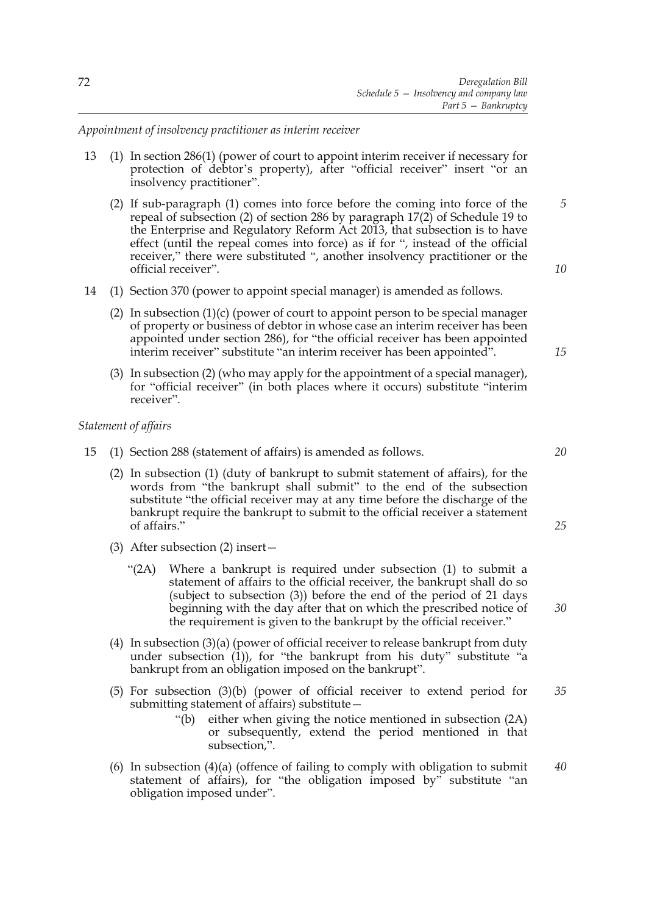*Appointment of insolvency practitioner as interim receiver*

13 (1) In section 286(1) (power of court to appoint interim receiver if necessary for protection of debtor's property), after "official receiver" insert "or an insolvency practitioner".

(2) If sub-paragraph (1) comes into force before the coming into force of the repeal of subsection (2) of section 286 by paragraph 17(2) of Schedule 19 to the Enterprise and Regulatory Reform Act 2013, that subsection is to have effect (until the repeal comes into force) as if for ", instead of the official receiver," there were substituted ", another insolvency practitioner or the official receiver".

14 (1) Section 370 (power to appoint special manager) is amended as follows.

(2) In subsection (1)(c) (power of court to appoint person to be special manager of property or business of debtor in whose case an interim receiver has been appointed under section 286), for "the official receiver has been appointed interim receiver" substitute "an interim receiver has been appointed".

(3) In subsection (2) (who may apply for the appointment of a special manager), for "official receiver" (in both places where it occurs) substitute "interim receiver".

*Statement of affairs*

15 (1) Section 288 (statement of affairs) is amended as follows.

(2) In subsection (1) (duty of bankrupt to submit statement of affairs), for the words from "the bankrupt shall submit" to the end of the subsection substitute "the official receiver may at any time before the discharge of the bankrupt require the bankrupt to submit to the official receiver a statement of affairs."

(3) After subsection (2) insert—

"(2A) Where a bankrupt is required under subsection (1) to submit a statement of affairs to the official receiver, the bankrupt shall do so (subject to subsection (3)) before the end of the period of 21 days beginning with the day after that on which the prescribed notice of the requirement is given to the bankrupt by the official receiver."

(4) In subsection (3)(a) (power of official receiver to release bankrupt from duty under subsection (1)), for "the bankrupt from his duty" substitute "a bankrupt from an obligation imposed on the bankrupt".

(5) For subsection (3)(b) (power of official receiver to extend period for submitting statement of affairs) substitute—

"(b) either when giving the notice mentioned in subsection (2A) or subsequently, extend the period mentioned in that subsection,".

(6) In subsection (4)(a) (offence of failing to comply with obligation to submit statement of affairs), for "the obligation imposed by" substitute "an obligation imposed under".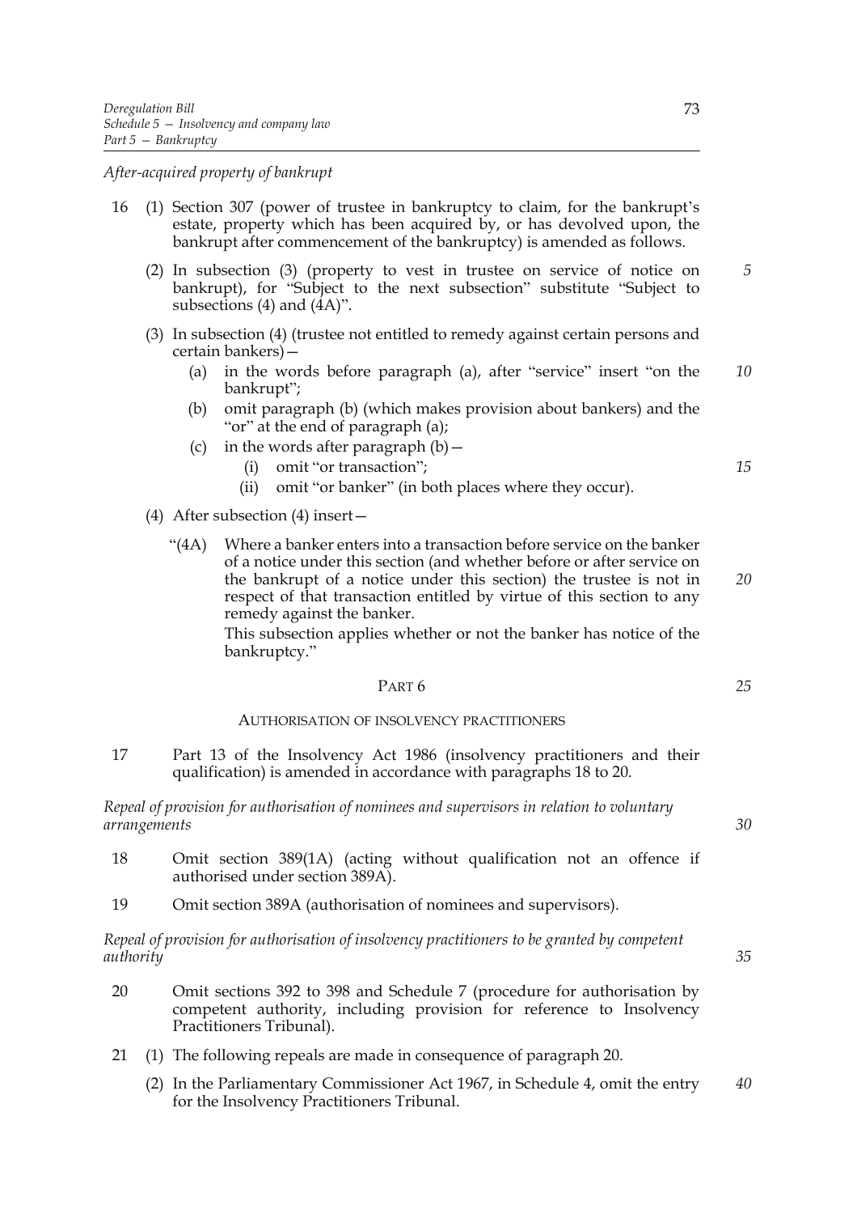*After-acquired property of bankrupt*

16 (1) Section 307 (power of trustee in bankruptcy to claim, for the bankrupt's estate, property which has been acquired by, or has devolved upon, the bankrupt after commencement of the bankruptcy) is amended as follows.

(2) In subsection (3) (property to vest in trustee on service of notice on bankrupt), for "Subject to the next subsection" substitute "Subject to subsections (4) and (4A)".

(3) In subsection (4) (trustee not entitled to remedy against certain persons and certain bankers)—

(a) in the words before paragraph (a), after "service" insert "on the bankrupt";

(b) omit paragraph (b) (which makes provision about bankers) and the "or" at the end of paragraph (a);

(c) in the words after paragraph (b)—

(i) omit "or transaction";

(ii) omit "or banker" (in both places where they occur).

(4) After subsection (4) insert—

"(4A) Where a banker enters into a transaction before service on the banker of a notice under this section (and whether before or after service on the bankrupt of a notice under this section) the trustee is not in respect of that transaction entitled by virtue of this section to any remedy against the banker.

This subsection applies whether or not the banker has notice of the bankruptcy."

## PART 6

### AUTHORISATION OF INSOLVENCY PRACTITIONERS

17 Part 13 of the Insolvency Act 1986 (insolvency practitioners and their qualification) is amended in accordance with paragraphs 18 to 20.

*Repeal of provision for authorisation of nominees and supervisors in relation to voluntary arrangements*

18 Omit section 389(1A) (acting without qualification not an offence if authorised under section 389A).

19 Omit section 389A (authorisation of nominees and supervisors).

*Repeal of provision for authorisation of insolvency practitioners to be granted by competent authority*

20 Omit sections 392 to 398 and Schedule 7 (procedure for authorisation by competent authority, including provision for reference to Insolvency Practitioners Tribunal).

21 (1) The following repeals are made in consequence of paragraph 20.

(2) In the Parliamentary Commissioner Act 1967, in Schedule 4, omit the entry for the Insolvency Practitioners Tribunal.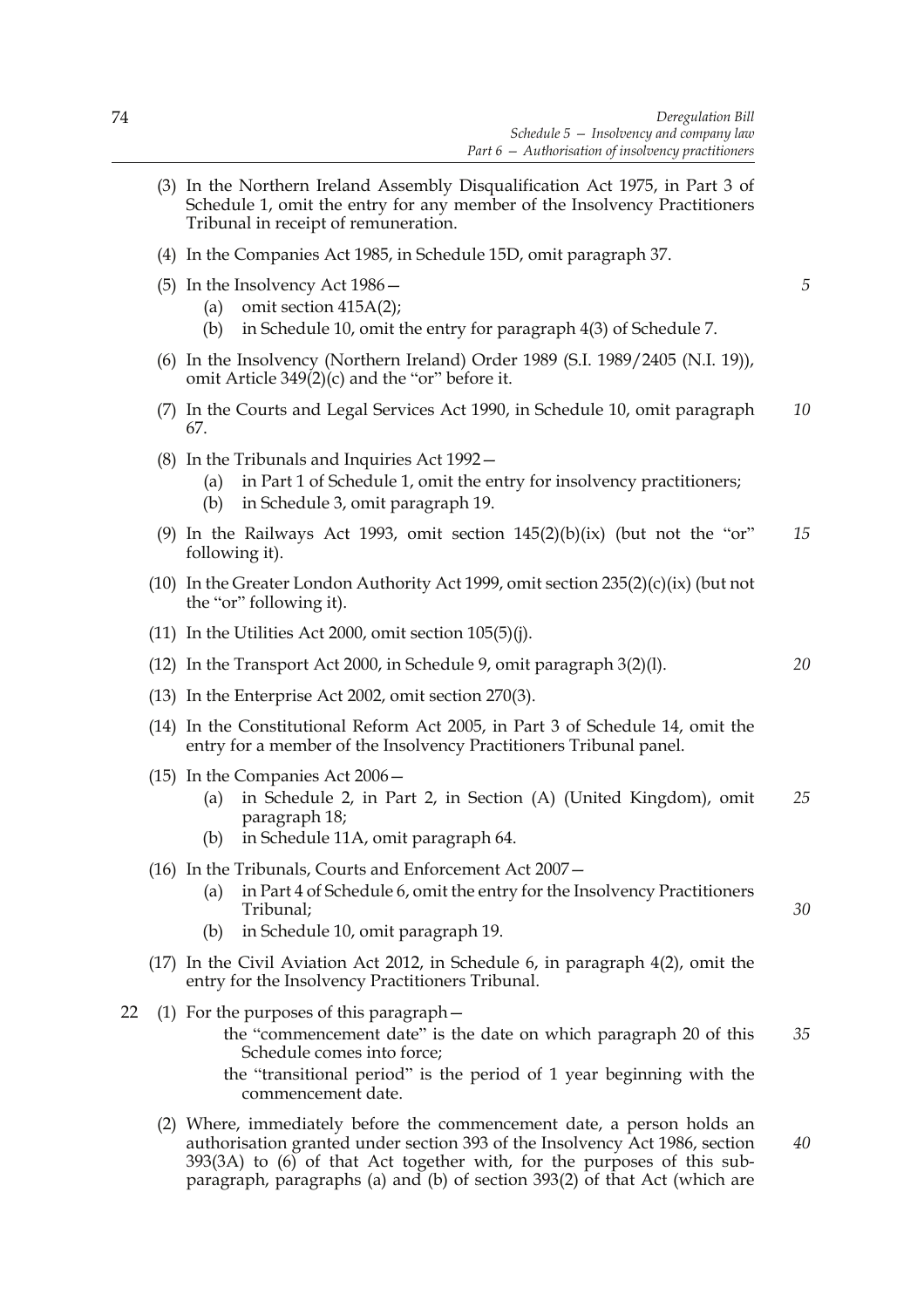(3) In the Northern Ireland Assembly Disqualification Act 1975, in Part 3 of Schedule 1, omit the entry for any member of the Insolvency Practitioners Tribunal in receipt of remuneration.

(4) In the Companies Act 1985, in Schedule 15D, omit paragraph 37.

(5) In the Insolvency Act 1986—

- (a) omit section 415A(2);
- (b) in Schedule 10, omit the entry for paragraph 4(3) of Schedule 7.

(6) In the Insolvency (Northern Ireland) Order 1989 (S.I. 1989/2405 (N.I. 19)), omit Article 349(2)(c) and the "or" before it.

(7) In the Courts and Legal Services Act 1990, in Schedule 10, omit paragraph 67.

(8) In the Tribunals and Inquiries Act 1992—

- (a) in Part 1 of Schedule 1, omit the entry for insolvency practitioners;
- (b) in Schedule 3, omit paragraph 19.

(9) In the Railways Act 1993, omit section 145(2)(b)(ix) (but not the "or" following it).

(10) In the Greater London Authority Act 1999, omit section 235(2)(c)(ix) (but not the "or" following it).

(11) In the Utilities Act 2000, omit section 105(5)(j).

(12) In the Transport Act 2000, in Schedule 9, omit paragraph 3(2)(l).

(13) In the Enterprise Act 2002, omit section 270(3).

(14) In the Constitutional Reform Act 2005, in Part 3 of Schedule 14, omit the entry for a member of the Insolvency Practitioners Tribunal panel.

(15) In the Companies Act 2006—

- (a) in Schedule 2, in Part 2, in Section (A) (United Kingdom), omit paragraph 18;
- (b) in Schedule 11A, omit paragraph 64.

(16) In the Tribunals, Courts and Enforcement Act 2007—

- (a) in Part 4 of Schedule 6, omit the entry for the Insolvency Practitioners Tribunal;
- (b) in Schedule 10, omit paragraph 19.

(17) In the Civil Aviation Act 2012, in Schedule 6, in paragraph 4(2), omit the entry for the Insolvency Practitioners Tribunal.

22 (1) For the purposes of this paragraph—

the "commencement date" is the date on which paragraph 20 of this Schedule comes into force;

the "transitional period" is the period of 1 year beginning with the commencement date.

(2) Where, immediately before the commencement date, a person holds an authorisation granted under section 393 of the Insolvency Act 1986, section 393(3A) to (6) of that Act together with, for the purposes of this sub-paragraph, paragraphs (a) and (b) of section 393(2) of that Act (which are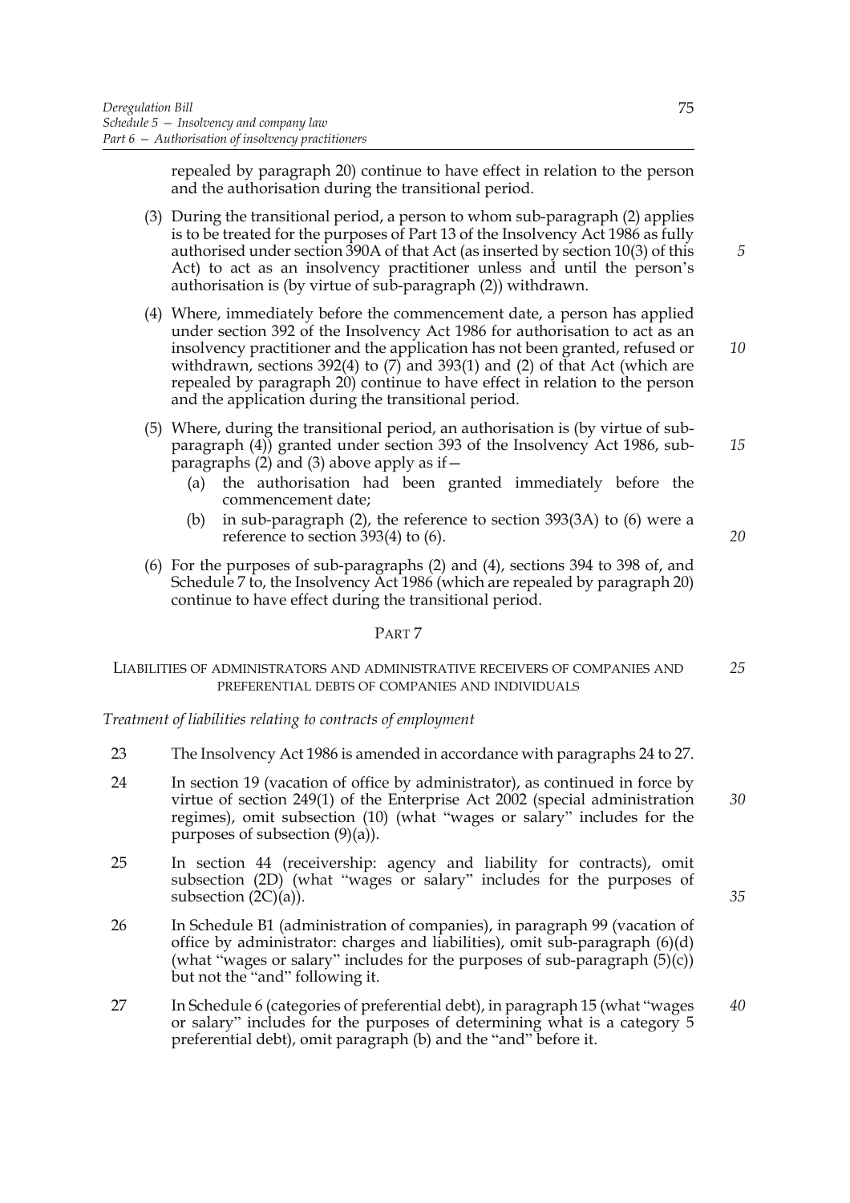repealed by paragraph 20) continue to have effect in relation to the person and the authorisation during the transitional period.

(3) During the transitional period, a person to whom sub-paragraph (2) applies is to be treated for the purposes of Part 13 of the Insolvency Act 1986 as fully authorised under section 390A of that Act (as inserted by section 10(3) of this Act) to act as an insolvency practitioner unless and until the person's authorisation is (by virtue of sub-paragraph (2)) withdrawn.

(4) Where, immediately before the commencement date, a person has applied under section 392 of the Insolvency Act 1986 for authorisation to act as an insolvency practitioner and the application has not been granted, refused or withdrawn, sections 392(4) to (7) and 393(1) and (2) of that Act (which are repealed by paragraph 20) continue to have effect in relation to the person and the application during the transitional period.

(5) Where, during the transitional period, an authorisation is (by virtue of sub-paragraph (4)) granted under section 393 of the Insolvency Act 1986, sub-paragraphs (2) and (3) above apply as if—

- (a) the authorisation had been granted immediately before the commencement date;
- (b) in sub-paragraph (2), the reference to section 393(3A) to (6) were a reference to section 393(4) to (6).

(6) For the purposes of sub-paragraphs (2) and (4), sections 394 to 398 of, and Schedule 7 to, the Insolvency Act 1986 (which are repealed by paragraph 20) continue to have effect during the transitional period.

## PART 7

### LIABILITIES OF ADMINISTRATORS AND ADMINISTRATIVE RECEIVERS OF COMPANIES AND PREFERENTIAL DEBTS OF COMPANIES AND INDIVIDUALS

*Treatment of liabilities relating to contracts of employment*

23 The Insolvency Act 1986 is amended in accordance with paragraphs 24 to 27.

24 In section 19 (vacation of office by administrator), as continued in force by virtue of section 249(1) of the Enterprise Act 2002 (special administration regimes), omit subsection (10) (what "wages or salary" includes for the purposes of subsection (9)(a)).

25 In section 44 (receivership: agency and liability for contracts), omit subsection (2D) (what "wages or salary" includes for the purposes of subsection (2C)(a)).

26 In Schedule B1 (administration of companies), in paragraph 99 (vacation of office by administrator: charges and liabilities), omit sub-paragraph (6)(d) (what "wages or salary" includes for the purposes of sub-paragraph (5)(c)) but not the "and" following it.

27 In Schedule 6 (categories of preferential debt), in paragraph 15 (what "wages or salary" includes for the purposes of determining what is a category 5 preferential debt), omit paragraph (b) and the "and" before it.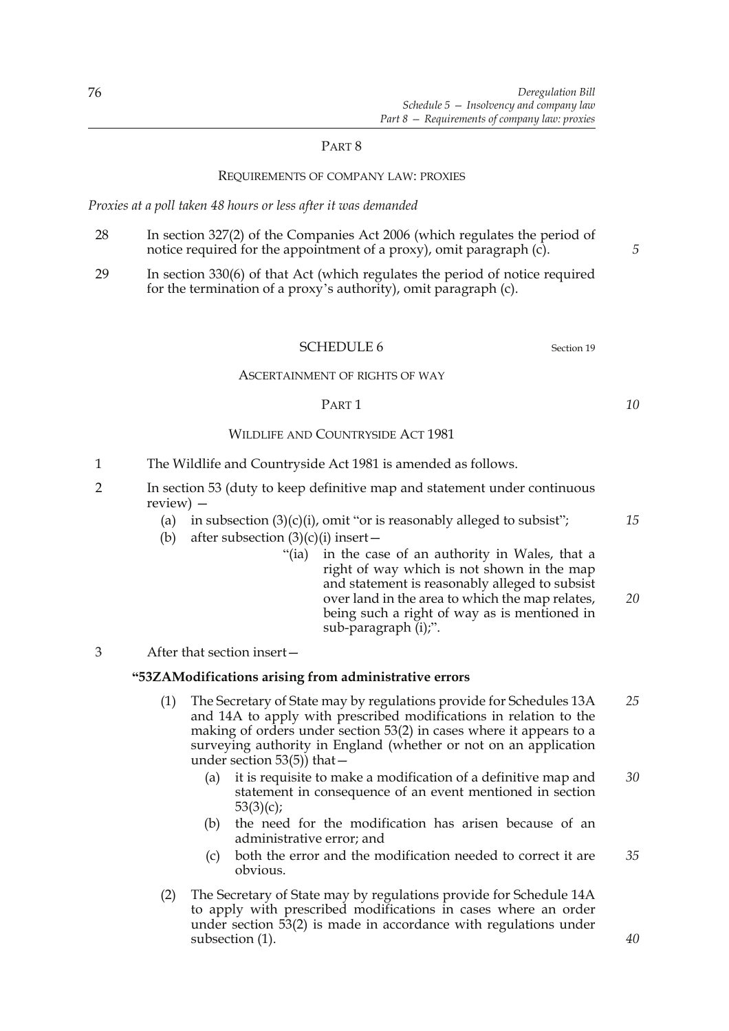PART 8

REQUIREMENTS OF COMPANY LAW: PROXIES

*Proxies at a poll taken 48 hours or less after it was demanded*

28 In section 327(2) of the Companies Act 2006 (which regulates the period of notice required for the appointment of a proxy), omit paragraph (c).

29 In section 330(6) of that Act (which regulates the period of notice required for the termination of a proxy's authority), omit paragraph (c).

SCHEDULE 6 Section 19

ASCERTAINMENT OF RIGHTS OF WAY

PART 1

WILDLIFE AND COUNTRYSIDE ACT 1981

1 The Wildlife and Countryside Act 1981 is amended as follows.

2 In section 53 (duty to keep definitive map and statement under continuous review) —

(a) in subsection (3)(c)(i), omit "or is reasonably alleged to subsist";

(b) after subsection (3)(c)(i) insert—

"(ia) in the case of an authority in Wales, that a right of way which is not shown in the map and statement is reasonably alleged to subsist over land in the area to which the map relates, being such a right of way as is mentioned in sub-paragraph (i);".

3 After that section insert—

**"53ZA Modifications arising from administrative errors**

(1) The Secretary of State may by regulations provide for Schedules 13A and 14A to apply with prescribed modifications in relation to the making of orders under section 53(2) in cases where it appears to a surveying authority in England (whether or not on an application under section 53(5)) that—

(a) it is requisite to make a modification of a definitive map and statement in consequence of an event mentioned in section 53(3)(c);

(b) the need for the modification has arisen because of an administrative error; and

(c) both the error and the modification needed to correct it are obvious.

(2) The Secretary of State may by regulations provide for Schedule 14A to apply with prescribed modifications in cases where an order under section 53(2) is made in accordance with regulations under subsection (1).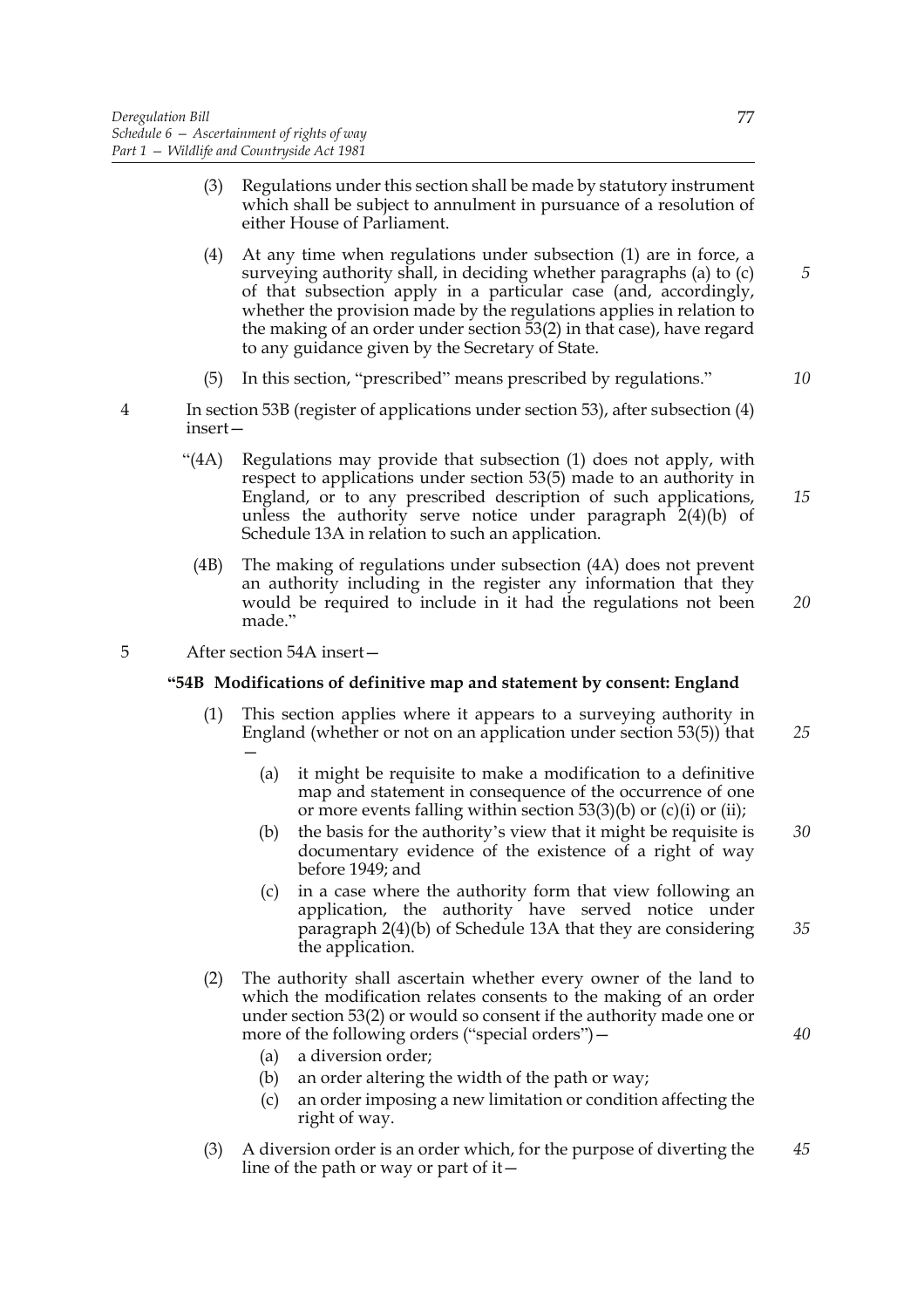(3) Regulations under this section shall be made by statutory instrument which shall be subject to annulment in pursuance of a resolution of either House of Parliament.

(4) At any time when regulations under subsection (1) are in force, a surveying authority shall, in deciding whether paragraphs (a) to (c) of that subsection apply in a particular case (and, accordingly, whether the provision made by the regulations applies in relation to the making of an order under section 53(2) in that case), have regard to any guidance given by the Secretary of State.

(5) In this section, "prescribed" means prescribed by regulations."

4 In section 53B (register of applications under section 53), after subsection (4) insert—

"(4A) Regulations may provide that subsection (1) does not apply, with respect to applications under section 53(5) made to an authority in England, or to any prescribed description of such applications, unless the authority serve notice under paragraph 2(4)(b) of Schedule 13A in relation to such an application.

(4B) The making of regulations under subsection (4A) does not prevent an authority including in the register any information that they would be required to include in it had the regulations not been made."

5 After section 54A insert—

**"54B Modifications of definitive map and statement by consent: England**

(1) This section applies where it appears to a surveying authority in England (whether or not on an application under section 53(5)) that —

(a) it might be requisite to make a modification to a definitive map and statement in consequence of the occurrence of one or more events falling within section 53(3)(b) or (c)(i) or (ii);

(b) the basis for the authority's view that it might be requisite is documentary evidence of the existence of a right of way before 1949; and

(c) in a case where the authority form that view following an application, the authority have served notice under paragraph 2(4)(b) of Schedule 13A that they are considering the application.

(2) The authority shall ascertain whether every owner of the land to which the modification relates consents to the making of an order under section 53(2) or would so consent if the authority made one or more of the following orders ("special orders")—

(a) a diversion order;

(b) an order altering the width of the path or way;

(c) an order imposing a new limitation or condition affecting the right of way.

(3) A diversion order is an order which, for the purpose of diverting the line of the path or way or part of it—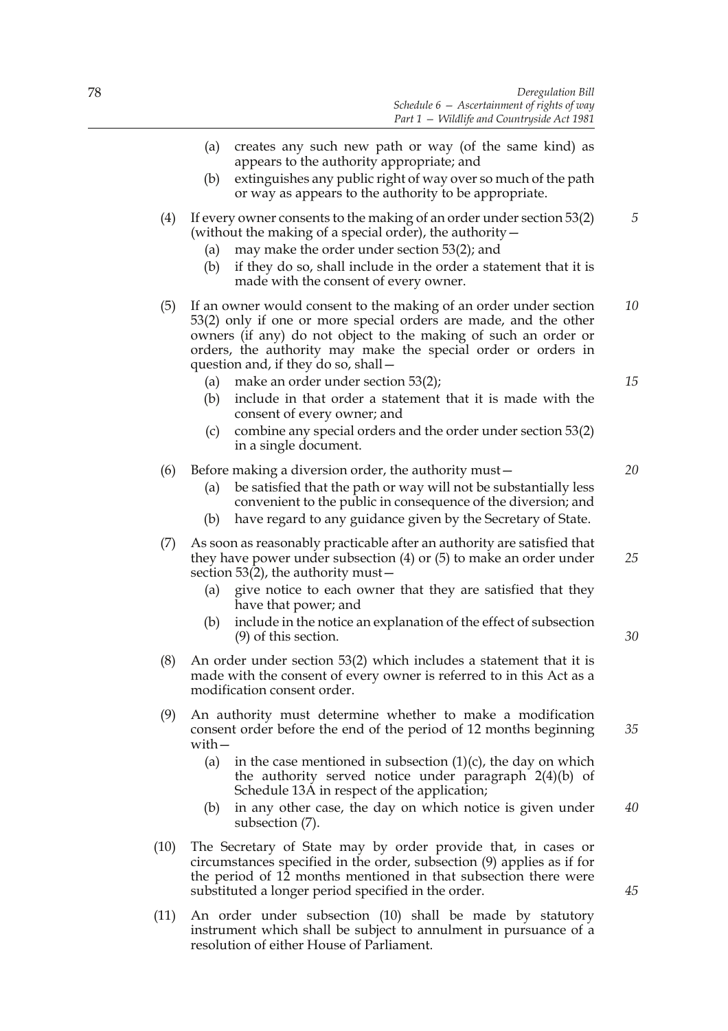(a) creates any such new path or way (of the same kind) as appears to the authority appropriate; and

(b) extinguishes any public right of way over so much of the path or way as appears to the authority to be appropriate.

(4) If every owner consents to the making of an order under section 53(2) (without the making of a special order), the authority—

(a) may make the order under section 53(2); and

(b) if they do so, shall include in the order a statement that it is made with the consent of every owner.

(5) If an owner would consent to the making of an order under section 53(2) only if one or more special orders are made, and the other owners (if any) do not object to the making of such an order or orders, the authority may make the special order or orders in question and, if they do so, shall—

(a) make an order under section 53(2);

(b) include in that order a statement that it is made with the consent of every owner; and

(c) combine any special orders and the order under section 53(2) in a single document.

(6) Before making a diversion order, the authority must—

(a) be satisfied that the path or way will not be substantially less convenient to the public in consequence of the diversion; and

(b) have regard to any guidance given by the Secretary of State.

(7) As soon as reasonably practicable after an authority are satisfied that they have power under subsection (4) or (5) to make an order under section 53(2), the authority must—

(a) give notice to each owner that they are satisfied that they have that power; and

(b) include in the notice an explanation of the effect of subsection (9) of this section.

(8) An order under section 53(2) which includes a statement that it is made with the consent of every owner is referred to in this Act as a modification consent order.

(9) An authority must determine whether to make a modification consent order before the end of the period of 12 months beginning with—

(a) in the case mentioned in subsection (1)(c), the day on which the authority served notice under paragraph 2(4)(b) of Schedule 13A in respect of the application;

(b) in any other case, the day on which notice is given under subsection (7).

(10) The Secretary of State may by order provide that, in cases or circumstances specified in the order, subsection (9) applies as if for the period of 12 months mentioned in that subsection there were substituted a longer period specified in the order.

(11) An order under subsection (10) shall be made by statutory instrument which shall be subject to annulment in pursuance of a resolution of either House of Parliament.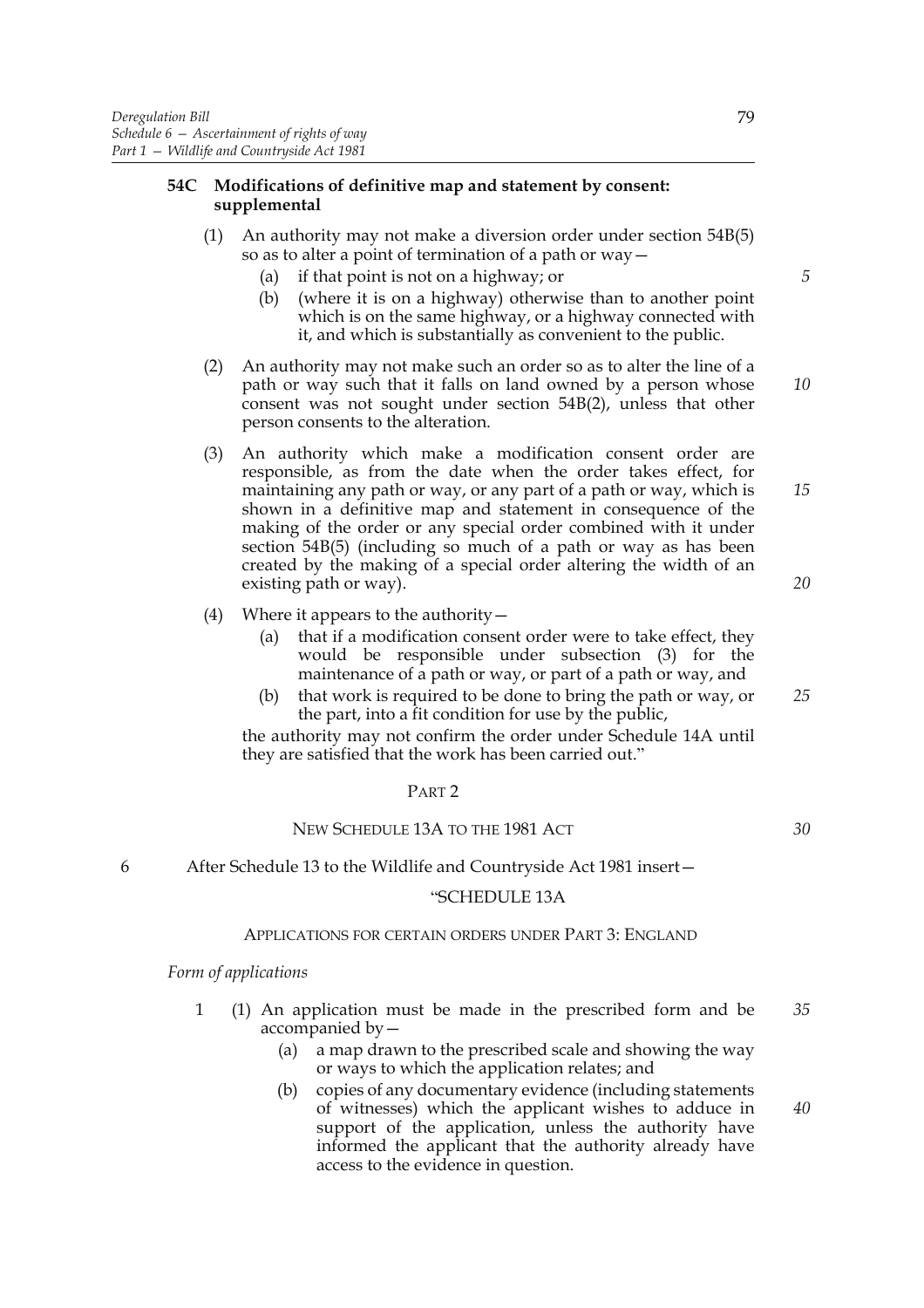**54C Modifications of definitive map and statement by consent: supplemental**

(1) An authority may not make a diversion order under section 54B(5) so as to alter a point of termination of a path or way—

(a) if that point is not on a highway; or

(b) (where it is on a highway) otherwise than to another point which is on the same highway, or a highway connected with it, and which is substantially as convenient to the public.

(2) An authority may not make such an order so as to alter the line of a path or way such that it falls on land owned by a person whose consent was not sought under section 54B(2), unless that other person consents to the alteration.

(3) An authority which make a modification consent order are responsible, as from the date when the order takes effect, for maintaining any path or way, or any part of a path or way, which is shown in a definitive map and statement in consequence of the making of the order or any special order combined with it under section 54B(5) (including so much of a path or way as has been created by the making of a special order altering the width of an existing path or way).

(4) Where it appears to the authority—

(a) that if a modification consent order were to take effect, they would be responsible under subsection (3) for the maintenance of a path or way, or part of a path or way, and

(b) that work is required to be done to bring the path or way, or the part, into a fit condition for use by the public,

the authority may not confirm the order under Schedule 14A until they are satisfied that the work has been carried out."

PART 2

NEW SCHEDULE 13A TO THE 1981 ACT

6 After Schedule 13 to the Wildlife and Countryside Act 1981 insert—

"SCHEDULE 13A

APPLICATIONS FOR CERTAIN ORDERS UNDER PART 3: ENGLAND

*Form of applications*

1 (1) An application must be made in the prescribed form and be accompanied by—

(a) a map drawn to the prescribed scale and showing the way or ways to which the application relates; and

(b) copies of any documentary evidence (including statements of witnesses) which the applicant wishes to adduce in support of the application, unless the authority have informed the applicant that the authority already have access to the evidence in question.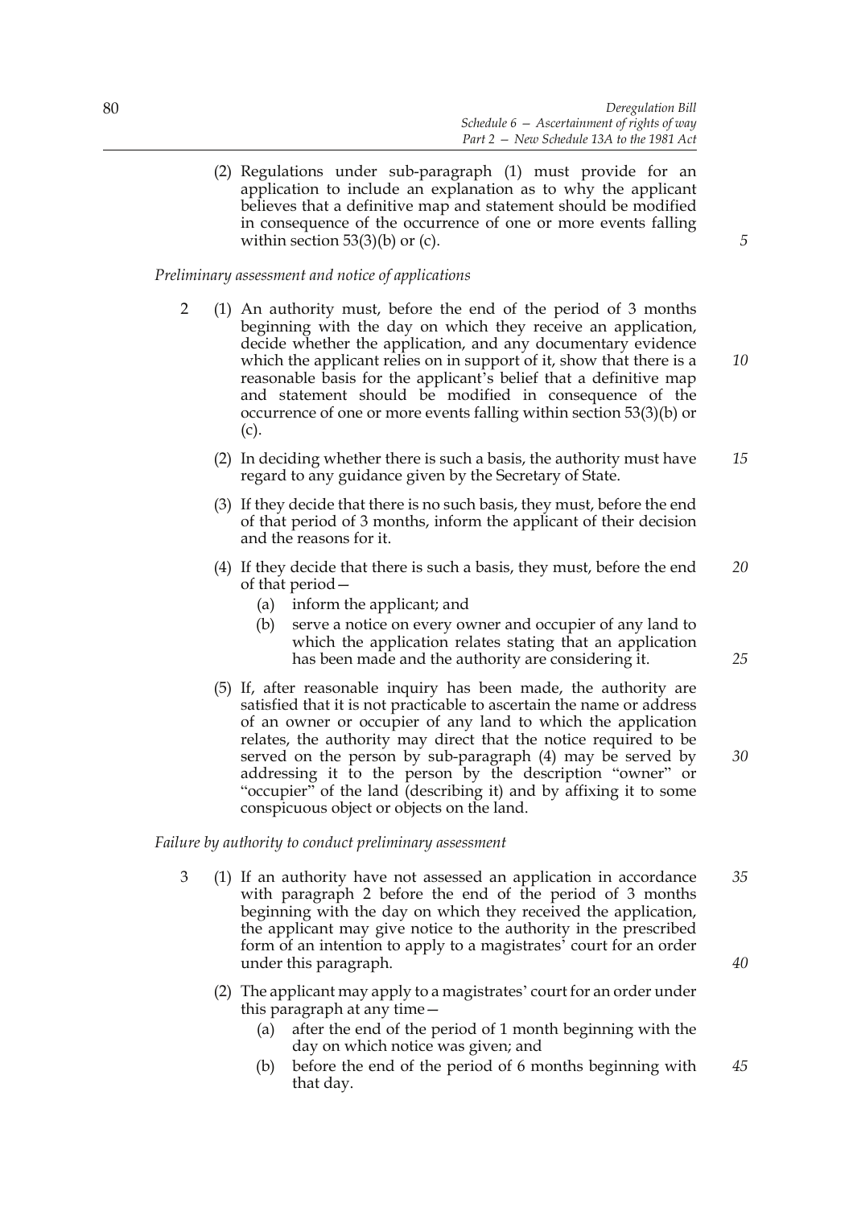(2) Regulations under sub-paragraph (1) must provide for an application to include an explanation as to why the applicant believes that a definitive map and statement should be modified in consequence of the occurrence of one or more events falling within section 53(3)(b) or (c).

*Preliminary assessment and notice of applications*

2 (1) An authority must, before the end of the period of 3 months beginning with the day on which they receive an application, decide whether the application, and any documentary evidence which the applicant relies on in support of it, show that there is a reasonable basis for the applicant's belief that a definitive map and statement should be modified in consequence of the occurrence of one or more events falling within section 53(3)(b) or (c).

(2) In deciding whether there is such a basis, the authority must have regard to any guidance given by the Secretary of State.

(3) If they decide that there is no such basis, they must, before the end of that period of 3 months, inform the applicant of their decision and the reasons for it.

(4) If they decide that there is such a basis, they must, before the end of that period—

- (a) inform the applicant; and
- (b) serve a notice on every owner and occupier of any land to which the application relates stating that an application has been made and the authority are considering it.

(5) If, after reasonable inquiry has been made, the authority are satisfied that it is not practicable to ascertain the name or address of an owner or occupier of any land to which the application relates, the authority may direct that the notice required to be served on the person by sub-paragraph (4) may be served by addressing it to the person by the description "owner" or "occupier" of the land (describing it) and by affixing it to some conspicuous object or objects on the land.

*Failure by authority to conduct preliminary assessment*

3 (1) If an authority have not assessed an application in accordance with paragraph 2 before the end of the period of 3 months beginning with the day on which they received the application, the applicant may give notice to the authority in the prescribed form of an intention to apply to a magistrates' court for an order under this paragraph.

(2) The applicant may apply to a magistrates' court for an order under this paragraph at any time—

- (a) after the end of the period of 1 month beginning with the day on which notice was given; and
- (b) before the end of the period of 6 months beginning with that day.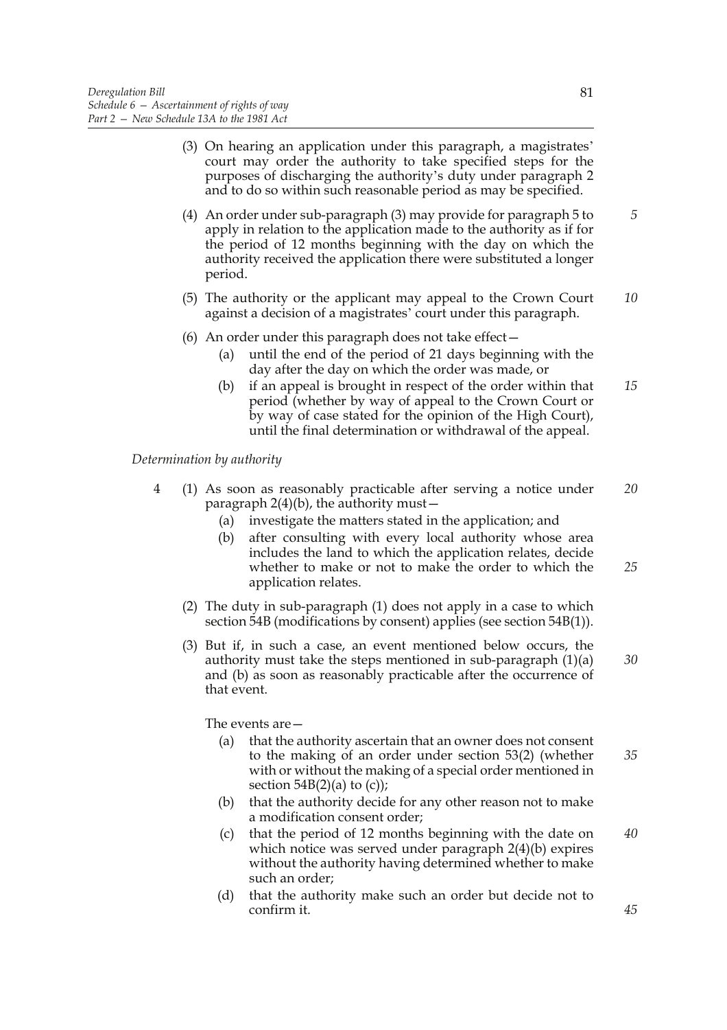(3) On hearing an application under this paragraph, a magistrates' court may order the authority to take specified steps for the purposes of discharging the authority's duty under paragraph 2 and to do so within such reasonable period as may be specified.

(4) An order under sub-paragraph (3) may provide for paragraph 5 to apply in relation to the application made to the authority as if for the period of 12 months beginning with the day on which the authority received the application there were substituted a longer period.

(5) The authority or the applicant may appeal to the Crown Court against a decision of a magistrates' court under this paragraph.

(6) An order under this paragraph does not take effect—

- (a) until the end of the period of 21 days beginning with the day after the day on which the order was made, or
- (b) if an appeal is brought in respect of the order within that period (whether by way of appeal to the Crown Court or by way of case stated for the opinion of the High Court), until the final determination or withdrawal of the appeal.

*Determination by authority*

4 (1) As soon as reasonably practicable after serving a notice under paragraph 2(4)(b), the authority must—

- (a) investigate the matters stated in the application; and
- (b) after consulting with every local authority whose area includes the land to which the application relates, decide whether to make or not to make the order to which the application relates.

(2) The duty in sub-paragraph (1) does not apply in a case to which section 54B (modifications by consent) applies (see section 54B(1)).

(3) But if, in such a case, an event mentioned below occurs, the authority must take the steps mentioned in sub-paragraph (1)(a) and (b) as soon as reasonably practicable after the occurrence of that event.

The events are—

- (a) that the authority ascertain that an owner does not consent to the making of an order under section 53(2) (whether with or without the making of a special order mentioned in section 54B(2)(a) to (c));
- (b) that the authority decide for any other reason not to make a modification consent order;
- (c) that the period of 12 months beginning with the date on which notice was served under paragraph 2(4)(b) expires without the authority having determined whether to make such an order;
- (d) that the authority make such an order but decide not to confirm it.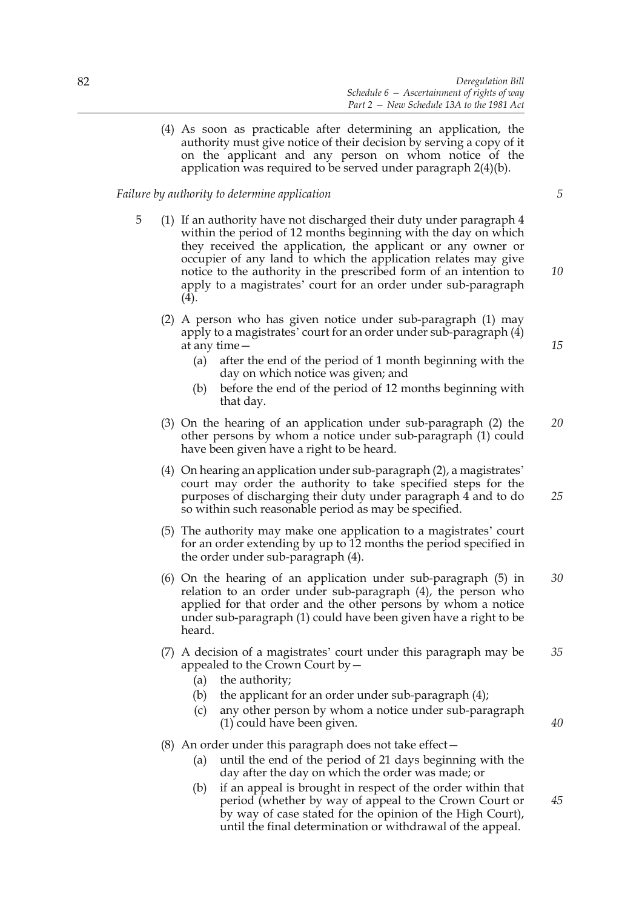(4) As soon as practicable after determining an application, the authority must give notice of their decision by serving a copy of it on the applicant and any person on whom notice of the application was required to be served under paragraph 2(4)(b).

*Failure by authority to determine application*

5 (1) If an authority have not discharged their duty under paragraph 4 within the period of 12 months beginning with the day on which they received the application, the applicant or any owner or occupier of any land to which the application relates may give notice to the authority in the prescribed form of an intention to apply to a magistrates' court for an order under sub-paragraph (4).

(2) A person who has given notice under sub-paragraph (1) may apply to a magistrates' court for an order under sub-paragraph (4) at any time—

- (a) after the end of the period of 1 month beginning with the day on which notice was given; and
- (b) before the end of the period of 12 months beginning with that day.

(3) On the hearing of an application under sub-paragraph (2) the other persons by whom a notice under sub-paragraph (1) could have been given have a right to be heard.

(4) On hearing an application under sub-paragraph (2), a magistrates' court may order the authority to take specified steps for the purposes of discharging their duty under paragraph 4 and to do so within such reasonable period as may be specified.

(5) The authority may make one application to a magistrates' court for an order extending by up to 12 months the period specified in the order under sub-paragraph (4).

(6) On the hearing of an application under sub-paragraph (5) in relation to an order under sub-paragraph (4), the person who applied for that order and the other persons by whom a notice under sub-paragraph (1) could have been given have a right to be heard.

(7) A decision of a magistrates' court under this paragraph may be appealed to the Crown Court by—

- (a) the authority;
- (b) the applicant for an order under sub-paragraph (4);
- (c) any other person by whom a notice under sub-paragraph (1) could have been given.

(8) An order under this paragraph does not take effect—

- (a) until the end of the period of 21 days beginning with the day after the day on which the order was made; or
- (b) if an appeal is brought in respect of the order within that period (whether by way of appeal to the Crown Court or by way of case stated for the opinion of the High Court), until the final determination or withdrawal of the appeal.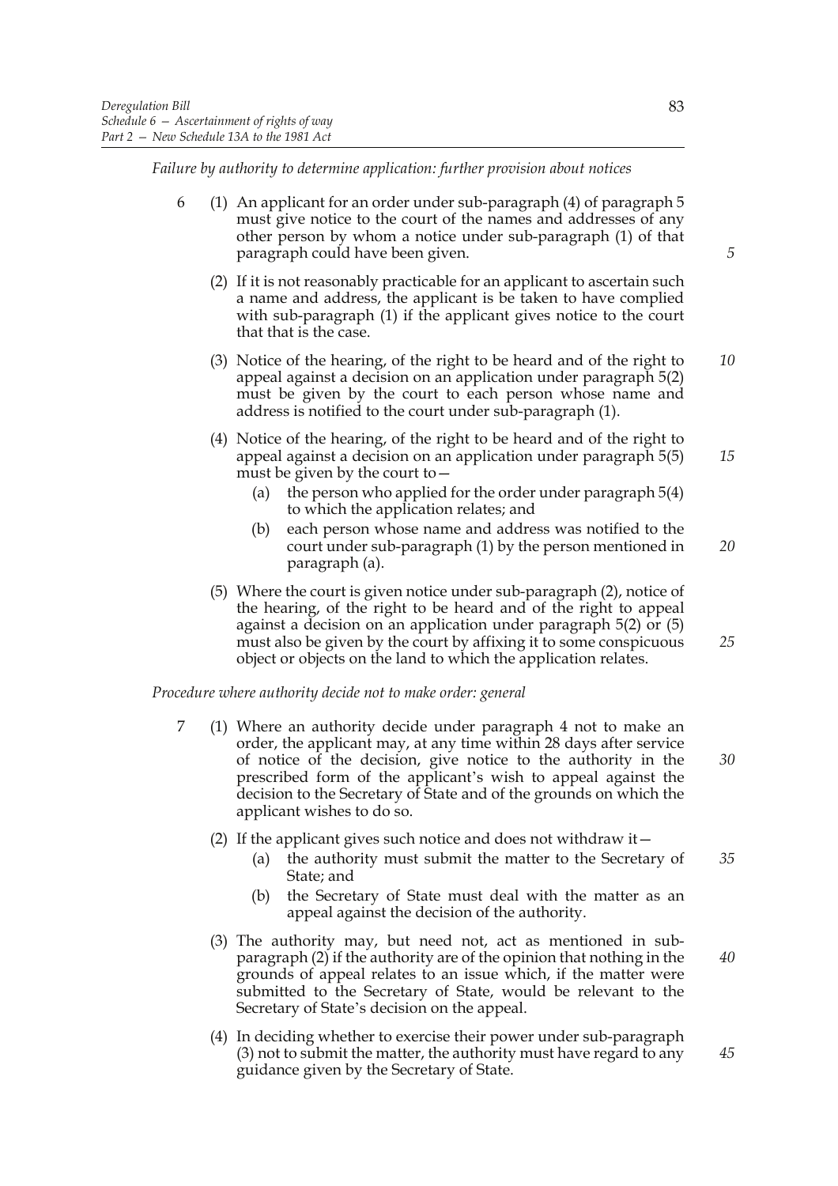*Failure by authority to determine application: further provision about notices*

6 (1) An applicant for an order under sub-paragraph (4) of paragraph 5 must give notice to the court of the names and addresses of any other person by whom a notice under sub-paragraph (1) of that paragraph could have been given.

(2) If it is not reasonably practicable for an applicant to ascertain such a name and address, the applicant is be taken to have complied with sub-paragraph (1) if the applicant gives notice to the court that that is the case.

(3) Notice of the hearing, of the right to be heard and of the right to appeal against a decision on an application under paragraph 5(2) must be given by the court to each person whose name and address is notified to the court under sub-paragraph (1).

(4) Notice of the hearing, of the right to be heard and of the right to appeal against a decision on an application under paragraph 5(5) must be given by the court to—

(a) the person who applied for the order under paragraph 5(4) to which the application relates; and

(b) each person whose name and address was notified to the court under sub-paragraph (1) by the person mentioned in paragraph (a).

(5) Where the court is given notice under sub-paragraph (2), notice of the hearing, of the right to be heard and of the right to appeal against a decision on an application under paragraph 5(2) or (5) must also be given by the court by affixing it to some conspicuous object or objects on the land to which the application relates.

*Procedure where authority decide not to make order: general*

7 (1) Where an authority decide under paragraph 4 not to make an order, the applicant may, at any time within 28 days after service of notice of the decision, give notice to the authority in the prescribed form of the applicant's wish to appeal against the decision to the Secretary of State and of the grounds on which the applicant wishes to do so.

(2) If the applicant gives such notice and does not withdraw it—

(a) the authority must submit the matter to the Secretary of State; and

(b) the Secretary of State must deal with the matter as an appeal against the decision of the authority.

(3) The authority may, but need not, act as mentioned in sub-paragraph (2) if the authority are of the opinion that nothing in the grounds of appeal relates to an issue which, if the matter were submitted to the Secretary of State, would be relevant to the Secretary of State's decision on the appeal.

(4) In deciding whether to exercise their power under sub-paragraph (3) not to submit the matter, the authority must have regard to any guidance given by the Secretary of State.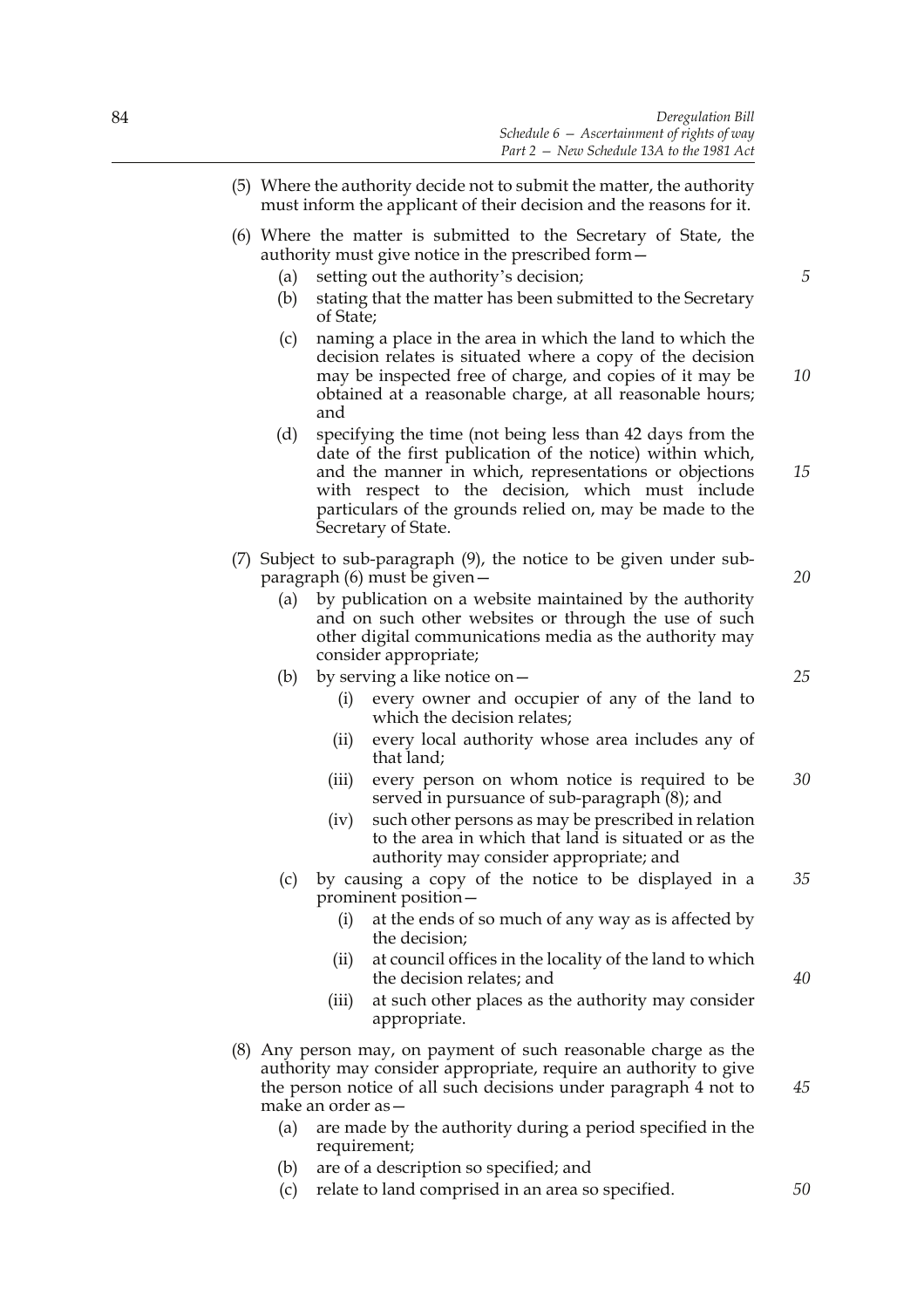(5) Where the authority decide not to submit the matter, the authority must inform the applicant of their decision and the reasons for it.

(6) Where the matter is submitted to the Secretary of State, the authority must give notice in the prescribed form—

   (a) setting out the authority's decision;

   (b) stating that the matter has been submitted to the Secretary of State;

   (c) naming a place in the area in which the land to which the decision relates is situated where a copy of the decision may be inspected free of charge, and copies of it may be obtained at a reasonable charge, at all reasonable hours; and

   (d) specifying the time (not being less than 42 days from the date of the first publication of the notice) within which, and the manner in which, representations or objections with respect to the decision, which must include particulars of the grounds relied on, may be made to the Secretary of State.

(7) Subject to sub-paragraph (9), the notice to be given under sub-paragraph (6) must be given—

   (a) by publication on a website maintained by the authority and on such other websites or through the use of such other digital communications media as the authority may consider appropriate;

   (b) by serving a like notice on—

      (i) every owner and occupier of any of the land to which the decision relates;

      (ii) every local authority whose area includes any of that land;

      (iii) every person on whom notice is required to be served in pursuance of sub-paragraph (8); and

      (iv) such other persons as may be prescribed in relation to the area in which that land is situated or as the authority may consider appropriate; and

   (c) by causing a copy of the notice to be displayed in a prominent position—

      (i) at the ends of so much of any way as is affected by the decision;

      (ii) at council offices in the locality of the land to which the decision relates; and

      (iii) at such other places as the authority may consider appropriate.

(8) Any person may, on payment of such reasonable charge as the authority may consider appropriate, require an authority to give the person notice of all such decisions under paragraph 4 not to make an order as—

   (a) are made by the authority during a period specified in the requirement;

   (b) are of a description so specified; and

   (c) relate to land comprised in an area so specified.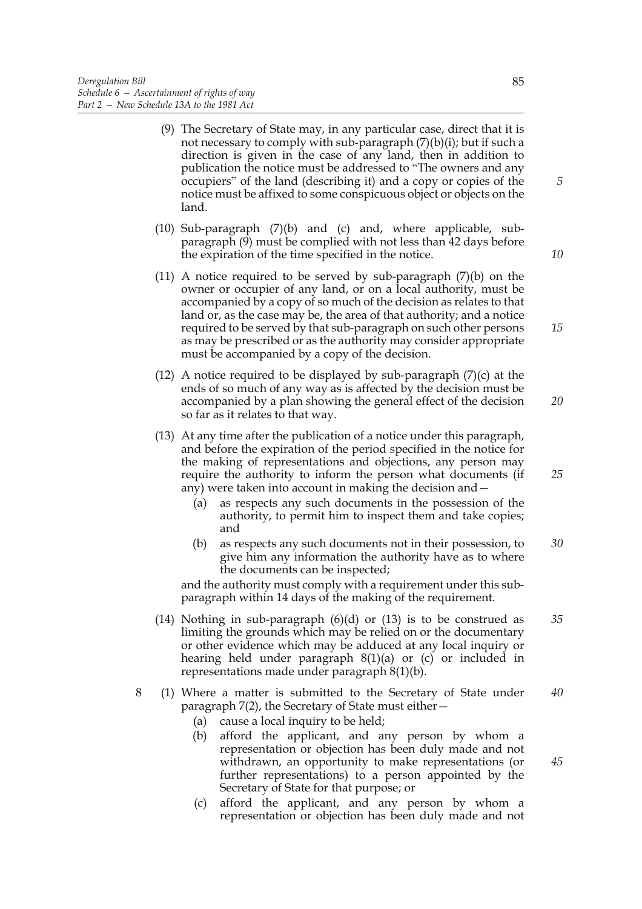(9) The Secretary of State may, in any particular case, direct that it is not necessary to comply with sub-paragraph (7)(b)(i); but if such a direction is given in the case of any land, then in addition to publication the notice must be addressed to "The owners and any occupiers" of the land (describing it) and a copy or copies of the notice must be affixed to some conspicuous object or objects on the land.

(10) Sub-paragraph (7)(b) and (c) and, where applicable, sub-paragraph (9) must be complied with not less than 42 days before the expiration of the time specified in the notice.

(11) A notice required to be served by sub-paragraph (7)(b) on the owner or occupier of any land, or on a local authority, must be accompanied by a copy of so much of the decision as relates to that land or, as the case may be, the area of that authority; and a notice required to be served by that sub-paragraph on such other persons as may be prescribed or as the authority may consider appropriate must be accompanied by a copy of the decision.

(12) A notice required to be displayed by sub-paragraph (7)(c) at the ends of so much of any way as is affected by the decision must be accompanied by a plan showing the general effect of the decision so far as it relates to that way.

(13) At any time after the publication of a notice under this paragraph, and before the expiration of the period specified in the notice for the making of representations and objections, any person may require the authority to inform the person what documents (if any) were taken into account in making the decision and—

- (a) as respects any such documents in the possession of the authority, to permit him to inspect them and take copies; and
- (b) as respects any such documents not in their possession, to give him any information the authority have as to where the documents can be inspected;

and the authority must comply with a requirement under this sub-paragraph within 14 days of the making of the requirement.

(14) Nothing in sub-paragraph (6)(d) or (13) is to be construed as limiting the grounds which may be relied on or the documentary or other evidence which may be adduced at any local inquiry or hearing held under paragraph 8(1)(a) or (c) or included in representations made under paragraph 8(1)(b).

8 (1) Where a matter is submitted to the Secretary of State under paragraph 7(2), the Secretary of State must either—

- (a) cause a local inquiry to be held;
- (b) afford the applicant, and any person by whom a representation or objection has been duly made and not withdrawn, an opportunity to make representations (or further representations) to a person appointed by the Secretary of State for that purpose; or
- (c) afford the applicant, and any person by whom a representation or objection has been duly made and not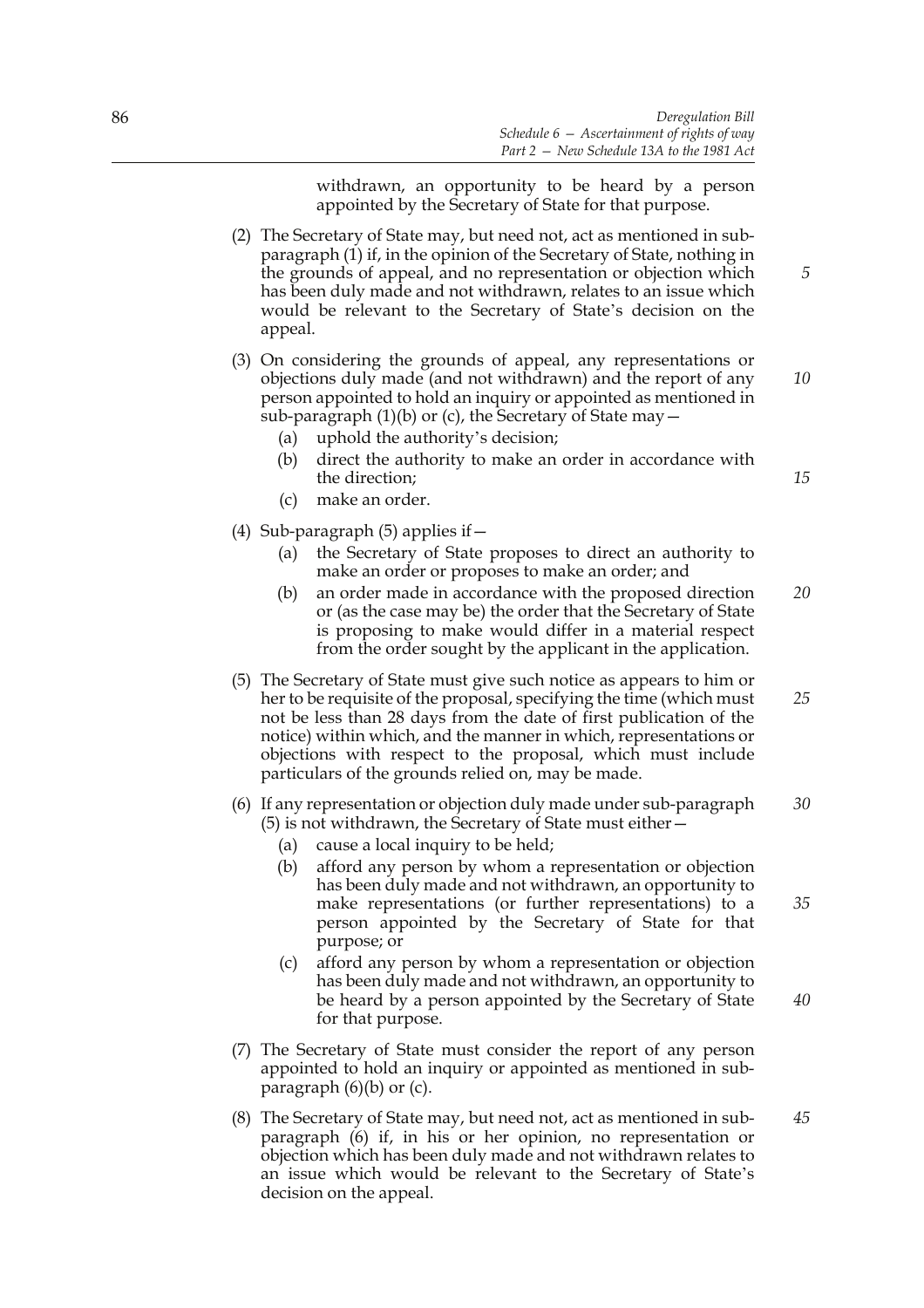withdrawn, an opportunity to be heard by a person appointed by the Secretary of State for that purpose.

(2) The Secretary of State may, but need not, act as mentioned in sub-paragraph (1) if, in the opinion of the Secretary of State, nothing in the grounds of appeal, and no representation or objection which has been duly made and not withdrawn, relates to an issue which would be relevant to the Secretary of State's decision on the appeal.

(3) On considering the grounds of appeal, any representations or objections duly made (and not withdrawn) and the report of any person appointed to hold an inquiry or appointed as mentioned in sub-paragraph (1)(b) or (c), the Secretary of State may—

- (a) uphold the authority's decision;
- (b) direct the authority to make an order in accordance with the direction;
- (c) make an order.

(4) Sub-paragraph (5) applies if—

- (a) the Secretary of State proposes to direct an authority to make an order or proposes to make an order; and
- (b) an order made in accordance with the proposed direction or (as the case may be) the order that the Secretary of State is proposing to make would differ in a material respect from the order sought by the applicant in the application.

(5) The Secretary of State must give such notice as appears to him or her to be requisite of the proposal, specifying the time (which must not be less than 28 days from the date of first publication of the notice) within which, and the manner in which, representations or objections with respect to the proposal, which must include particulars of the grounds relied on, may be made.

(6) If any representation or objection duly made under sub-paragraph (5) is not withdrawn, the Secretary of State must either—

- (a) cause a local inquiry to be held;
- (b) afford any person by whom a representation or objection has been duly made and not withdrawn, an opportunity to make representations (or further representations) to a person appointed by the Secretary of State for that purpose; or
- (c) afford any person by whom a representation or objection has been duly made and not withdrawn, an opportunity to be heard by a person appointed by the Secretary of State for that purpose.

(7) The Secretary of State must consider the report of any person appointed to hold an inquiry or appointed as mentioned in sub-paragraph (6)(b) or (c).

(8) The Secretary of State may, but need not, act as mentioned in sub-paragraph (6) if, in his or her opinion, no representation or objection which has been duly made and not withdrawn relates to an issue which would be relevant to the Secretary of State's decision on the appeal.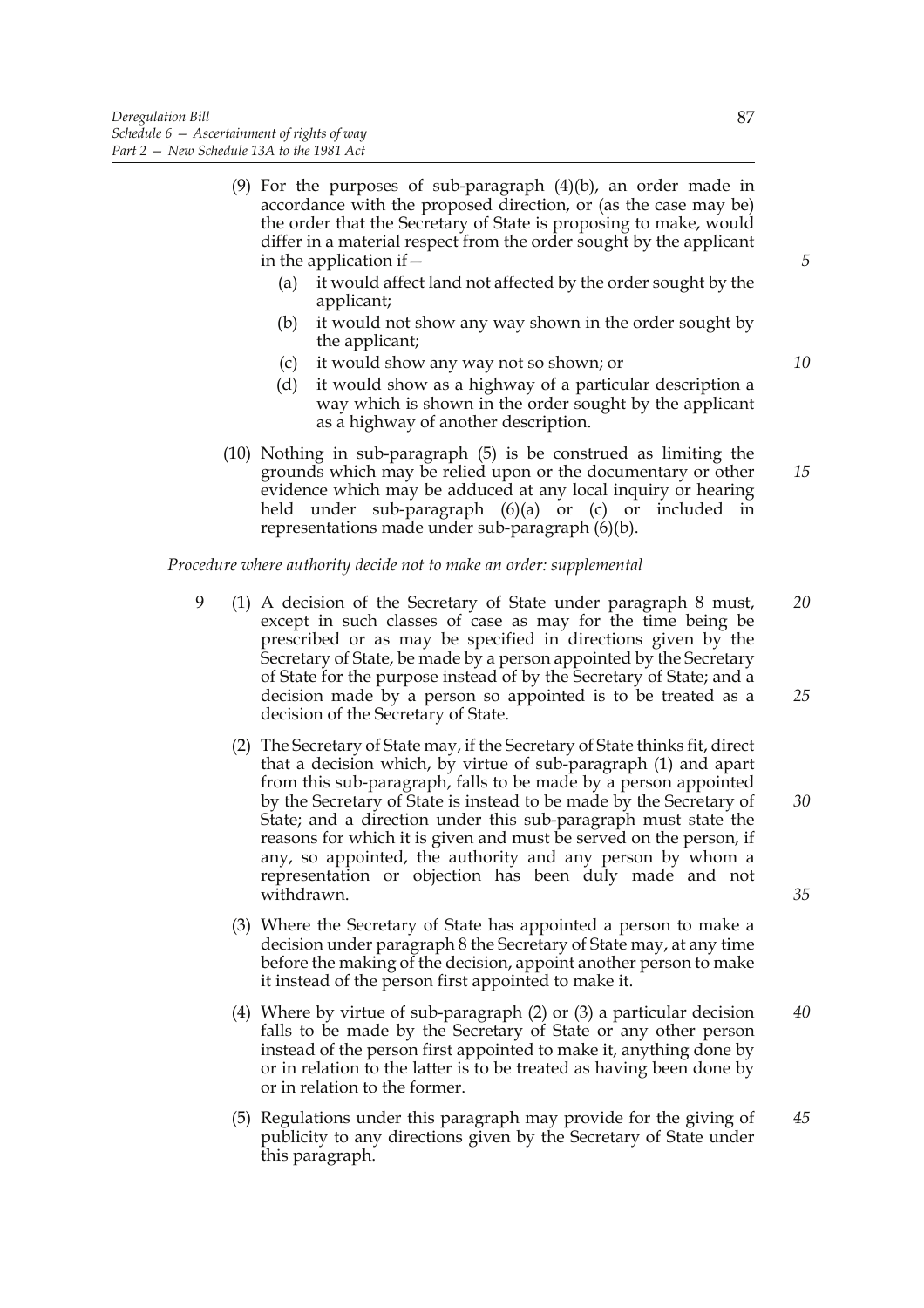(9) For the purposes of sub-paragraph (4)(b), an order made in accordance with the proposed direction, or (as the case may be) the order that the Secretary of State is proposing to make, would differ in a material respect from the order sought by the applicant in the application if—

   (a) it would affect land not affected by the order sought by the applicant;

   (b) it would not show any way shown in the order sought by the applicant;

   (c) it would show any way not so shown; or

   (d) it would show as a highway of a particular description a way which is shown in the order sought by the applicant as a highway of another description.

(10) Nothing in sub-paragraph (5) is be construed as limiting the grounds which may be relied upon or the documentary or other evidence which may be adduced at any local inquiry or hearing held under sub-paragraph (6)(a) or (c) or included in representations made under sub-paragraph (6)(b).

*Procedure where authority decide not to make an order: supplemental*

9 (1) A decision of the Secretary of State under paragraph 8 must, except in such classes of case as may for the time being be prescribed or as may be specified in directions given by the Secretary of State, be made by a person appointed by the Secretary of State for the purpose instead of by the Secretary of State; and a decision made by a person so appointed is to be treated as a decision of the Secretary of State.

(2) The Secretary of State may, if the Secretary of State thinks fit, direct that a decision which, by virtue of sub-paragraph (1) and apart from this sub-paragraph, falls to be made by a person appointed by the Secretary of State is instead to be made by the Secretary of State; and a direction under this sub-paragraph must state the reasons for which it is given and must be served on the person, if any, so appointed, the authority and any person by whom a representation or objection has been duly made and not withdrawn.

(3) Where the Secretary of State has appointed a person to make a decision under paragraph 8 the Secretary of State may, at any time before the making of the decision, appoint another person to make it instead of the person first appointed to make it.

(4) Where by virtue of sub-paragraph (2) or (3) a particular decision falls to be made by the Secretary of State or any other person instead of the person first appointed to make it, anything done by or in relation to the latter is to be treated as having been done by or in relation to the former.

(5) Regulations under this paragraph may provide for the giving of publicity to any directions given by the Secretary of State under this paragraph.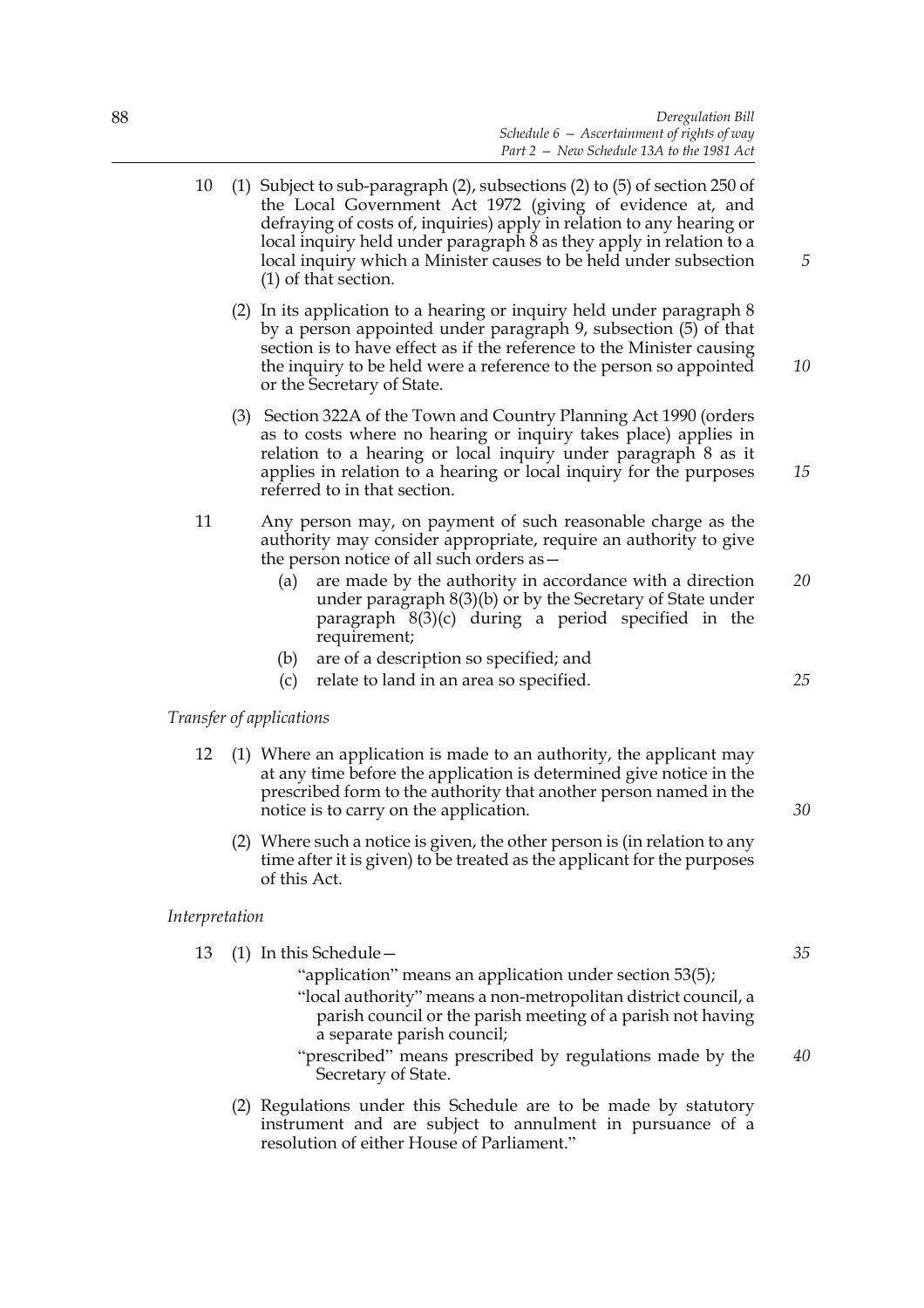10 (1) Subject to sub-paragraph (2), subsections (2) to (5) of section 250 of the Local Government Act 1972 (giving of evidence at, and defraying of costs of, inquiries) apply in relation to any hearing or local inquiry held under paragraph 8 as they apply in relation to a local inquiry which a Minister causes to be held under subsection (1) of that section.

(2) In its application to a hearing or inquiry held under paragraph 8 by a person appointed under paragraph 9, subsection (5) of that section is to have effect as if the reference to the Minister causing the inquiry to be held were a reference to the person so appointed or the Secretary of State.

(3) Section 322A of the Town and Country Planning Act 1990 (orders as to costs where no hearing or inquiry takes place) applies in relation to a hearing or local inquiry under paragraph 8 as it applies in relation to a hearing or local inquiry for the purposes referred to in that section.

11 Any person may, on payment of such reasonable charge as the authority may consider appropriate, require an authority to give the person notice of all such orders as—

(a) are made by the authority in accordance with a direction under paragraph 8(3)(b) or by the Secretary of State under paragraph 8(3)(c) during a period specified in the requirement;

(b) are of a description so specified; and

(c) relate to land in an area so specified.

*Transfer of applications*

12 (1) Where an application is made to an authority, the applicant may at any time before the application is determined give notice in the prescribed form to the authority that another person named in the notice is to carry on the application.

(2) Where such a notice is given, the other person is (in relation to any time after it is given) to be treated as the applicant for the purposes of this Act.

*Interpretation*

13 (1) In this Schedule—

"application" means an application under section 53(5);

"local authority" means a non-metropolitan district council, a parish council or the parish meeting of a parish not having a separate parish council;

"prescribed" means prescribed by regulations made by the Secretary of State.

(2) Regulations under this Schedule are to be made by statutory instrument and are subject to annulment in pursuance of a resolution of either House of Parliament."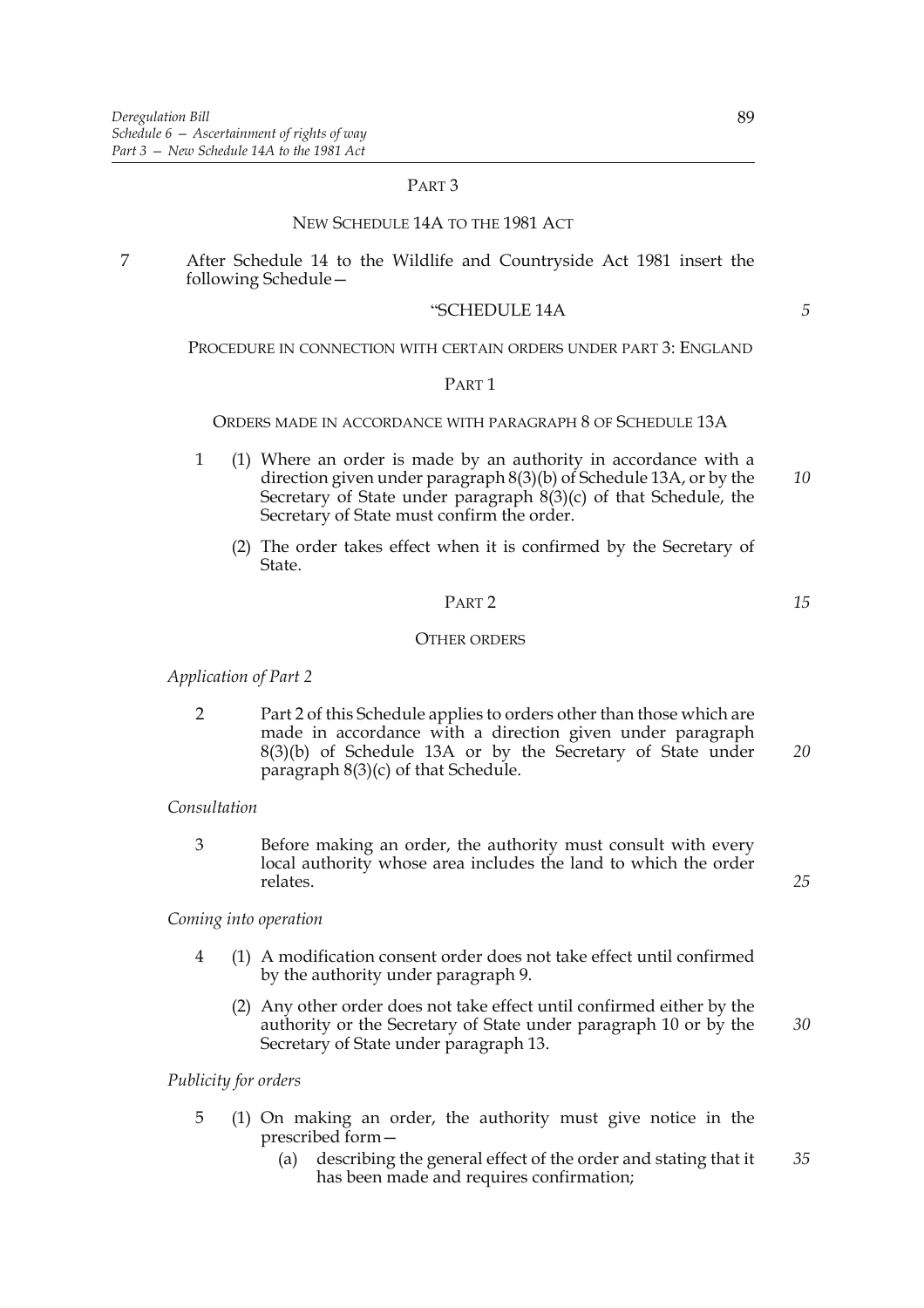PART 3

NEW SCHEDULE 14A TO THE 1981 ACT

7 After Schedule 14 to the Wildlife and Countryside Act 1981 insert the following Schedule—

"SCHEDULE 14A

PROCEDURE IN CONNECTION WITH CERTAIN ORDERS UNDER PART 3: ENGLAND

PART 1

ORDERS MADE IN ACCORDANCE WITH PARAGRAPH 8 OF SCHEDULE 13A

1 (1) Where an order is made by an authority in accordance with a direction given under paragraph 8(3)(b) of Schedule 13A, or by the Secretary of State under paragraph 8(3)(c) of that Schedule, the Secretary of State must confirm the order.

(2) The order takes effect when it is confirmed by the Secretary of State.

PART 2

OTHER ORDERS

*Application of Part 2*

2 Part 2 of this Schedule applies to orders other than those which are made in accordance with a direction given under paragraph 8(3)(b) of Schedule 13A or by the Secretary of State under paragraph 8(3)(c) of that Schedule.

*Consultation*

3 Before making an order, the authority must consult with every local authority whose area includes the land to which the order relates.

*Coming into operation*

4 (1) A modification consent order does not take effect until confirmed by the authority under paragraph 9.

(2) Any other order does not take effect until confirmed either by the authority or the Secretary of State under paragraph 10 or by the Secretary of State under paragraph 13.

*Publicity for orders*

5 (1) On making an order, the authority must give notice in the prescribed form—

(a) describing the general effect of the order and stating that it has been made and requires confirmation;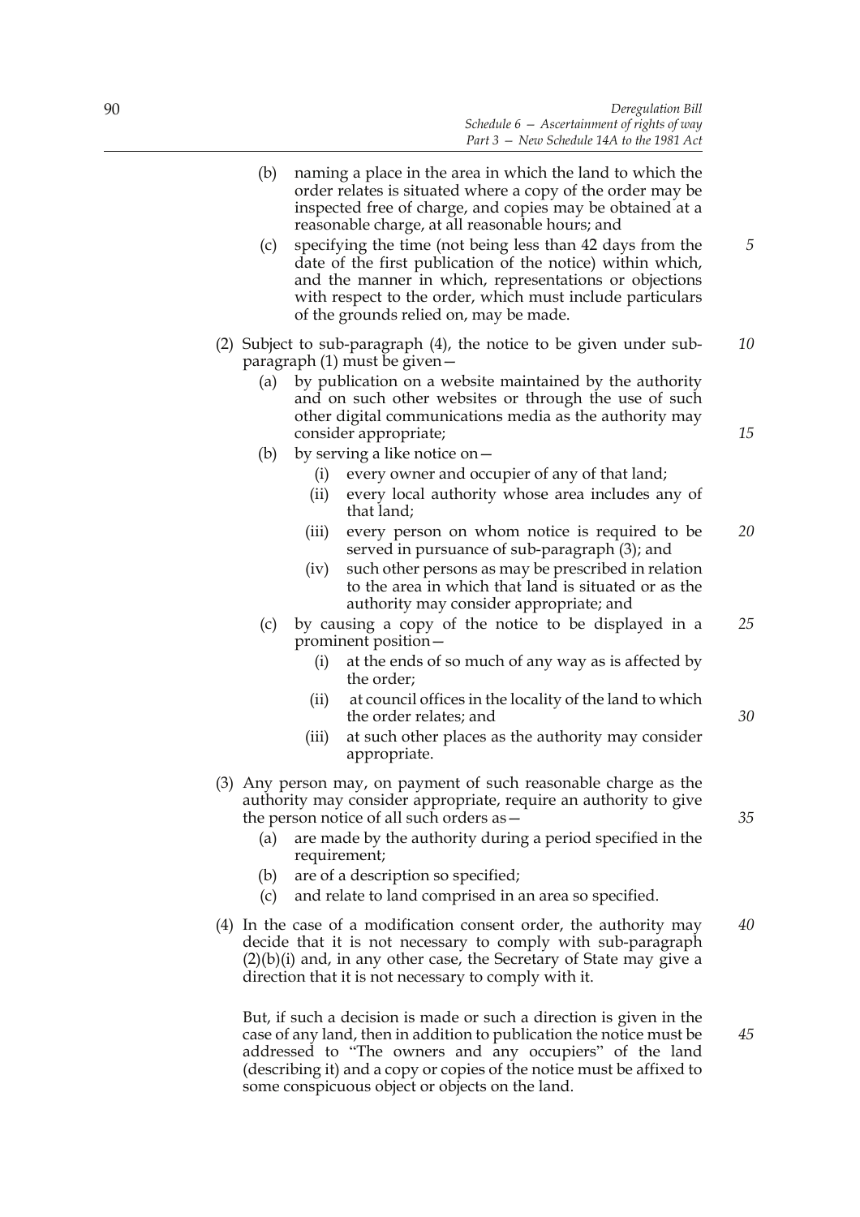(b) naming a place in the area in which the land to which the order relates is situated where a copy of the order may be inspected free of charge, and copies may be obtained at a reasonable charge, at all reasonable hours; and

(c) specifying the time (not being less than 42 days from the date of the first publication of the notice) within which, and the manner in which, representations or objections with respect to the order, which must include particulars of the grounds relied on, may be made.

(2) Subject to sub-paragraph (4), the notice to be given under sub-paragraph (1) must be given—

(a) by publication on a website maintained by the authority and on such other websites or through the use of such other digital communications media as the authority may consider appropriate;

(b) by serving a like notice on—

(i) every owner and occupier of any of that land;

(ii) every local authority whose area includes any of that land;

(iii) every person on whom notice is required to be served in pursuance of sub-paragraph (3); and

(iv) such other persons as may be prescribed in relation to the area in which that land is situated or as the authority may consider appropriate; and

(c) by causing a copy of the notice to be displayed in a prominent position—

(i) at the ends of so much of any way as is affected by the order;

(ii) at council offices in the locality of the land to which the order relates; and

(iii) at such other places as the authority may consider appropriate.

(3) Any person may, on payment of such reasonable charge as the authority may consider appropriate, require an authority to give the person notice of all such orders as—

(a) are made by the authority during a period specified in the requirement;

(b) are of a description so specified;

(c) and relate to land comprised in an area so specified.

(4) In the case of a modification consent order, the authority may decide that it is not necessary to comply with sub-paragraph (2)(b)(i) and, in any other case, the Secretary of State may give a direction that it is not necessary to comply with it.

But, if such a decision is made or such a direction is given in the case of any land, then in addition to publication the notice must be addressed to "The owners and any occupiers" of the land (describing it) and a copy or copies of the notice must be affixed to some conspicuous object or objects on the land.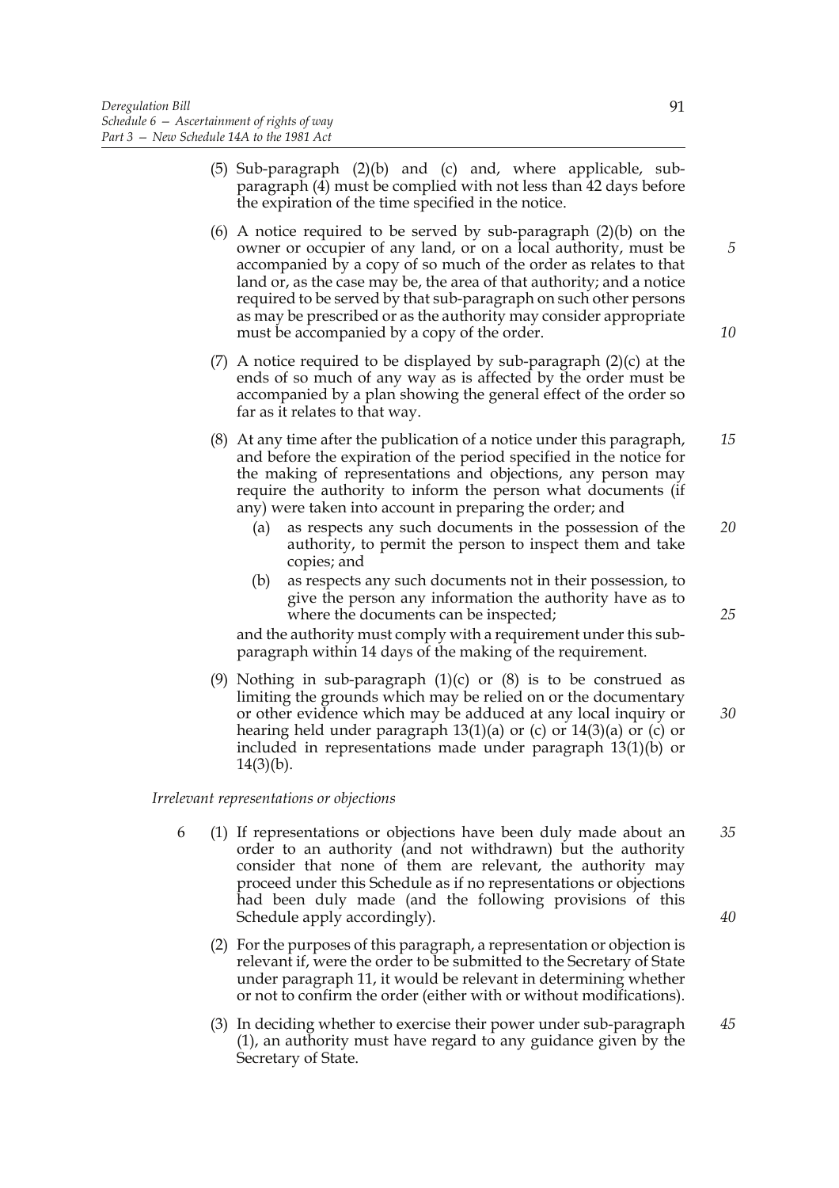(5) Sub-paragraph (2)(b) and (c) and, where applicable, sub-paragraph (4) must be complied with not less than 42 days before the expiration of the time specified in the notice.

(6) A notice required to be served by sub-paragraph (2)(b) on the owner or occupier of any land, or on a local authority, must be accompanied by a copy of so much of the order as relates to that land or, as the case may be, the area of that authority; and a notice required to be served by that sub-paragraph on such other persons as may be prescribed or as the authority may consider appropriate must be accompanied by a copy of the order.

(7) A notice required to be displayed by sub-paragraph (2)(c) at the ends of so much of any way as is affected by the order must be accompanied by a plan showing the general effect of the order so far as it relates to that way.

(8) At any time after the publication of a notice under this paragraph, and before the expiration of the period specified in the notice for the making of representations and objections, any person may require the authority to inform the person what documents (if any) were taken into account in preparing the order; and

- (a) as respects any such documents in the possession of the authority, to permit the person to inspect them and take copies; and
- (b) as respects any such documents not in their possession, to give the person any information the authority have as to where the documents can be inspected;

and the authority must comply with a requirement under this sub-paragraph within 14 days of the making of the requirement.

(9) Nothing in sub-paragraph (1)(c) or (8) is to be construed as limiting the grounds which may be relied on or the documentary or other evidence which may be adduced at any local inquiry or hearing held under paragraph 13(1)(a) or (c) or 14(3)(a) or (c) or included in representations made under paragraph 13(1)(b) or 14(3)(b).

*Irrelevant representations or objections*

6 (1) If representations or objections have been duly made about an order to an authority (and not withdrawn) but the authority consider that none of them are relevant, the authority may proceed under this Schedule as if no representations or objections had been duly made (and the following provisions of this Schedule apply accordingly).

(2) For the purposes of this paragraph, a representation or objection is relevant if, were the order to be submitted to the Secretary of State under paragraph 11, it would be relevant in determining whether or not to confirm the order (either with or without modifications).

(3) In deciding whether to exercise their power under sub-paragraph (1), an authority must have regard to any guidance given by the Secretary of State.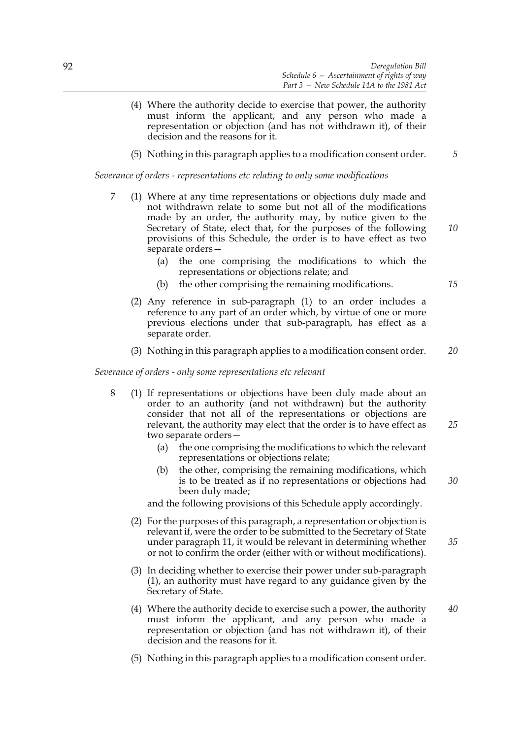(4) Where the authority decide to exercise that power, the authority must inform the applicant, and any person who made a representation or objection (and has not withdrawn it), of their decision and the reasons for it.

(5) Nothing in this paragraph applies to a modification consent order.

*Severance of orders - representations etc relating to only some modifications*

7 (1) Where at any time representations or objections duly made and not withdrawn relate to some but not all of the modifications made by an order, the authority may, by notice given to the Secretary of State, elect that, for the purposes of the following provisions of this Schedule, the order is to have effect as two separate orders—

(a) the one comprising the modifications to which the representations or objections relate; and

(b) the other comprising the remaining modifications.

(2) Any reference in sub-paragraph (1) to an order includes a reference to any part of an order which, by virtue of one or more previous elections under that sub-paragraph, has effect as a separate order.

(3) Nothing in this paragraph applies to a modification consent order.

*Severance of orders - only some representations etc relevant*

8 (1) If representations or objections have been duly made about an order to an authority (and not withdrawn) but the authority consider that not all of the representations or objections are relevant, the authority may elect that the order is to have effect as two separate orders—

(a) the one comprising the modifications to which the relevant representations or objections relate;

(b) the other, comprising the remaining modifications, which is to be treated as if no representations or objections had been duly made;

and the following provisions of this Schedule apply accordingly.

(2) For the purposes of this paragraph, a representation or objection is relevant if, were the order to be submitted to the Secretary of State under paragraph 11, it would be relevant in determining whether or not to confirm the order (either with or without modifications).

(3) In deciding whether to exercise their power under sub-paragraph (1), an authority must have regard to any guidance given by the Secretary of State.

(4) Where the authority decide to exercise such a power, the authority must inform the applicant, and any person who made a representation or objection (and has not withdrawn it), of their decision and the reasons for it.

(5) Nothing in this paragraph applies to a modification consent order.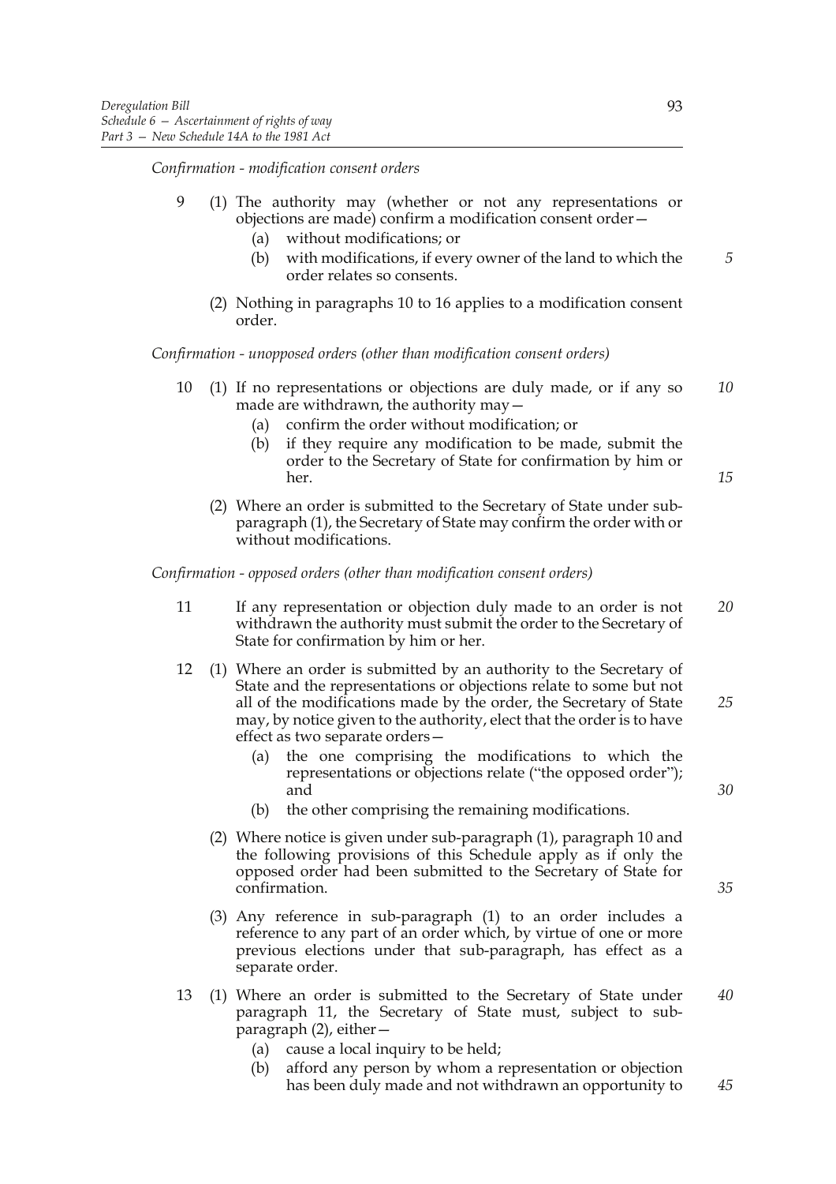*Confirmation - modification consent orders*

9 (1) The authority may (whether or not any representations or objections are made) confirm a modification consent order—

(a) without modifications; or

(b) with modifications, if every owner of the land to which the order relates so consents.

(2) Nothing in paragraphs 10 to 16 applies to a modification consent order.

*Confirmation - unopposed orders (other than modification consent orders)*

10 (1) If no representations or objections are duly made, or if any so made are withdrawn, the authority may—

(a) confirm the order without modification; or

(b) if they require any modification to be made, submit the order to the Secretary of State for confirmation by him or her.

(2) Where an order is submitted to the Secretary of State under sub-paragraph (1), the Secretary of State may confirm the order with or without modifications.

*Confirmation - opposed orders (other than modification consent orders)*

11 If any representation or objection duly made to an order is not withdrawn the authority must submit the order to the Secretary of State for confirmation by him or her.

12 (1) Where an order is submitted by an authority to the Secretary of State and the representations or objections relate to some but not all of the modifications made by the order, the Secretary of State may, by notice given to the authority, elect that the order is to have effect as two separate orders—

(a) the one comprising the modifications to which the representations or objections relate ("the opposed order"); and

(b) the other comprising the remaining modifications.

(2) Where notice is given under sub-paragraph (1), paragraph 10 and the following provisions of this Schedule apply as if only the opposed order had been submitted to the Secretary of State for confirmation.

(3) Any reference in sub-paragraph (1) to an order includes a reference to any part of an order which, by virtue of one or more previous elections under that sub-paragraph, has effect as a separate order.

13 (1) Where an order is submitted to the Secretary of State under paragraph 11, the Secretary of State must, subject to sub-paragraph (2), either—

(a) cause a local inquiry to be held;

(b) afford any person by whom a representation or objection has been duly made and not withdrawn an opportunity to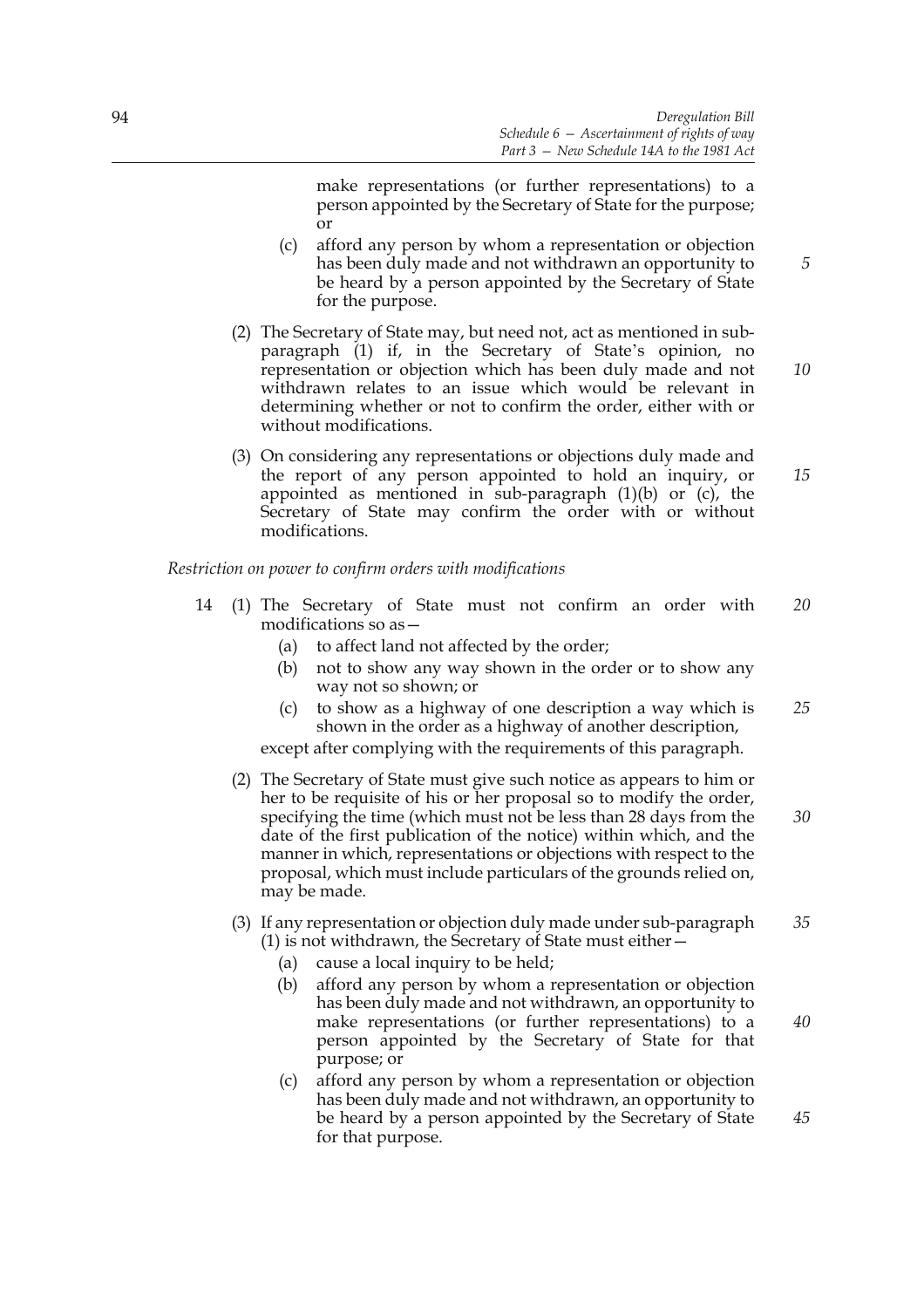make representations (or further representations) to a person appointed by the Secretary of State for the purpose; or

(c) afford any person by whom a representation or objection has been duly made and not withdrawn an opportunity to be heard by a person appointed by the Secretary of State for the purpose.

(2) The Secretary of State may, but need not, act as mentioned in sub-paragraph (1) if, in the Secretary of State's opinion, no representation or objection which has been duly made and not withdrawn relates to an issue which would be relevant in determining whether or not to confirm the order, either with or without modifications.

(3) On considering any representations or objections duly made and the report of any person appointed to hold an inquiry, or appointed as mentioned in sub-paragraph (1)(b) or (c), the Secretary of State may confirm the order with or without modifications.

*Restriction on power to confirm orders with modifications*

14 (1) The Secretary of State must not confirm an order with modifications so as—

(a) to affect land not affected by the order;

(b) not to show any way shown in the order or to show any way not so shown; or

(c) to show as a highway of one description a way which is shown in the order as a highway of another description,

except after complying with the requirements of this paragraph.

(2) The Secretary of State must give such notice as appears to him or her to be requisite of his or her proposal so to modify the order, specifying the time (which must not be less than 28 days from the date of the first publication of the notice) within which, and the manner in which, representations or objections with respect to the proposal, which must include particulars of the grounds relied on, may be made.

(3) If any representation or objection duly made under sub-paragraph (1) is not withdrawn, the Secretary of State must either—

(a) cause a local inquiry to be held;

(b) afford any person by whom a representation or objection has been duly made and not withdrawn, an opportunity to make representations (or further representations) to a person appointed by the Secretary of State for that purpose; or

(c) afford any person by whom a representation or objection has been duly made and not withdrawn, an opportunity to be heard by a person appointed by the Secretary of State for that purpose.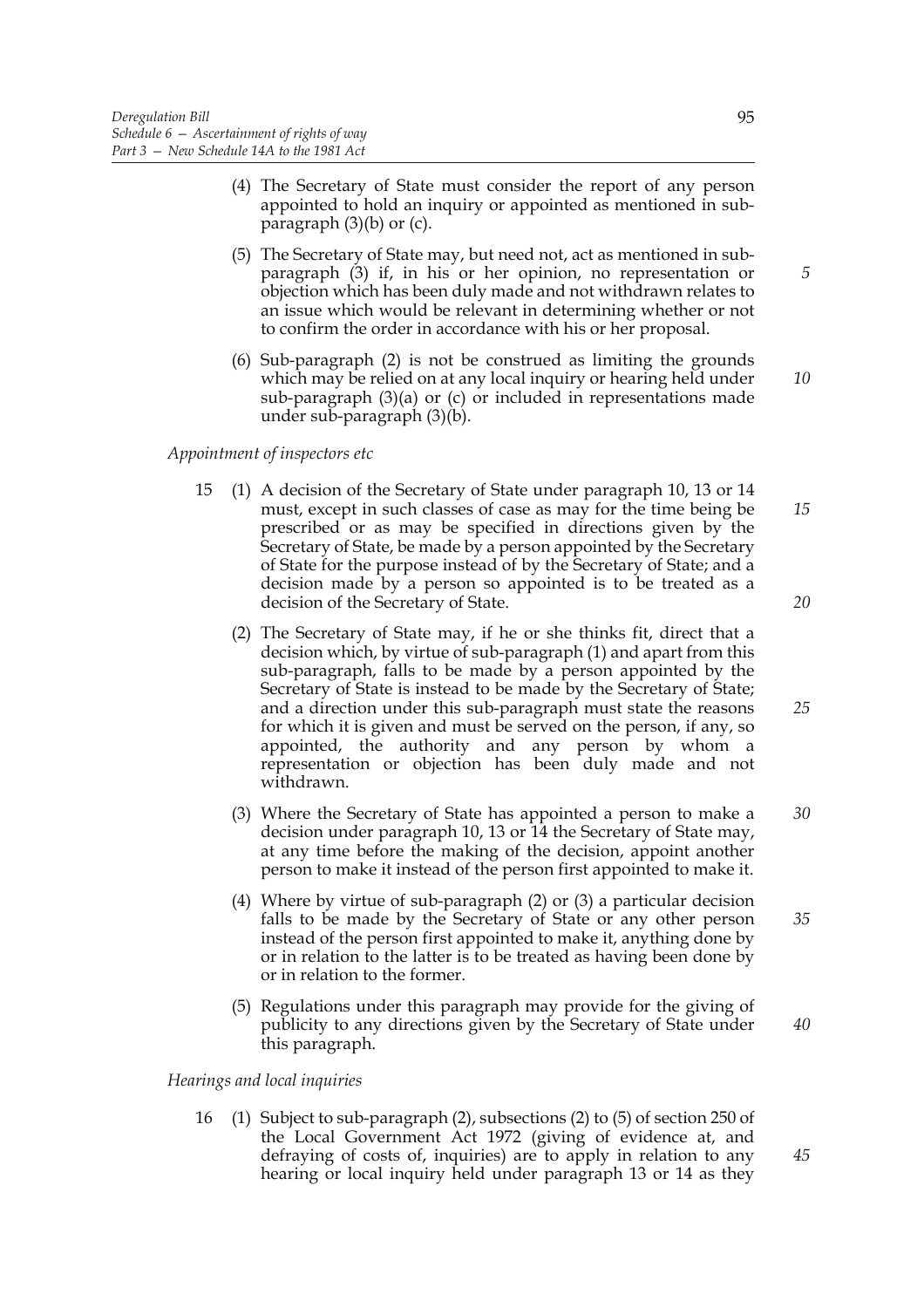(4) The Secretary of State must consider the report of any person appointed to hold an inquiry or appointed as mentioned in sub-paragraph (3)(b) or (c).

(5) The Secretary of State may, but need not, act as mentioned in sub-paragraph (3) if, in his or her opinion, no representation or objection which has been duly made and not withdrawn relates to an issue which would be relevant in determining whether or not to confirm the order in accordance with his or her proposal.

(6) Sub-paragraph (2) is not be construed as limiting the grounds which may be relied on at any local inquiry or hearing held under sub-paragraph (3)(a) or (c) or included in representations made under sub-paragraph (3)(b).

*Appointment of inspectors etc*

15 (1) A decision of the Secretary of State under paragraph 10, 13 or 14 must, except in such classes of case as may for the time being be prescribed or as may be specified in directions given by the Secretary of State, be made by a person appointed by the Secretary of State for the purpose instead of by the Secretary of State; and a decision made by a person so appointed is to be treated as a decision of the Secretary of State.

(2) The Secretary of State may, if he or she thinks fit, direct that a decision which, by virtue of sub-paragraph (1) and apart from this sub-paragraph, falls to be made by a person appointed by the Secretary of State is instead to be made by the Secretary of State; and a direction under this sub-paragraph must state the reasons for which it is given and must be served on the person, if any, so appointed, the authority and any person by whom a representation or objection has been duly made and not withdrawn.

(3) Where the Secretary of State has appointed a person to make a decision under paragraph 10, 13 or 14 the Secretary of State may, at any time before the making of the decision, appoint another person to make it instead of the person first appointed to make it.

(4) Where by virtue of sub-paragraph (2) or (3) a particular decision falls to be made by the Secretary of State or any other person instead of the person first appointed to make it, anything done by or in relation to the latter is to be treated as having been done by or in relation to the former.

(5) Regulations under this paragraph may provide for the giving of publicity to any directions given by the Secretary of State under this paragraph.

*Hearings and local inquiries*

16 (1) Subject to sub-paragraph (2), subsections (2) to (5) of section 250 of the Local Government Act 1972 (giving of evidence at, and defraying of costs of, inquiries) are to apply in relation to any hearing or local inquiry held under paragraph 13 or 14 as they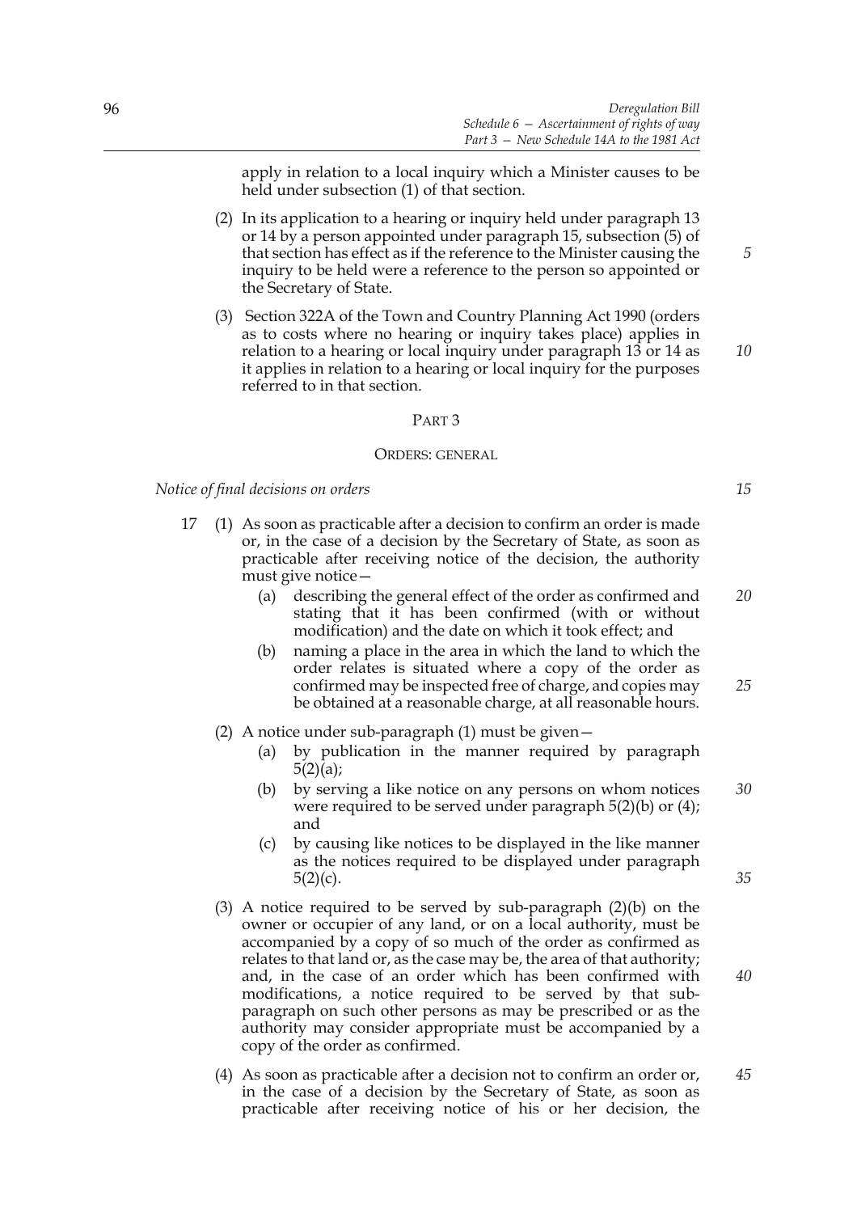apply in relation to a local inquiry which a Minister causes to be held under subsection (1) of that section.

(2) In its application to a hearing or inquiry held under paragraph 13 or 14 by a person appointed under paragraph 15, subsection (5) of that section has effect as if the reference to the Minister causing the inquiry to be held were a reference to the person so appointed or the Secretary of State.

(3) Section 322A of the Town and Country Planning Act 1990 (orders as to costs where no hearing or inquiry takes place) applies in relation to a hearing or local inquiry under paragraph 13 or 14 as it applies in relation to a hearing or local inquiry for the purposes referred to in that section.

## PART 3

## ORDERS: GENERAL

*Notice of final decisions on orders*

17 (1) As soon as practicable after a decision to confirm an order is made or, in the case of a decision by the Secretary of State, as soon as practicable after receiving notice of the decision, the authority must give notice—

(a) describing the general effect of the order as confirmed and stating that it has been confirmed (with or without modification) and the date on which it took effect; and

(b) naming a place in the area in which the land to which the order relates is situated where a copy of the order as confirmed may be inspected free of charge, and copies may be obtained at a reasonable charge, at all reasonable hours.

(2) A notice under sub-paragraph (1) must be given—

(a) by publication in the manner required by paragraph 5(2)(a);

(b) by serving a like notice on any persons on whom notices were required to be served under paragraph 5(2)(b) or (4); and

(c) by causing like notices to be displayed in the like manner as the notices required to be displayed under paragraph 5(2)(c).

(3) A notice required to be served by sub-paragraph (2)(b) on the owner or occupier of any land, or on a local authority, must be accompanied by a copy of so much of the order as confirmed as relates to that land or, as the case may be, the area of that authority; and, in the case of an order which has been confirmed with modifications, a notice required to be served by that sub-paragraph on such other persons as may be prescribed or as the authority may consider appropriate must be accompanied by a copy of the order as confirmed.

(4) As soon as practicable after a decision not to confirm an order or, in the case of a decision by the Secretary of State, as soon as practicable after receiving notice of his or her decision, the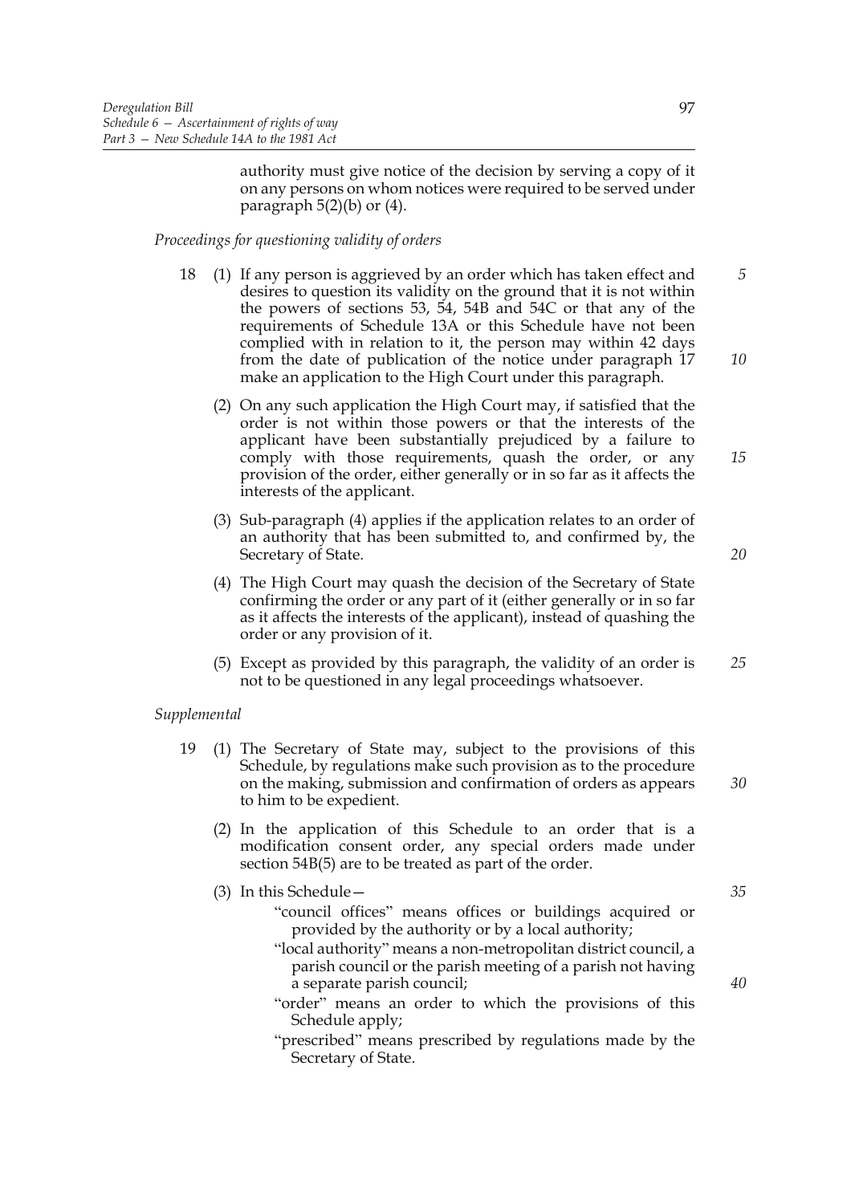authority must give notice of the decision by serving a copy of it on any persons on whom notices were required to be served under paragraph 5(2)(b) or (4).

*Proceedings for questioning validity of orders*

18 (1) If any person is aggrieved by an order which has taken effect and desires to question its validity on the ground that it is not within the powers of sections 53, 54, 54B and 54C or that any of the requirements of Schedule 13A or this Schedule have not been complied with in relation to it, the person may within 42 days from the date of publication of the notice under paragraph 17 make an application to the High Court under this paragraph.

(2) On any such application the High Court may, if satisfied that the order is not within those powers or that the interests of the applicant have been substantially prejudiced by a failure to comply with those requirements, quash the order, or any provision of the order, either generally or in so far as it affects the interests of the applicant.

(3) Sub-paragraph (4) applies if the application relates to an order of an authority that has been submitted to, and confirmed by, the Secretary of State.

(4) The High Court may quash the decision of the Secretary of State confirming the order or any part of it (either generally or in so far as it affects the interests of the applicant), instead of quashing the order or any provision of it.

(5) Except as provided by this paragraph, the validity of an order is not to be questioned in any legal proceedings whatsoever.

*Supplemental*

19 (1) The Secretary of State may, subject to the provisions of this Schedule, by regulations make such provision as to the procedure on the making, submission and confirmation of orders as appears to him to be expedient.

(2) In the application of this Schedule to an order that is a modification consent order, any special orders made under section 54B(5) are to be treated as part of the order.

(3) In this Schedule—

"council offices" means offices or buildings acquired or provided by the authority or by a local authority;

"local authority" means a non-metropolitan district council, a parish council or the parish meeting of a parish not having a separate parish council;

"order" means an order to which the provisions of this Schedule apply;

"prescribed" means prescribed by regulations made by the Secretary of State.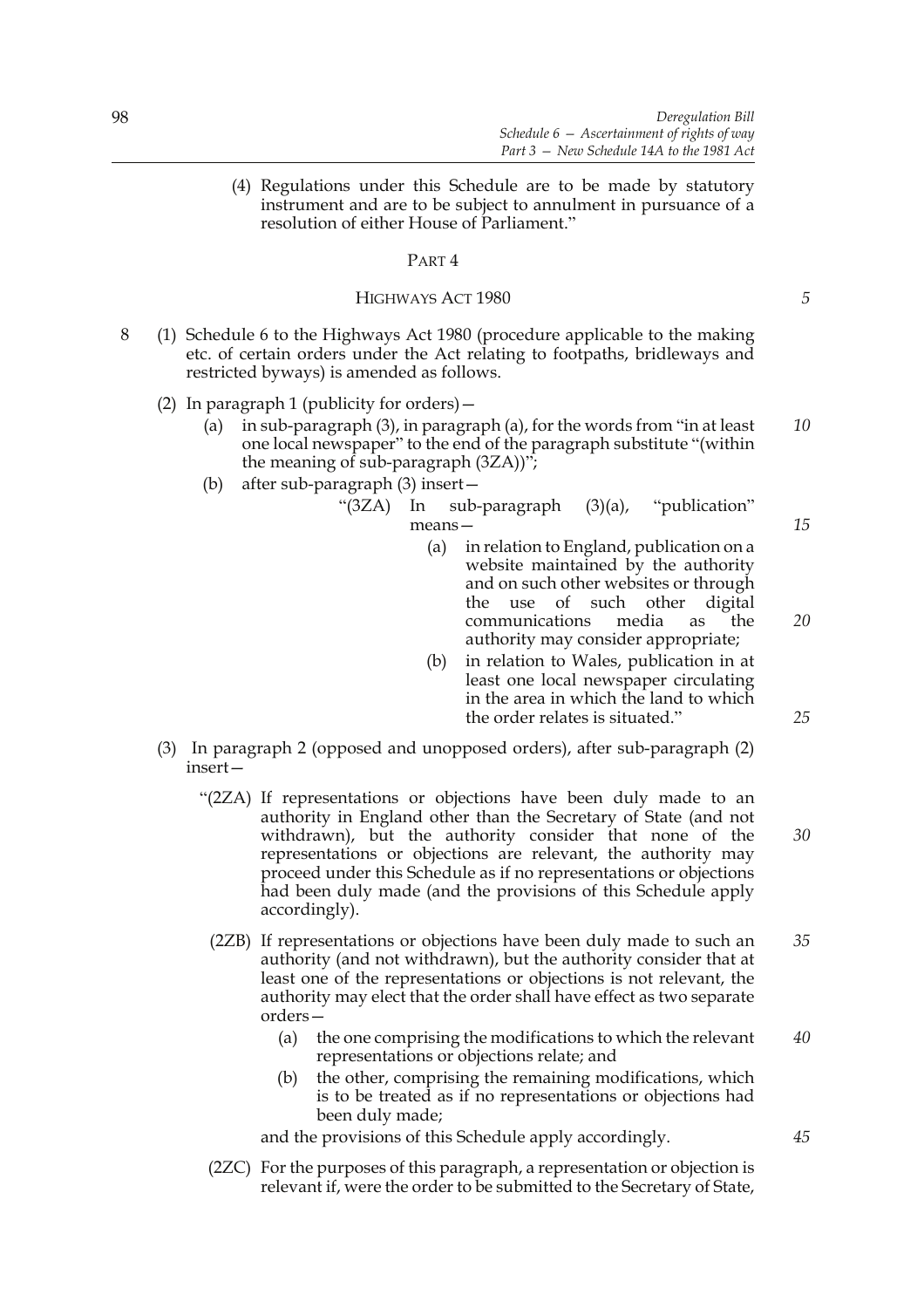(4) Regulations under this Schedule are to be made by statutory instrument and are to be subject to annulment in pursuance of a resolution of either House of Parliament."

PART 4

HIGHWAYS ACT 1980

8 (1) Schedule 6 to the Highways Act 1980 (procedure applicable to the making etc. of certain orders under the Act relating to footpaths, bridleways and restricted byways) is amended as follows.

(2) In paragraph 1 (publicity for orders)—

(a) in sub-paragraph (3), in paragraph (a), for the words from "in at least one local newspaper" to the end of the paragraph substitute "(within the meaning of sub-paragraph (3ZA))";

(b) after sub-paragraph (3) insert—

"(3ZA) In sub-paragraph (3)(a), "publication" means—

(a) in relation to England, publication on a website maintained by the authority and on such other websites or through the use of such other digital communications media as the authority may consider appropriate;

(b) in relation to Wales, publication in at least one local newspaper circulating in the area in which the land to which the order relates is situated."

(3) In paragraph 2 (opposed and unopposed orders), after sub-paragraph (2) insert—

"(2ZA) If representations or objections have been duly made to an authority in England other than the Secretary of State (and not withdrawn), but the authority consider that none of the representations or objections are relevant, the authority may proceed under this Schedule as if no representations or objections had been duly made (and the provisions of this Schedule apply accordingly).

(2ZB) If representations or objections have been duly made to such an authority (and not withdrawn), but the authority consider that at least one of the representations or objections is not relevant, the authority may elect that the order shall have effect as two separate orders—

(a) the one comprising the modifications to which the relevant representations or objections relate; and

(b) the other, comprising the remaining modifications, which is to be treated as if no representations or objections had been duly made;

and the provisions of this Schedule apply accordingly.

(2ZC) For the purposes of this paragraph, a representation or objection is relevant if, were the order to be submitted to the Secretary of State,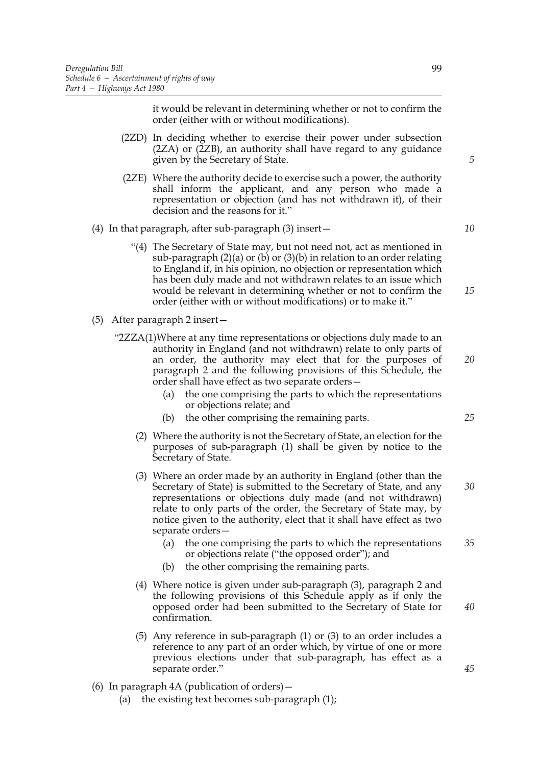it would be relevant in determining whether or not to confirm the order (either with or without modifications).

(2ZD) In deciding whether to exercise their power under subsection (2ZA) or (2ZB), an authority shall have regard to any guidance given by the Secretary of State.

(2ZE) Where the authority decide to exercise such a power, the authority shall inform the applicant, and any person who made a representation or objection (and has not withdrawn it), of their decision and the reasons for it."

(4) In that paragraph, after sub-paragraph (3) insert—

"(4) The Secretary of State may, but not need not, act as mentioned in sub-paragraph (2)(a) or (b) or (3)(b) in relation to an order relating to England if, in his opinion, no objection or representation which has been duly made and not withdrawn relates to an issue which would be relevant in determining whether or not to confirm the order (either with or without modifications) or to make it."

(5) After paragraph 2 insert—

"2ZZA(1)Where at any time representations or objections duly made to an authority in England (and not withdrawn) relate to only parts of an order, the authority may elect that for the purposes of paragraph 2 and the following provisions of this Schedule, the order shall have effect as two separate orders—

(a) the one comprising the parts to which the representations or objections relate; and

(b) the other comprising the remaining parts.

(2) Where the authority is not the Secretary of State, an election for the purposes of sub-paragraph (1) shall be given by notice to the Secretary of State.

(3) Where an order made by an authority in England (other than the Secretary of State) is submitted to the Secretary of State, and any representations or objections duly made (and not withdrawn) relate to only parts of the order, the Secretary of State may, by notice given to the authority, elect that it shall have effect as two separate orders—

(a) the one comprising the parts to which the representations or objections relate ("the opposed order"); and

(b) the other comprising the remaining parts.

(4) Where notice is given under sub-paragraph (3), paragraph 2 and the following provisions of this Schedule apply as if only the opposed order had been submitted to the Secretary of State for confirmation.

(5) Any reference in sub-paragraph (1) or (3) to an order includes a reference to any part of an order which, by virtue of one or more previous elections under that sub-paragraph, has effect as a separate order."

(6) In paragraph 4A (publication of orders)—

(a) the existing text becomes sub-paragraph (1);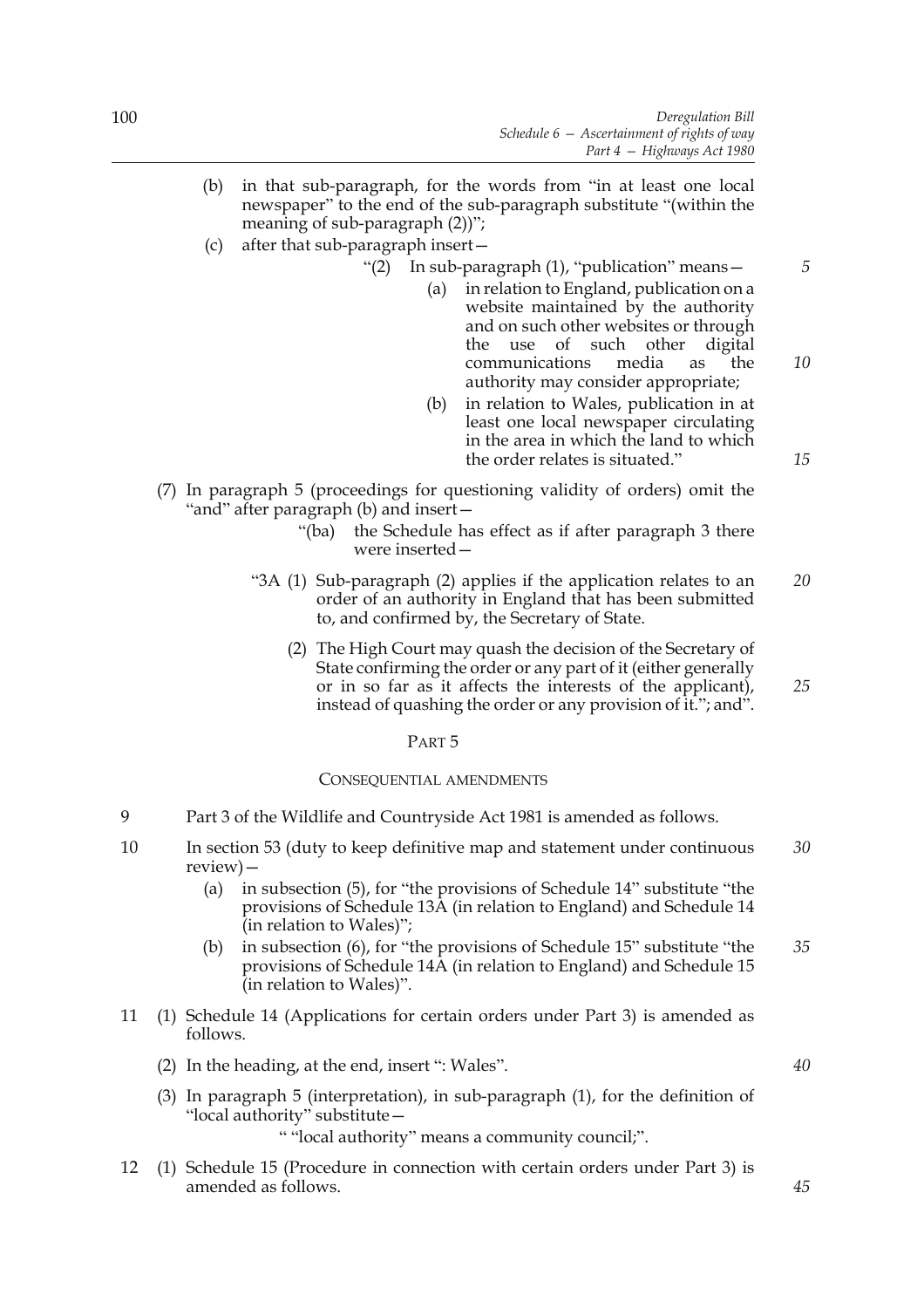(b) in that sub-paragraph, for the words from "in at least one local newspaper" to the end of the sub-paragraph substitute "(within the meaning of sub-paragraph (2))";

(c) after that sub-paragraph insert—

> "(2) In sub-paragraph (1), "publication" means—
>
> (a) in relation to England, publication on a website maintained by the authority and on such other websites or through the use of such other digital communications media as the authority may consider appropriate;
>
> (b) in relation to Wales, publication in at least one local newspaper circulating in the area in which the land to which the order relates is situated."

(7) In paragraph 5 (proceedings for questioning validity of orders) omit the "and" after paragraph (b) and insert—

> "(ba) the Schedule has effect as if after paragraph 3 there were inserted—
>
> "3A (1) Sub-paragraph (2) applies if the application relates to an order of an authority in England that has been submitted to, and confirmed by, the Secretary of State.
>
> (2) The High Court may quash the decision of the Secretary of State confirming the order or any part of it (either generally or in so far as it affects the interests of the applicant), instead of quashing the order or any provision of it."; and".

## PART 5

### CONSEQUENTIAL AMENDMENTS

9 Part 3 of the Wildlife and Countryside Act 1981 is amended as follows.

10 In section 53 (duty to keep definitive map and statement under continuous review)—

(a) in subsection (5), for "the provisions of Schedule 14" substitute "the provisions of Schedule 13A (in relation to England) and Schedule 14 (in relation to Wales)";

(b) in subsection (6), for "the provisions of Schedule 15" substitute "the provisions of Schedule 14A (in relation to England) and Schedule 15 (in relation to Wales)".

11 (1) Schedule 14 (Applications for certain orders under Part 3) is amended as follows.

(2) In the heading, at the end, insert ": Wales".

(3) In paragraph 5 (interpretation), in sub-paragraph (1), for the definition of "local authority" substitute—

> " "local authority" means a community council;".

12 (1) Schedule 15 (Procedure in connection with certain orders under Part 3) is amended as follows.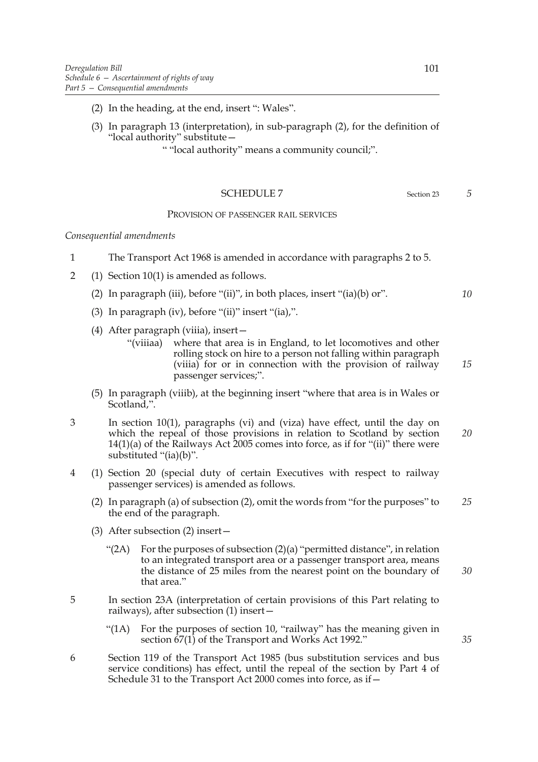(2) In the heading, at the end, insert ": Wales".

(3) In paragraph 13 (interpretation), in sub-paragraph (2), for the definition of "local authority" substitute—

" "local authority" means a community council;".

## SCHEDULE 7

Section 23

### PROVISION OF PASSENGER RAIL SERVICES

*Consequential amendments*

1 The Transport Act 1968 is amended in accordance with paragraphs 2 to 5.

2 (1) Section 10(1) is amended as follows.

(2) In paragraph (iii), before "(ii)", in both places, insert "(ia)(b) or".

(3) In paragraph (iv), before "(ii)" insert "(ia),".

(4) After paragraph (viiia), insert—

"(viiiaa) where that area is in England, to let locomotives and other rolling stock on hire to a person not falling within paragraph (viiia) for or in connection with the provision of railway passenger services;".

(5) In paragraph (viiib), at the beginning insert "where that area is in Wales or Scotland,".

3 In section 10(1), paragraphs (vi) and (viza) have effect, until the day on which the repeal of those provisions in relation to Scotland by section 14(1)(a) of the Railways Act 2005 comes into force, as if for "(ii)" there were substituted "(ia)(b)".

4 (1) Section 20 (special duty of certain Executives with respect to railway passenger services) is amended as follows.

(2) In paragraph (a) of subsection (2), omit the words from "for the purposes" to the end of the paragraph.

(3) After subsection (2) insert—

"(2A) For the purposes of subsection (2)(a) "permitted distance", in relation to an integrated transport area or a passenger transport area, means the distance of 25 miles from the nearest point on the boundary of that area."

5 In section 23A (interpretation of certain provisions of this Part relating to railways), after subsection (1) insert—

"(1A) For the purposes of section 10, "railway" has the meaning given in section 67(1) of the Transport and Works Act 1992."

6 Section 119 of the Transport Act 1985 (bus substitution services and bus service conditions) has effect, until the repeal of the section by Part 4 of Schedule 31 to the Transport Act 2000 comes into force, as if—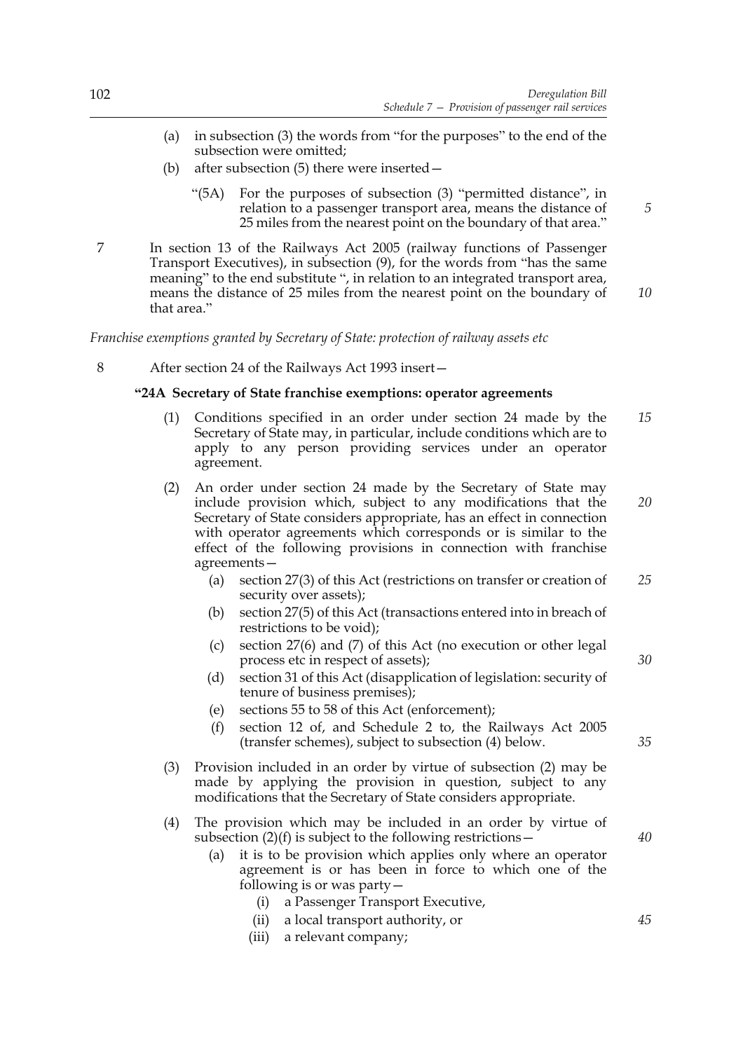(a) in subsection (3) the words from "for the purposes" to the end of the subsection were omitted;

(b) after subsection (5) there were inserted—

"(5A) For the purposes of subsection (3) "permitted distance", in relation to a passenger transport area, means the distance of 25 miles from the nearest point on the boundary of that area."

7 In section 13 of the Railways Act 2005 (railway functions of Passenger Transport Executives), in subsection (9), for the words from "has the same meaning" to the end substitute ", in relation to an integrated transport area, means the distance of 25 miles from the nearest point on the boundary of that area."

*Franchise exemptions granted by Secretary of State: protection of railway assets etc*

8 After section 24 of the Railways Act 1993 insert—

**"24A Secretary of State franchise exemptions: operator agreements**

(1) Conditions specified in an order under section 24 made by the Secretary of State may, in particular, include conditions which are to apply to any person providing services under an operator agreement.

(2) An order under section 24 made by the Secretary of State may include provision which, subject to any modifications that the Secretary of State considers appropriate, has an effect in connection with operator agreements which corresponds or is similar to the effect of the following provisions in connection with franchise agreements—

(a) section 27(3) of this Act (restrictions on transfer or creation of security over assets);

(b) section 27(5) of this Act (transactions entered into in breach of restrictions to be void);

(c) section 27(6) and (7) of this Act (no execution or other legal process etc in respect of assets);

(d) section 31 of this Act (disapplication of legislation: security of tenure of business premises);

(e) sections 55 to 58 of this Act (enforcement);

(f) section 12 of, and Schedule 2 to, the Railways Act 2005 (transfer schemes), subject to subsection (4) below.

(3) Provision included in an order by virtue of subsection (2) may be made by applying the provision in question, subject to any modifications that the Secretary of State considers appropriate.

(4) The provision which may be included in an order by virtue of subsection (2)(f) is subject to the following restrictions—

(a) it is to be provision which applies only where an operator agreement is or has been in force to which one of the following is or was party—

(i) a Passenger Transport Executive,

(ii) a local transport authority, or

(iii) a relevant company;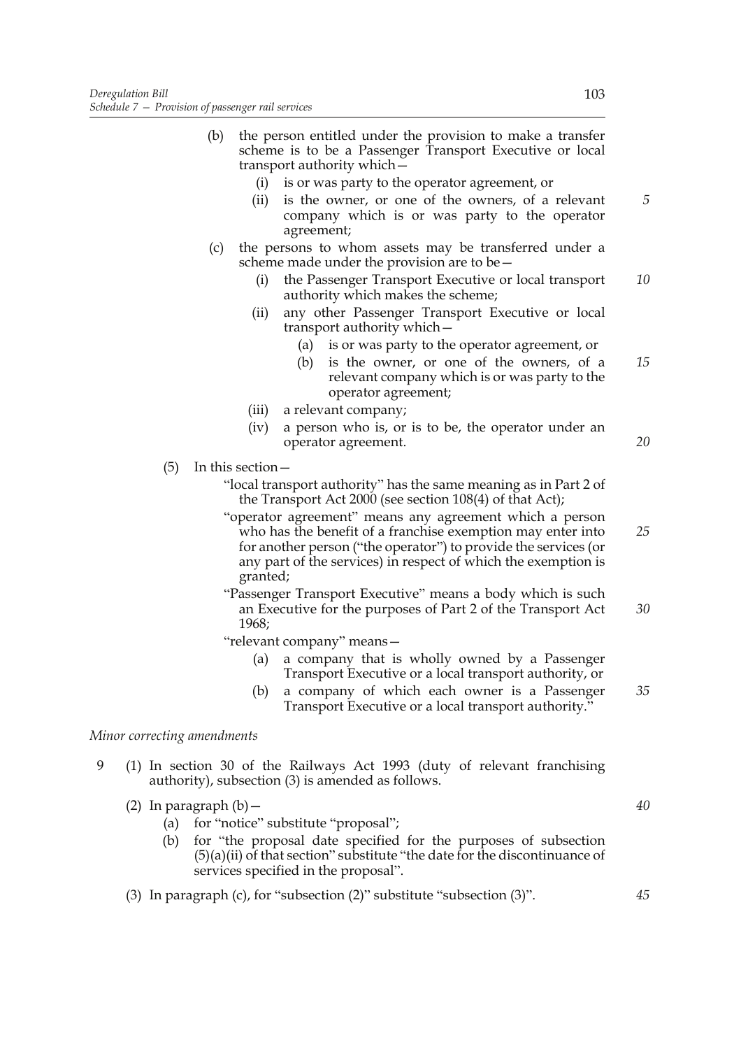(b) the person entitled under the provision to make a transfer scheme is to be a Passenger Transport Executive or local transport authority which—

(i) is or was party to the operator agreement, or

(ii) is the owner, or one of the owners, of a relevant company which is or was party to the operator agreement;

(c) the persons to whom assets may be transferred under a scheme made under the provision are to be—

(i) the Passenger Transport Executive or local transport authority which makes the scheme;

(ii) any other Passenger Transport Executive or local transport authority which—

(a) is or was party to the operator agreement, or

(b) is the owner, or one of the owners, of a relevant company which is or was party to the operator agreement;

(iii) a relevant company;

(iv) a person who is, or is to be, the operator under an operator agreement.

(5) In this section—

"local transport authority" has the same meaning as in Part 2 of the Transport Act 2000 (see section 108(4) of that Act);

"operator agreement" means any agreement which a person who has the benefit of a franchise exemption may enter into for another person ("the operator") to provide the services (or any part of the services) in respect of which the exemption is granted;

"Passenger Transport Executive" means a body which is such an Executive for the purposes of Part 2 of the Transport Act 1968;

"relevant company" means—

(a) a company that is wholly owned by a Passenger Transport Executive or a local transport authority, or

(b) a company of which each owner is a Passenger Transport Executive or a local transport authority."

*Minor correcting amendments*

9 (1) In section 30 of the Railways Act 1993 (duty of relevant franchising authority), subsection (3) is amended as follows.

(2) In paragraph (b)—

(a) for "notice" substitute "proposal";

(b) for "the proposal date specified for the purposes of subsection (5)(a)(ii) of that section" substitute "the date for the discontinuance of services specified in the proposal".

(3) In paragraph (c), for "subsection (2)" substitute "subsection (3)".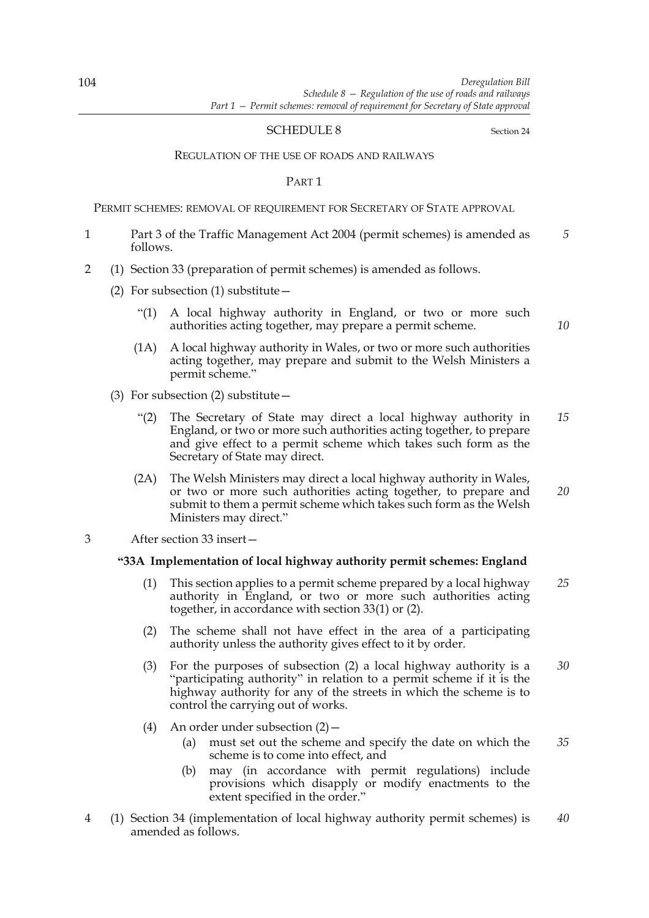## SCHEDULE 8

Section 24

### REGULATION OF THE USE OF ROADS AND RAILWAYS

#### PART 1

##### PERMIT SCHEMES: REMOVAL OF REQUIREMENT FOR SECRETARY OF STATE APPROVAL

1 Part 3 of the Traffic Management Act 2004 (permit schemes) is amended as follows.

2 (1) Section 33 (preparation of permit schemes) is amended as follows.

(2) For subsection (1) substitute—

"(1) A local highway authority in England, or two or more such authorities acting together, may prepare a permit scheme.

(1A) A local highway authority in Wales, or two or more such authorities acting together, may prepare and submit to the Welsh Ministers a permit scheme."

(3) For subsection (2) substitute—

"(2) The Secretary of State may direct a local highway authority in England, or two or more such authorities acting together, to prepare and give effect to a permit scheme which takes such form as the Secretary of State may direct.

(2A) The Welsh Ministers may direct a local highway authority in Wales, or two or more such authorities acting together, to prepare and submit to them a permit scheme which takes such form as the Welsh Ministers may direct."

3 After section 33 insert—

**"33A Implementation of local highway authority permit schemes: England**

(1) This section applies to a permit scheme prepared by a local highway authority in England, or two or more such authorities acting together, in accordance with section 33(1) or (2).

(2) The scheme shall not have effect in the area of a participating authority unless the authority gives effect to it by order.

(3) For the purposes of subsection (2) a local highway authority is a "participating authority" in relation to a permit scheme if it is the highway authority for any of the streets in which the scheme is to control the carrying out of works.

(4) An order under subsection (2)—

(a) must set out the scheme and specify the date on which the scheme is to come into effect, and

(b) may (in accordance with permit regulations) include provisions which disapply or modify enactments to the extent specified in the order."

4 (1) Section 34 (implementation of local highway authority permit schemes) is amended as follows.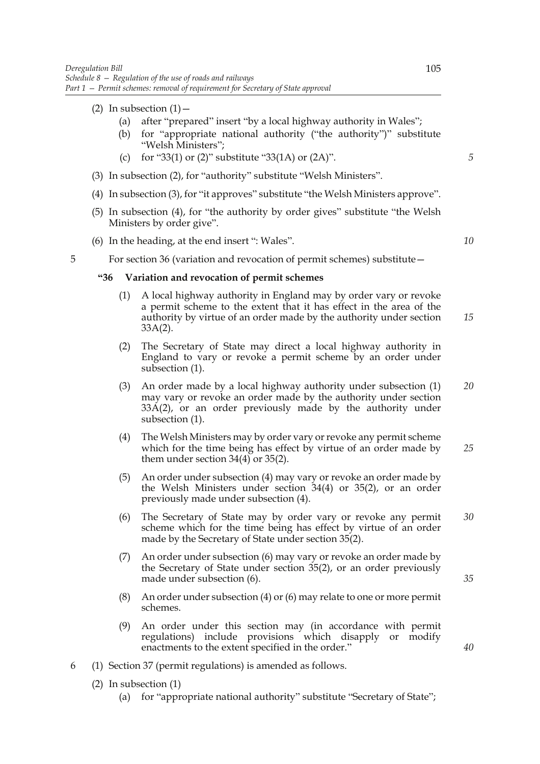(2) In subsection (1)—

   (a) after "prepared" insert "by a local highway authority in Wales";

   (b) for "appropriate national authority ("the authority")" substitute "Welsh Ministers";

   (c) for "33(1) or (2)" substitute "33(1A) or (2A)".

(3) In subsection (2), for "authority" substitute "Welsh Ministers".

(4) In subsection (3), for "it approves" substitute "the Welsh Ministers approve".

(5) In subsection (4), for "the authority by order gives" substitute "the Welsh Ministers by order give".

(6) In the heading, at the end insert ": Wales".

5 For section 36 (variation and revocation of permit schemes) substitute—

**"36 Variation and revocation of permit schemes**

(1) A local highway authority in England may by order vary or revoke a permit scheme to the extent that it has effect in the area of the authority by virtue of an order made by the authority under section 33A(2).

(2) The Secretary of State may direct a local highway authority in England to vary or revoke a permit scheme by an order under subsection (1).

(3) An order made by a local highway authority under subsection (1) may vary or revoke an order made by the authority under section 33A(2), or an order previously made by the authority under subsection (1).

(4) The Welsh Ministers may by order vary or revoke any permit scheme which for the time being has effect by virtue of an order made by them under section 34(4) or 35(2).

(5) An order under subsection (4) may vary or revoke an order made by the Welsh Ministers under section 34(4) or 35(2), or an order previously made under subsection (4).

(6) The Secretary of State may by order vary or revoke any permit scheme which for the time being has effect by virtue of an order made by the Secretary of State under section 35(2).

(7) An order under subsection (6) may vary or revoke an order made by the Secretary of State under section 35(2), or an order previously made under subsection (6).

(8) An order under subsection (4) or (6) may relate to one or more permit schemes.

(9) An order under this section may (in accordance with permit regulations) include provisions which disapply or modify enactments to the extent specified in the order."

6 (1) Section 37 (permit regulations) is amended as follows.

(2) In subsection (1)

   (a) for "appropriate national authority" substitute "Secretary of State";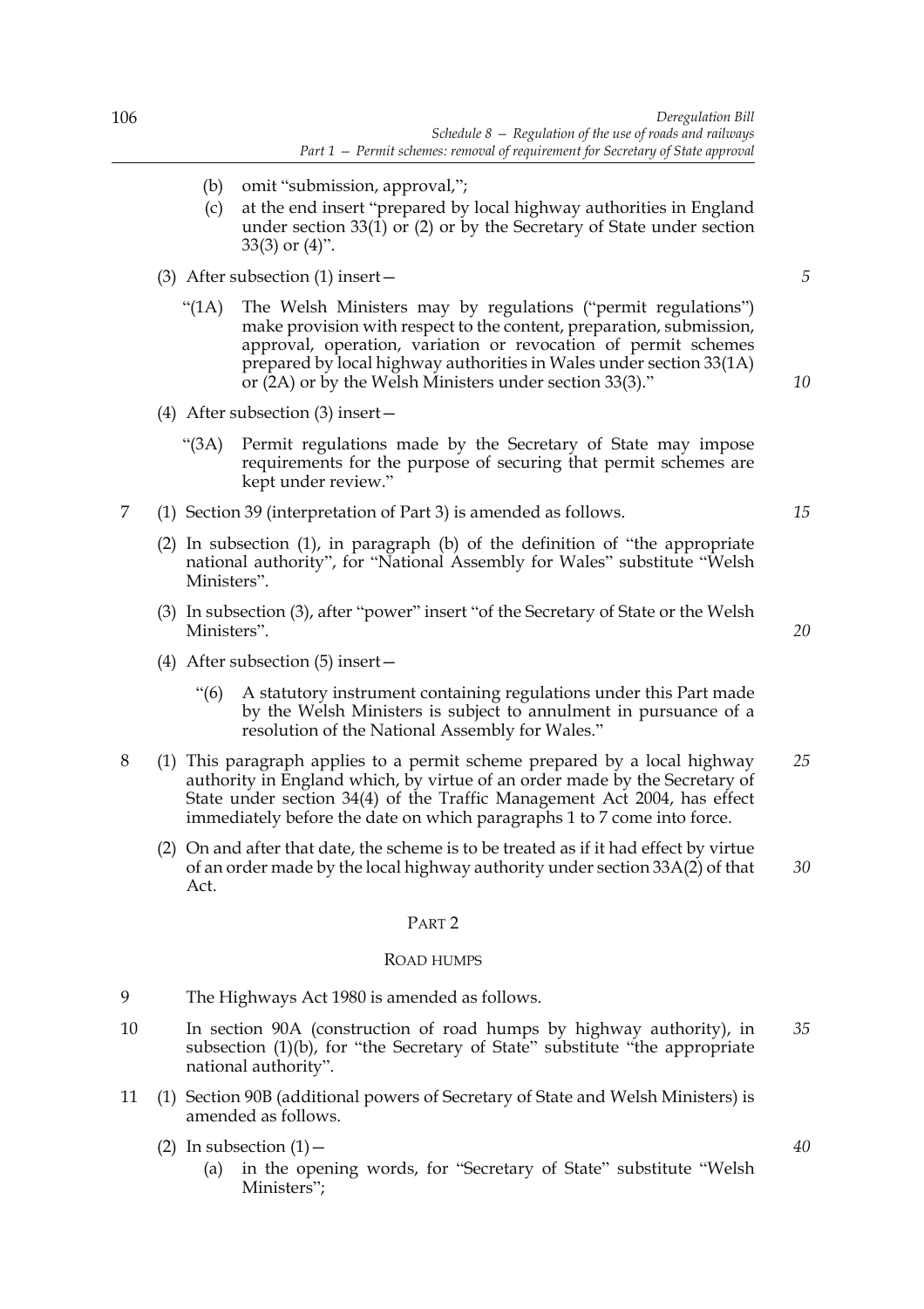(b) omit "submission, approval,";

(c) at the end insert "prepared by local highway authorities in England under section 33(1) or (2) or by the Secretary of State under section 33(3) or (4)".

(3) After subsection (1) insert—

"(1A) The Welsh Ministers may by regulations ("permit regulations") make provision with respect to the content, preparation, submission, approval, operation, variation or revocation of permit schemes prepared by local highway authorities in Wales under section 33(1A) or (2A) or by the Welsh Ministers under section 33(3)."

(4) After subsection (3) insert—

"(3A) Permit regulations made by the Secretary of State may impose requirements for the purpose of securing that permit schemes are kept under review."

7 (1) Section 39 (interpretation of Part 3) is amended as follows.

(2) In subsection (1), in paragraph (b) of the definition of "the appropriate national authority", for "National Assembly for Wales" substitute "Welsh Ministers".

(3) In subsection (3), after "power" insert "of the Secretary of State or the Welsh Ministers".

(4) After subsection (5) insert—

"(6) A statutory instrument containing regulations under this Part made by the Welsh Ministers is subject to annulment in pursuance of a resolution of the National Assembly for Wales."

8 (1) This paragraph applies to a permit scheme prepared by a local highway authority in England which, by virtue of an order made by the Secretary of State under section 34(4) of the Traffic Management Act 2004, has effect immediately before the date on which paragraphs 1 to 7 come into force.

(2) On and after that date, the scheme is to be treated as if it had effect by virtue of an order made by the local highway authority under section 33A(2) of that Act.

## PART 2

### ROAD HUMPS

9 The Highways Act 1980 is amended as follows.

10 In section 90A (construction of road humps by highway authority), in subsection (1)(b), for "the Secretary of State" substitute "the appropriate national authority".

11 (1) Section 90B (additional powers of Secretary of State and Welsh Ministers) is amended as follows.

(2) In subsection (1)—

(a) in the opening words, for "Secretary of State" substitute "Welsh Ministers";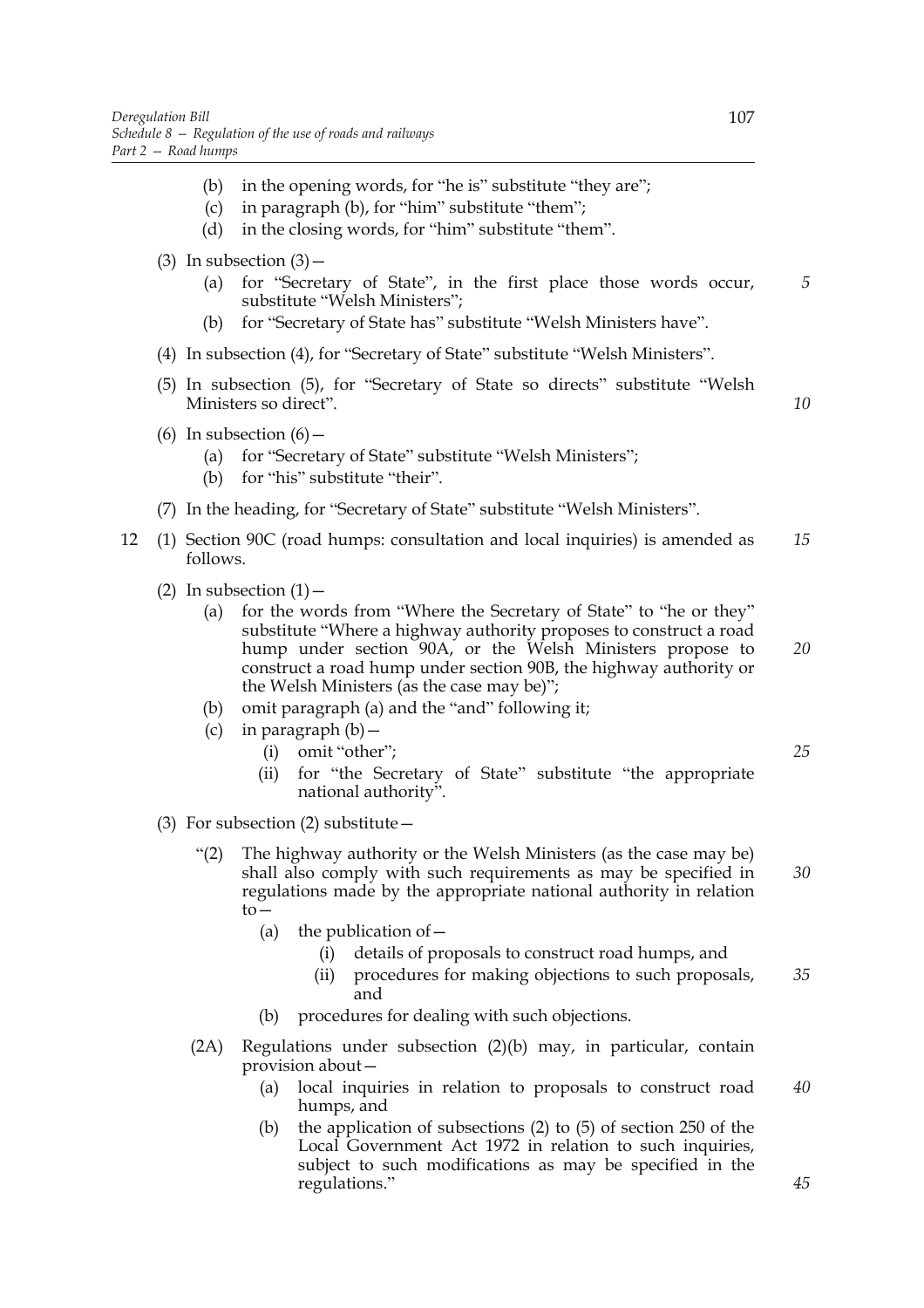(b) in the opening words, for "he is" substitute "they are";

(c) in paragraph (b), for "him" substitute "them";

(d) in the closing words, for "him" substitute "them".

(3) In subsection (3)—

(a) for "Secretary of State", in the first place those words occur, substitute "Welsh Ministers";

(b) for "Secretary of State has" substitute "Welsh Ministers have".

(4) In subsection (4), for "Secretary of State" substitute "Welsh Ministers".

(5) In subsection (5), for "Secretary of State so directs" substitute "Welsh Ministers so direct".

(6) In subsection (6)—

(a) for "Secretary of State" substitute "Welsh Ministers";

(b) for "his" substitute "their".

(7) In the heading, for "Secretary of State" substitute "Welsh Ministers".

12 (1) Section 90C (road humps: consultation and local inquiries) is amended as follows.

(2) In subsection (1)—

(a) for the words from "Where the Secretary of State" to "he or they" substitute "Where a highway authority proposes to construct a road hump under section 90A, or the Welsh Ministers propose to construct a road hump under section 90B, the highway authority or the Welsh Ministers (as the case may be)";

(b) omit paragraph (a) and the "and" following it;

(c) in paragraph (b)—

(i) omit "other";

(ii) for "the Secretary of State" substitute "the appropriate national authority".

(3) For subsection (2) substitute—

"(2) The highway authority or the Welsh Ministers (as the case may be) shall also comply with such requirements as may be specified in regulations made by the appropriate national authority in relation to—

(a) the publication of—

(i) details of proposals to construct road humps, and

(ii) procedures for making objections to such proposals, and

(b) procedures for dealing with such objections.

(2A) Regulations under subsection (2)(b) may, in particular, contain provision about—

(a) local inquiries in relation to proposals to construct road humps, and

(b) the application of subsections (2) to (5) of section 250 of the Local Government Act 1972 in relation to such inquiries, subject to such modifications as may be specified in the regulations."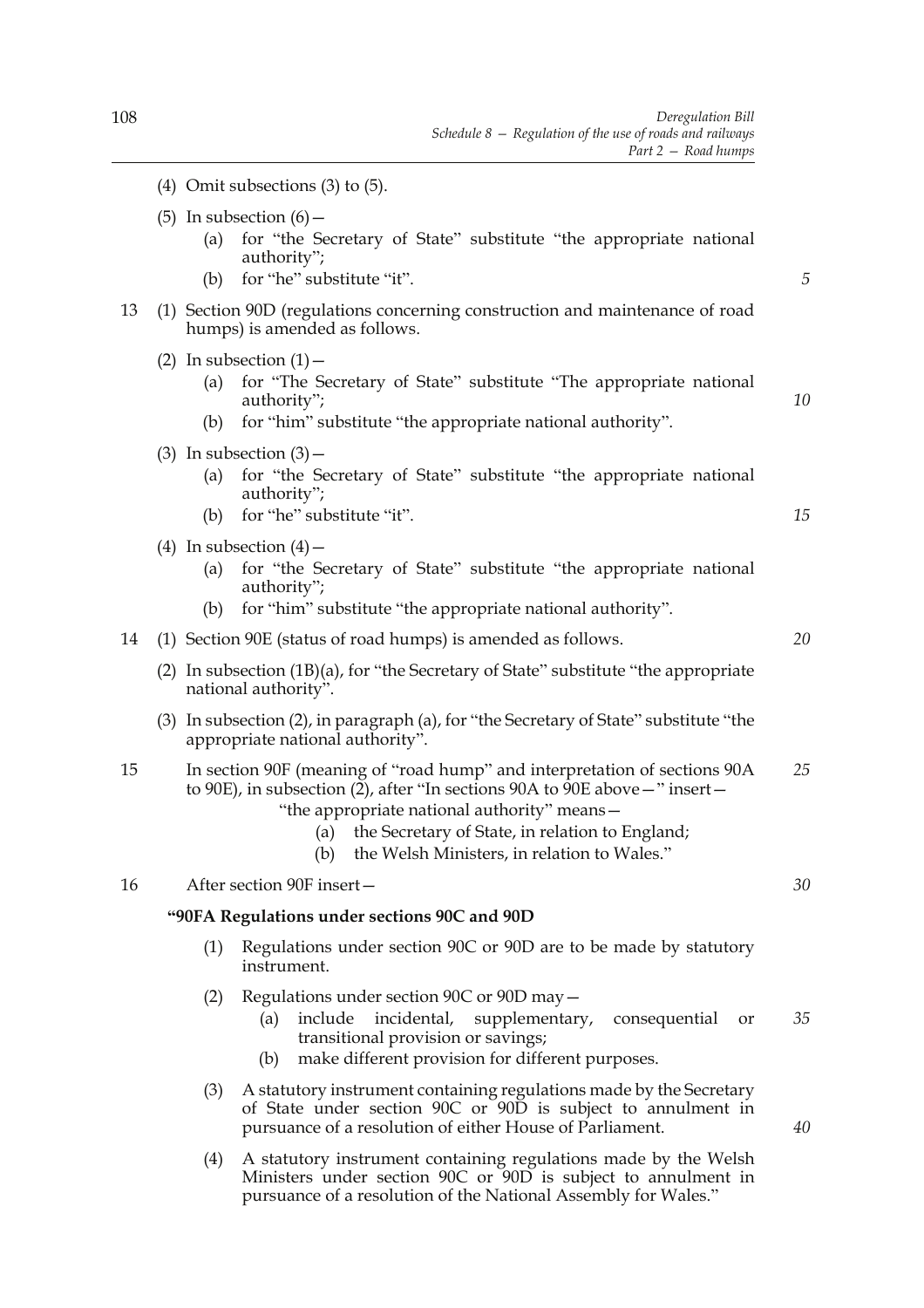(4) Omit subsections (3) to (5).

(5) In subsection (6)—

(a) for "the Secretary of State" substitute "the appropriate national authority";

(b) for "he" substitute "it".

13 (1) Section 90D (regulations concerning construction and maintenance of road humps) is amended as follows.

(2) In subsection (1)—

(a) for "The Secretary of State" substitute "The appropriate national authority";

(b) for "him" substitute "the appropriate national authority".

(3) In subsection (3)—

(a) for "the Secretary of State" substitute "the appropriate national authority";

(b) for "he" substitute "it".

(4) In subsection (4)—

(a) for "the Secretary of State" substitute "the appropriate national authority";

(b) for "him" substitute "the appropriate national authority".

14 (1) Section 90E (status of road humps) is amended as follows.

(2) In subsection (1B)(a), for "the Secretary of State" substitute "the appropriate national authority".

(3) In subsection (2), in paragraph (a), for "the Secretary of State" substitute "the appropriate national authority".

15 In section 90F (meaning of "road hump" and interpretation of sections 90A to 90E), in subsection (2), after "In sections 90A to 90E above—" insert—

"the appropriate national authority" means—

(a) the Secretary of State, in relation to England;

(b) the Welsh Ministers, in relation to Wales."

16 After section 90F insert—

**"90FA Regulations under sections 90C and 90D**

(1) Regulations under section 90C or 90D are to be made by statutory instrument.

(2) Regulations under section 90C or 90D may—

(a) include incidental, supplementary, consequential or transitional provision or savings;

(b) make different provision for different purposes.

(3) A statutory instrument containing regulations made by the Secretary of State under section 90C or 90D is subject to annulment in pursuance of a resolution of either House of Parliament.

(4) A statutory instrument containing regulations made by the Welsh Ministers under section 90C or 90D is subject to annulment in pursuance of a resolution of the National Assembly for Wales."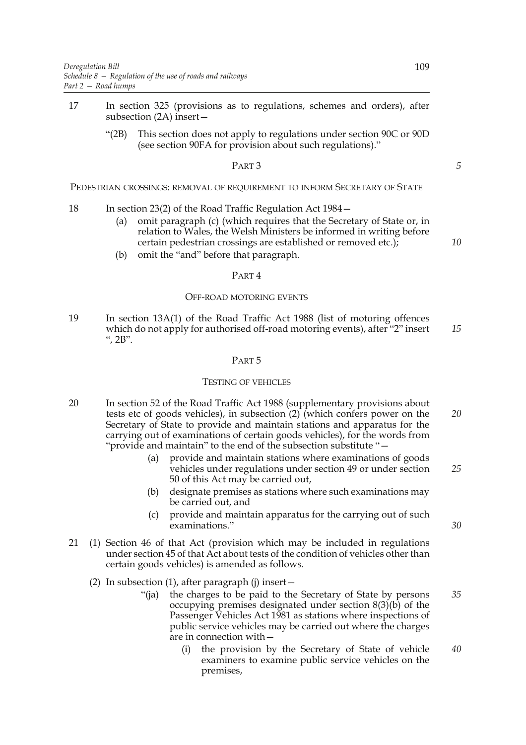17 In section 325 (provisions as to regulations, schemes and orders), after subsection (2A) insert—

"(2B) This section does not apply to regulations under section 90C or 90D (see section 90FA for provision about such regulations)."

## PART 3

### PEDESTRIAN CROSSINGS: REMOVAL OF REQUIREMENT TO INFORM SECRETARY OF STATE

18 In section 23(2) of the Road Traffic Regulation Act 1984—

(a) omit paragraph (c) (which requires that the Secretary of State or, in relation to Wales, the Welsh Ministers be informed in writing before certain pedestrian crossings are established or removed etc.);

(b) omit the "and" before that paragraph.

## PART 4

### OFF-ROAD MOTORING EVENTS

19 In section 13A(1) of the Road Traffic Act 1988 (list of motoring offences which do not apply for authorised off-road motoring events), after "2" insert ", 2B".

## PART 5

### TESTING OF VEHICLES

20 In section 52 of the Road Traffic Act 1988 (supplementary provisions about tests etc of goods vehicles), in subsection (2) (which confers power on the Secretary of State to provide and maintain stations and apparatus for the carrying out of examinations of certain goods vehicles), for the words from "provide and maintain" to the end of the subsection substitute "—

(a) provide and maintain stations where examinations of goods vehicles under regulations under section 49 or under section 50 of this Act may be carried out,

(b) designate premises as stations where such examinations may be carried out, and

(c) provide and maintain apparatus for the carrying out of such examinations."

21 (1) Section 46 of that Act (provision which may be included in regulations under section 45 of that Act about tests of the condition of vehicles other than certain goods vehicles) is amended as follows.

(2) In subsection (1), after paragraph (j) insert—

"(ja) the charges to be paid to the Secretary of State by persons occupying premises designated under section 8(3)(b) of the Passenger Vehicles Act 1981 as stations where inspections of public service vehicles may be carried out where the charges are in connection with—

(i) the provision by the Secretary of State of vehicle examiners to examine public service vehicles on the premises,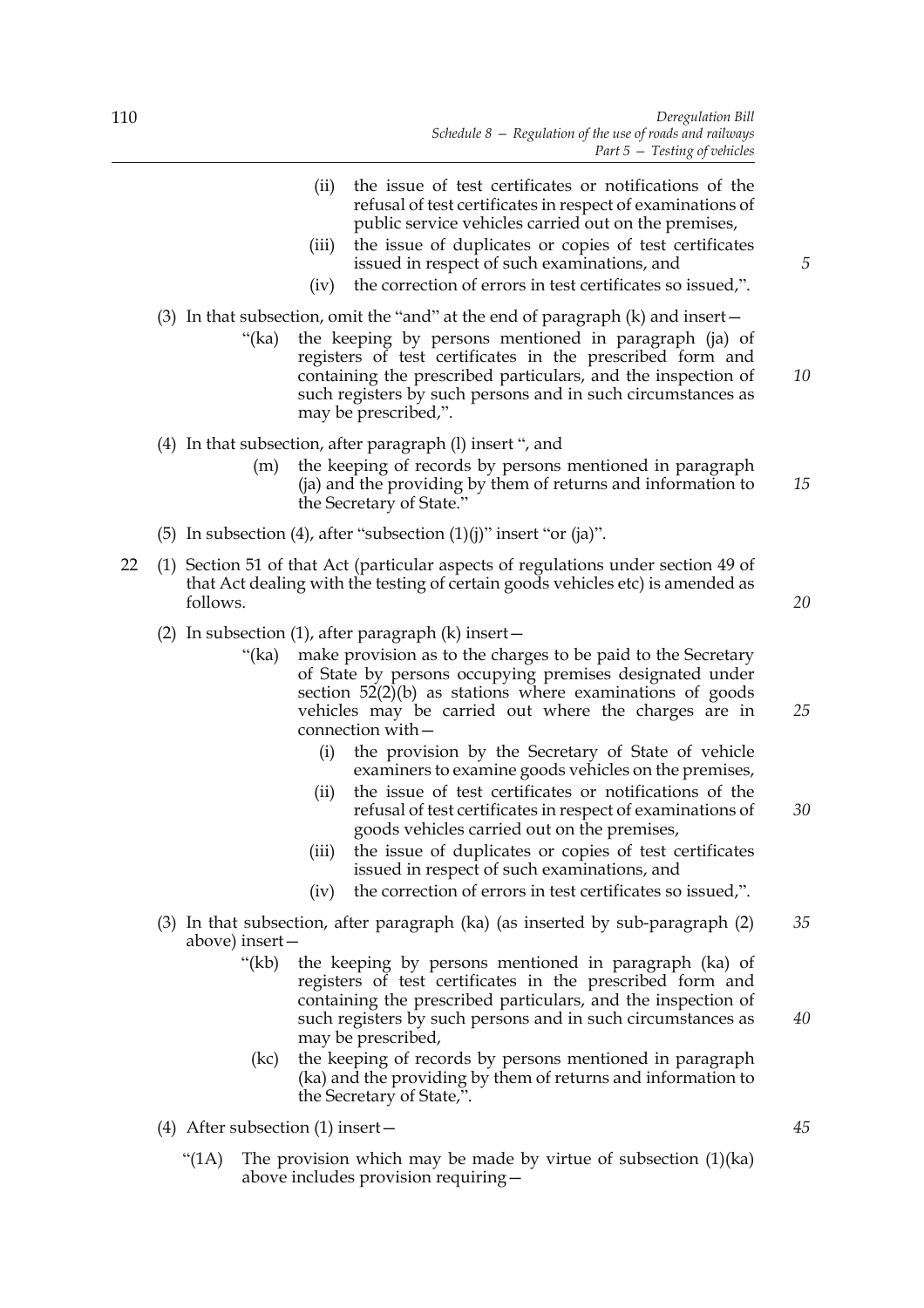(ii) the issue of test certificates or notifications of the refusal of test certificates in respect of examinations of public service vehicles carried out on the premises,

(iii) the issue of duplicates or copies of test certificates issued in respect of such examinations, and

(iv) the correction of errors in test certificates so issued,".

(3) In that subsection, omit the "and" at the end of paragraph (k) and insert—

"(ka) the keeping by persons mentioned in paragraph (ja) of registers of test certificates in the prescribed form and containing the prescribed particulars, and the inspection of such registers by such persons and in such circumstances as may be prescribed,".

(4) In that subsection, after paragraph (l) insert ", and

(m) the keeping of records by persons mentioned in paragraph (ja) and the providing by them of returns and information to the Secretary of State."

(5) In subsection (4), after "subsection (1)(j)" insert "or (ja)".

22 (1) Section 51 of that Act (particular aspects of regulations under section 49 of that Act dealing with the testing of certain goods vehicles etc) is amended as follows.

(2) In subsection (1), after paragraph (k) insert—

"(ka) make provision as to the charges to be paid to the Secretary of State by persons occupying premises designated under section 52(2)(b) as stations where examinations of goods vehicles may be carried out where the charges are in connection with—

(i) the provision by the Secretary of State of vehicle examiners to examine goods vehicles on the premises,

(ii) the issue of test certificates or notifications of the refusal of test certificates in respect of examinations of goods vehicles carried out on the premises,

(iii) the issue of duplicates or copies of test certificates issued in respect of such examinations, and

(iv) the correction of errors in test certificates so issued,".

(3) In that subsection, after paragraph (ka) (as inserted by sub-paragraph (2) above) insert—

"(kb) the keeping by persons mentioned in paragraph (ka) of registers of test certificates in the prescribed form and containing the prescribed particulars, and the inspection of such registers by such persons and in such circumstances as may be prescribed,

(kc) the keeping of records by persons mentioned in paragraph (ka) and the providing by them of returns and information to the Secretary of State,".

(4) After subsection (1) insert—

"(1A) The provision which may be made by virtue of subsection (1)(ka) above includes provision requiring—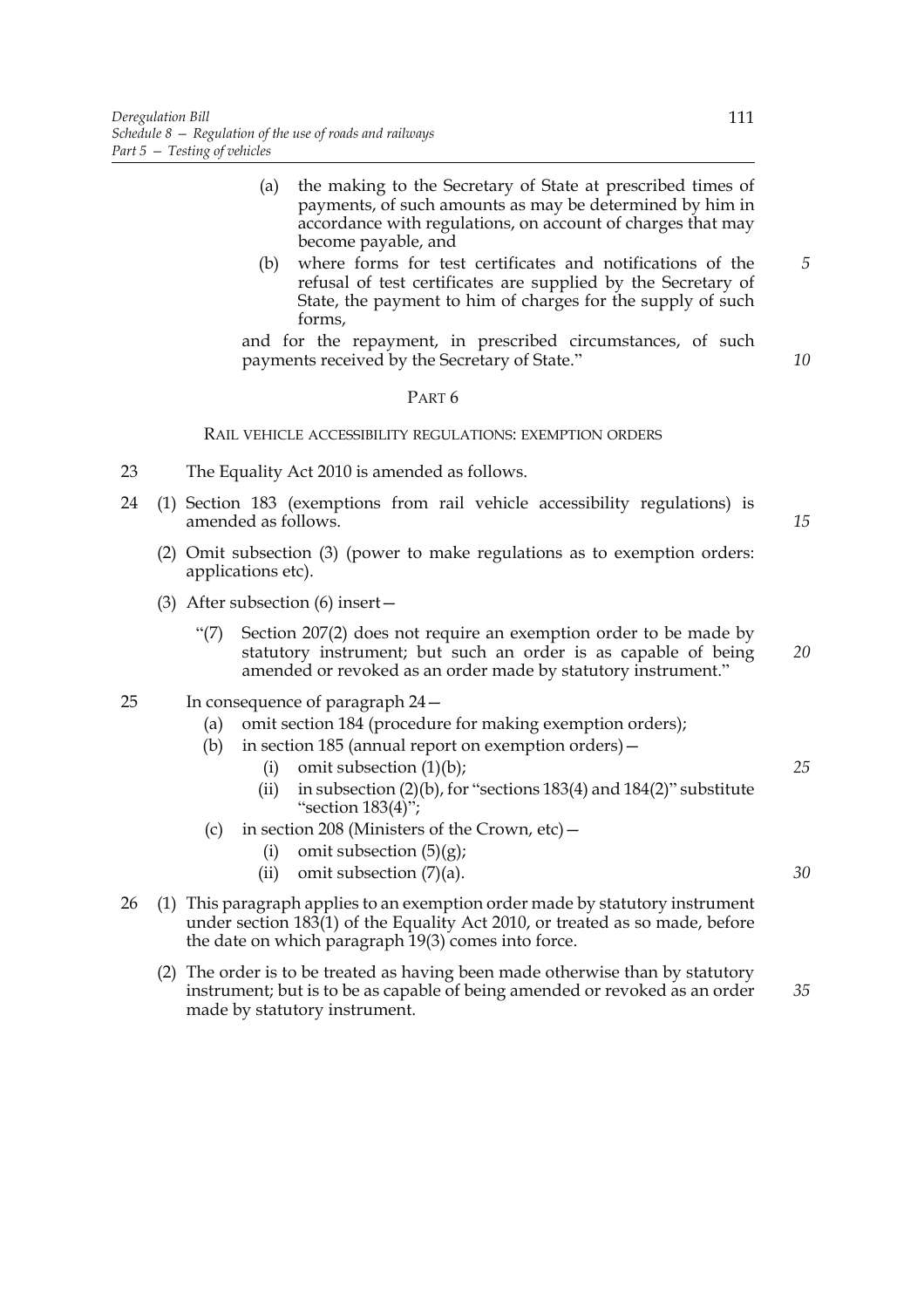(a) the making to the Secretary of State at prescribed times of payments, of such amounts as may be determined by him in accordance with regulations, on account of charges that may become payable, and

(b) where forms for test certificates and notifications of the refusal of test certificates are supplied by the Secretary of State, the payment to him of charges for the supply of such forms,

and for the repayment, in prescribed circumstances, of such payments received by the Secretary of State."

PART 6

RAIL VEHICLE ACCESSIBILITY REGULATIONS: EXEMPTION ORDERS

23 The Equality Act 2010 is amended as follows.

24 (1) Section 183 (exemptions from rail vehicle accessibility regulations) is amended as follows.

(2) Omit subsection (3) (power to make regulations as to exemption orders: applications etc).

(3) After subsection (6) insert—

"(7) Section 207(2) does not require an exemption order to be made by statutory instrument; but such an order is as capable of being amended or revoked as an order made by statutory instrument."

25 In consequence of paragraph 24—

(a) omit section 184 (procedure for making exemption orders);

(b) in section 185 (annual report on exemption orders)—

(i) omit subsection (1)(b);

(ii) in subsection (2)(b), for "sections 183(4) and 184(2)" substitute "section 183(4)";

(c) in section 208 (Ministers of the Crown, etc)—

(i) omit subsection (5)(g);

(ii) omit subsection (7)(a).

26 (1) This paragraph applies to an exemption order made by statutory instrument under section 183(1) of the Equality Act 2010, or treated as so made, before the date on which paragraph 19(3) comes into force.

(2) The order is to be treated as having been made otherwise than by statutory instrument; but is to be as capable of being amended or revoked as an order made by statutory instrument.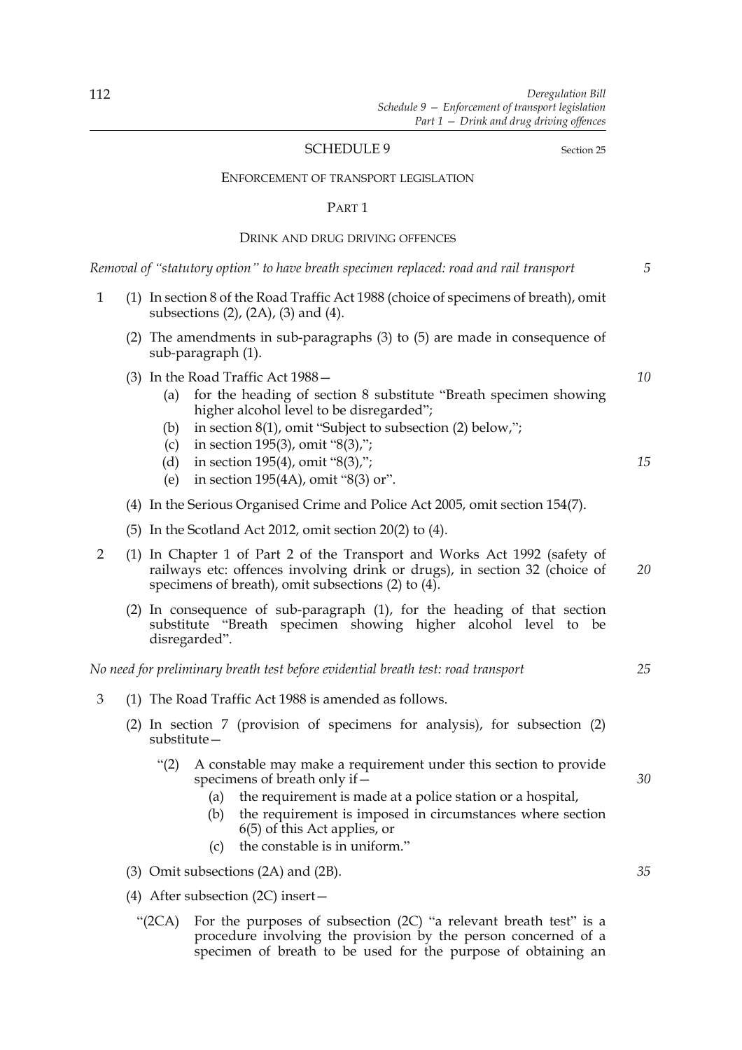SCHEDULE 9

Section 25

ENFORCEMENT OF TRANSPORT LEGISLATION

PART 1

DRINK AND DRUG DRIVING OFFENCES

*Removal of "statutory option" to have breath specimen replaced: road and rail transport*

1 (1) In section 8 of the Road Traffic Act 1988 (choice of specimens of breath), omit subsections (2), (2A), (3) and (4).

(2) The amendments in sub-paragraphs (3) to (5) are made in consequence of sub-paragraph (1).

(3) In the Road Traffic Act 1988—

(a) for the heading of section 8 substitute "Breath specimen showing higher alcohol level to be disregarded";

(b) in section 8(1), omit "Subject to subsection (2) below,";

(c) in section 195(3), omit "8(3),";

(d) in section 195(4), omit "8(3),";

(e) in section 195(4A), omit "8(3) or".

(4) In the Serious Organised Crime and Police Act 2005, omit section 154(7).

(5) In the Scotland Act 2012, omit section 20(2) to (4).

2 (1) In Chapter 1 of Part 2 of the Transport and Works Act 1992 (safety of railways etc: offences involving drink or drugs), in section 32 (choice of specimens of breath), omit subsections (2) to (4).

(2) In consequence of sub-paragraph (1), for the heading of that section substitute "Breath specimen showing higher alcohol level to be disregarded".

*No need for preliminary breath test before evidential breath test: road transport*

3 (1) The Road Traffic Act 1988 is amended as follows.

(2) In section 7 (provision of specimens for analysis), for subsection (2) substitute—

"(2) A constable may make a requirement under this section to provide specimens of breath only if—

(a) the requirement is made at a police station or a hospital,

(b) the requirement is imposed in circumstances where section 6(5) of this Act applies, or

(c) the constable is in uniform."

(3) Omit subsections (2A) and (2B).

(4) After subsection (2C) insert—

"(2CA) For the purposes of subsection (2C) "a relevant breath test" is a procedure involving the provision by the person concerned of a specimen of breath to be used for the purpose of obtaining an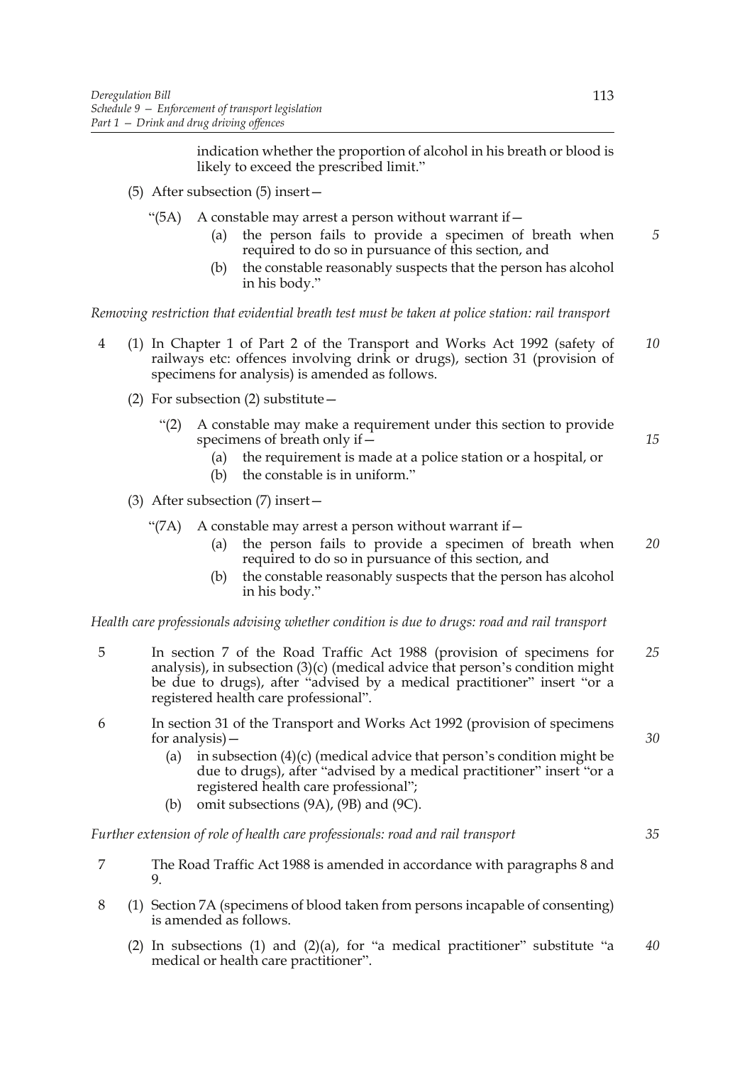indication whether the proportion of alcohol in his breath or blood is likely to exceed the prescribed limit."

(5) After subsection (5) insert—

"(5A) A constable may arrest a person without warrant if—

(a) the person fails to provide a specimen of breath when required to do so in pursuance of this section, and

(b) the constable reasonably suspects that the person has alcohol in his body."

*Removing restriction that evidential breath test must be taken at police station: rail transport*

4 (1) In Chapter 1 of Part 2 of the Transport and Works Act 1992 (safety of railways etc: offences involving drink or drugs), section 31 (provision of specimens for analysis) is amended as follows.

(2) For subsection (2) substitute—

"(2) A constable may make a requirement under this section to provide specimens of breath only if—

(a) the requirement is made at a police station or a hospital, or

(b) the constable is in uniform."

(3) After subsection (7) insert—

"(7A) A constable may arrest a person without warrant if—

(a) the person fails to provide a specimen of breath when required to do so in pursuance of this section, and

(b) the constable reasonably suspects that the person has alcohol in his body."

*Health care professionals advising whether condition is due to drugs: road and rail transport*

5 In section 7 of the Road Traffic Act 1988 (provision of specimens for analysis), in subsection (3)(c) (medical advice that person's condition might be due to drugs), after "advised by a medical practitioner" insert "or a registered health care professional".

6 In section 31 of the Transport and Works Act 1992 (provision of specimens for analysis)—

(a) in subsection (4)(c) (medical advice that person's condition might be due to drugs), after "advised by a medical practitioner" insert "or a registered health care professional";

(b) omit subsections (9A), (9B) and (9C).

*Further extension of role of health care professionals: road and rail transport*

7 The Road Traffic Act 1988 is amended in accordance with paragraphs 8 and 9.

8 (1) Section 7A (specimens of blood taken from persons incapable of consenting) is amended as follows.

(2) In subsections (1) and (2)(a), for "a medical practitioner" substitute "a medical or health care practitioner".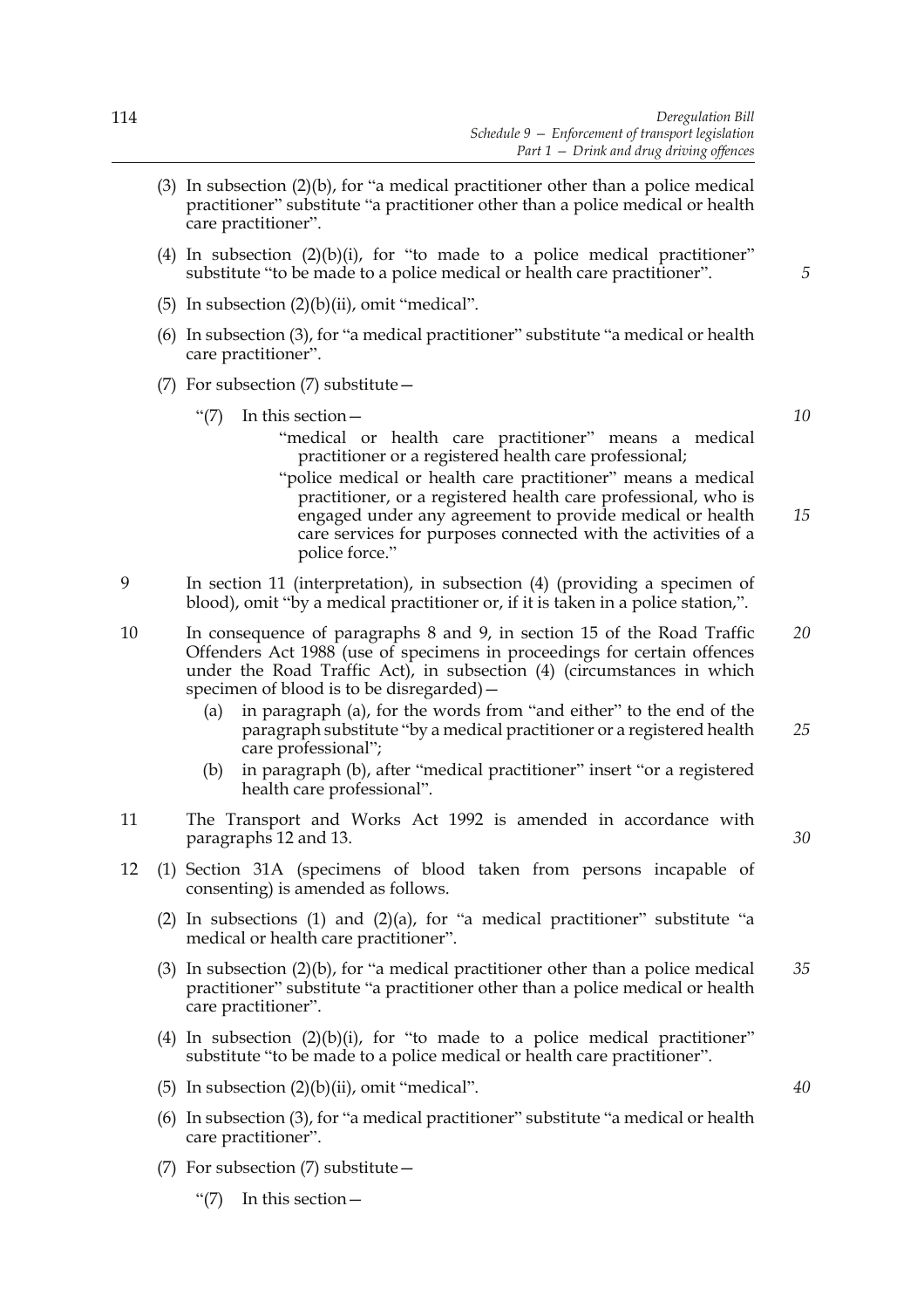(3) In subsection (2)(b), for "a medical practitioner other than a police medical practitioner" substitute "a practitioner other than a police medical or health care practitioner".

(4) In subsection (2)(b)(i), for "to made to a police medical practitioner" substitute "to be made to a police medical or health care practitioner".

(5) In subsection (2)(b)(ii), omit "medical".

(6) In subsection (3), for "a medical practitioner" substitute "a medical or health care practitioner".

(7) For subsection (7) substitute—

"(7) In this section—

"medical or health care practitioner" means a medical practitioner or a registered health care professional;

"police medical or health care practitioner" means a medical practitioner, or a registered health care professional, who is engaged under any agreement to provide medical or health care services for purposes connected with the activities of a police force."

9 In section 11 (interpretation), in subsection (4) (providing a specimen of blood), omit "by a medical practitioner or, if it is taken in a police station,".

10 In consequence of paragraphs 8 and 9, in section 15 of the Road Traffic Offenders Act 1988 (use of specimens in proceedings for certain offences under the Road Traffic Act), in subsection (4) (circumstances in which specimen of blood is to be disregarded)—

(a) in paragraph (a), for the words from "and either" to the end of the paragraph substitute "by a medical practitioner or a registered health care professional";

(b) in paragraph (b), after "medical practitioner" insert "or a registered health care professional".

11 The Transport and Works Act 1992 is amended in accordance with paragraphs 12 and 13.

12 (1) Section 31A (specimens of blood taken from persons incapable of consenting) is amended as follows.

(2) In subsections (1) and (2)(a), for "a medical practitioner" substitute "a medical or health care practitioner".

(3) In subsection (2)(b), for "a medical practitioner other than a police medical practitioner" substitute "a practitioner other than a police medical or health care practitioner".

(4) In subsection (2)(b)(i), for "to made to a police medical practitioner" substitute "to be made to a police medical or health care practitioner".

(5) In subsection (2)(b)(ii), omit "medical".

(6) In subsection (3), for "a medical practitioner" substitute "a medical or health care practitioner".

(7) For subsection (7) substitute—

"(7) In this section—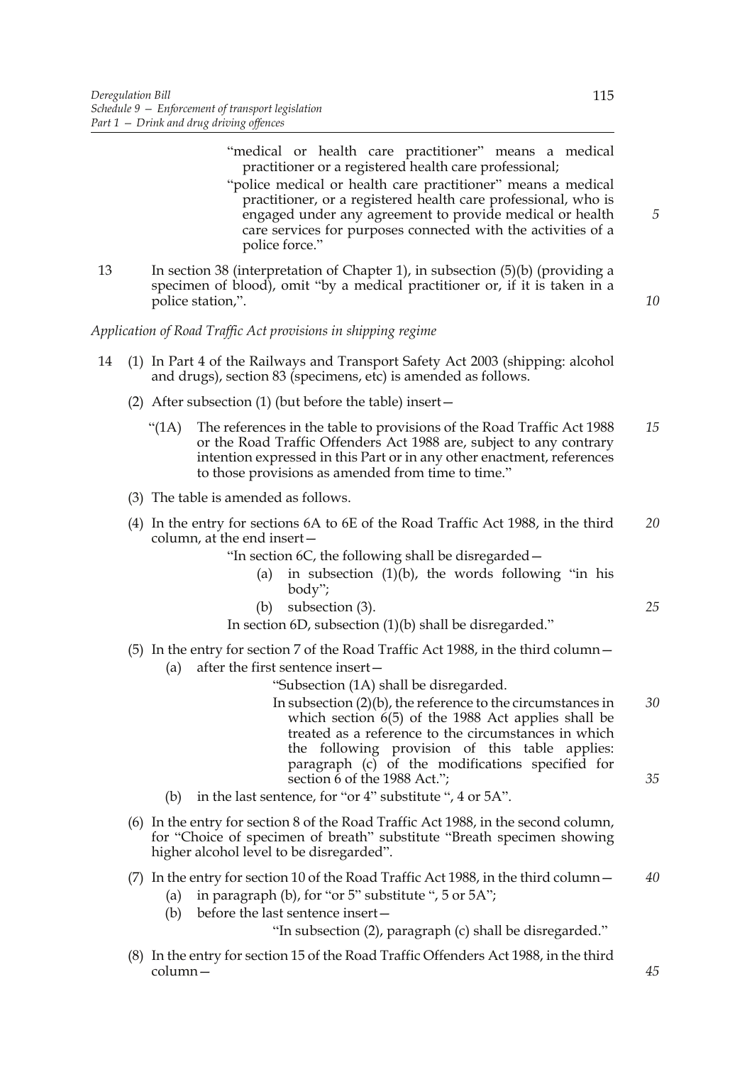"medical or health care practitioner" means a medical practitioner or a registered health care professional;

"police medical or health care practitioner" means a medical practitioner, or a registered health care professional, who is engaged under any agreement to provide medical or health care services for purposes connected with the activities of a police force."

13 In section 38 (interpretation of Chapter 1), in subsection (5)(b) (providing a specimen of blood), omit "by a medical practitioner or, if it is taken in a police station,".

*Application of Road Traffic Act provisions in shipping regime*

14 (1) In Part 4 of the Railways and Transport Safety Act 2003 (shipping: alcohol and drugs), section 83 (specimens, etc) is amended as follows.

(2) After subsection (1) (but before the table) insert—

"(1A) The references in the table to provisions of the Road Traffic Act 1988 or the Road Traffic Offenders Act 1988 are, subject to any contrary intention expressed in this Part or in any other enactment, references to those provisions as amended from time to time."

(3) The table is amended as follows.

(4) In the entry for sections 6A to 6E of the Road Traffic Act 1988, in the third column, at the end insert—

"In section 6C, the following shall be disregarded—

(a) in subsection (1)(b), the words following "in his body";

(b) subsection (3).

In section 6D, subsection (1)(b) shall be disregarded."

(5) In the entry for section 7 of the Road Traffic Act 1988, in the third column—

(a) after the first sentence insert—

"Subsection (1A) shall be disregarded.

In subsection (2)(b), the reference to the circumstances in which section 6(5) of the 1988 Act applies shall be treated as a reference to the circumstances in which the following provision of this table applies: paragraph (c) of the modifications specified for section 6 of the 1988 Act.";

(b) in the last sentence, for "or 4" substitute ", 4 or 5A".

(6) In the entry for section 8 of the Road Traffic Act 1988, in the second column, for "Choice of specimen of breath" substitute "Breath specimen showing higher alcohol level to be disregarded".

(7) In the entry for section 10 of the Road Traffic Act 1988, in the third column—

(a) in paragraph (b), for "or 5" substitute ", 5 or 5A";

(b) before the last sentence insert—

"In subsection (2), paragraph (c) shall be disregarded."

(8) In the entry for section 15 of the Road Traffic Offenders Act 1988, in the third column—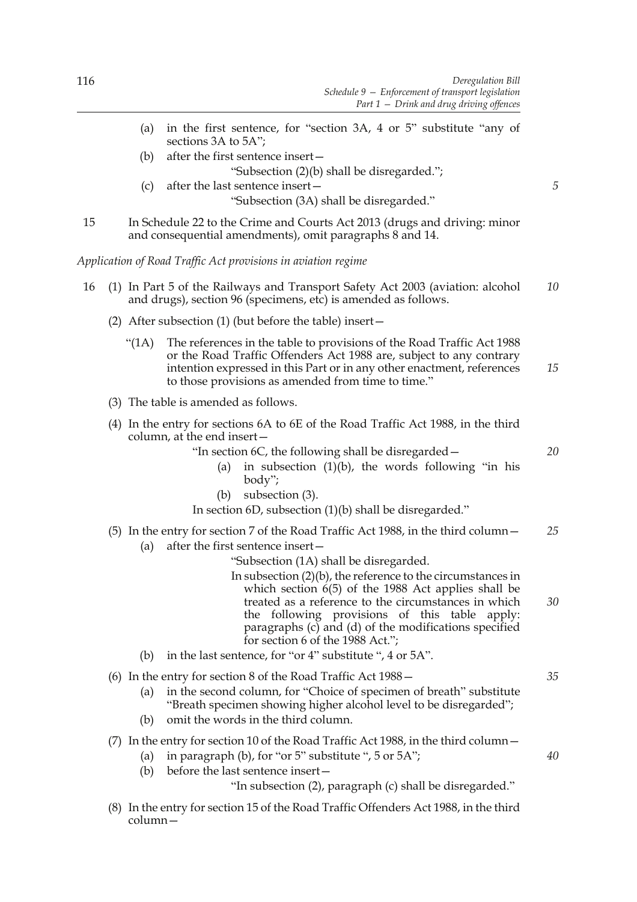(a) in the first sentence, for "section 3A, 4 or 5" substitute "any of sections 3A to 5A";

(b) after the first sentence insert—

"Subsection (2)(b) shall be disregarded.";

(c) after the last sentence insert—

"Subsection (3A) shall be disregarded."

15 In Schedule 22 to the Crime and Courts Act 2013 (drugs and driving: minor and consequential amendments), omit paragraphs 8 and 14.

*Application of Road Traffic Act provisions in aviation regime*

16 (1) In Part 5 of the Railways and Transport Safety Act 2003 (aviation: alcohol and drugs), section 96 (specimens, etc) is amended as follows.

(2) After subsection (1) (but before the table) insert—

"(1A) The references in the table to provisions of the Road Traffic Act 1988 or the Road Traffic Offenders Act 1988 are, subject to any contrary intention expressed in this Part or in any other enactment, references to those provisions as amended from time to time."

(3) The table is amended as follows.

(4) In the entry for sections 6A to 6E of the Road Traffic Act 1988, in the third column, at the end insert—

"In section 6C, the following shall be disregarded—

(a) in subsection (1)(b), the words following "in his body";

(b) subsection (3).

In section 6D, subsection (1)(b) shall be disregarded."

(5) In the entry for section 7 of the Road Traffic Act 1988, in the third column—

(a) after the first sentence insert—

"Subsection (1A) shall be disregarded.

In subsection (2)(b), the reference to the circumstances in which section 6(5) of the 1988 Act applies shall be treated as a reference to the circumstances in which the following provisions of this table apply: paragraphs (c) and (d) of the modifications specified for section 6 of the 1988 Act.";

(b) in the last sentence, for "or 4" substitute ", 4 or 5A".

(6) In the entry for section 8 of the Road Traffic Act 1988—

(a) in the second column, for "Choice of specimen of breath" substitute "Breath specimen showing higher alcohol level to be disregarded";

(b) omit the words in the third column.

(7) In the entry for section 10 of the Road Traffic Act 1988, in the third column—

(a) in paragraph (b), for "or 5" substitute ", 5 or 5A";

(b) before the last sentence insert—

"In subsection (2), paragraph (c) shall be disregarded."

(8) In the entry for section 15 of the Road Traffic Offenders Act 1988, in the third column—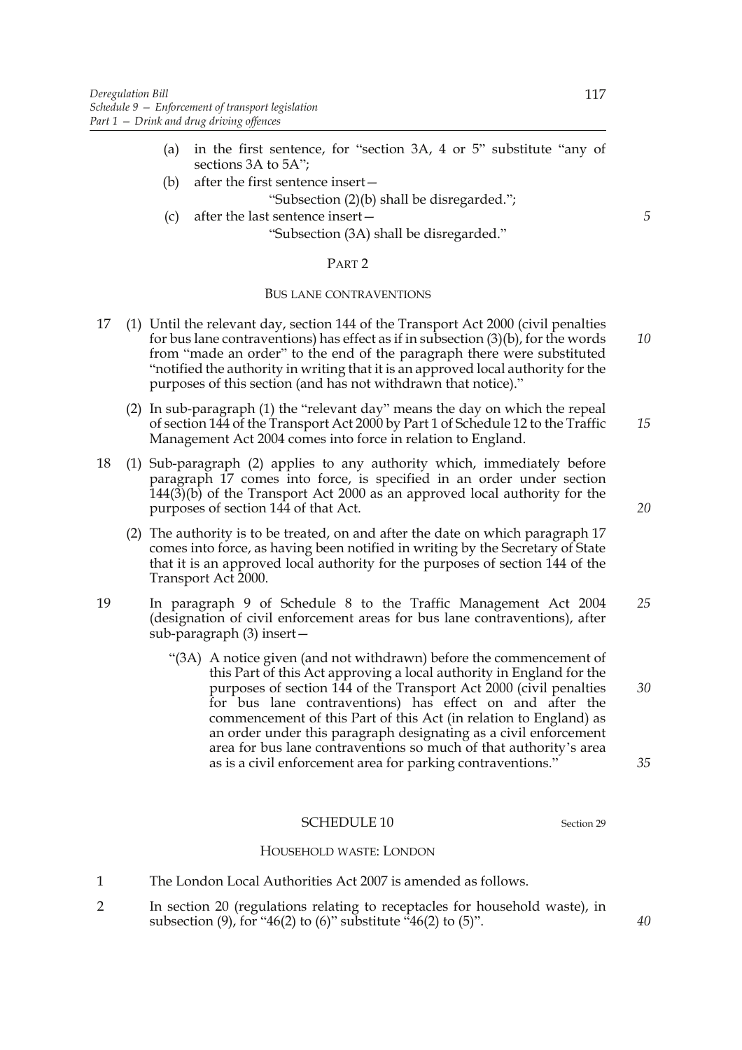(a) in the first sentence, for "section 3A, 4 or 5" substitute "any of sections 3A to 5A";

(b) after the first sentence insert—

"Subsection (2)(b) shall be disregarded.";

(c) after the last sentence insert—

"Subsection (3A) shall be disregarded."

## PART 2

### BUS LANE CONTRAVENTIONS

17 (1) Until the relevant day, section 144 of the Transport Act 2000 (civil penalties for bus lane contraventions) has effect as if in subsection (3)(b), for the words from "made an order" to the end of the paragraph there were substituted "notified the authority in writing that it is an approved local authority for the purposes of this section (and has not withdrawn that notice)."

(2) In sub-paragraph (1) the "relevant day" means the day on which the repeal of section 144 of the Transport Act 2000 by Part 1 of Schedule 12 to the Traffic Management Act 2004 comes into force in relation to England.

18 (1) Sub-paragraph (2) applies to any authority which, immediately before paragraph 17 comes into force, is specified in an order under section 144(3)(b) of the Transport Act 2000 as an approved local authority for the purposes of section 144 of that Act.

(2) The authority is to be treated, on and after the date on which paragraph 17 comes into force, as having been notified in writing by the Secretary of State that it is an approved local authority for the purposes of section 144 of the Transport Act 2000.

19 In paragraph 9 of Schedule 8 to the Traffic Management Act 2004 (designation of civil enforcement areas for bus lane contraventions), after sub-paragraph (3) insert—

"(3A) A notice given (and not withdrawn) before the commencement of this Part of this Act approving a local authority in England for the purposes of section 144 of the Transport Act 2000 (civil penalties for bus lane contraventions) has effect on and after the commencement of this Part of this Act (in relation to England) as an order under this paragraph designating as a civil enforcement area for bus lane contraventions so much of that authority's area as is a civil enforcement area for parking contraventions."

## SCHEDULE 10

Section 29

### HOUSEHOLD WASTE: LONDON

1 The London Local Authorities Act 2007 is amended as follows.

2 In section 20 (regulations relating to receptacles for household waste), in subsection (9), for "46(2) to (6)" substitute "46(2) to (5)".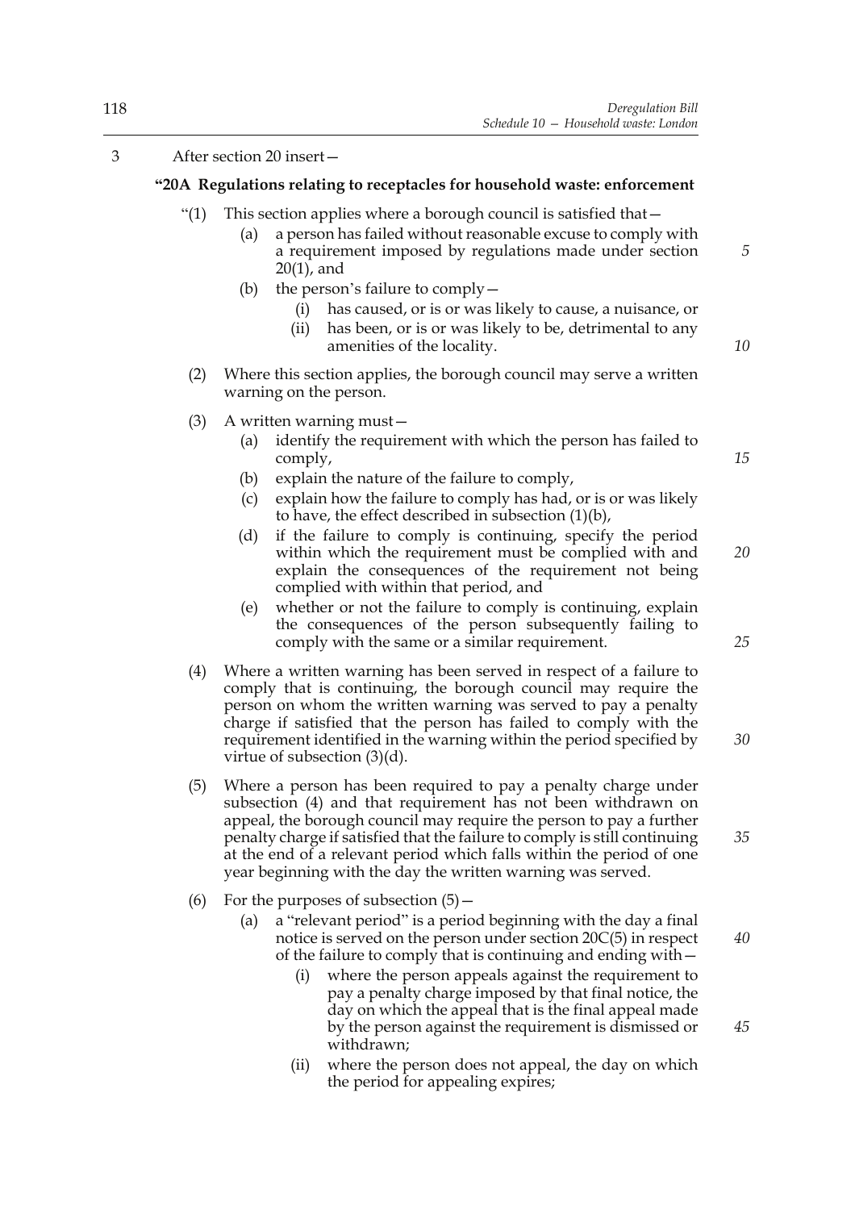3 After section 20 insert—

**"20A Regulations relating to receptacles for household waste: enforcement**

"(1) This section applies where a borough council is satisfied that—

(a) a person has failed without reasonable excuse to comply with a requirement imposed by regulations made under section 20(1), and

(b) the person's failure to comply—

(i) has caused, or is or was likely to cause, a nuisance, or

(ii) has been, or is or was likely to be, detrimental to any amenities of the locality.

(2) Where this section applies, the borough council may serve a written warning on the person.

(3) A written warning must—

(a) identify the requirement with which the person has failed to comply,

(b) explain the nature of the failure to comply,

(c) explain how the failure to comply has had, or is or was likely to have, the effect described in subsection (1)(b),

(d) if the failure to comply is continuing, specify the period within which the requirement must be complied with and explain the consequences of the requirement not being complied with within that period, and

(e) whether or not the failure to comply is continuing, explain the consequences of the person subsequently failing to comply with the same or a similar requirement.

(4) Where a written warning has been served in respect of a failure to comply that is continuing, the borough council may require the person on whom the written warning was served to pay a penalty charge if satisfied that the person has failed to comply with the requirement identified in the warning within the period specified by virtue of subsection (3)(d).

(5) Where a person has been required to pay a penalty charge under subsection (4) and that requirement has not been withdrawn on appeal, the borough council may require the person to pay a further penalty charge if satisfied that the failure to comply is still continuing at the end of a relevant period which falls within the period of one year beginning with the day the written warning was served.

(6) For the purposes of subsection (5)—

(a) a "relevant period" is a period beginning with the day a final notice is served on the person under section 20C(5) in respect of the failure to comply that is continuing and ending with—

(i) where the person appeals against the requirement to pay a penalty charge imposed by that final notice, the day on which the appeal that is the final appeal made by the person against the requirement is dismissed or withdrawn;

(ii) where the person does not appeal, the day on which the period for appealing expires;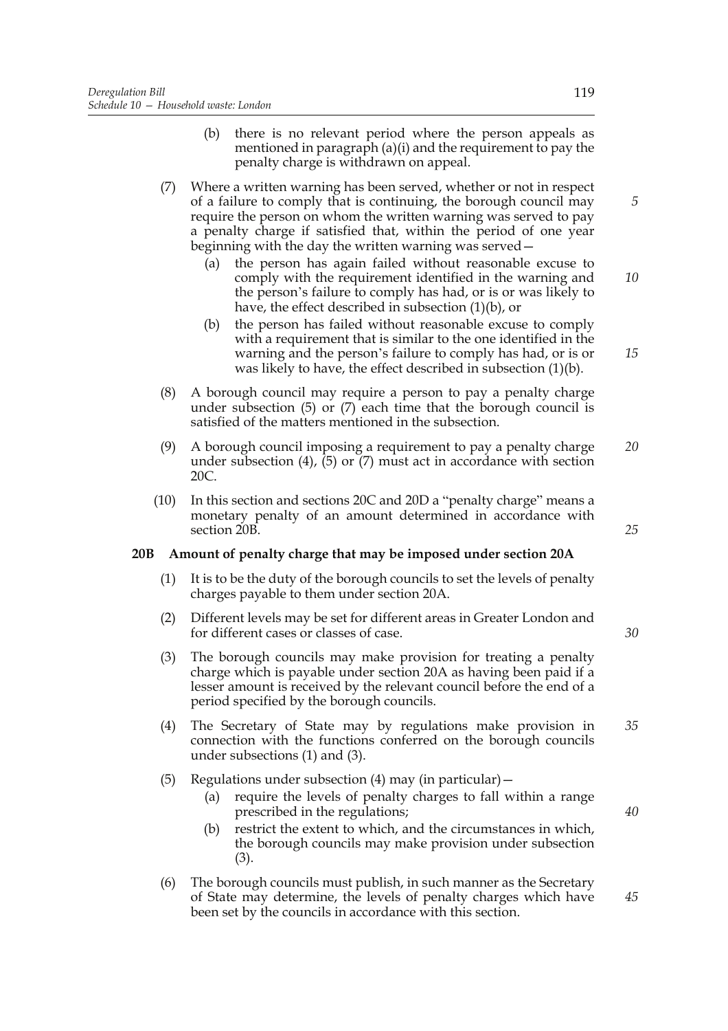(b) there is no relevant period where the person appeals as mentioned in paragraph (a)(i) and the requirement to pay the penalty charge is withdrawn on appeal.

(7) Where a written warning has been served, whether or not in respect of a failure to comply that is continuing, the borough council may require the person on whom the written warning was served to pay a penalty charge if satisfied that, within the period of one year beginning with the day the written warning was served—

(a) the person has again failed without reasonable excuse to comply with the requirement identified in the warning and the person's failure to comply has had, or is or was likely to have, the effect described in subsection (1)(b), or

(b) the person has failed without reasonable excuse to comply with a requirement that is similar to the one identified in the warning and the person's failure to comply has had, or is or was likely to have, the effect described in subsection (1)(b).

(8) A borough council may require a person to pay a penalty charge under subsection (5) or (7) each time that the borough council is satisfied of the matters mentioned in the subsection.

(9) A borough council imposing a requirement to pay a penalty charge under subsection (4), (5) or (7) must act in accordance with section 20C.

(10) In this section and sections 20C and 20D a "penalty charge" means a monetary penalty of an amount determined in accordance with section 20B.

**20B Amount of penalty charge that may be imposed under section 20A**

(1) It is to be the duty of the borough councils to set the levels of penalty charges payable to them under section 20A.

(2) Different levels may be set for different areas in Greater London and for different cases or classes of case.

(3) The borough councils may make provision for treating a penalty charge which is payable under section 20A as having been paid if a lesser amount is received by the relevant council before the end of a period specified by the borough councils.

(4) The Secretary of State may by regulations make provision in connection with the functions conferred on the borough councils under subsections (1) and (3).

(5) Regulations under subsection (4) may (in particular)—

(a) require the levels of penalty charges to fall within a range prescribed in the regulations;

(b) restrict the extent to which, and the circumstances in which, the borough councils may make provision under subsection (3).

(6) The borough councils must publish, in such manner as the Secretary of State may determine, the levels of penalty charges which have been set by the councils in accordance with this section.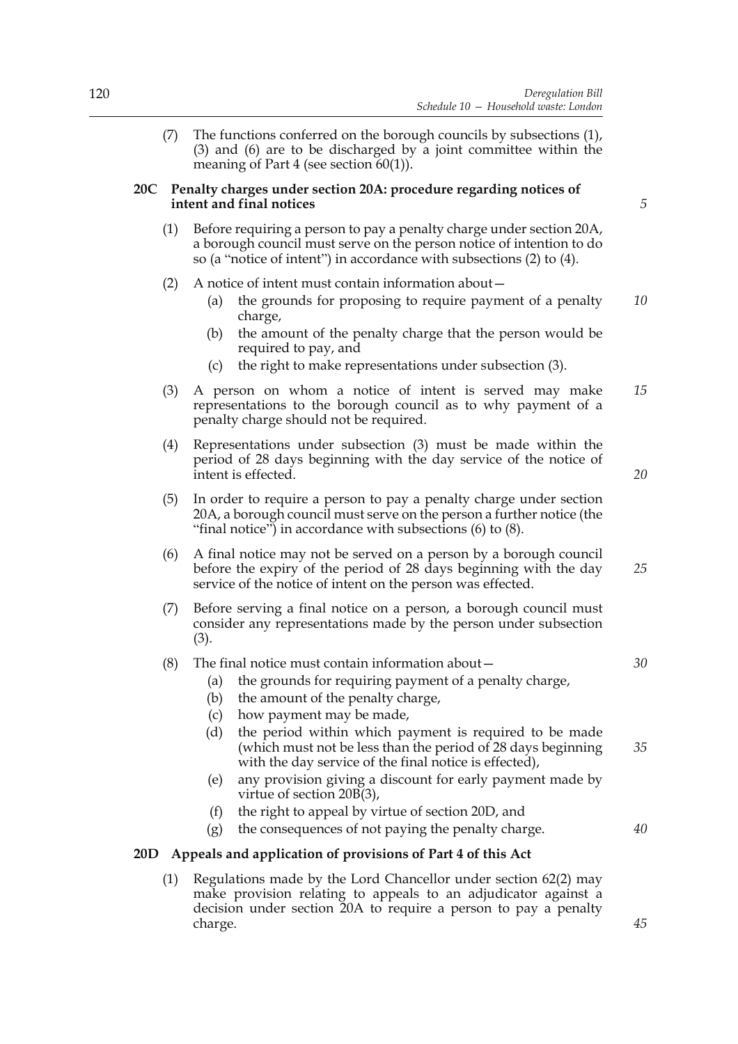(7) The functions conferred on the borough councils by subsections (1), (3) and (6) are to be discharged by a joint committee within the meaning of Part 4 (see section 60(1)).

**20C Penalty charges under section 20A: procedure regarding notices of intent and final notices**

(1) Before requiring a person to pay a penalty charge under section 20A, a borough council must serve on the person notice of intention to do so (a "notice of intent") in accordance with subsections (2) to (4).

(2) A notice of intent must contain information about—

(a) the grounds for proposing to require payment of a penalty charge,

(b) the amount of the penalty charge that the person would be required to pay, and

(c) the right to make representations under subsection (3).

(3) A person on whom a notice of intent is served may make representations to the borough council as to why payment of a penalty charge should not be required.

(4) Representations under subsection (3) must be made within the period of 28 days beginning with the day service of the notice of intent is effected.

(5) In order to require a person to pay a penalty charge under section 20A, a borough council must serve on the person a further notice (the "final notice") in accordance with subsections (6) to (8).

(6) A final notice may not be served on a person by a borough council before the expiry of the period of 28 days beginning with the day service of the notice of intent on the person was effected.

(7) Before serving a final notice on a person, a borough council must consider any representations made by the person under subsection (3).

(8) The final notice must contain information about—

(a) the grounds for requiring payment of a penalty charge,

(b) the amount of the penalty charge,

(c) how payment may be made,

(d) the period within which payment is required to be made (which must not be less than the period of 28 days beginning with the day service of the final notice is effected),

(e) any provision giving a discount for early payment made by virtue of section 20B(3),

(f) the right to appeal by virtue of section 20D, and

(g) the consequences of not paying the penalty charge.

**20D Appeals and application of provisions of Part 4 of this Act**

(1) Regulations made by the Lord Chancellor under section 62(2) may make provision relating to appeals to an adjudicator against a decision under section 20A to require a person to pay a penalty charge.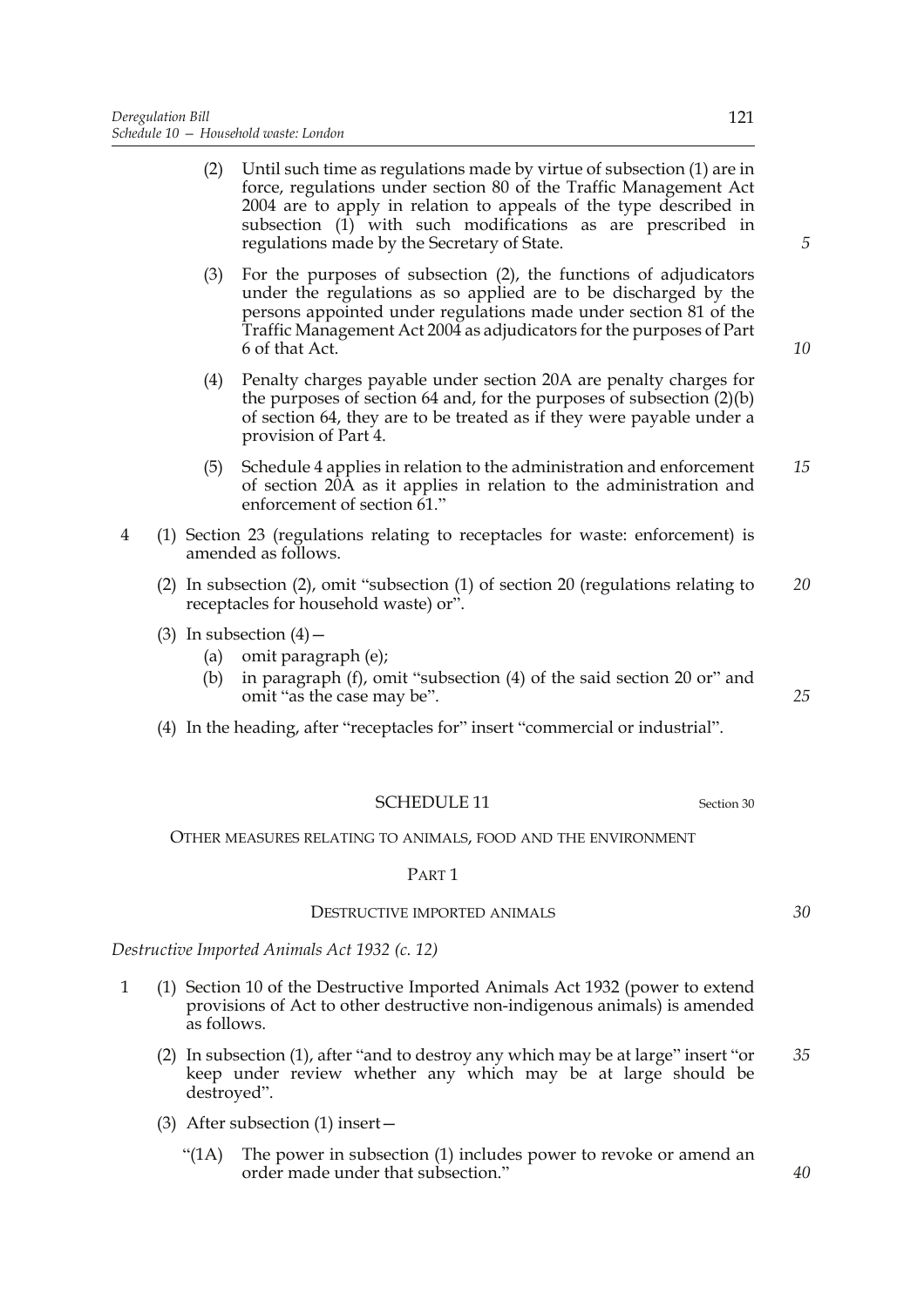(2) Until such time as regulations made by virtue of subsection (1) are in force, regulations under section 80 of the Traffic Management Act 2004 are to apply in relation to appeals of the type described in subsection (1) with such modifications as are prescribed in regulations made by the Secretary of State.

(3) For the purposes of subsection (2), the functions of adjudicators under the regulations as so applied are to be discharged by the persons appointed under regulations made under section 81 of the Traffic Management Act 2004 as adjudicators for the purposes of Part 6 of that Act.

(4) Penalty charges payable under section 20A are penalty charges for the purposes of section 64 and, for the purposes of subsection (2)(b) of section 64, they are to be treated as if they were payable under a provision of Part 4.

(5) Schedule 4 applies in relation to the administration and enforcement of section 20A as it applies in relation to the administration and enforcement of section 61."

4 (1) Section 23 (regulations relating to receptacles for waste: enforcement) is amended as follows.

(2) In subsection (2), omit "subsection (1) of section 20 (regulations relating to receptacles for household waste) or".

(3) In subsection (4)—

(a) omit paragraph (e);

(b) in paragraph (f), omit "subsection (4) of the said section 20 or" and omit "as the case may be".

(4) In the heading, after "receptacles for" insert "commercial or industrial".

## SCHEDULE 11

Section 30

OTHER MEASURES RELATING TO ANIMALS, FOOD AND THE ENVIRONMENT

### PART 1

#### DESTRUCTIVE IMPORTED ANIMALS

*Destructive Imported Animals Act 1932 (c. 12)*

1 (1) Section 10 of the Destructive Imported Animals Act 1932 (power to extend provisions of Act to other destructive non-indigenous animals) is amended as follows.

(2) In subsection (1), after "and to destroy any which may be at large" insert "or keep under review whether any which may be at large should be destroyed".

(3) After subsection (1) insert—

"(1A) The power in subsection (1) includes power to revoke or amend an order made under that subsection."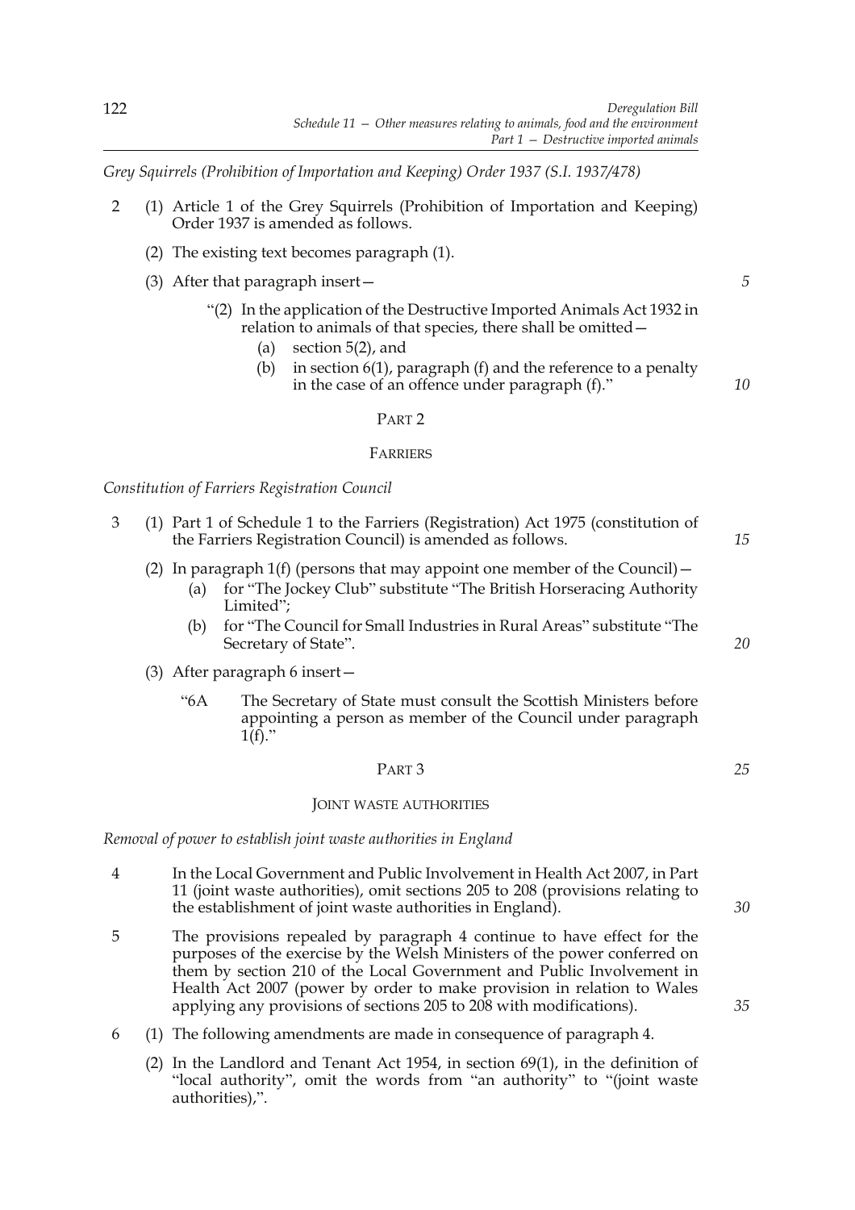*Grey Squirrels (Prohibition of Importation and Keeping) Order 1937 (S.I. 1937/478)*

2 (1) Article 1 of the Grey Squirrels (Prohibition of Importation and Keeping) Order 1937 is amended as follows.

(2) The existing text becomes paragraph (1).

(3) After that paragraph insert—

"(2) In the application of the Destructive Imported Animals Act 1932 in relation to animals of that species, there shall be omitted—

(a) section 5(2), and

(b) in section 6(1), paragraph (f) and the reference to a penalty in the case of an offence under paragraph (f)."

## PART 2

## FARRIERS

*Constitution of Farriers Registration Council*

3 (1) Part 1 of Schedule 1 to the Farriers (Registration) Act 1975 (constitution of the Farriers Registration Council) is amended as follows.

(2) In paragraph 1(f) (persons that may appoint one member of the Council)—

(a) for "The Jockey Club" substitute "The British Horseracing Authority Limited";

(b) for "The Council for Small Industries in Rural Areas" substitute "The Secretary of State".

(3) After paragraph 6 insert—

"6A The Secretary of State must consult the Scottish Ministers before appointing a person as member of the Council under paragraph 1(f)."

## PART 3

## JOINT WASTE AUTHORITIES

*Removal of power to establish joint waste authorities in England*

4 In the Local Government and Public Involvement in Health Act 2007, in Part 11 (joint waste authorities), omit sections 205 to 208 (provisions relating to the establishment of joint waste authorities in England).

5 The provisions repealed by paragraph 4 continue to have effect for the purposes of the exercise by the Welsh Ministers of the power conferred on them by section 210 of the Local Government and Public Involvement in Health Act 2007 (power by order to make provision in relation to Wales applying any provisions of sections 205 to 208 with modifications).

6 (1) The following amendments are made in consequence of paragraph 4.

(2) In the Landlord and Tenant Act 1954, in section 69(1), in the definition of "local authority", omit the words from "an authority" to "(joint waste authorities),".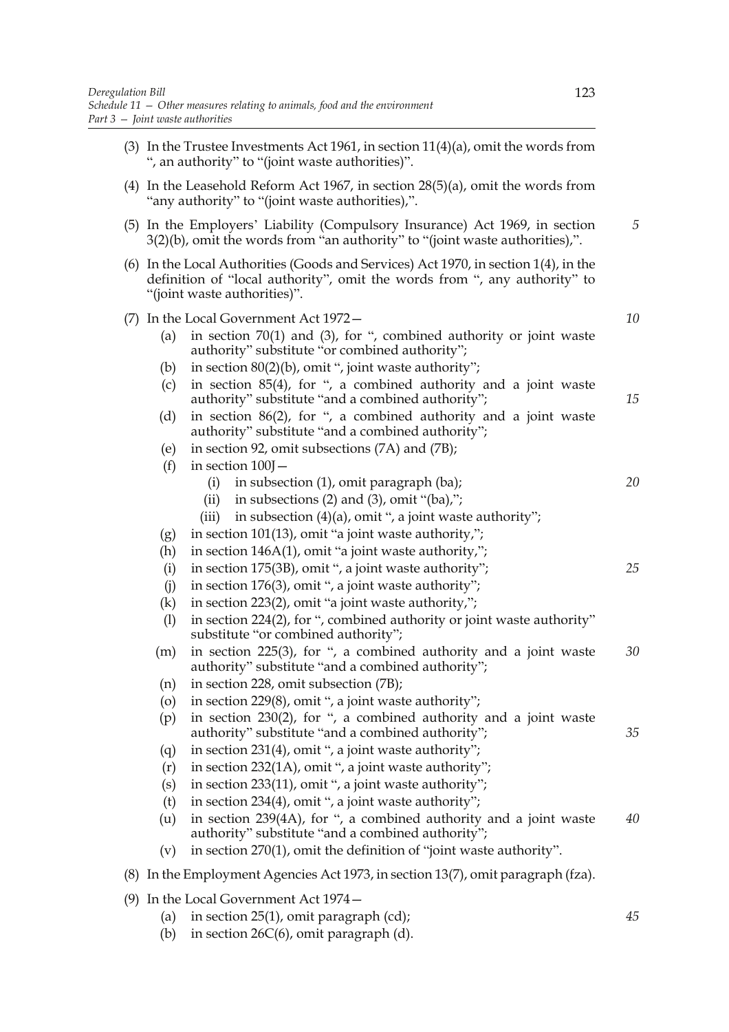(3) In the Trustee Investments Act 1961, in section 11(4)(a), omit the words from ", an authority" to "(joint waste authorities)".

(4) In the Leasehold Reform Act 1967, in section 28(5)(a), omit the words from "any authority" to "(joint waste authorities),".

(5) In the Employers' Liability (Compulsory Insurance) Act 1969, in section 3(2)(b), omit the words from "an authority" to "(joint waste authorities),".

(6) In the Local Authorities (Goods and Services) Act 1970, in section 1(4), in the definition of "local authority", omit the words from ", any authority" to "(joint waste authorities)".

(7) In the Local Government Act 1972—

- (a) in section 70(1) and (3), for ", combined authority or joint waste authority" substitute "or combined authority";
- (b) in section 80(2)(b), omit ", joint waste authority";
- (c) in section 85(4), for ", a combined authority and a joint waste authority" substitute "and a combined authority";
- (d) in section 86(2), for ", a combined authority and a joint waste authority" substitute "and a combined authority";
- (e) in section 92, omit subsections (7A) and (7B);
- (f) in section 100J—
  - (i) in subsection (1), omit paragraph (ba);
  - (ii) in subsections (2) and (3), omit "(ba),";
  - (iii) in subsection (4)(a), omit ", a joint waste authority";
- (g) in section 101(13), omit "a joint waste authority,";
- (h) in section 146A(1), omit "a joint waste authority,";
- (i) in section 175(3B), omit ", a joint waste authority";
- (j) in section 176(3), omit ", a joint waste authority";
- (k) in section 223(2), omit "a joint waste authority,";
- (l) in section 224(2), for ", combined authority or joint waste authority" substitute "or combined authority";
- (m) in section 225(3), for ", a combined authority and a joint waste authority" substitute "and a combined authority";
- (n) in section 228, omit subsection (7B);
- (o) in section 229(8), omit ", a joint waste authority";
- (p) in section 230(2), for ", a combined authority and a joint waste authority" substitute "and a combined authority";
- (q) in section 231(4), omit ", a joint waste authority";
- (r) in section 232(1A), omit ", a joint waste authority";
- (s) in section 233(11), omit ", a joint waste authority";
- (t) in section 234(4), omit ", a joint waste authority";
- (u) in section 239(4A), for ", a combined authority and a joint waste authority" substitute "and a combined authority";
- (v) in section 270(1), omit the definition of "joint waste authority".

(8) In the Employment Agencies Act 1973, in section 13(7), omit paragraph (fza).

(9) In the Local Government Act 1974—

- (a) in section 25(1), omit paragraph (cd);
- (b) in section 26C(6), omit paragraph (d).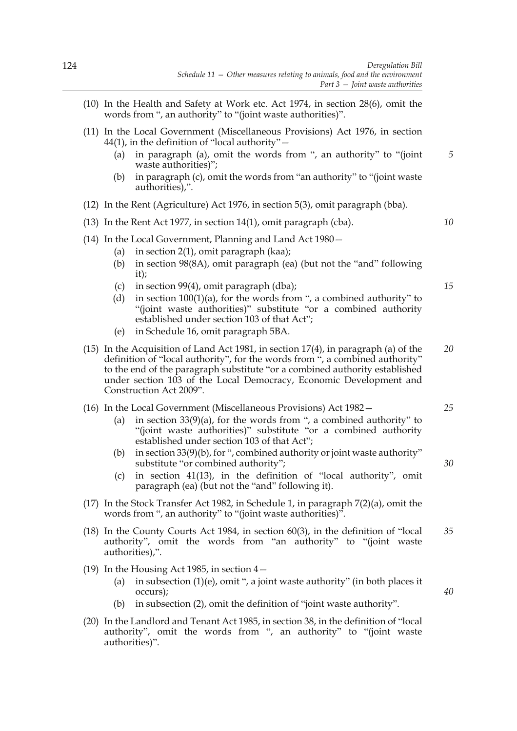(10) In the Health and Safety at Work etc. Act 1974, in section 28(6), omit the words from ", an authority" to "(joint waste authorities)".

(11) In the Local Government (Miscellaneous Provisions) Act 1976, in section 44(1), in the definition of "local authority"—

- (a) in paragraph (a), omit the words from ", an authority" to "(joint waste authorities)";
- (b) in paragraph (c), omit the words from "an authority" to "(joint waste authorities),".

(12) In the Rent (Agriculture) Act 1976, in section 5(3), omit paragraph (bba).

(13) In the Rent Act 1977, in section 14(1), omit paragraph (cba).

(14) In the Local Government, Planning and Land Act 1980—

- (a) in section 2(1), omit paragraph (kaa);
- (b) in section 98(8A), omit paragraph (ea) (but not the "and" following it);
- (c) in section 99(4), omit paragraph (dba);
- (d) in section 100(1)(a), for the words from ", a combined authority" to "(joint waste authorities)" substitute "or a combined authority established under section 103 of that Act";
- (e) in Schedule 16, omit paragraph 5BA.

(15) In the Acquisition of Land Act 1981, in section 17(4), in paragraph (a) of the definition of "local authority", for the words from ", a combined authority" to the end of the paragraph substitute "or a combined authority established under section 103 of the Local Democracy, Economic Development and Construction Act 2009".

(16) In the Local Government (Miscellaneous Provisions) Act 1982—

- (a) in section 33(9)(a), for the words from ", a combined authority" to "(joint waste authorities)" substitute "or a combined authority established under section 103 of that Act";
- (b) in section 33(9)(b), for ", combined authority or joint waste authority" substitute "or combined authority";
- (c) in section 41(13), in the definition of "local authority", omit paragraph (ea) (but not the "and" following it).

(17) In the Stock Transfer Act 1982, in Schedule 1, in paragraph 7(2)(a), omit the words from ", an authority" to "(joint waste authorities)".

(18) In the County Courts Act 1984, in section 60(3), in the definition of "local authority", omit the words from "an authority" to "(joint waste authorities),".

(19) In the Housing Act 1985, in section 4—

- (a) in subsection (1)(e), omit ", a joint waste authority" (in both places it occurs);
- (b) in subsection (2), omit the definition of "joint waste authority".

(20) In the Landlord and Tenant Act 1985, in section 38, in the definition of "local authority", omit the words from ", an authority" to "(joint waste authorities)".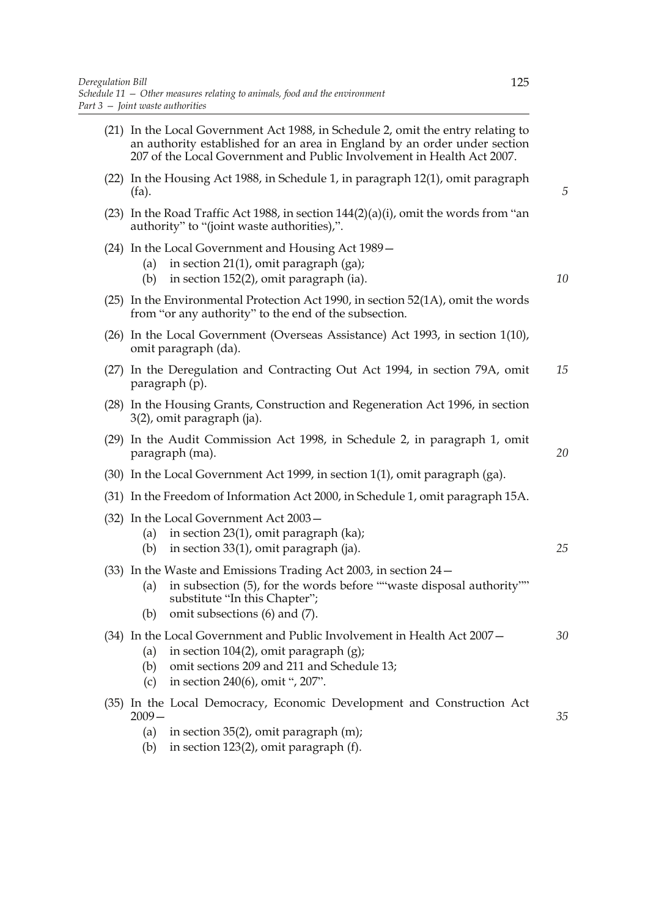(21) In the Local Government Act 1988, in Schedule 2, omit the entry relating to an authority established for an area in England by an order under section 207 of the Local Government and Public Involvement in Health Act 2007.

(22) In the Housing Act 1988, in Schedule 1, in paragraph 12(1), omit paragraph (fa).

(23) In the Road Traffic Act 1988, in section 144(2)(a)(i), omit the words from "an authority" to "(joint waste authorities),".

(24) In the Local Government and Housing Act 1989—

- (a) in section 21(1), omit paragraph (ga);
- (b) in section 152(2), omit paragraph (ia).

(25) In the Environmental Protection Act 1990, in section 52(1A), omit the words from "or any authority" to the end of the subsection.

(26) In the Local Government (Overseas Assistance) Act 1993, in section 1(10), omit paragraph (da).

(27) In the Deregulation and Contracting Out Act 1994, in section 79A, omit paragraph (p).

(28) In the Housing Grants, Construction and Regeneration Act 1996, in section 3(2), omit paragraph (ja).

(29) In the Audit Commission Act 1998, in Schedule 2, in paragraph 1, omit paragraph (ma).

(30) In the Local Government Act 1999, in section 1(1), omit paragraph (ga).

(31) In the Freedom of Information Act 2000, in Schedule 1, omit paragraph 15A.

(32) In the Local Government Act 2003—

- (a) in section 23(1), omit paragraph (ka);
- (b) in section 33(1), omit paragraph (ja).

(33) In the Waste and Emissions Trading Act 2003, in section 24—

- (a) in subsection (5), for the words before ""waste disposal authority"" substitute "In this Chapter";
- (b) omit subsections (6) and (7).

(34) In the Local Government and Public Involvement in Health Act 2007—

- (a) in section 104(2), omit paragraph (g);
- (b) omit sections 209 and 211 and Schedule 13;
- (c) in section 240(6), omit ", 207".

(35) In the Local Democracy, Economic Development and Construction Act 2009—

- (a) in section 35(2), omit paragraph (m);
- (b) in section 123(2), omit paragraph (f).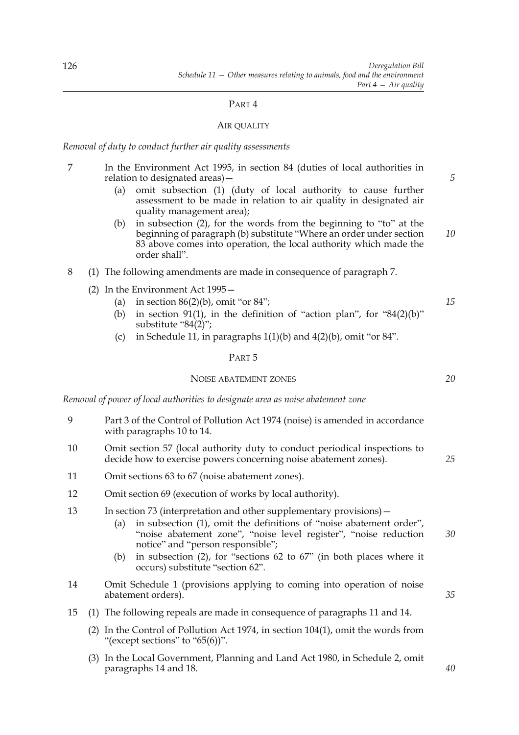## PART 4

### AIR QUALITY

*Removal of duty to conduct further air quality assessments*

7 In the Environment Act 1995, in section 84 (duties of local authorities in relation to designated areas)—

- (a) omit subsection (1) (duty of local authority to cause further assessment to be made in relation to air quality in designated air quality management area);
- (b) in subsection (2), for the words from the beginning to "to" at the beginning of paragraph (b) substitute "Where an order under section 83 above comes into operation, the local authority which made the order shall".

8 (1) The following amendments are made in consequence of paragraph 7.

(2) In the Environment Act 1995—

- (a) in section 86(2)(b), omit "or 84";
- (b) in section 91(1), in the definition of "action plan", for "84(2)(b)" substitute "84(2)";
- (c) in Schedule 11, in paragraphs 1(1)(b) and 4(2)(b), omit "or 84".

## PART 5

### NOISE ABATEMENT ZONES

*Removal of power of local authorities to designate area as noise abatement zone*

9 Part 3 of the Control of Pollution Act 1974 (noise) is amended in accordance with paragraphs 10 to 14.

10 Omit section 57 (local authority duty to conduct periodical inspections to decide how to exercise powers concerning noise abatement zones).

11 Omit sections 63 to 67 (noise abatement zones).

12 Omit section 69 (execution of works by local authority).

13 In section 73 (interpretation and other supplementary provisions)—

- (a) in subsection (1), omit the definitions of "noise abatement order", "noise abatement zone", "noise level register", "noise reduction notice" and "person responsible";
- (b) in subsection (2), for "sections 62 to 67" (in both places where it occurs) substitute "section 62".

14 Omit Schedule 1 (provisions applying to coming into operation of noise abatement orders).

15 (1) The following repeals are made in consequence of paragraphs 11 and 14.

(2) In the Control of Pollution Act 1974, in section 104(1), omit the words from "(except sections" to "65(6))".

(3) In the Local Government, Planning and Land Act 1980, in Schedule 2, omit paragraphs 14 and 18.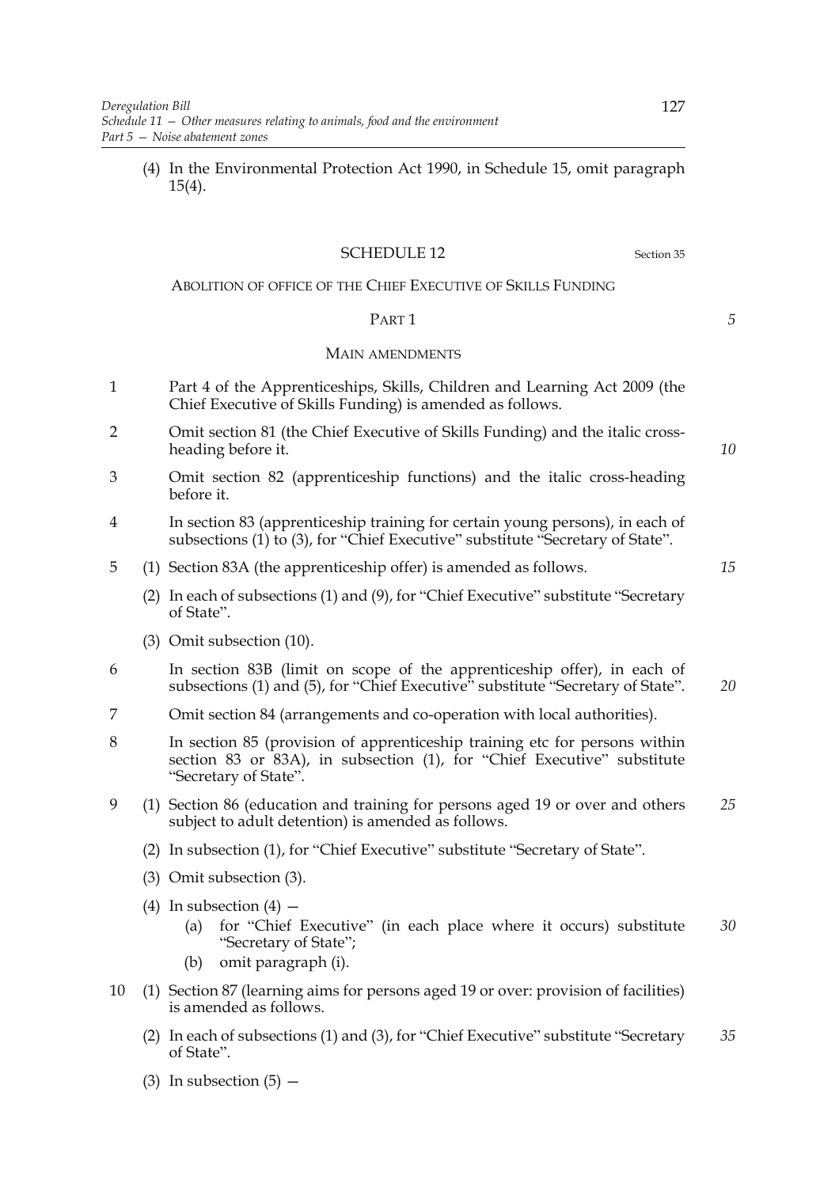(4) In the Environmental Protection Act 1990, in Schedule 15, omit paragraph 15(4).

## SCHEDULE 12

Section 35

### ABOLITION OF OFFICE OF THE CHIEF EXECUTIVE OF SKILLS FUNDING

#### PART 1

#### MAIN AMENDMENTS

1 Part 4 of the Apprenticeships, Skills, Children and Learning Act 2009 (the Chief Executive of Skills Funding) is amended as follows.

2 Omit section 81 (the Chief Executive of Skills Funding) and the italic cross-heading before it.

3 Omit section 82 (apprenticeship functions) and the italic cross-heading before it.

4 In section 83 (apprenticeship training for certain young persons), in each of subsections (1) to (3), for "Chief Executive" substitute "Secretary of State".

5 (1) Section 83A (the apprenticeship offer) is amended as follows.

(2) In each of subsections (1) and (9), for "Chief Executive" substitute "Secretary of State".

(3) Omit subsection (10).

6 In section 83B (limit on scope of the apprenticeship offer), in each of subsections (1) and (5), for "Chief Executive" substitute "Secretary of State".

7 Omit section 84 (arrangements and co-operation with local authorities).

8 In section 85 (provision of apprenticeship training etc for persons within section 83 or 83A), in subsection (1), for "Chief Executive" substitute "Secretary of State".

9 (1) Section 86 (education and training for persons aged 19 or over and others subject to adult detention) is amended as follows.

(2) In subsection (1), for "Chief Executive" substitute "Secretary of State".

(3) Omit subsection (3).

(4) In subsection (4) —

(a) for "Chief Executive" (in each place where it occurs) substitute "Secretary of State";

(b) omit paragraph (i).

10 (1) Section 87 (learning aims for persons aged 19 or over: provision of facilities) is amended as follows.

(2) In each of subsections (1) and (3), for "Chief Executive" substitute "Secretary of State".

(3) In subsection (5) —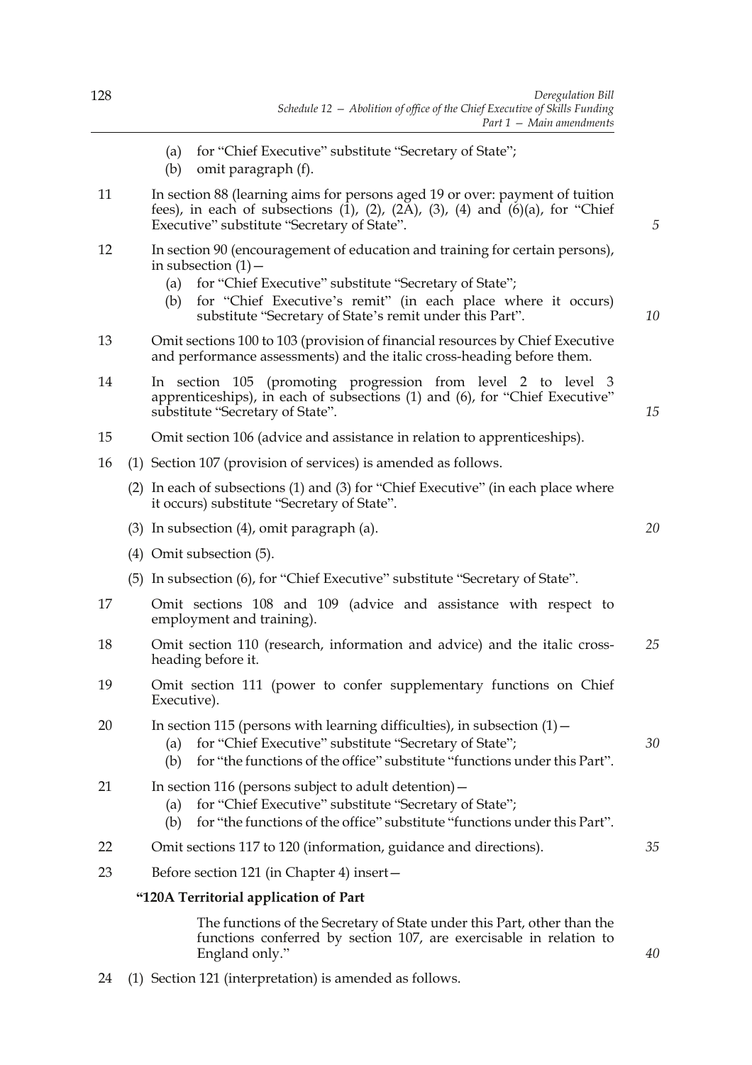(a) for "Chief Executive" substitute "Secretary of State";

(b) omit paragraph (f).

11 In section 88 (learning aims for persons aged 19 or over: payment of tuition fees), in each of subsections (1), (2), (2A), (3), (4) and (6)(a), for "Chief Executive" substitute "Secretary of State".

12 In section 90 (encouragement of education and training for certain persons), in subsection (1)—

(a) for "Chief Executive" substitute "Secretary of State";

(b) for "Chief Executive's remit" (in each place where it occurs) substitute "Secretary of State's remit under this Part".

13 Omit sections 100 to 103 (provision of financial resources by Chief Executive and performance assessments) and the italic cross-heading before them.

14 In section 105 (promoting progression from level 2 to level 3 apprenticeships), in each of subsections (1) and (6), for "Chief Executive" substitute "Secretary of State".

15 Omit section 106 (advice and assistance in relation to apprenticeships).

16 (1) Section 107 (provision of services) is amended as follows.

(2) In each of subsections (1) and (3) for "Chief Executive" (in each place where it occurs) substitute "Secretary of State".

(3) In subsection (4), omit paragraph (a).

(4) Omit subsection (5).

(5) In subsection (6), for "Chief Executive" substitute "Secretary of State".

17 Omit sections 108 and 109 (advice and assistance with respect to employment and training).

18 Omit section 110 (research, information and advice) and the italic cross-heading before it.

19 Omit section 111 (power to confer supplementary functions on Chief Executive).

20 In section 115 (persons with learning difficulties), in subsection (1)—

(a) for "Chief Executive" substitute "Secretary of State";

(b) for "the functions of the office" substitute "functions under this Part".

21 In section 116 (persons subject to adult detention)—

(a) for "Chief Executive" substitute "Secretary of State";

(b) for "the functions of the office" substitute "functions under this Part".

22 Omit sections 117 to 120 (information, guidance and directions).

23 Before section 121 (in Chapter 4) insert—

**"120A Territorial application of Part**

The functions of the Secretary of State under this Part, other than the functions conferred by section 107, are exercisable in relation to England only."

24 (1) Section 121 (interpretation) is amended as follows.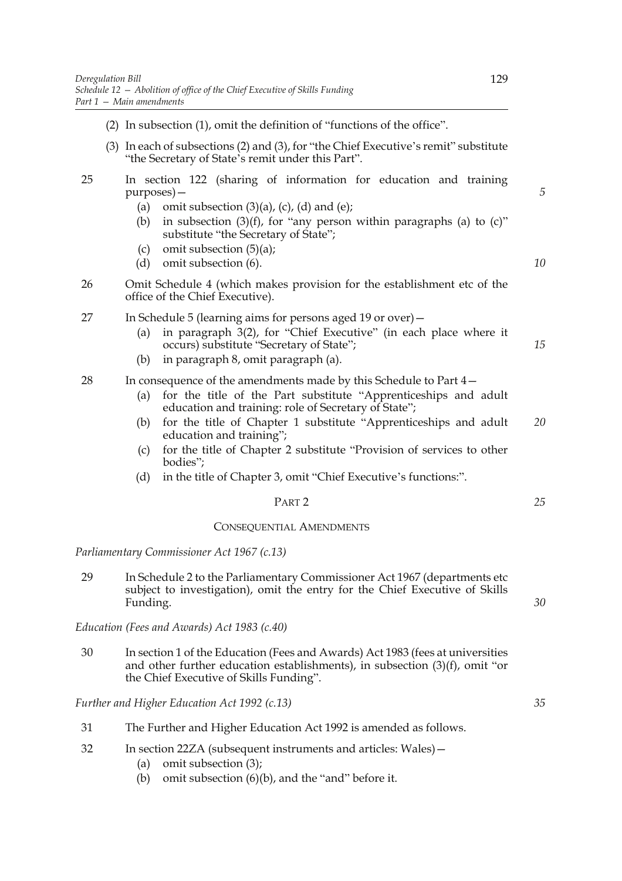(2) In subsection (1), omit the definition of "functions of the office".

(3) In each of subsections (2) and (3), for "the Chief Executive's remit" substitute "the Secretary of State's remit under this Part".

25 In section 122 (sharing of information for education and training purposes)—

- (a) omit subsection (3)(a), (c), (d) and (e);
- (b) in subsection (3)(f), for "any person within paragraphs (a) to (c)" substitute "the Secretary of State";
- (c) omit subsection (5)(a);
- (d) omit subsection (6).

26 Omit Schedule 4 (which makes provision for the establishment etc of the office of the Chief Executive).

27 In Schedule 5 (learning aims for persons aged 19 or over)—

- (a) in paragraph 3(2), for "Chief Executive" (in each place where it occurs) substitute "Secretary of State";
- (b) in paragraph 8, omit paragraph (a).

28 In consequence of the amendments made by this Schedule to Part 4—

- (a) for the title of the Part substitute "Apprenticeships and adult education and training: role of Secretary of State";
- (b) for the title of Chapter 1 substitute "Apprenticeships and adult education and training";
- (c) for the title of Chapter 2 substitute "Provision of services to other bodies";
- (d) in the title of Chapter 3, omit "Chief Executive's functions:".

## PART 2

## CONSEQUENTIAL AMENDMENTS

*Parliamentary Commissioner Act 1967 (c.13)*

29 In Schedule 2 to the Parliamentary Commissioner Act 1967 (departments etc subject to investigation), omit the entry for the Chief Executive of Skills Funding.

*Education (Fees and Awards) Act 1983 (c.40)*

30 In section 1 of the Education (Fees and Awards) Act 1983 (fees at universities and other further education establishments), in subsection (3)(f), omit "or the Chief Executive of Skills Funding".

*Further and Higher Education Act 1992 (c.13)*

31 The Further and Higher Education Act 1992 is amended as follows.

32 In section 22ZA (subsequent instruments and articles: Wales)—

- (a) omit subsection (3);
- (b) omit subsection (6)(b), and the "and" before it.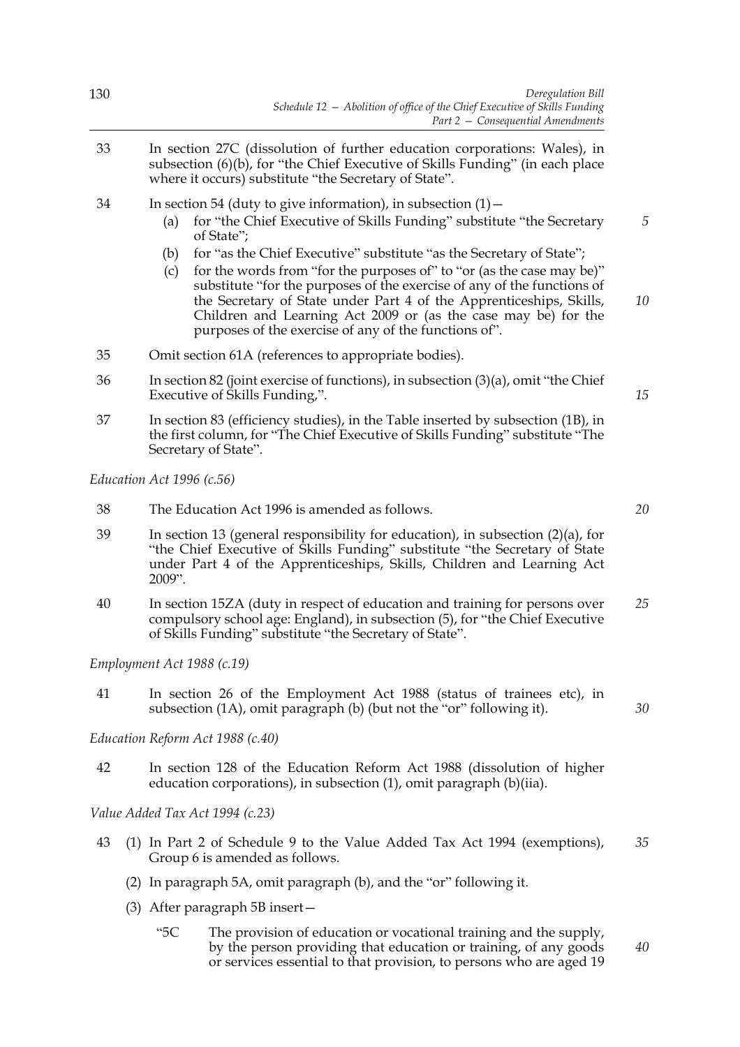33 In section 27C (dissolution of further education corporations: Wales), in subsection (6)(b), for "the Chief Executive of Skills Funding" (in each place where it occurs) substitute "the Secretary of State".

34 In section 54 (duty to give information), in subsection (1)—

(a) for "the Chief Executive of Skills Funding" substitute "the Secretary of State";

(b) for "as the Chief Executive" substitute "as the Secretary of State";

(c) for the words from "for the purposes of" to "or (as the case may be)" substitute "for the purposes of the exercise of any of the functions of the Secretary of State under Part 4 of the Apprenticeships, Skills, Children and Learning Act 2009 or (as the case may be) for the purposes of the exercise of any of the functions of".

35 Omit section 61A (references to appropriate bodies).

36 In section 82 (joint exercise of functions), in subsection (3)(a), omit "the Chief Executive of Skills Funding,".

37 In section 83 (efficiency studies), in the Table inserted by subsection (1B), in the first column, for "The Chief Executive of Skills Funding" substitute "The Secretary of State".

*Education Act 1996 (c.56)*

38 The Education Act 1996 is amended as follows.

39 In section 13 (general responsibility for education), in subsection (2)(a), for "the Chief Executive of Skills Funding" substitute "the Secretary of State under Part 4 of the Apprenticeships, Skills, Children and Learning Act 2009".

40 In section 15ZA (duty in respect of education and training for persons over compulsory school age: England), in subsection (5), for "the Chief Executive of Skills Funding" substitute "the Secretary of State".

*Employment Act 1988 (c.19)*

41 In section 26 of the Employment Act 1988 (status of trainees etc), in subsection (1A), omit paragraph (b) (but not the "or" following it).

*Education Reform Act 1988 (c.40)*

42 In section 128 of the Education Reform Act 1988 (dissolution of higher education corporations), in subsection (1), omit paragraph (b)(iia).

*Value Added Tax Act 1994 (c.23)*

43 (1) In Part 2 of Schedule 9 to the Value Added Tax Act 1994 (exemptions), Group 6 is amended as follows.

(2) In paragraph 5A, omit paragraph (b), and the "or" following it.

(3) After paragraph 5B insert—

"5C The provision of education or vocational training and the supply, by the person providing that education or training, of any goods or services essential to that provision, to persons who are aged 19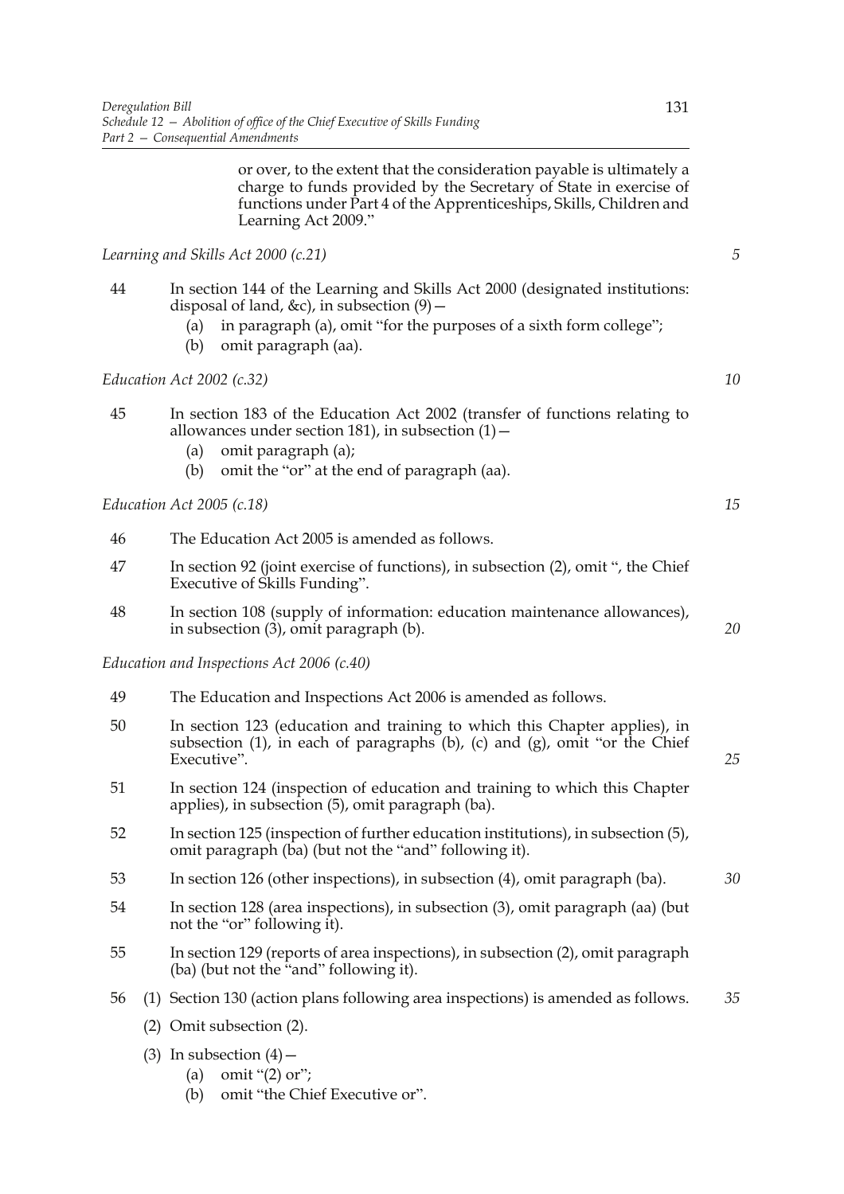or over, to the extent that the consideration payable is ultimately a charge to funds provided by the Secretary of State in exercise of functions under Part 4 of the Apprenticeships, Skills, Children and Learning Act 2009."

*Learning and Skills Act 2000 (c.21)*

44 In section 144 of the Learning and Skills Act 2000 (designated institutions: disposal of land, &c), in subsection (9)—

- (a) in paragraph (a), omit "for the purposes of a sixth form college";
- (b) omit paragraph (aa).

*Education Act 2002 (c.32)*

45 In section 183 of the Education Act 2002 (transfer of functions relating to allowances under section 181), in subsection (1)—

- (a) omit paragraph (a);
- (b) omit the "or" at the end of paragraph (aa).

*Education Act 2005 (c.18)*

46 The Education Act 2005 is amended as follows.

47 In section 92 (joint exercise of functions), in subsection (2), omit ", the Chief Executive of Skills Funding".

48 In section 108 (supply of information: education maintenance allowances), in subsection (3), omit paragraph (b).

*Education and Inspections Act 2006 (c.40)*

49 The Education and Inspections Act 2006 is amended as follows.

50 In section 123 (education and training to which this Chapter applies), in subsection (1), in each of paragraphs (b), (c) and (g), omit "or the Chief Executive".

51 In section 124 (inspection of education and training to which this Chapter applies), in subsection (5), omit paragraph (ba).

52 In section 125 (inspection of further education institutions), in subsection (5), omit paragraph (ba) (but not the "and" following it).

53 In section 126 (other inspections), in subsection (4), omit paragraph (ba).

54 In section 128 (area inspections), in subsection (3), omit paragraph (aa) (but not the "or" following it).

55 In section 129 (reports of area inspections), in subsection (2), omit paragraph (ba) (but not the "and" following it).

56 (1) Section 130 (action plans following area inspections) is amended as follows.

(2) Omit subsection (2).

(3) In subsection (4)—

- (a) omit "(2) or";
- (b) omit "the Chief Executive or".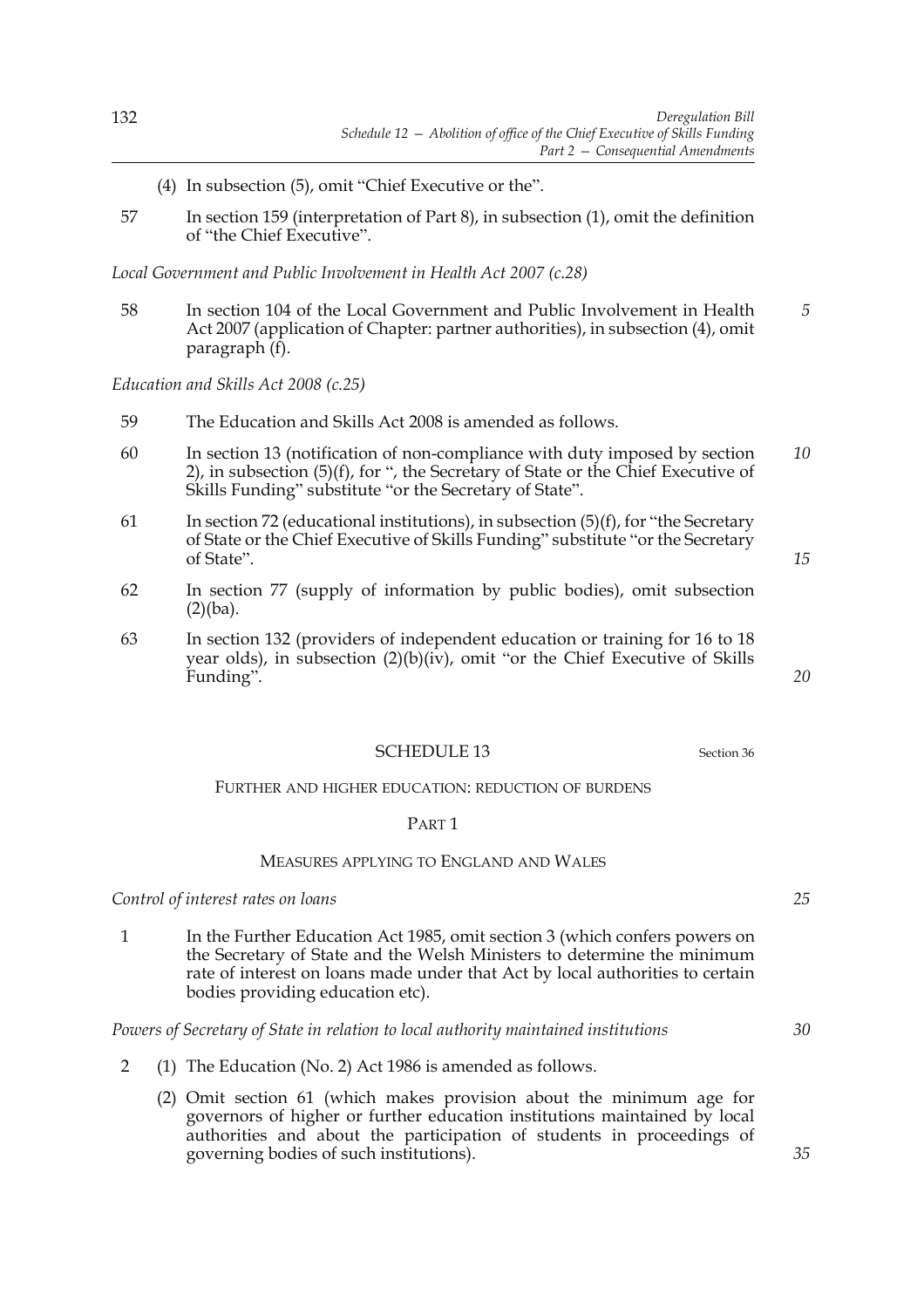(4) In subsection (5), omit "Chief Executive or the".

57 In section 159 (interpretation of Part 8), in subsection (1), omit the definition of "the Chief Executive".

*Local Government and Public Involvement in Health Act 2007 (c.28)*

58 In section 104 of the Local Government and Public Involvement in Health Act 2007 (application of Chapter: partner authorities), in subsection (4), omit paragraph (f).

*Education and Skills Act 2008 (c.25)*

59 The Education and Skills Act 2008 is amended as follows.

60 In section 13 (notification of non-compliance with duty imposed by section 2), in subsection (5)(f), for ", the Secretary of State or the Chief Executive of Skills Funding" substitute "or the Secretary of State".

61 In section 72 (educational institutions), in subsection (5)(f), for "the Secretary of State or the Chief Executive of Skills Funding" substitute "or the Secretary of State".

62 In section 77 (supply of information by public bodies), omit subsection (2)(ba).

63 In section 132 (providers of independent education or training for 16 to 18 year olds), in subsection (2)(b)(iv), omit "or the Chief Executive of Skills Funding".

## SCHEDULE 13

Section 36

### FURTHER AND HIGHER EDUCATION: REDUCTION OF BURDENS

#### PART 1

#### MEASURES APPLYING TO ENGLAND AND WALES

*Control of interest rates on loans*

1 In the Further Education Act 1985, omit section 3 (which confers powers on the Secretary of State and the Welsh Ministers to determine the minimum rate of interest on loans made under that Act by local authorities to certain bodies providing education etc).

*Powers of Secretary of State in relation to local authority maintained institutions*

2 (1) The Education (No. 2) Act 1986 is amended as follows.

(2) Omit section 61 (which makes provision about the minimum age for governors of higher or further education institutions maintained by local authorities and about the participation of students in proceedings of governing bodies of such institutions).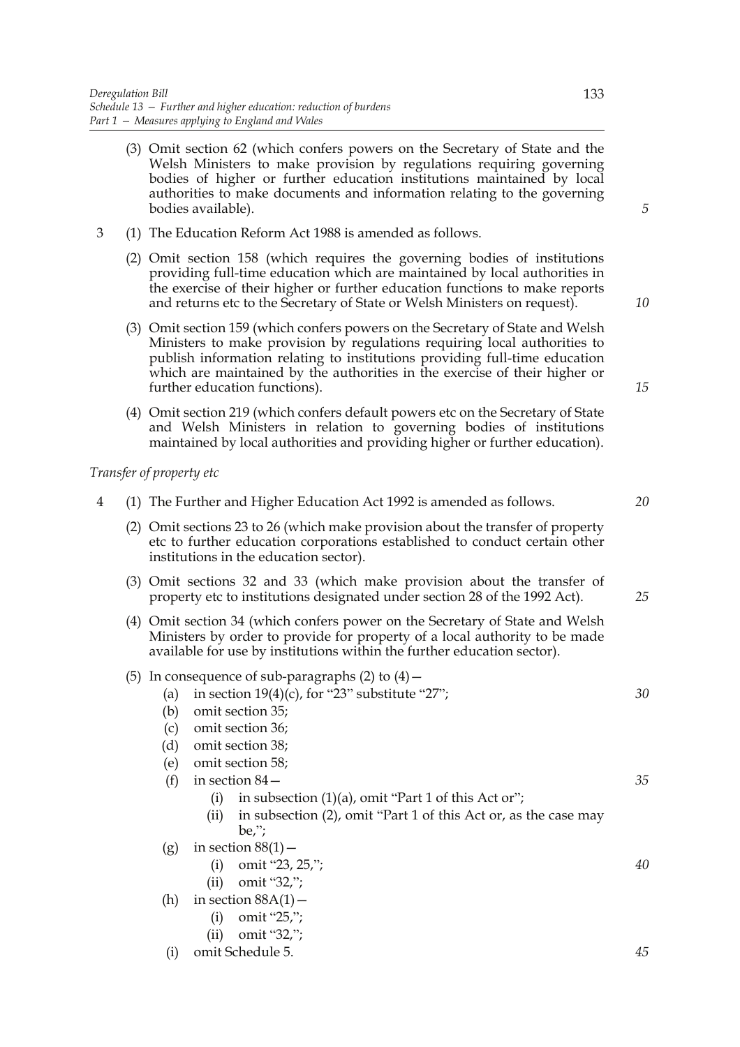(3) Omit section 62 (which confers powers on the Secretary of State and the Welsh Ministers to make provision by regulations requiring governing bodies of higher or further education institutions maintained by local authorities to make documents and information relating to the governing bodies available).

3 (1) The Education Reform Act 1988 is amended as follows.

(2) Omit section 158 (which requires the governing bodies of institutions providing full-time education which are maintained by local authorities in the exercise of their higher or further education functions to make reports and returns etc to the Secretary of State or Welsh Ministers on request).

(3) Omit section 159 (which confers powers on the Secretary of State and Welsh Ministers to make provision by regulations requiring local authorities to publish information relating to institutions providing full-time education which are maintained by the authorities in the exercise of their higher or further education functions).

(4) Omit section 219 (which confers default powers etc on the Secretary of State and Welsh Ministers in relation to governing bodies of institutions maintained by local authorities and providing higher or further education).

*Transfer of property etc*

4 (1) The Further and Higher Education Act 1992 is amended as follows.

(2) Omit sections 23 to 26 (which make provision about the transfer of property etc to further education corporations established to conduct certain other institutions in the education sector).

(3) Omit sections 32 and 33 (which make provision about the transfer of property etc to institutions designated under section 28 of the 1992 Act).

(4) Omit section 34 (which confers power on the Secretary of State and Welsh Ministers by order to provide for property of a local authority to be made available for use by institutions within the further education sector).

(5) In consequence of sub-paragraphs (2) to (4)—

- (a) in section 19(4)(c), for "23" substitute "27";
- (b) omit section 35;
- (c) omit section 36;
- (d) omit section 38;
- (e) omit section 58;
- (f) in section 84—
  - (i) in subsection (1)(a), omit "Part 1 of this Act or";
  - (ii) in subsection (2), omit "Part 1 of this Act or, as the case may be,";
- (g) in section 88(1)—
  - (i) omit "23, 25,";
  - (ii) omit "32,";
- (h) in section 88A(1)—
  - (i) omit "25,";
  - (ii) omit "32,";
- (i) omit Schedule 5.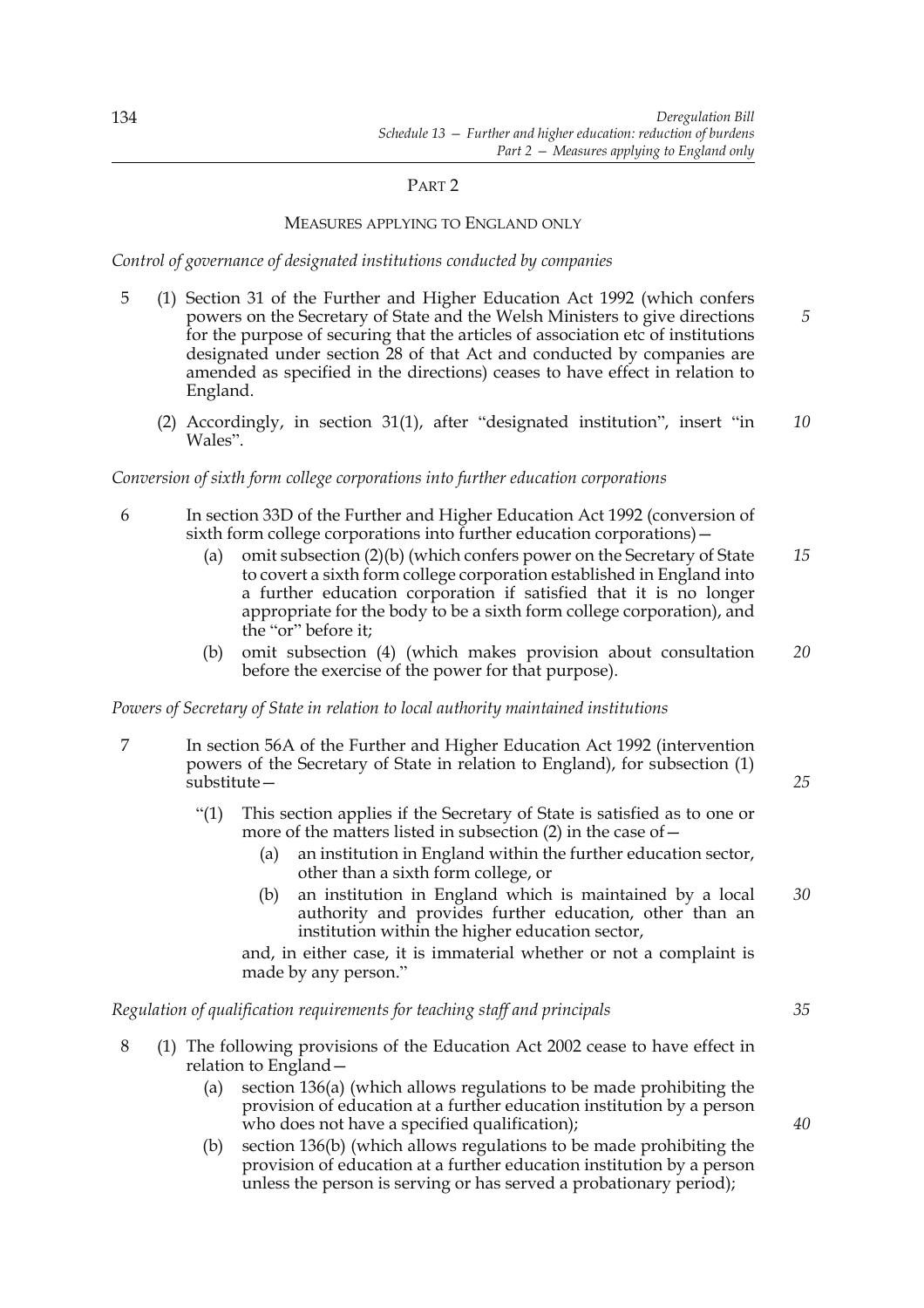## PART 2

## MEASURES APPLYING TO ENGLAND ONLY

*Control of governance of designated institutions conducted by companies*

5 (1) Section 31 of the Further and Higher Education Act 1992 (which confers powers on the Secretary of State and the Welsh Ministers to give directions for the purpose of securing that the articles of association etc of institutions designated under section 28 of that Act and conducted by companies are amended as specified in the directions) ceases to have effect in relation to England.

(2) Accordingly, in section 31(1), after "designated institution", insert "in Wales".

*Conversion of sixth form college corporations into further education corporations*

6 In section 33D of the Further and Higher Education Act 1992 (conversion of sixth form college corporations into further education corporations)—

(a) omit subsection (2)(b) (which confers power on the Secretary of State to covert a sixth form college corporation established in England into a further education corporation if satisfied that it is no longer appropriate for the body to be a sixth form college corporation), and the "or" before it;

(b) omit subsection (4) (which makes provision about consultation before the exercise of the power for that purpose).

*Powers of Secretary of State in relation to local authority maintained institutions*

7 In section 56A of the Further and Higher Education Act 1992 (intervention powers of the Secretary of State in relation to England), for subsection (1) substitute—

"(1) This section applies if the Secretary of State is satisfied as to one or more of the matters listed in subsection (2) in the case of—

(a) an institution in England within the further education sector, other than a sixth form college, or

(b) an institution in England which is maintained by a local authority and provides further education, other than an institution within the higher education sector,

and, in either case, it is immaterial whether or not a complaint is made by any person."

*Regulation of qualification requirements for teaching staff and principals*

8 (1) The following provisions of the Education Act 2002 cease to have effect in relation to England—

(a) section 136(a) (which allows regulations to be made prohibiting the provision of education at a further education institution by a person who does not have a specified qualification);

(b) section 136(b) (which allows regulations to be made prohibiting the provision of education at a further education institution by a person unless the person is serving or has served a probationary period);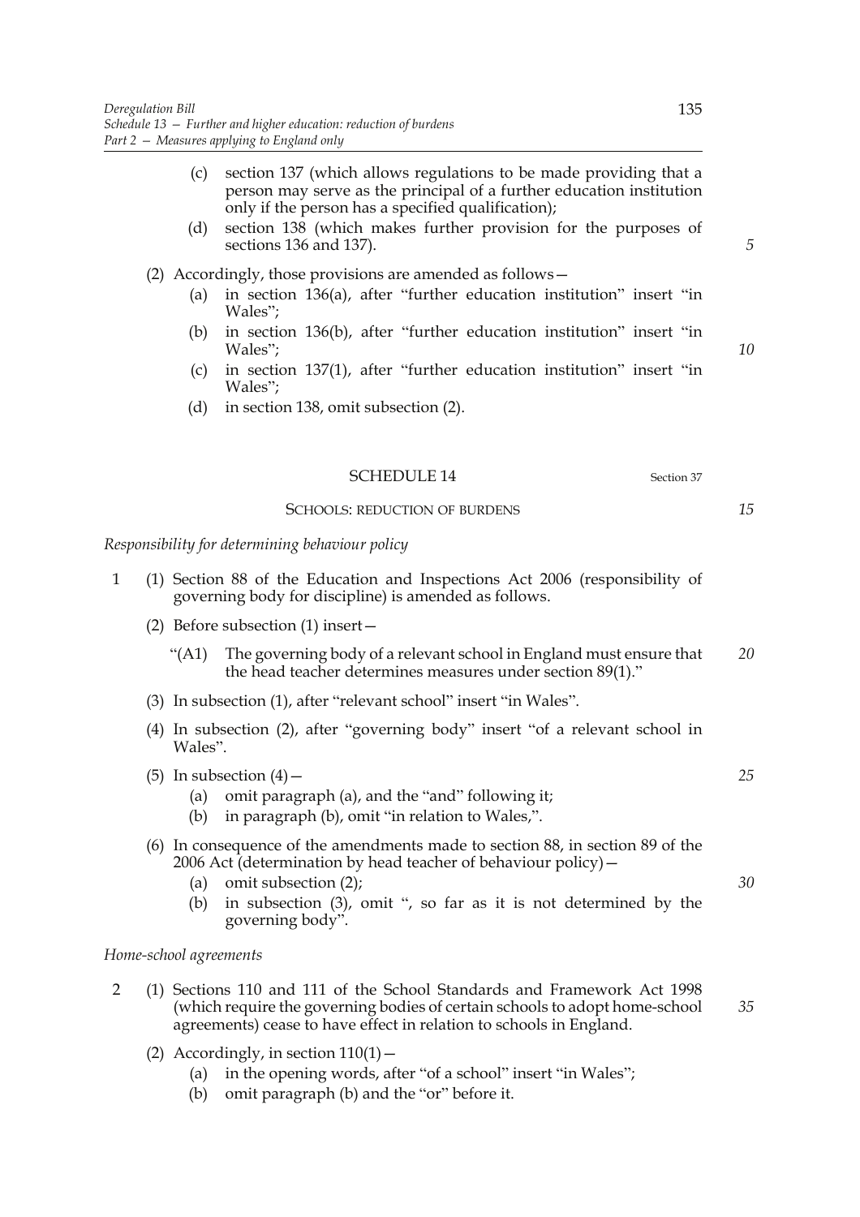(c) section 137 (which allows regulations to be made providing that a person may serve as the principal of a further education institution only if the person has a specified qualification);

(d) section 138 (which makes further provision for the purposes of sections 136 and 137).

(2) Accordingly, those provisions are amended as follows—

(a) in section 136(a), after "further education institution" insert "in Wales";

(b) in section 136(b), after "further education institution" insert "in Wales";

(c) in section 137(1), after "further education institution" insert "in Wales";

(d) in section 138, omit subsection (2).

## SCHEDULE 14

Section 37

### SCHOOLS: REDUCTION OF BURDENS

*Responsibility for determining behaviour policy*

1 (1) Section 88 of the Education and Inspections Act 2006 (responsibility of governing body for discipline) is amended as follows.

(2) Before subsection (1) insert—

"(A1) The governing body of a relevant school in England must ensure that the head teacher determines measures under section 89(1)."

(3) In subsection (1), after "relevant school" insert "in Wales".

(4) In subsection (2), after "governing body" insert "of a relevant school in Wales".

(5) In subsection (4)—

(a) omit paragraph (a), and the "and" following it;

(b) in paragraph (b), omit "in relation to Wales,".

(6) In consequence of the amendments made to section 88, in section 89 of the 2006 Act (determination by head teacher of behaviour policy)—

(a) omit subsection (2);

(b) in subsection (3), omit ", so far as it is not determined by the governing body".

*Home-school agreements*

2 (1) Sections 110 and 111 of the School Standards and Framework Act 1998 (which require the governing bodies of certain schools to adopt home-school agreements) cease to have effect in relation to schools in England.

(2) Accordingly, in section 110(1)—

(a) in the opening words, after "of a school" insert "in Wales";

(b) omit paragraph (b) and the "or" before it.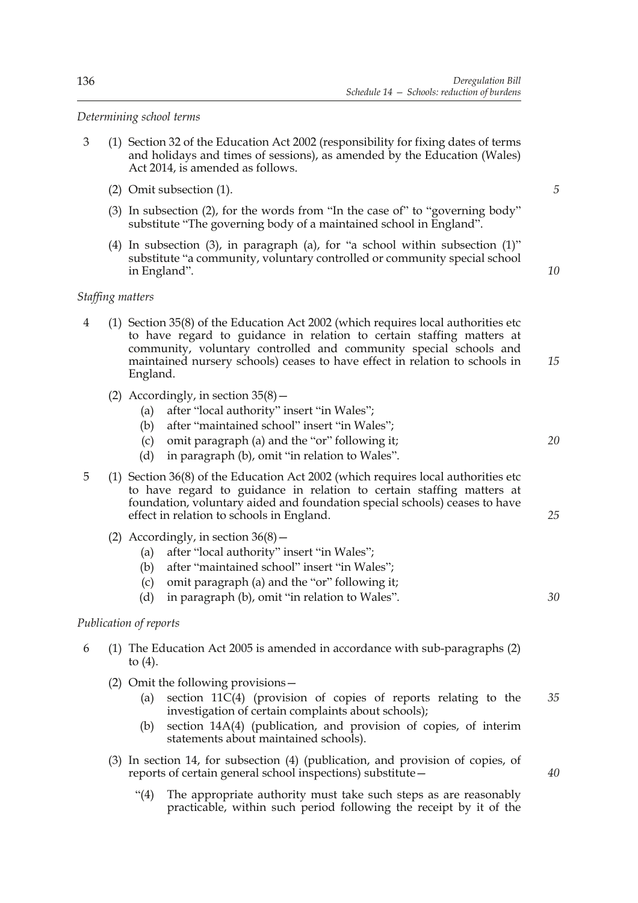*Determining school terms*

3 (1) Section 32 of the Education Act 2002 (responsibility for fixing dates of terms and holidays and times of sessions), as amended by the Education (Wales) Act 2014, is amended as follows.

(2) Omit subsection (1).

(3) In subsection (2), for the words from "In the case of" to "governing body" substitute "The governing body of a maintained school in England".

(4) In subsection (3), in paragraph (a), for "a school within subsection (1)" substitute "a community, voluntary controlled or community special school in England".

*Staffing matters*

4 (1) Section 35(8) of the Education Act 2002 (which requires local authorities etc to have regard to guidance in relation to certain staffing matters at community, voluntary controlled and community special schools and maintained nursery schools) ceases to have effect in relation to schools in England.

(2) Accordingly, in section 35(8)—

(a) after "local authority" insert "in Wales";

(b) after "maintained school" insert "in Wales";

(c) omit paragraph (a) and the "or" following it;

(d) in paragraph (b), omit "in relation to Wales".

5 (1) Section 36(8) of the Education Act 2002 (which requires local authorities etc to have regard to guidance in relation to certain staffing matters at foundation, voluntary aided and foundation special schools) ceases to have effect in relation to schools in England.

(2) Accordingly, in section 36(8)—

(a) after "local authority" insert "in Wales";

(b) after "maintained school" insert "in Wales";

(c) omit paragraph (a) and the "or" following it;

(d) in paragraph (b), omit "in relation to Wales".

*Publication of reports*

6 (1) The Education Act 2005 is amended in accordance with sub-paragraphs (2) to (4).

(2) Omit the following provisions—

(a) section 11C(4) (provision of copies of reports relating to the investigation of certain complaints about schools);

(b) section 14A(4) (publication, and provision of copies, of interim statements about maintained schools).

(3) In section 14, for subsection (4) (publication, and provision of copies, of reports of certain general school inspections) substitute—

"(4) The appropriate authority must take such steps as are reasonably practicable, within such period following the receipt by it of the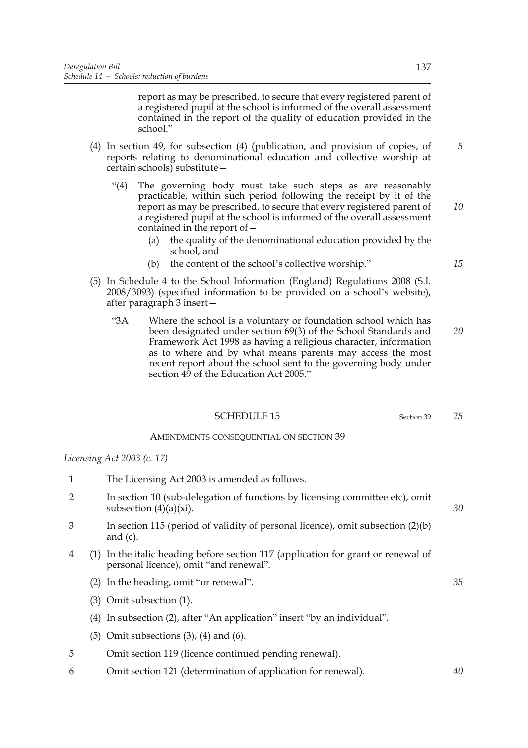report as may be prescribed, to secure that every registered parent of a registered pupil at the school is informed of the overall assessment contained in the report of the quality of education provided in the school."

(4) In section 49, for subsection (4) (publication, and provision of copies, of reports relating to denominational education and collective worship at certain schools) substitute—

"(4) The governing body must take such steps as are reasonably practicable, within such period following the receipt by it of the report as may be prescribed, to secure that every registered parent of a registered pupil at the school is informed of the overall assessment contained in the report of—

(a) the quality of the denominational education provided by the school, and

(b) the content of the school's collective worship."

(5) In Schedule 4 to the School Information (England) Regulations 2008 (S.I. 2008/3093) (specified information to be provided on a school's website), after paragraph 3 insert—

"3A Where the school is a voluntary or foundation school which has been designated under section 69(3) of the School Standards and Framework Act 1998 as having a religious character, information as to where and by what means parents may access the most recent report about the school sent to the governing body under section 49 of the Education Act 2005."

## SCHEDULE 15

Section 39

AMENDMENTS CONSEQUENTIAL ON SECTION 39

*Licensing Act 2003 (c. 17)*

1 The Licensing Act 2003 is amended as follows.

2 In section 10 (sub-delegation of functions by licensing committee etc), omit subsection (4)(a)(xi).

3 In section 115 (period of validity of personal licence), omit subsection (2)(b) and (c).

4 (1) In the italic heading before section 117 (application for grant or renewal of personal licence), omit "and renewal".

(2) In the heading, omit "or renewal".

(3) Omit subsection (1).

(4) In subsection (2), after "An application" insert "by an individual".

(5) Omit subsections (3), (4) and (6).

5 Omit section 119 (licence continued pending renewal).

6 Omit section 121 (determination of application for renewal).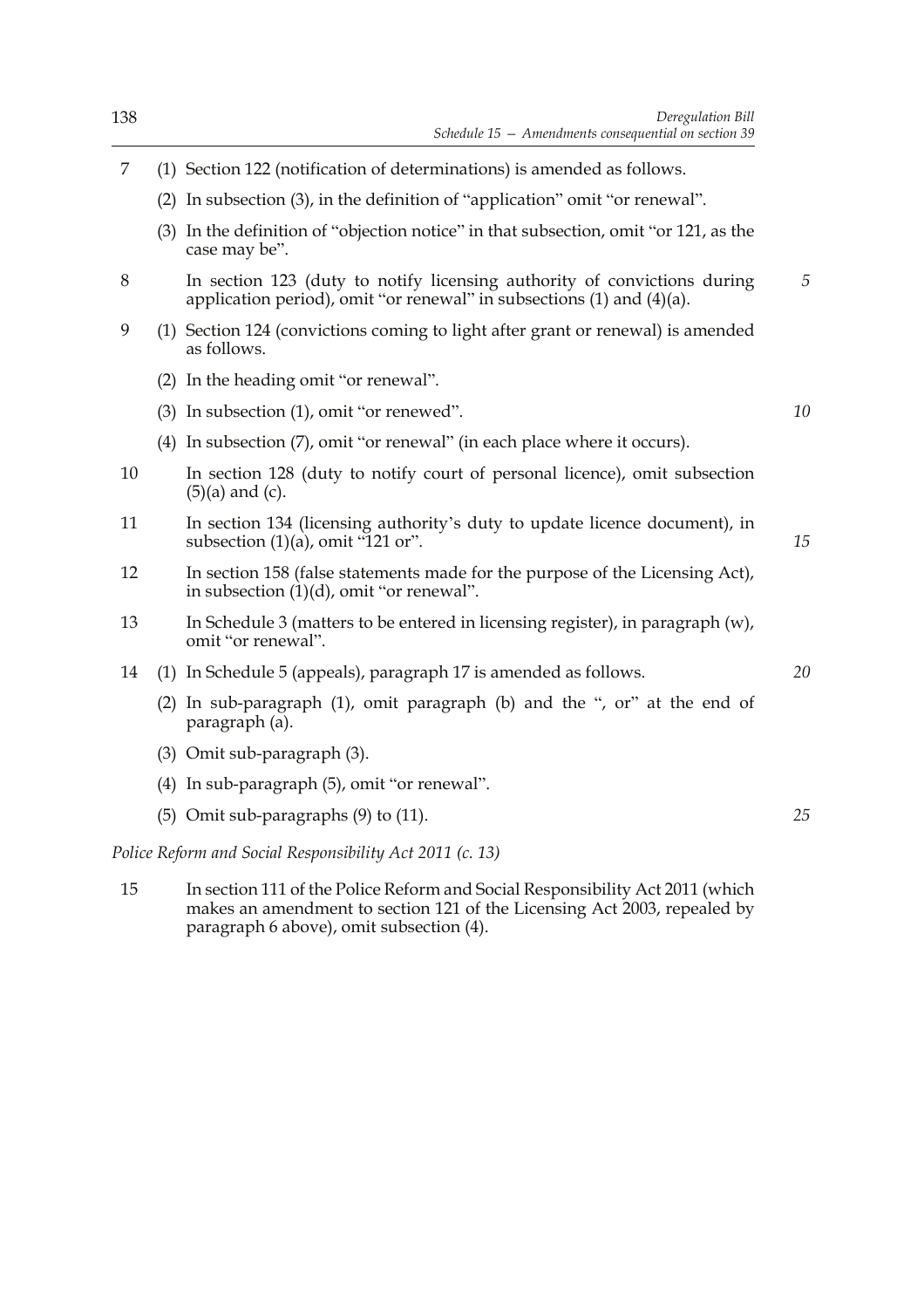7 (1) Section 122 (notification of determinations) is amended as follows.

(2) In subsection (3), in the definition of "application" omit "or renewal".

(3) In the definition of "objection notice" in that subsection, omit "or 121, as the case may be".

8 In section 123 (duty to notify licensing authority of convictions during application period), omit "or renewal" in subsections (1) and (4)(a).

9 (1) Section 124 (convictions coming to light after grant or renewal) is amended as follows.

(2) In the heading omit "or renewal".

(3) In subsection (1), omit "or renewed".

(4) In subsection (7), omit "or renewal" (in each place where it occurs).

10 In section 128 (duty to notify court of personal licence), omit subsection (5)(a) and (c).

11 In section 134 (licensing authority's duty to update licence document), in subsection (1)(a), omit "121 or".

12 In section 158 (false statements made for the purpose of the Licensing Act), in subsection (1)(d), omit "or renewal".

13 In Schedule 3 (matters to be entered in licensing register), in paragraph (w), omit "or renewal".

14 (1) In Schedule 5 (appeals), paragraph 17 is amended as follows.

(2) In sub-paragraph (1), omit paragraph (b) and the ", or" at the end of paragraph (a).

(3) Omit sub-paragraph (3).

(4) In sub-paragraph (5), omit "or renewal".

(5) Omit sub-paragraphs (9) to (11).

*Police Reform and Social Responsibility Act 2011 (c. 13)*

15 In section 111 of the Police Reform and Social Responsibility Act 2011 (which makes an amendment to section 121 of the Licensing Act 2003, repealed by paragraph 6 above), omit subsection (4).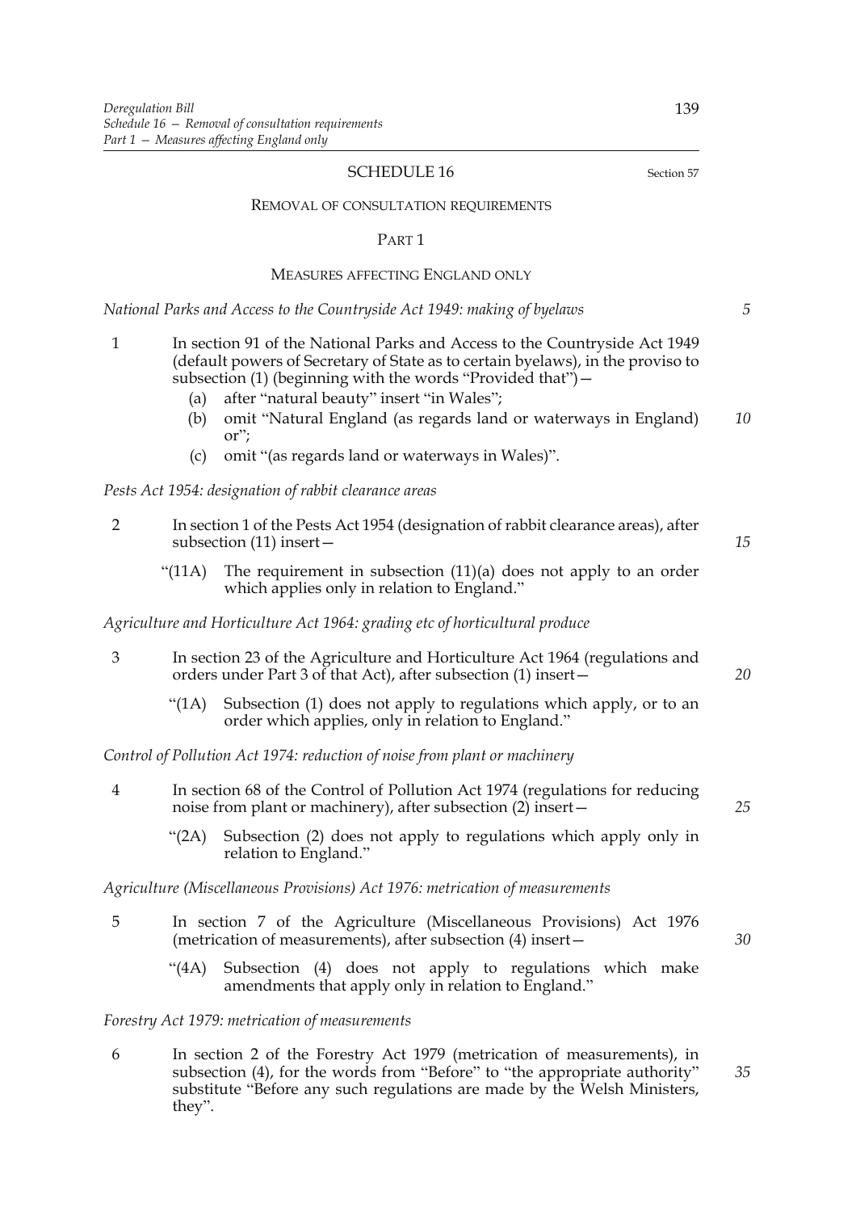## SCHEDULE 16

Section 57

### REMOVAL OF CONSULTATION REQUIREMENTS

#### PART 1

#### MEASURES AFFECTING ENGLAND ONLY

*National Parks and Access to the Countryside Act 1949: making of byelaws*

1 In section 91 of the National Parks and Access to the Countryside Act 1949 (default powers of Secretary of State as to certain byelaws), in the proviso to subsection (1) (beginning with the words "Provided that")—

(a) after "natural beauty" insert "in Wales";

(b) omit "Natural England (as regards land or waterways in England) or";

(c) omit "(as regards land or waterways in Wales)".

*Pests Act 1954: designation of rabbit clearance areas*

2 In section 1 of the Pests Act 1954 (designation of rabbit clearance areas), after subsection (11) insert—

"(11A) The requirement in subsection (11)(a) does not apply to an order which applies only in relation to England."

*Agriculture and Horticulture Act 1964: grading etc of horticultural produce*

3 In section 23 of the Agriculture and Horticulture Act 1964 (regulations and orders under Part 3 of that Act), after subsection (1) insert—

"(1A) Subsection (1) does not apply to regulations which apply, or to an order which applies, only in relation to England."

*Control of Pollution Act 1974: reduction of noise from plant or machinery*

4 In section 68 of the Control of Pollution Act 1974 (regulations for reducing noise from plant or machinery), after subsection (2) insert—

"(2A) Subsection (2) does not apply to regulations which apply only in relation to England."

*Agriculture (Miscellaneous Provisions) Act 1976: metrication of measurements*

5 In section 7 of the Agriculture (Miscellaneous Provisions) Act 1976 (metrication of measurements), after subsection (4) insert—

"(4A) Subsection (4) does not apply to regulations which make amendments that apply only in relation to England."

*Forestry Act 1979: metrication of measurements*

6 In section 2 of the Forestry Act 1979 (metrication of measurements), in subsection (4), for the words from "Before" to "the appropriate authority" substitute "Before any such regulations are made by the Welsh Ministers, they".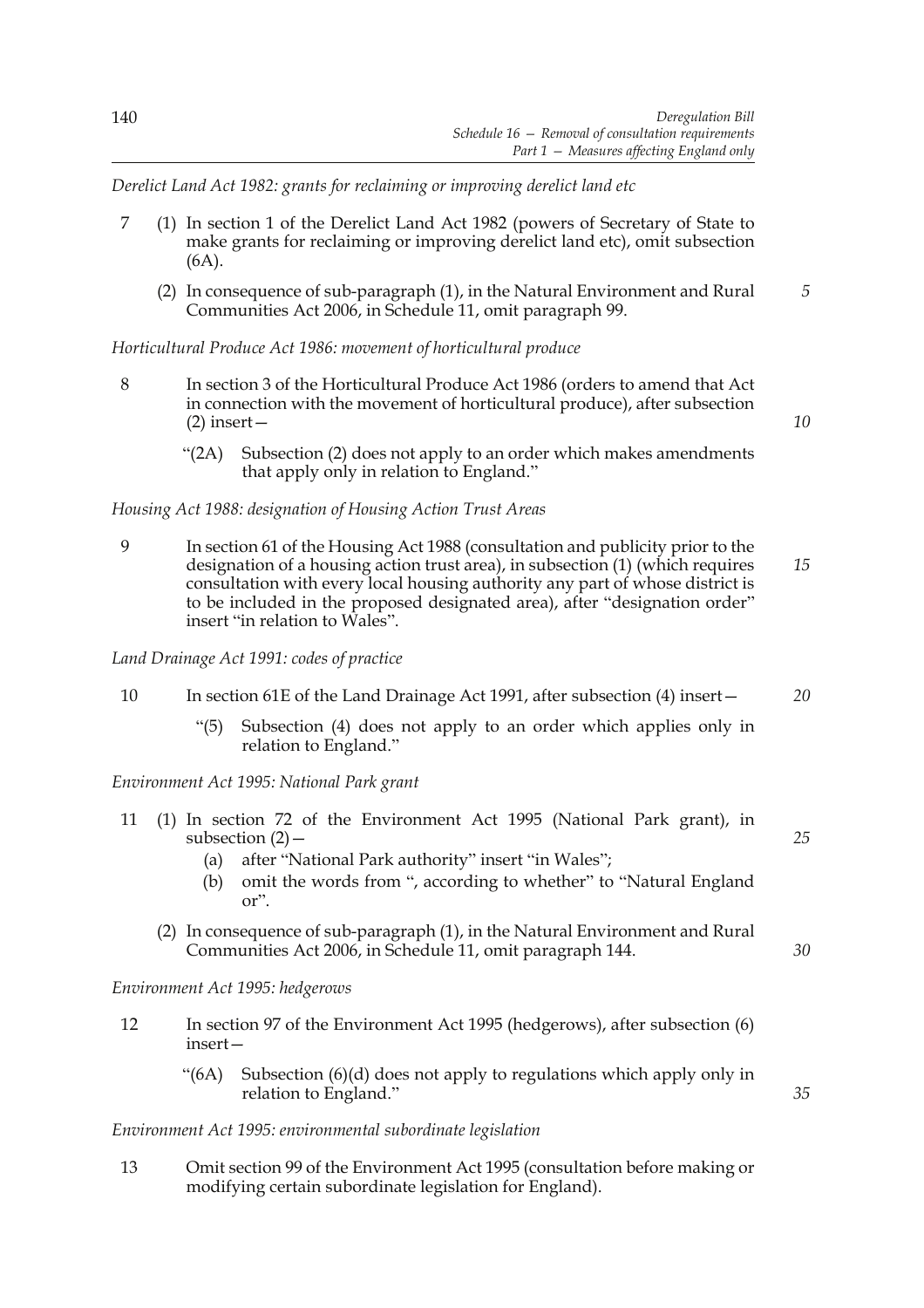*Derelict Land Act 1982: grants for reclaiming or improving derelict land etc*

7 (1) In section 1 of the Derelict Land Act 1982 (powers of Secretary of State to make grants for reclaiming or improving derelict land etc), omit subsection (6A).

(2) In consequence of sub-paragraph (1), in the Natural Environment and Rural Communities Act 2006, in Schedule 11, omit paragraph 99.

*Horticultural Produce Act 1986: movement of horticultural produce*

8 In section 3 of the Horticultural Produce Act 1986 (orders to amend that Act in connection with the movement of horticultural produce), after subsection (2) insert—

"(2A) Subsection (2) does not apply to an order which makes amendments that apply only in relation to England."

*Housing Act 1988: designation of Housing Action Trust Areas*

9 In section 61 of the Housing Act 1988 (consultation and publicity prior to the designation of a housing action trust area), in subsection (1) (which requires consultation with every local housing authority any part of whose district is to be included in the proposed designated area), after "designation order" insert "in relation to Wales".

*Land Drainage Act 1991: codes of practice*

10 In section 61E of the Land Drainage Act 1991, after subsection (4) insert—

"(5) Subsection (4) does not apply to an order which applies only in relation to England."

*Environment Act 1995: National Park grant*

11 (1) In section 72 of the Environment Act 1995 (National Park grant), in subsection (2)—

(a) after "National Park authority" insert "in Wales";

(b) omit the words from ", according to whether" to "Natural England or".

(2) In consequence of sub-paragraph (1), in the Natural Environment and Rural Communities Act 2006, in Schedule 11, omit paragraph 144.

*Environment Act 1995: hedgerows*

12 In section 97 of the Environment Act 1995 (hedgerows), after subsection (6) insert—

"(6A) Subsection (6)(d) does not apply to regulations which apply only in relation to England."

*Environment Act 1995: environmental subordinate legislation*

13 Omit section 99 of the Environment Act 1995 (consultation before making or modifying certain subordinate legislation for England).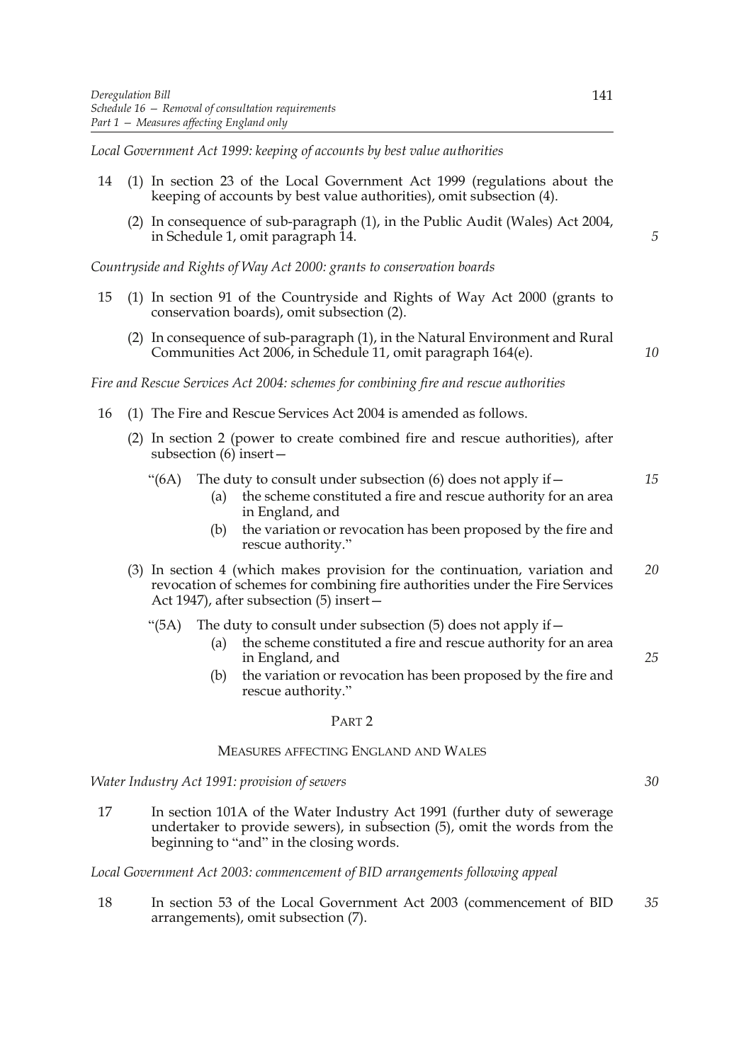*Local Government Act 1999: keeping of accounts by best value authorities*

14 (1) In section 23 of the Local Government Act 1999 (regulations about the keeping of accounts by best value authorities), omit subsection (4).

(2) In consequence of sub-paragraph (1), in the Public Audit (Wales) Act 2004, in Schedule 1, omit paragraph 14.

*Countryside and Rights of Way Act 2000: grants to conservation boards*

15 (1) In section 91 of the Countryside and Rights of Way Act 2000 (grants to conservation boards), omit subsection (2).

(2) In consequence of sub-paragraph (1), in the Natural Environment and Rural Communities Act 2006, in Schedule 11, omit paragraph 164(e).

*Fire and Rescue Services Act 2004: schemes for combining fire and rescue authorities*

16 (1) The Fire and Rescue Services Act 2004 is amended as follows.

(2) In section 2 (power to create combined fire and rescue authorities), after subsection (6) insert—

"(6A) The duty to consult under subsection (6) does not apply if—

(a) the scheme constituted a fire and rescue authority for an area in England, and

(b) the variation or revocation has been proposed by the fire and rescue authority."

(3) In section 4 (which makes provision for the continuation, variation and revocation of schemes for combining fire authorities under the Fire Services Act 1947), after subsection (5) insert—

"(5A) The duty to consult under subsection (5) does not apply if—

(a) the scheme constituted a fire and rescue authority for an area in England, and

(b) the variation or revocation has been proposed by the fire and rescue authority."

## PART 2

### MEASURES AFFECTING ENGLAND AND WALES

*Water Industry Act 1991: provision of sewers*

17 In section 101A of the Water Industry Act 1991 (further duty of sewerage undertaker to provide sewers), in subsection (5), omit the words from the beginning to "and" in the closing words.

*Local Government Act 2003: commencement of BID arrangements following appeal*

18 In section 53 of the Local Government Act 2003 (commencement of BID arrangements), omit subsection (7).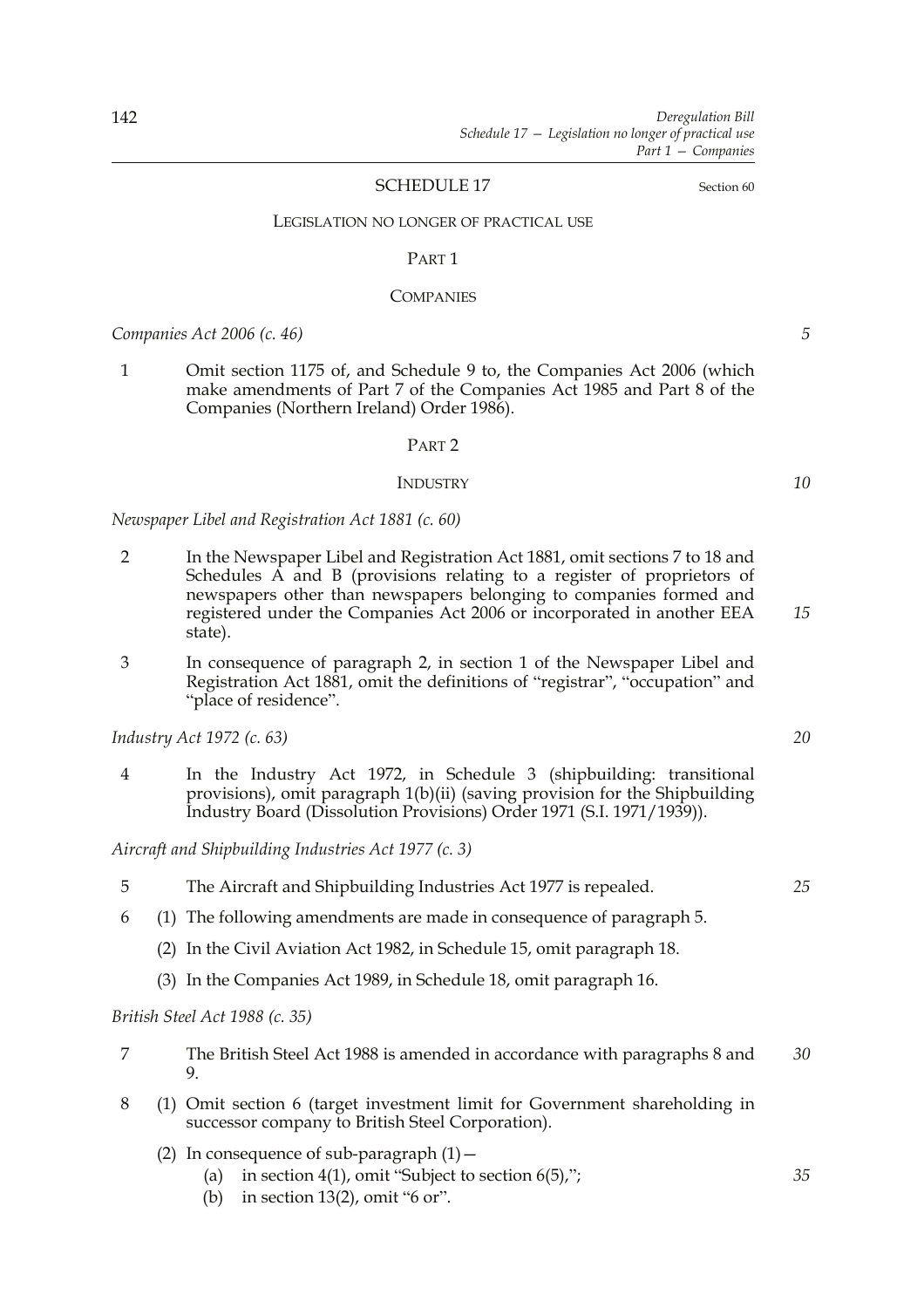## SCHEDULE 17

Section 60

### LEGISLATION NO LONGER OF PRACTICAL USE

#### PART 1

#### COMPANIES

*Companies Act 2006 (c. 46)*

1 Omit section 1175 of, and Schedule 9 to, the Companies Act 2006 (which make amendments of Part 7 of the Companies Act 1985 and Part 8 of the Companies (Northern Ireland) Order 1986).

#### PART 2

#### INDUSTRY

*Newspaper Libel and Registration Act 1881 (c. 60)*

2 In the Newspaper Libel and Registration Act 1881, omit sections 7 to 18 and Schedules A and B (provisions relating to a register of proprietors of newspapers other than newspapers belonging to companies formed and registered under the Companies Act 2006 or incorporated in another EEA state).

3 In consequence of paragraph 2, in section 1 of the Newspaper Libel and Registration Act 1881, omit the definitions of "registrar", "occupation" and "place of residence".

*Industry Act 1972 (c. 63)*

4 In the Industry Act 1972, in Schedule 3 (shipbuilding: transitional provisions), omit paragraph 1(b)(ii) (saving provision for the Shipbuilding Industry Board (Dissolution Provisions) Order 1971 (S.I. 1971/1939)).

*Aircraft and Shipbuilding Industries Act 1977 (c. 3)*

5 The Aircraft and Shipbuilding Industries Act 1977 is repealed.

6 (1) The following amendments are made in consequence of paragraph 5.

(2) In the Civil Aviation Act 1982, in Schedule 15, omit paragraph 18.

(3) In the Companies Act 1989, in Schedule 18, omit paragraph 16.

*British Steel Act 1988 (c. 35)*

7 The British Steel Act 1988 is amended in accordance with paragraphs 8 and 9.

8 (1) Omit section 6 (target investment limit for Government shareholding in successor company to British Steel Corporation).

(2) In consequence of sub-paragraph (1)—

(a) in section 4(1), omit "Subject to section 6(5),";

(b) in section 13(2), omit "6 or".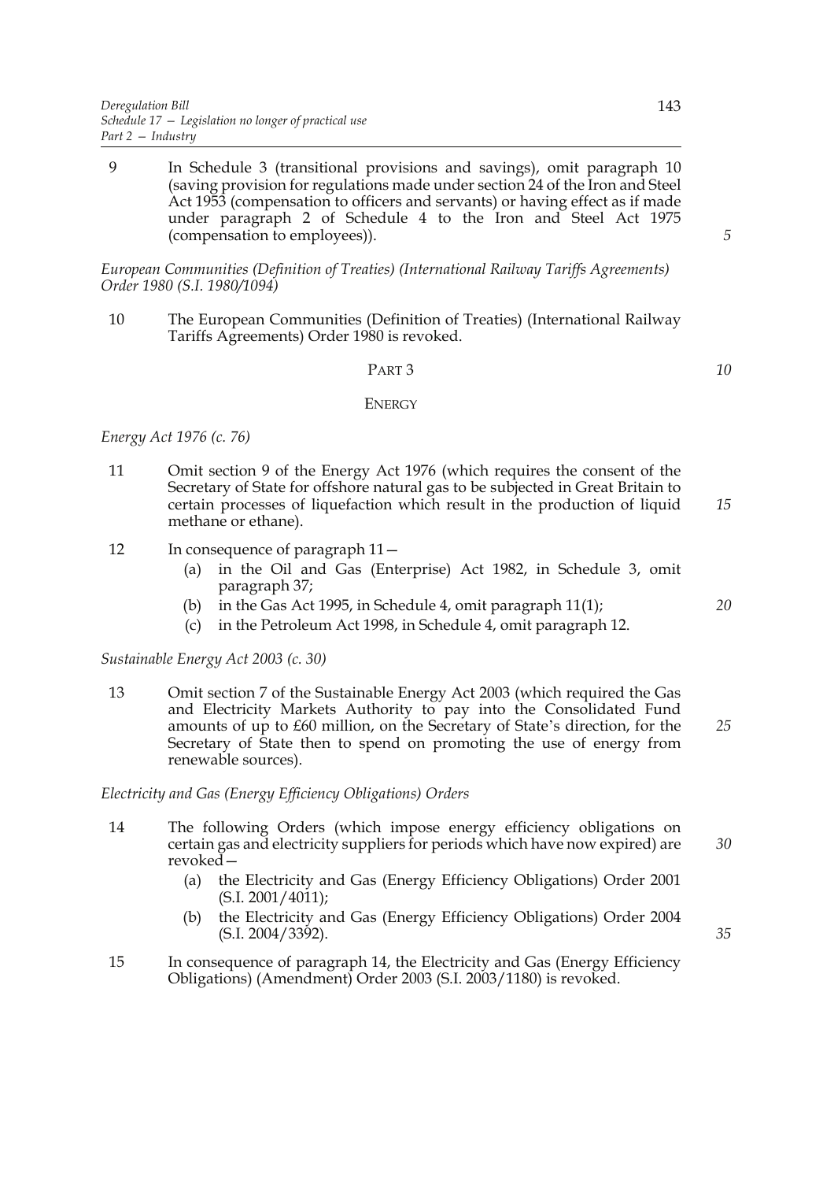9 In Schedule 3 (transitional provisions and savings), omit paragraph 10 (saving provision for regulations made under section 24 of the Iron and Steel Act 1953 (compensation to officers and servants) or having effect as if made under paragraph 2 of Schedule 4 to the Iron and Steel Act 1975 (compensation to employees)).

*European Communities (Definition of Treaties) (International Railway Tariffs Agreements) Order 1980 (S.I. 1980/1094)*

10 The European Communities (Definition of Treaties) (International Railway Tariffs Agreements) Order 1980 is revoked.

## PART 3

## ENERGY

*Energy Act 1976 (c. 76)*

11 Omit section 9 of the Energy Act 1976 (which requires the consent of the Secretary of State for offshore natural gas to be subjected in Great Britain to certain processes of liquefaction which result in the production of liquid methane or ethane).

12 In consequence of paragraph 11—

(a) in the Oil and Gas (Enterprise) Act 1982, in Schedule 3, omit paragraph 37;

(b) in the Gas Act 1995, in Schedule 4, omit paragraph 11(1);

(c) in the Petroleum Act 1998, in Schedule 4, omit paragraph 12.

*Sustainable Energy Act 2003 (c. 30)*

13 Omit section 7 of the Sustainable Energy Act 2003 (which required the Gas and Electricity Markets Authority to pay into the Consolidated Fund amounts of up to £60 million, on the Secretary of State's direction, for the Secretary of State then to spend on promoting the use of energy from renewable sources).

*Electricity and Gas (Energy Efficiency Obligations) Orders*

14 The following Orders (which impose energy efficiency obligations on certain gas and electricity suppliers for periods which have now expired) are revoked—

(a) the Electricity and Gas (Energy Efficiency Obligations) Order 2001 (S.I. 2001/4011);

(b) the Electricity and Gas (Energy Efficiency Obligations) Order 2004 (S.I. 2004/3392).

15 In consequence of paragraph 14, the Electricity and Gas (Energy Efficiency Obligations) (Amendment) Order 2003 (S.I. 2003/1180) is revoked.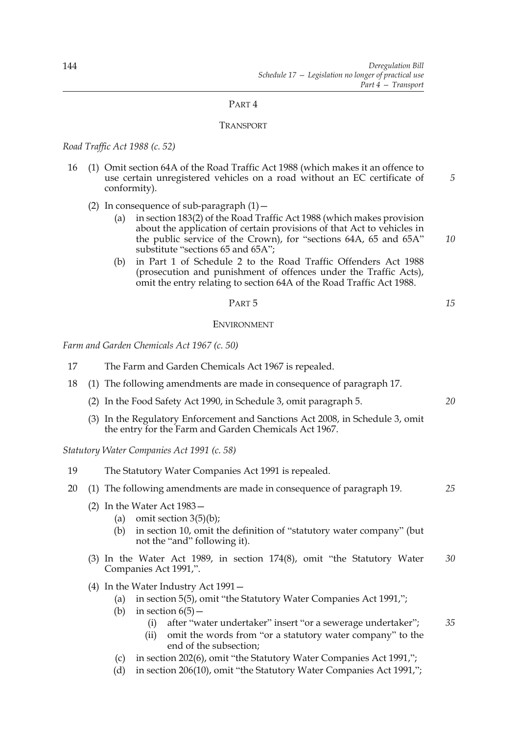## PART 4

## TRANSPORT

*Road Traffic Act 1988 (c. 52)*

16 (1) Omit section 64A of the Road Traffic Act 1988 (which makes it an offence to use certain unregistered vehicles on a road without an EC certificate of conformity).

(2) In consequence of sub-paragraph (1)—

(a) in section 183(2) of the Road Traffic Act 1988 (which makes provision about the application of certain provisions of that Act to vehicles in the public service of the Crown), for "sections 64A, 65 and 65A" substitute "sections 65 and 65A";

(b) in Part 1 of Schedule 2 to the Road Traffic Offenders Act 1988 (prosecution and punishment of offences under the Traffic Acts), omit the entry relating to section 64A of the Road Traffic Act 1988.

## PART 5

## ENVIRONMENT

*Farm and Garden Chemicals Act 1967 (c. 50)*

17 The Farm and Garden Chemicals Act 1967 is repealed.

18 (1) The following amendments are made in consequence of paragraph 17.

(2) In the Food Safety Act 1990, in Schedule 3, omit paragraph 5.

(3) In the Regulatory Enforcement and Sanctions Act 2008, in Schedule 3, omit the entry for the Farm and Garden Chemicals Act 1967.

*Statutory Water Companies Act 1991 (c. 58)*

19 The Statutory Water Companies Act 1991 is repealed.

20 (1) The following amendments are made in consequence of paragraph 19.

(2) In the Water Act 1983—

(a) omit section 3(5)(b);

(b) in section 10, omit the definition of "statutory water company" (but not the "and" following it).

(3) In the Water Act 1989, in section 174(8), omit "the Statutory Water Companies Act 1991,".

(4) In the Water Industry Act 1991—

(a) in section 5(5), omit "the Statutory Water Companies Act 1991,";

(b) in section 6(5)—

(i) after "water undertaker" insert "or a sewerage undertaker";

(ii) omit the words from "or a statutory water company" to the end of the subsection;

(c) in section 202(6), omit "the Statutory Water Companies Act 1991,";

(d) in section 206(10), omit "the Statutory Water Companies Act 1991,";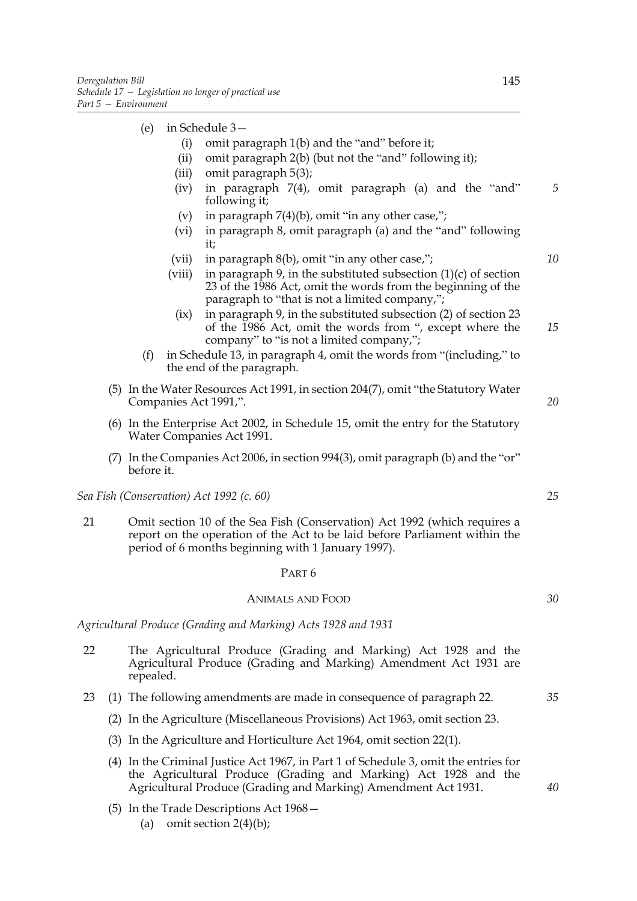(e) in Schedule 3—

(i) omit paragraph 1(b) and the "and" before it;

(ii) omit paragraph 2(b) (but not the "and" following it);

(iii) omit paragraph 5(3);

(iv) in paragraph 7(4), omit paragraph (a) and the "and" following it;

(v) in paragraph 7(4)(b), omit "in any other case,";

(vi) in paragraph 8, omit paragraph (a) and the "and" following it;

(vii) in paragraph 8(b), omit "in any other case,";

(viii) in paragraph 9, in the substituted subsection (1)(c) of section 23 of the 1986 Act, omit the words from the beginning of the paragraph to "that is not a limited company,";

(ix) in paragraph 9, in the substituted subsection (2) of section 23 of the 1986 Act, omit the words from ", except where the company" to "is not a limited company,";

(f) in Schedule 13, in paragraph 4, omit the words from "(including," to the end of the paragraph.

(5) In the Water Resources Act 1991, in section 204(7), omit "the Statutory Water Companies Act 1991,".

(6) In the Enterprise Act 2002, in Schedule 15, omit the entry for the Statutory Water Companies Act 1991.

(7) In the Companies Act 2006, in section 994(3), omit paragraph (b) and the "or" before it.

*Sea Fish (Conservation) Act 1992 (c. 60)*

21 Omit section 10 of the Sea Fish (Conservation) Act 1992 (which requires a report on the operation of the Act to be laid before Parliament within the period of 6 months beginning with 1 January 1997).

## PART 6

## ANIMALS AND FOOD

*Agricultural Produce (Grading and Marking) Acts 1928 and 1931*

22 The Agricultural Produce (Grading and Marking) Act 1928 and the Agricultural Produce (Grading and Marking) Amendment Act 1931 are repealed.

23 (1) The following amendments are made in consequence of paragraph 22.

(2) In the Agriculture (Miscellaneous Provisions) Act 1963, omit section 23.

(3) In the Agriculture and Horticulture Act 1964, omit section 22(1).

(4) In the Criminal Justice Act 1967, in Part 1 of Schedule 3, omit the entries for the Agricultural Produce (Grading and Marking) Act 1928 and the Agricultural Produce (Grading and Marking) Amendment Act 1931.

(5) In the Trade Descriptions Act 1968—

(a) omit section 2(4)(b);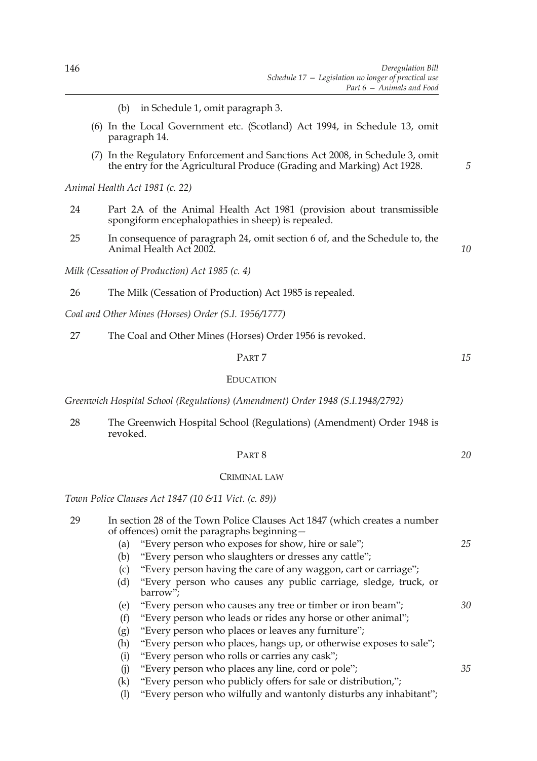(b) in Schedule 1, omit paragraph 3.

(6) In the Local Government etc. (Scotland) Act 1994, in Schedule 13, omit paragraph 14.

(7) In the Regulatory Enforcement and Sanctions Act 2008, in Schedule 3, omit the entry for the Agricultural Produce (Grading and Marking) Act 1928.

*Animal Health Act 1981 (c. 22)*

24 Part 2A of the Animal Health Act 1981 (provision about transmissible spongiform encephalopathies in sheep) is repealed.

25 In consequence of paragraph 24, omit section 6 of, and the Schedule to, the Animal Health Act 2002.

*Milk (Cessation of Production) Act 1985 (c. 4)*

26 The Milk (Cessation of Production) Act 1985 is repealed.

*Coal and Other Mines (Horses) Order (S.I. 1956/1777)*

27 The Coal and Other Mines (Horses) Order 1956 is revoked.

## PART 7

## EDUCATION

*Greenwich Hospital School (Regulations) (Amendment) Order 1948 (S.I.1948/2792)*

28 The Greenwich Hospital School (Regulations) (Amendment) Order 1948 is revoked.

## PART 8

## CRIMINAL LAW

*Town Police Clauses Act 1847 (10 &11 Vict. (c. 89))*

29 In section 28 of the Town Police Clauses Act 1847 (which creates a number of offences) omit the paragraphs beginning—

(a) "Every person who exposes for show, hire or sale";

(b) "Every person who slaughters or dresses any cattle";

(c) "Every person having the care of any waggon, cart or carriage";

(d) "Every person who causes any public carriage, sledge, truck, or barrow";

(e) "Every person who causes any tree or timber or iron beam";

(f) "Every person who leads or rides any horse or other animal";

(g) "Every person who places or leaves any furniture";

(h) "Every person who places, hangs up, or otherwise exposes to sale";

(i) "Every person who rolls or carries any cask";

(j) "Every person who places any line, cord or pole";

(k) "Every person who publicly offers for sale or distribution,";

(l) "Every person who wilfully and wantonly disturbs any inhabitant";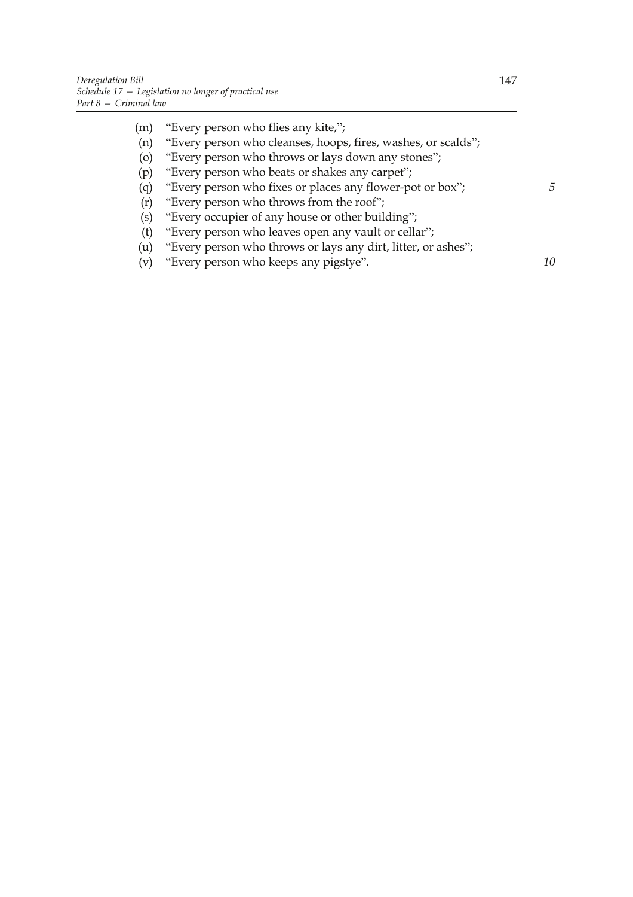(m) "Every person who flies any kite,";

(n) "Every person who cleanses, hoops, fires, washes, or scalds";

(o) "Every person who throws or lays down any stones";

(p) "Every person who beats or shakes any carpet";

(q) "Every person who fixes or places any flower-pot or box";

(r) "Every person who throws from the roof";

(s) "Every occupier of any house or other building";

(t) "Every person who leaves open any vault or cellar";

(u) "Every person who throws or lays any dirt, litter, or ashes";

(v) "Every person who keeps any pigstye".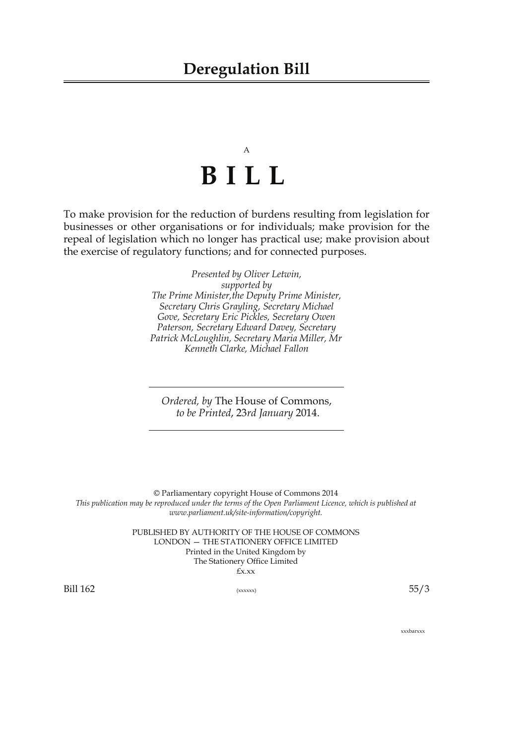# Deregulation Bill

A

# B I L L

To make provision for the reduction of burdens resulting from legislation for businesses or other organisations or for individuals; make provision for the repeal of legislation which no longer has practical use; make provision about the exercise of regulatory functions; and for connected purposes.

*Presented by Oliver Letwin, supported by The Prime Minister,the Deputy Prime Minister, Secretary Chris Grayling, Secretary Michael Gove, Secretary Eric Pickles, Secretary Owen Paterson, Secretary Edward Davey, Secretary Patrick McLoughlin, Secretary Maria Miller, Mr Kenneth Clarke, Michael Fallon*

*Ordered, by* The House of Commons, *to be Printed*, 23*rd January* 2014.

© Parliamentary copyright House of Commons 2014

*This publication may be reproduced under the terms of the Open Parliament Licence, which is published at www.parliament.uk/site-information/copyright.*

PUBLISHED BY AUTHORITY OF THE HOUSE OF COMMONS
LONDON — THE STATIONERY OFFICE LIMITED
Printed in the United Kingdom by
The Stationery Office Limited
£x.xx

Bill 162 (xxxxxx) 55/3

xxxbarxxx